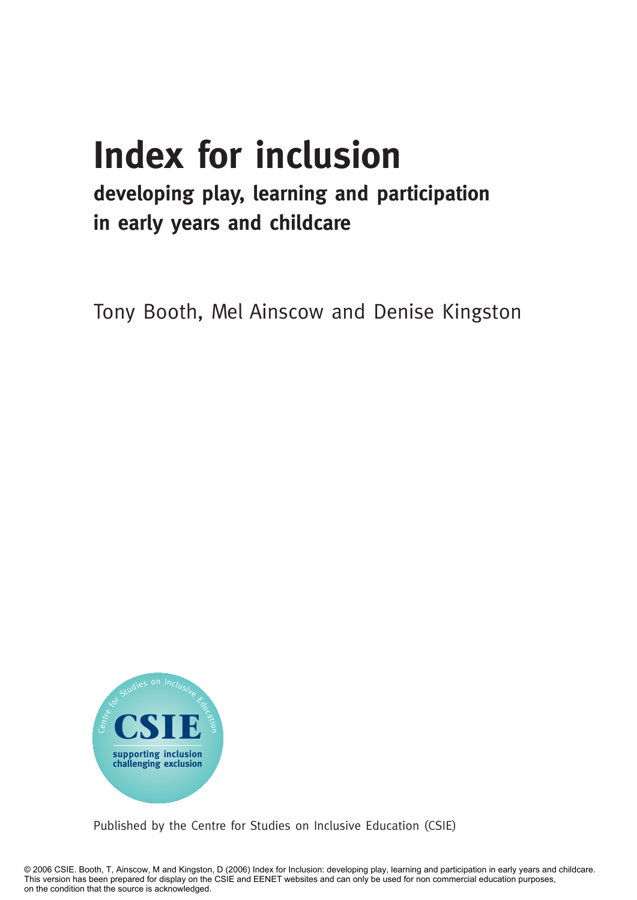# Index for inclusion

## developing play, learning and participation in early years and childcare

Tony Booth, Mel Ainscow and Denise Kingston

Centre for Studies on Inclusive Education

CSIE

supporting inclusion
challenging exclusion

Published by the Centre for Studies on Inclusive Education (CSIE)

© 2006 CSIE. Booth, T, Ainscow, M and Kingston, D (2006) Index for Inclusion: developing play, learning and participation in early years and childcare. This version has been prepared for display on the CSIE and EENET websites and can only be used for non commercial education purposes, on the condition that the source is acknowledged.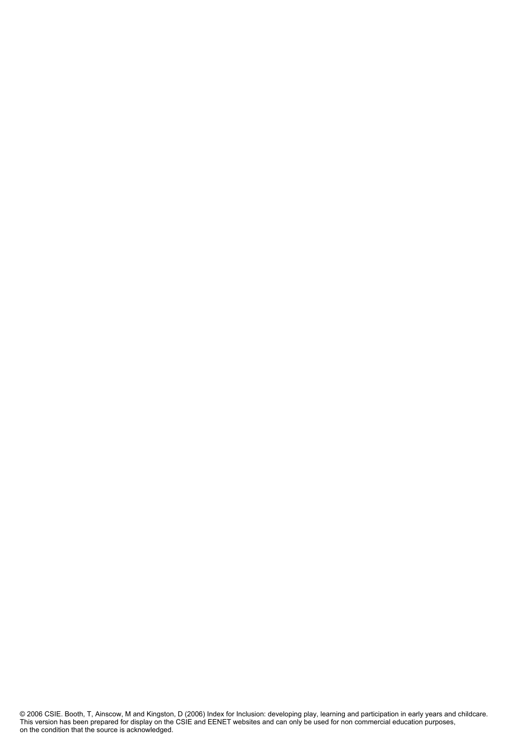© 2006 CSIE. Booth, T, Ainscow, M and Kingston, D (2006) Index for Inclusion: developing play, learning and participation in early years and childcare.
This version has been prepared for display on the CSIE and EENET websites and can only be used for non commercial education purposes,
on the condition that the source is acknowledged.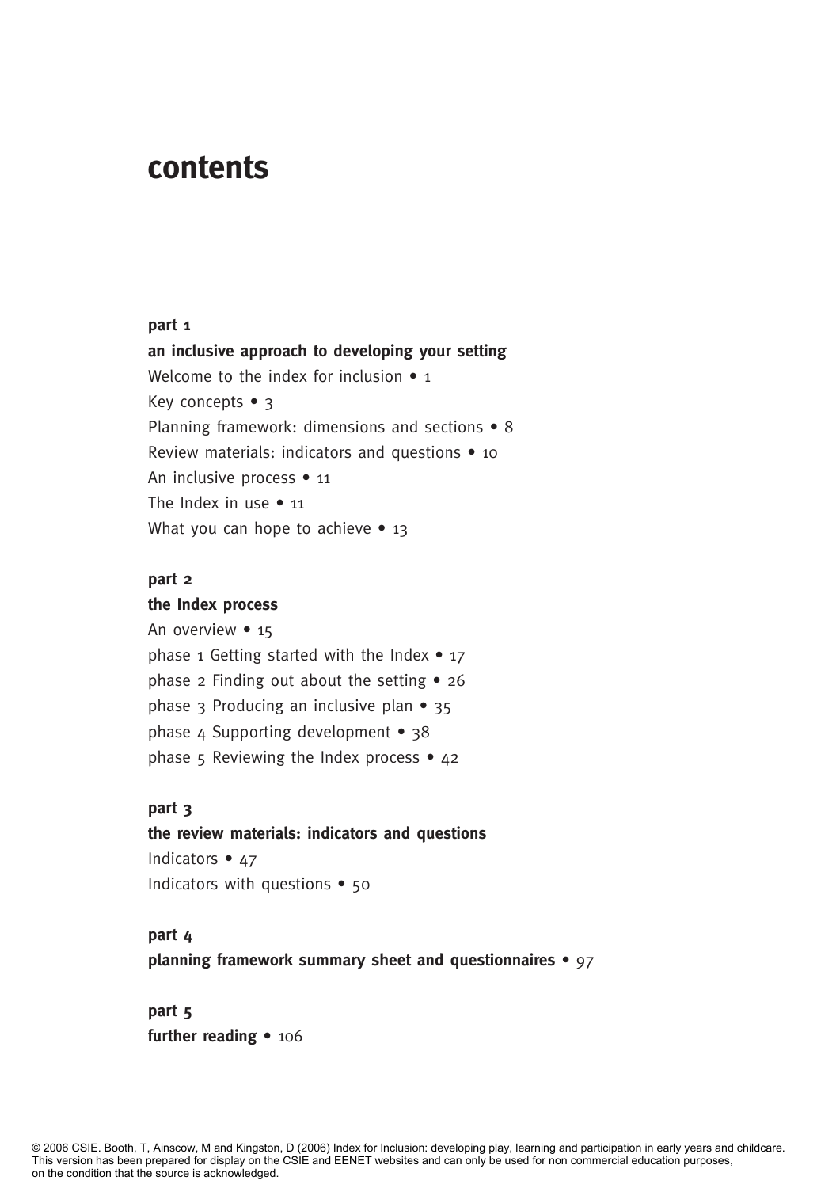# contents

**part 1**

**an inclusive approach to developing your setting**

Welcome to the index for inclusion • 1

Key concepts • 3

Planning framework: dimensions and sections • 8

Review materials: indicators and questions • 10

An inclusive process • 11

The Index in use • 11

What you can hope to achieve • 13

**part 2**

**the Index process**

An overview • 15

phase 1 Getting started with the Index • 17

phase 2 Finding out about the setting • 26

phase 3 Producing an inclusive plan • 35

phase 4 Supporting development • 38

phase 5 Reviewing the Index process • 42

**part 3**

**the review materials: indicators and questions**

Indicators • 47

Indicators with questions • 50

**part 4**

**planning framework summary sheet and questionnaires** • 97

**part 5**

**further reading** • 106

© 2006 CSIE. Booth, T, Ainscow, M and Kingston, D (2006) Index for Inclusion: developing play, learning and participation in early years and childcare. This version has been prepared for display on the CSIE and EENET websites and can only be used for non commercial education purposes, on the condition that the source is acknowledged.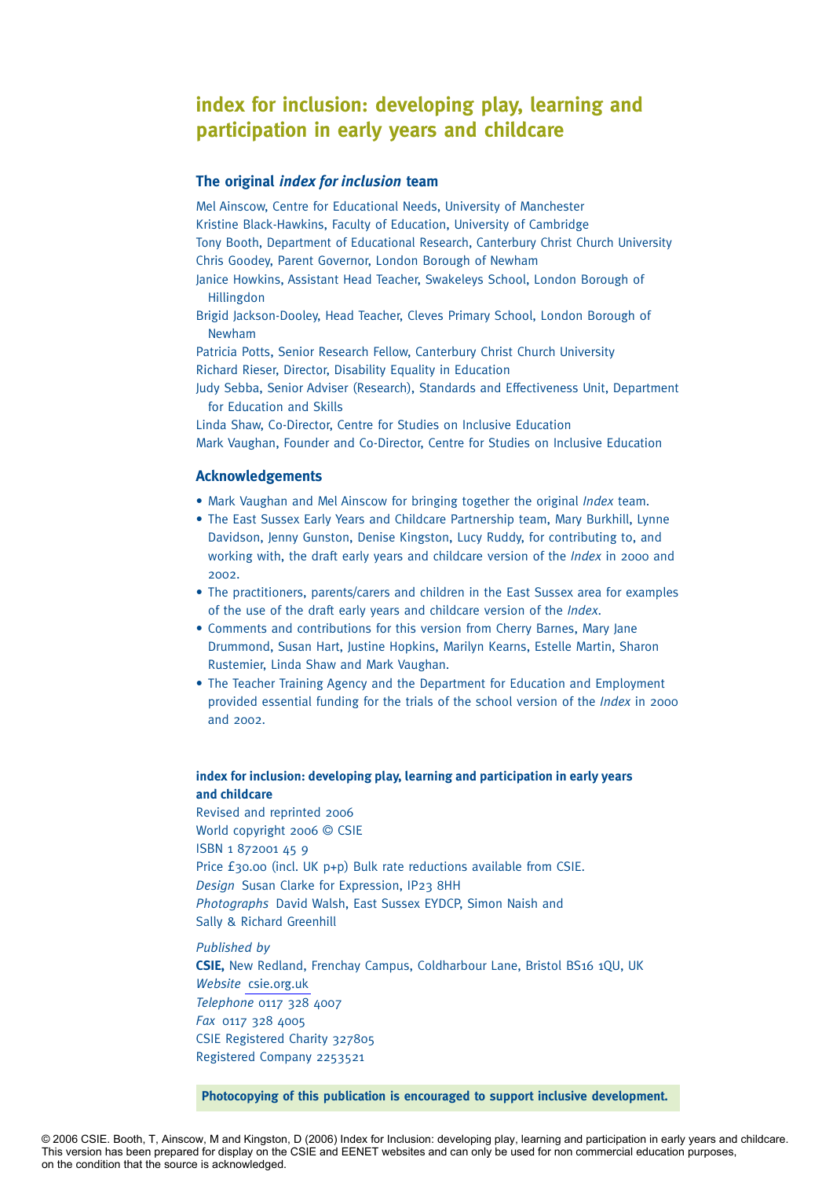# index for inclusion: developing play, learning and participation in early years and childcare

## The original *index for inclusion* team

Mel Ainscow, Centre for Educational Needs, University of Manchester
Kristine Black-Hawkins, Faculty of Education, University of Cambridge
Tony Booth, Department of Educational Research, Canterbury Christ Church University
Chris Goodey, Parent Governor, London Borough of Newham
Janice Howkins, Assistant Head Teacher, Swakeleys School, London Borough of Hillingdon
Brigid Jackson-Dooley, Head Teacher, Cleves Primary School, London Borough of Newham
Patricia Potts, Senior Research Fellow, Canterbury Christ Church University
Richard Rieser, Director, Disability Equality in Education
Judy Sebba, Senior Adviser (Research), Standards and Effectiveness Unit, Department for Education and Skills
Linda Shaw, Co-Director, Centre for Studies on Inclusive Education
Mark Vaughan, Founder and Co-Director, Centre for Studies on Inclusive Education

## Acknowledgements

- Mark Vaughan and Mel Ainscow for bringing together the original *Index* team.
- The East Sussex Early Years and Childcare Partnership team, Mary Burkhill, Lynne Davidson, Jenny Gunston, Denise Kingston, Lucy Ruddy, for contributing to, and working with, the draft early years and childcare version of the *Index* in 2000 and 2002.
- The practitioners, parents/carers and children in the East Sussex area for examples of the use of the draft early years and childcare version of the *Index*.
- Comments and contributions for this version from Cherry Barnes, Mary Jane Drummond, Susan Hart, Justine Hopkins, Marilyn Kearns, Estelle Martin, Sharon Rustemier, Linda Shaw and Mark Vaughan.
- The Teacher Training Agency and the Department for Education and Employment provided essential funding for the trials of the school version of the *Index* in 2000 and 2002.

**index for inclusion: developing play, learning and participation in early years and childcare**
Revised and reprinted 2006
World copyright 2006 © CSIE
ISBN 1 872001 45 9
Price £30.00 (incl. UK p+p) Bulk rate reductions available from CSIE.
*Design* Susan Clarke for Expression, IP23 8HH
*Photographs* David Walsh, East Sussex EYDCP, Simon Naish and Sally & Richard Greenhill

*Published by*
**CSIE,** New Redland, Frenchay Campus, Coldharbour Lane, Bristol BS16 1QU, UK
*Website* csie.org.uk
*Telephone* 0117 328 4007
*Fax* 0117 328 4005
CSIE Registered Charity 327805
Registered Company 2253521

**Photocopying of this publication is encouraged to support inclusive development.**

© 2006 CSIE. Booth, T, Ainscow, M and Kingston, D (2006) Index for Inclusion: developing play, learning and participation in early years and childcare. This version has been prepared for display on the CSIE and EENET websites and can only be used for non commercial education purposes, on the condition that the source is acknowledged.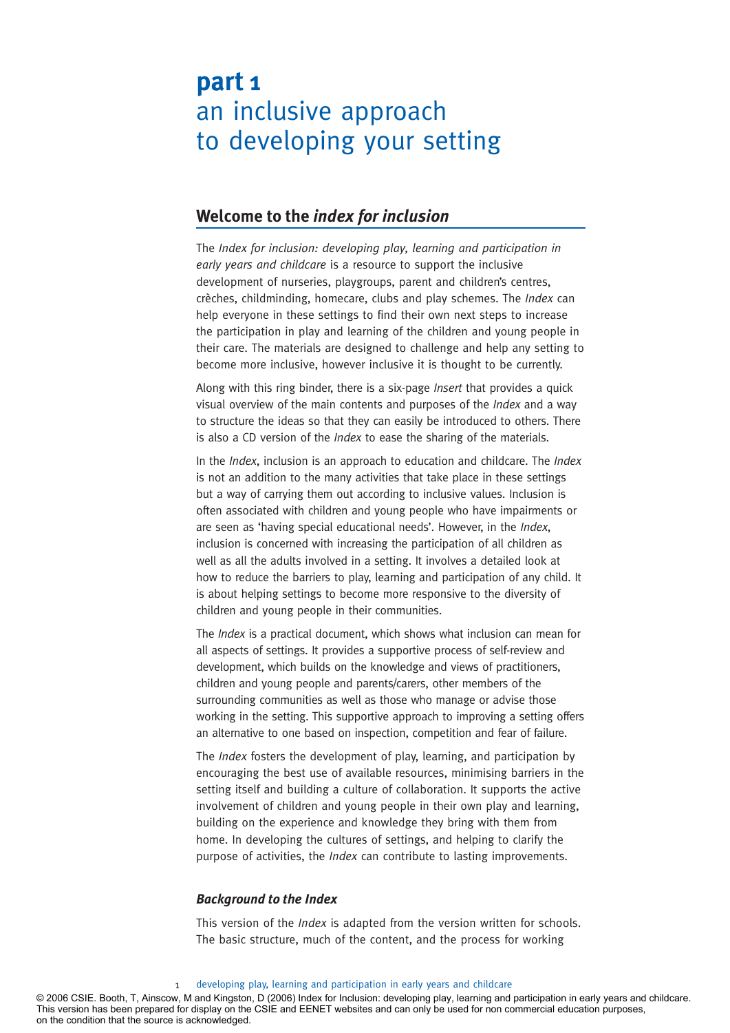# part 1
# an inclusive approach to developing your setting

## Welcome to the *index for inclusion*

The *Index for inclusion: developing play, learning and participation in early years and childcare* is a resource to support the inclusive development of nurseries, playgroups, parent and children's centres, crèches, childminding, homecare, clubs and play schemes. The *Index* can help everyone in these settings to find their own next steps to increase the participation in play and learning of the children and young people in their care. The materials are designed to challenge and help any setting to become more inclusive, however inclusive it is thought to be currently.

Along with this ring binder, there is a six-page *Insert* that provides a quick visual overview of the main contents and purposes of the *Index* and a way to structure the ideas so that they can easily be introduced to others. There is also a CD version of the *Index* to ease the sharing of the materials.

In the *Index*, inclusion is an approach to education and childcare. The *Index* is not an addition to the many activities that take place in these settings but a way of carrying them out according to inclusive values. Inclusion is often associated with children and young people who have impairments or are seen as 'having special educational needs'. However, in the *Index*, inclusion is concerned with increasing the participation of all children as well as all the adults involved in a setting. It involves a detailed look at how to reduce the barriers to play, learning and participation of any child. It is about helping settings to become more responsive to the diversity of children and young people in their communities.

The *Index* is a practical document, which shows what inclusion can mean for all aspects of settings. It provides a supportive process of self-review and development, which builds on the knowledge and views of practitioners, children and young people and parents/carers, other members of the surrounding communities as well as those who manage or advise those working in the setting. This supportive approach to improving a setting offers an alternative to one based on inspection, competition and fear of failure.

The *Index* fosters the development of play, learning, and participation by encouraging the best use of available resources, minimising barriers in the setting itself and building a culture of collaboration. It supports the active involvement of children and young people in their own play and learning, building on the experience and knowledge they bring with them from home. In developing the cultures of settings, and helping to clarify the purpose of activities, the *Index* can contribute to lasting improvements.

### *Background to the Index*

This version of the *Index* is adapted from the version written for schools. The basic structure, much of the content, and the process for working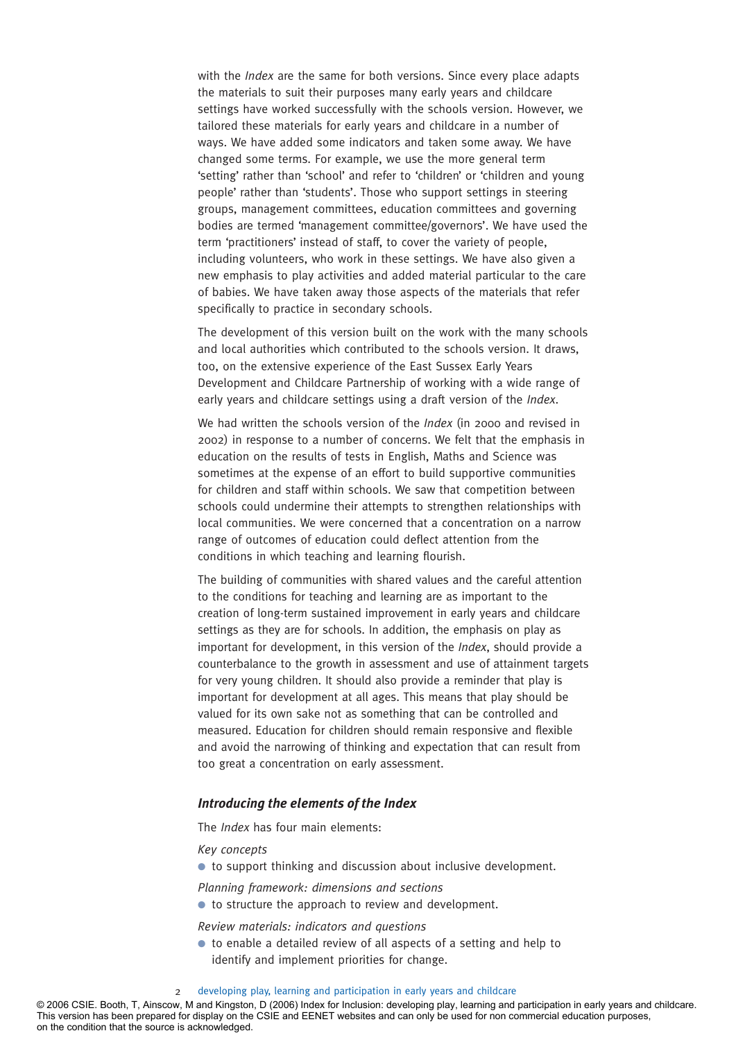with the *Index* are the same for both versions. Since every place adapts the materials to suit their purposes many early years and childcare settings have worked successfully with the schools version. However, we tailored these materials for early years and childcare in a number of ways. We have added some indicators and taken some away. We have changed some terms. For example, we use the more general term 'setting' rather than 'school' and refer to 'children' or 'children and young people' rather than 'students'. Those who support settings in steering groups, management committees, education committees and governing bodies are termed 'management committee/governors'. We have used the term 'practitioners' instead of staff, to cover the variety of people, including volunteers, who work in these settings. We have also given a new emphasis to play activities and added material particular to the care of babies. We have taken away those aspects of the materials that refer specifically to practice in secondary schools.

The development of this version built on the work with the many schools and local authorities which contributed to the schools version. It draws, too, on the extensive experience of the East Sussex Early Years Development and Childcare Partnership of working with a wide range of early years and childcare settings using a draft version of the *Index*.

We had written the schools version of the *Index* (in 2000 and revised in 2002) in response to a number of concerns. We felt that the emphasis in education on the results of tests in English, Maths and Science was sometimes at the expense of an effort to build supportive communities for children and staff within schools. We saw that competition between schools could undermine their attempts to strengthen relationships with local communities. We were concerned that a concentration on a narrow range of outcomes of education could deflect attention from the conditions in which teaching and learning flourish.

The building of communities with shared values and the careful attention to the conditions for teaching and learning are as important to the creation of long-term sustained improvement in early years and childcare settings as they are for schools. In addition, the emphasis on play as important for development, in this version of the *Index*, should provide a counterbalance to the growth in assessment and use of attainment targets for very young children. It should also provide a reminder that play is important for development at all ages. This means that play should be valued for its own sake not as something that can be controlled and measured. Education for children should remain responsive and flexible and avoid the narrowing of thinking and expectation that can result from too great a concentration on early assessment.

### *Introducing the elements of the Index*

The *Index* has four main elements:

*Key concepts*

- to support thinking and discussion about inclusive development.

*Planning framework: dimensions and sections*

- to structure the approach to review and development.

*Review materials: indicators and questions*

- to enable a detailed review of all aspects of a setting and help to identify and implement priorities for change.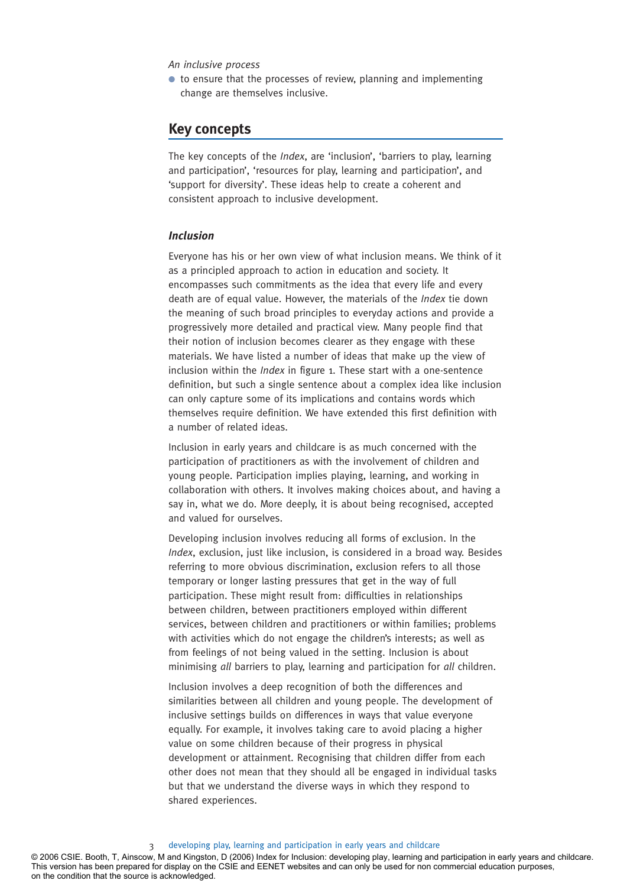*An inclusive process*

- to ensure that the processes of review, planning and implementing change are themselves inclusive.

## Key concepts

The key concepts of the *Index*, are 'inclusion', 'barriers to play, learning and participation', 'resources for play, learning and participation', and 'support for diversity'. These ideas help to create a coherent and consistent approach to inclusive development.

### *Inclusion*

Everyone has his or her own view of what inclusion means. We think of it as a principled approach to action in education and society. It encompasses such commitments as the idea that every life and every death are of equal value. However, the materials of the *Index* tie down the meaning of such broad principles to everyday actions and provide a progressively more detailed and practical view. Many people find that their notion of inclusion becomes clearer as they engage with these materials. We have listed a number of ideas that make up the view of inclusion within the *Index* in figure 1. These start with a one-sentence definition, but such a single sentence about a complex idea like inclusion can only capture some of its implications and contains words which themselves require definition. We have extended this first definition with a number of related ideas.

Inclusion in early years and childcare is as much concerned with the participation of practitioners as with the involvement of children and young people. Participation implies playing, learning, and working in collaboration with others. It involves making choices about, and having a say in, what we do. More deeply, it is about being recognised, accepted and valued for ourselves.

Developing inclusion involves reducing all forms of exclusion. In the *Index*, exclusion, just like inclusion, is considered in a broad way. Besides referring to more obvious discrimination, exclusion refers to all those temporary or longer lasting pressures that get in the way of full participation. These might result from: difficulties in relationships between children, between practitioners employed within different services, between children and practitioners or within families; problems with activities which do not engage the children's interests; as well as from feelings of not being valued in the setting. Inclusion is about minimising *all* barriers to play, learning and participation for *all* children.

Inclusion involves a deep recognition of both the differences and similarities between all children and young people. The development of inclusive settings builds on differences in ways that value everyone equally. For example, it involves taking care to avoid placing a higher value on some children because of their progress in physical development or attainment. Recognising that children differ from each other does not mean that they should all be engaged in individual tasks but that we understand the diverse ways in which they respond to shared experiences.

© 2006 CSIE. Booth, T, Ainscow, M and Kingston, D (2006) Index for Inclusion: developing play, learning and participation in early years and childcare. This version has been prepared for display on the CSIE and EENET websites and can only be used for non commercial education purposes, on the condition that the source is acknowledged.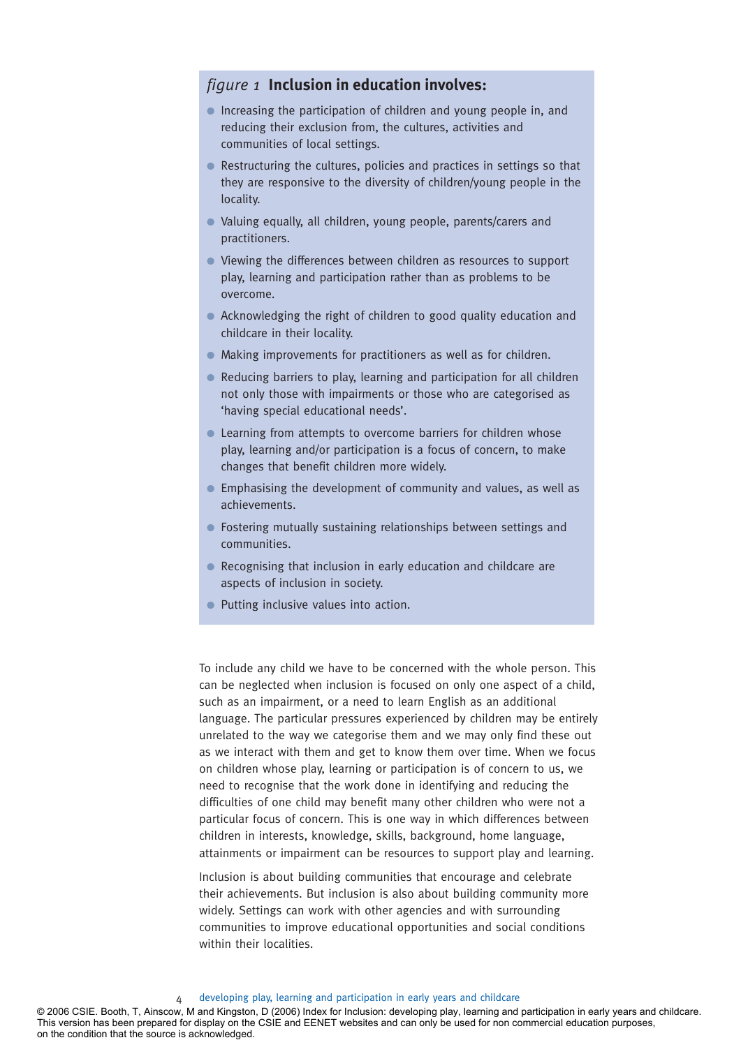### *figure 1* **Inclusion in education involves:**

- Increasing the participation of children and young people in, and reducing their exclusion from, the cultures, activities and communities of local settings.
- Restructuring the cultures, policies and practices in settings so that they are responsive to the diversity of children/young people in the locality.
- Valuing equally, all children, young people, parents/carers and practitioners.
- Viewing the differences between children as resources to support play, learning and participation rather than as problems to be overcome.
- Acknowledging the right of children to good quality education and childcare in their locality.
- Making improvements for practitioners as well as for children.
- Reducing barriers to play, learning and participation for all children not only those with impairments or those who are categorised as 'having special educational needs'.
- Learning from attempts to overcome barriers for children whose play, learning and/or participation is a focus of concern, to make changes that benefit children more widely.
- Emphasising the development of community and values, as well as achievements.
- Fostering mutually sustaining relationships between settings and communities.
- Recognising that inclusion in early education and childcare are aspects of inclusion in society.
- Putting inclusive values into action.

To include any child we have to be concerned with the whole person. This can be neglected when inclusion is focused on only one aspect of a child, such as an impairment, or a need to learn English as an additional language. The particular pressures experienced by children may be entirely unrelated to the way we categorise them and we may only find these out as we interact with them and get to know them over time. When we focus on children whose play, learning or participation is of concern to us, we need to recognise that the work done in identifying and reducing the difficulties of one child may benefit many other children who were not a particular focus of concern. This is one way in which differences between children in interests, knowledge, skills, background, home language, attainments or impairment can be resources to support play and learning.

Inclusion is about building communities that encourage and celebrate their achievements. But inclusion is also about building community more widely. Settings can work with other agencies and with surrounding communities to improve educational opportunities and social conditions within their localities.

© 2006 CSIE. Booth, T, Ainscow, M and Kingston, D (2006) Index for Inclusion: developing play, learning and participation in early years and childcare. This version has been prepared for display on the CSIE and EENET websites and can only be used for non commercial education purposes, on the condition that the source is acknowledged.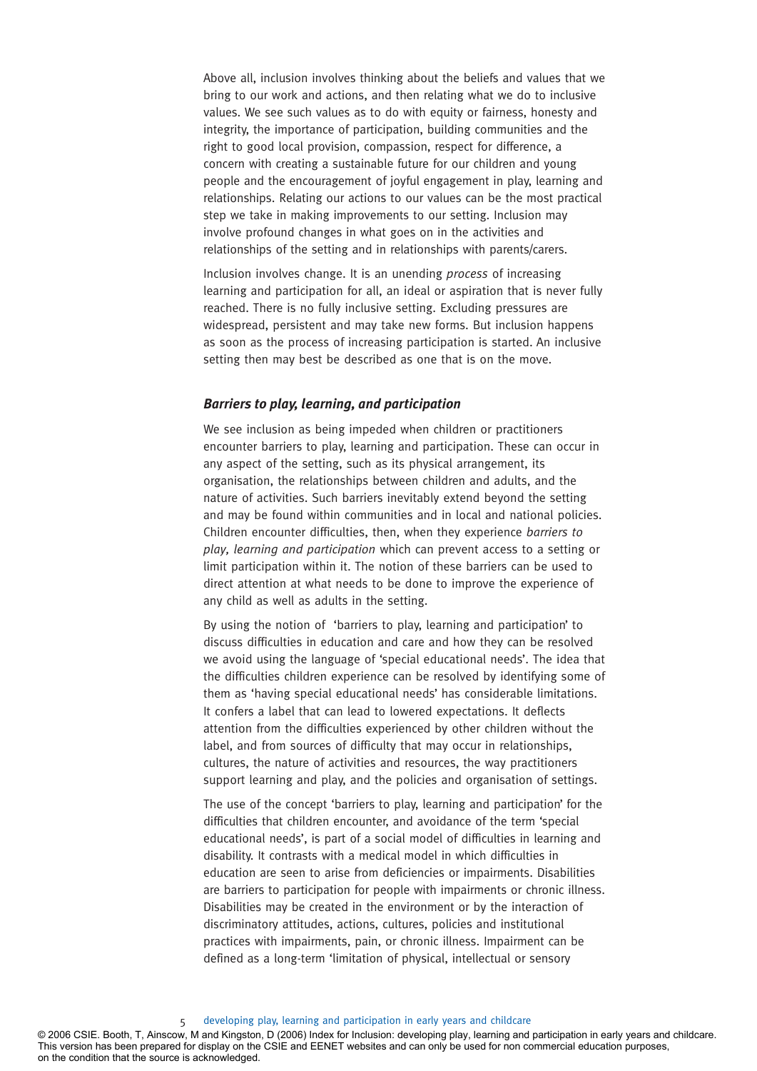Above all, inclusion involves thinking about the beliefs and values that we bring to our work and actions, and then relating what we do to inclusive values. We see such values as to do with equity or fairness, honesty and integrity, the importance of participation, building communities and the right to good local provision, compassion, respect for difference, a concern with creating a sustainable future for our children and young people and the encouragement of joyful engagement in play, learning and relationships. Relating our actions to our values can be the most practical step we take in making improvements to our setting. Inclusion may involve profound changes in what goes on in the activities and relationships of the setting and in relationships with parents/carers.

Inclusion involves change. It is an unending *process* of increasing learning and participation for all, an ideal or aspiration that is never fully reached. There is no fully inclusive setting. Excluding pressures are widespread, persistent and may take new forms. But inclusion happens as soon as the process of increasing participation is started. An inclusive setting then may best be described as one that is on the move.

### *Barriers to play, learning, and participation*

We see inclusion as being impeded when children or practitioners encounter barriers to play, learning and participation. These can occur in any aspect of the setting, such as its physical arrangement, its organisation, the relationships between children and adults, and the nature of activities. Such barriers inevitably extend beyond the setting and may be found within communities and in local and national policies. Children encounter difficulties, then, when they experience *barriers to play, learning and participation* which can prevent access to a setting or limit participation within it. The notion of these barriers can be used to direct attention at what needs to be done to improve the experience of any child as well as adults in the setting.

By using the notion of 'barriers to play, learning and participation' to discuss difficulties in education and care and how they can be resolved we avoid using the language of 'special educational needs'. The idea that the difficulties children experience can be resolved by identifying some of them as 'having special educational needs' has considerable limitations. It confers a label that can lead to lowered expectations. It deflects attention from the difficulties experienced by other children without the label, and from sources of difficulty that may occur in relationships, cultures, the nature of activities and resources, the way practitioners support learning and play, and the policies and organisation of settings.

The use of the concept 'barriers to play, learning and participation' for the difficulties that children encounter, and avoidance of the term 'special educational needs', is part of a social model of difficulties in learning and disability. It contrasts with a medical model in which difficulties in education are seen to arise from deficiencies or impairments. Disabilities are barriers to participation for people with impairments or chronic illness. Disabilities may be created in the environment or by the interaction of discriminatory attitudes, actions, cultures, policies and institutional practices with impairments, pain, or chronic illness. Impairment can be defined as a long-term 'limitation of physical, intellectual or sensory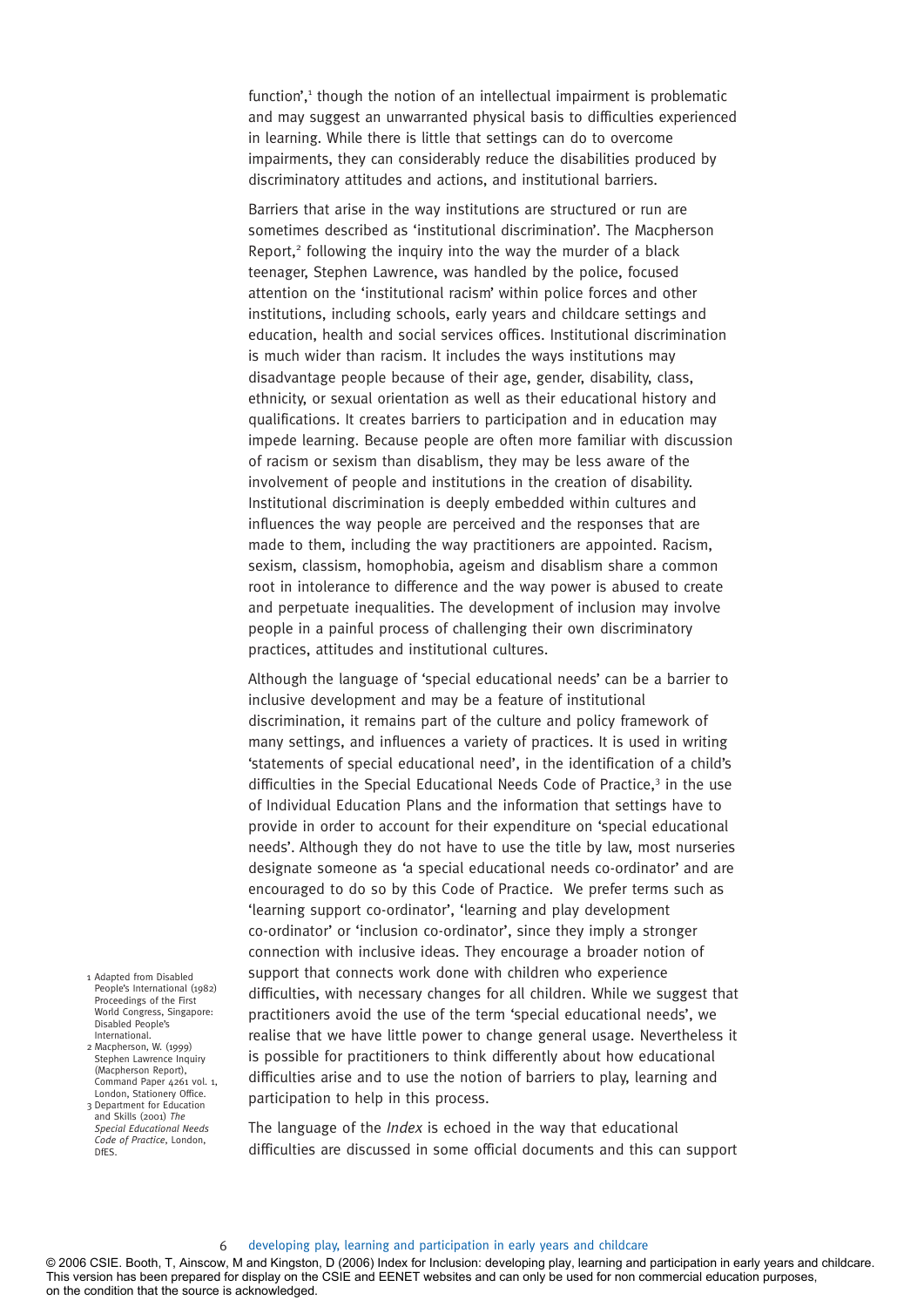function',[1] though the notion of an intellectual impairment is problematic and may suggest an unwarranted physical basis to difficulties experienced in learning. While there is little that settings can do to overcome impairments, they can considerably reduce the disabilities produced by discriminatory attitudes and actions, and institutional barriers.

Barriers that arise in the way institutions are structured or run are sometimes described as 'institutional discrimination'. The Macpherson Report,[2] following the inquiry into the way the murder of a black teenager, Stephen Lawrence, was handled by the police, focused attention on the 'institutional racism' within police forces and other institutions, including schools, early years and childcare settings and education, health and social services offices. Institutional discrimination is much wider than racism. It includes the ways institutions may disadvantage people because of their age, gender, disability, class, ethnicity, or sexual orientation as well as their educational history and qualifications. It creates barriers to participation and in education may impede learning. Because people are often more familiar with discussion of racism or sexism than disablism, they may be less aware of the involvement of people and institutions in the creation of disability. Institutional discrimination is deeply embedded within cultures and influences the way people are perceived and the responses that are made to them, including the way practitioners are appointed. Racism, sexism, classism, homophobia, ageism and disablism share a common root in intolerance to difference and the way power is abused to create and perpetuate inequalities. The development of inclusion may involve people in a painful process of challenging their own discriminatory practices, attitudes and institutional cultures.

Although the language of 'special educational needs' can be a barrier to inclusive development and may be a feature of institutional discrimination, it remains part of the culture and policy framework of many settings, and influences a variety of practices. It is used in writing 'statements of special educational need', in the identification of a child's difficulties in the Special Educational Needs Code of Practice,[3] in the use of Individual Education Plans and the information that settings have to provide in order to account for their expenditure on 'special educational needs'. Although they do not have to use the title by law, most nurseries designate someone as 'a special educational needs co-ordinator' and are encouraged to do so by this Code of Practice. We prefer terms such as 'learning support co-ordinator', 'learning and play development co-ordinator' or 'inclusion co-ordinator', since they imply a stronger connection with inclusive ideas. They encourage a broader notion of support that connects work done with children who experience difficulties, with necessary changes for all children. While we suggest that practitioners avoid the use of the term 'special educational needs', we realise that we have little power to change general usage. Nevertheless it is possible for practitioners to think differently about how educational difficulties arise and to use the notion of barriers to play, learning and participation to help in this process.

The language of the *Index* is echoed in the way that educational difficulties are discussed in some official documents and this can support

1 Adapted from Disabled People's International (1982) Proceedings of the First World Congress, Singapore: Disabled People's International.

2 Macpherson, W. (1999) Stephen Lawrence Inquiry (Macpherson Report), Command Paper 4261 vol. 1, London, Stationery Office.

3 Department for Education and Skills (2001) *The Special Educational Needs Code of Practice*, London, DfES.

© 2006 CSIE. Booth, T, Ainscow, M and Kingston, D (2006) Index for Inclusion: developing play, learning and participation in early years and childcare. This version has been prepared for display on the CSIE and EENET websites and can only be used for non commercial education purposes, on the condition that the source is acknowledged.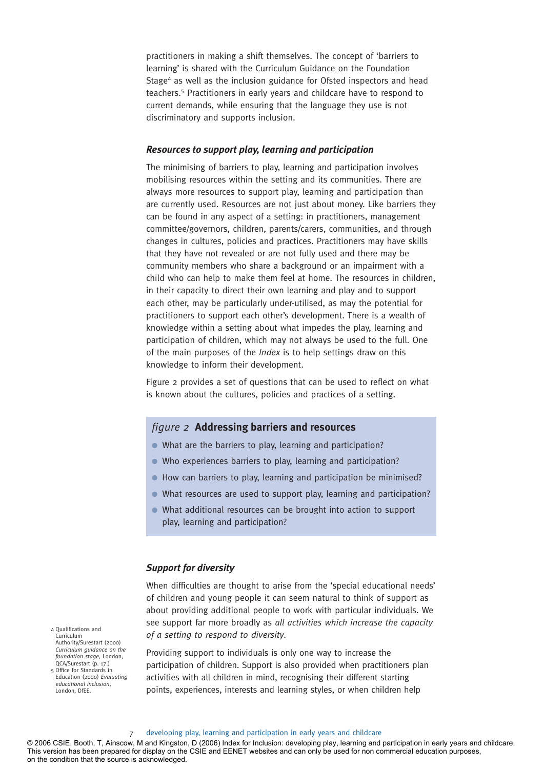practitioners in making a shift themselves. The concept of 'barriers to learning' is shared with the Curriculum Guidance on the Foundation Stage[4] as well as the inclusion guidance for Ofsted inspectors and head teachers.[5] Practitioners in early years and childcare have to respond to current demands, while ensuring that the language they use is not discriminatory and supports inclusion.

### *Resources to support play, learning and participation*

The minimising of barriers to play, learning and participation involves mobilising resources within the setting and its communities. There are always more resources to support play, learning and participation than are currently used. Resources are not just about money. Like barriers they can be found in any aspect of a setting: in practitioners, management committee/governors, children, parents/carers, communities, and through changes in cultures, policies and practices. Practitioners may have skills that they have not revealed or are not fully used and there may be community members who share a background or an impairment with a child who can help to make them feel at home. The resources in children, in their capacity to direct their own learning and play and to support each other, may be particularly under-utilised, as may the potential for practitioners to support each other's development. There is a wealth of knowledge within a setting about what impedes the play, learning and participation of children, which may not always be used to the full. One of the main purposes of the *Index* is to help settings draw on this knowledge to inform their development.

Figure 2 provides a set of questions that can be used to reflect on what is known about the cultures, policies and practices of a setting.

*figure 2* **Addressing barriers and resources**

- What are the barriers to play, learning and participation?
- Who experiences barriers to play, learning and participation?
- How can barriers to play, learning and participation be minimised?
- What resources are used to support play, learning and participation?
- What additional resources can be brought into action to support play, learning and participation?

### *Support for diversity*

When difficulties are thought to arise from the 'special educational needs' of children and young people it can seem natural to think of support as about providing additional people to work with particular individuals. We see support far more broadly as *all activities which increase the capacity of a setting to respond to diversity.*

Providing support to individuals is only one way to increase the participation of children. Support is also provided when practitioners plan activities with all children in mind, recognising their different starting points, experiences, interests and learning styles, or when children help

4 Qualifications and Curriculum Authority/Surestart (2000) *Curriculum guidance on the foundation stage*, London, QCA/Surestart (p. 17.)

5 Office for Standards in Education (2000) *Evaluating educational inclusion*, London, DfEE.

© 2006 CSIE. Booth, T, Ainscow, M and Kingston, D (2006) Index for Inclusion: developing play, learning and participation in early years and childcare. This version has been prepared for display on the CSIE and EENET websites and can only be used for non commercial education purposes, on the condition that the source is acknowledged.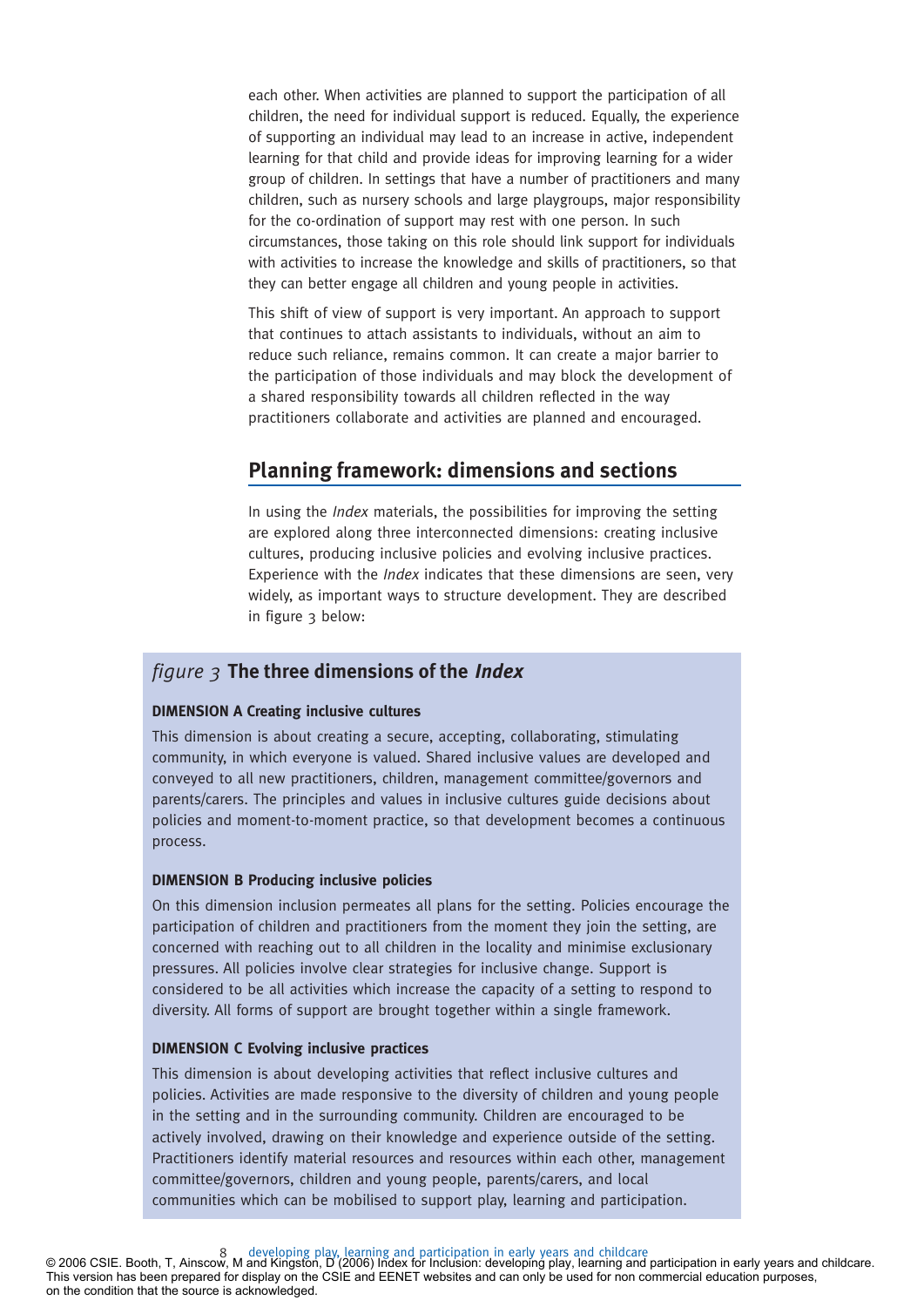each other. When activities are planned to support the participation of all children, the need for individual support is reduced. Equally, the experience of supporting an individual may lead to an increase in active, independent learning for that child and provide ideas for improving learning for a wider group of children. In settings that have a number of practitioners and many children, such as nursery schools and large playgroups, major responsibility for the co-ordination of support may rest with one person. In such circumstances, those taking on this role should link support for individuals with activities to increase the knowledge and skills of practitioners, so that they can better engage all children and young people in activities.

This shift of view of support is very important. An approach to support that continues to attach assistants to individuals, without an aim to reduce such reliance, remains common. It can create a major barrier to the participation of those individuals and may block the development of a shared responsibility towards all children reflected in the way practitioners collaborate and activities are planned and encouraged.

## Planning framework: dimensions and sections

In using the *Index* materials, the possibilities for improving the setting are explored along three interconnected dimensions: creating inclusive cultures, producing inclusive policies and evolving inclusive practices. Experience with the *Index* indicates that these dimensions are seen, very widely, as important ways to structure development. They are described in figure 3 below:

### *figure 3* The three dimensions of the *Index*

**DIMENSION A Creating inclusive cultures**

This dimension is about creating a secure, accepting, collaborating, stimulating community, in which everyone is valued. Shared inclusive values are developed and conveyed to all new practitioners, children, management committee/governors and parents/carers. The principles and values in inclusive cultures guide decisions about policies and moment-to-moment practice, so that development becomes a continuous process.

**DIMENSION B Producing inclusive policies**

On this dimension inclusion permeates all plans for the setting. Policies encourage the participation of children and practitioners from the moment they join the setting, are concerned with reaching out to all children in the locality and minimise exclusionary pressures. All policies involve clear strategies for inclusive change. Support is considered to be all activities which increase the capacity of a setting to respond to diversity. All forms of support are brought together within a single framework.

**DIMENSION C Evolving inclusive practices**

This dimension is about developing activities that reflect inclusive cultures and policies. Activities are made responsive to the diversity of children and young people in the setting and in the surrounding community. Children are encouraged to be actively involved, drawing on their knowledge and experience outside of the setting. Practitioners identify material resources and resources within each other, management committee/governors, children and young people, parents/carers, and local communities which can be mobilised to support play, learning and participation.

© 2006 CSIE. Booth, T, Ainscow, M and Kingston, D (2006) Index for Inclusion: developing play, learning and participation in early years and childcare. This version has been prepared for display on the CSIE and EENET websites and can only be used for non commercial education purposes, on the condition that the source is acknowledged.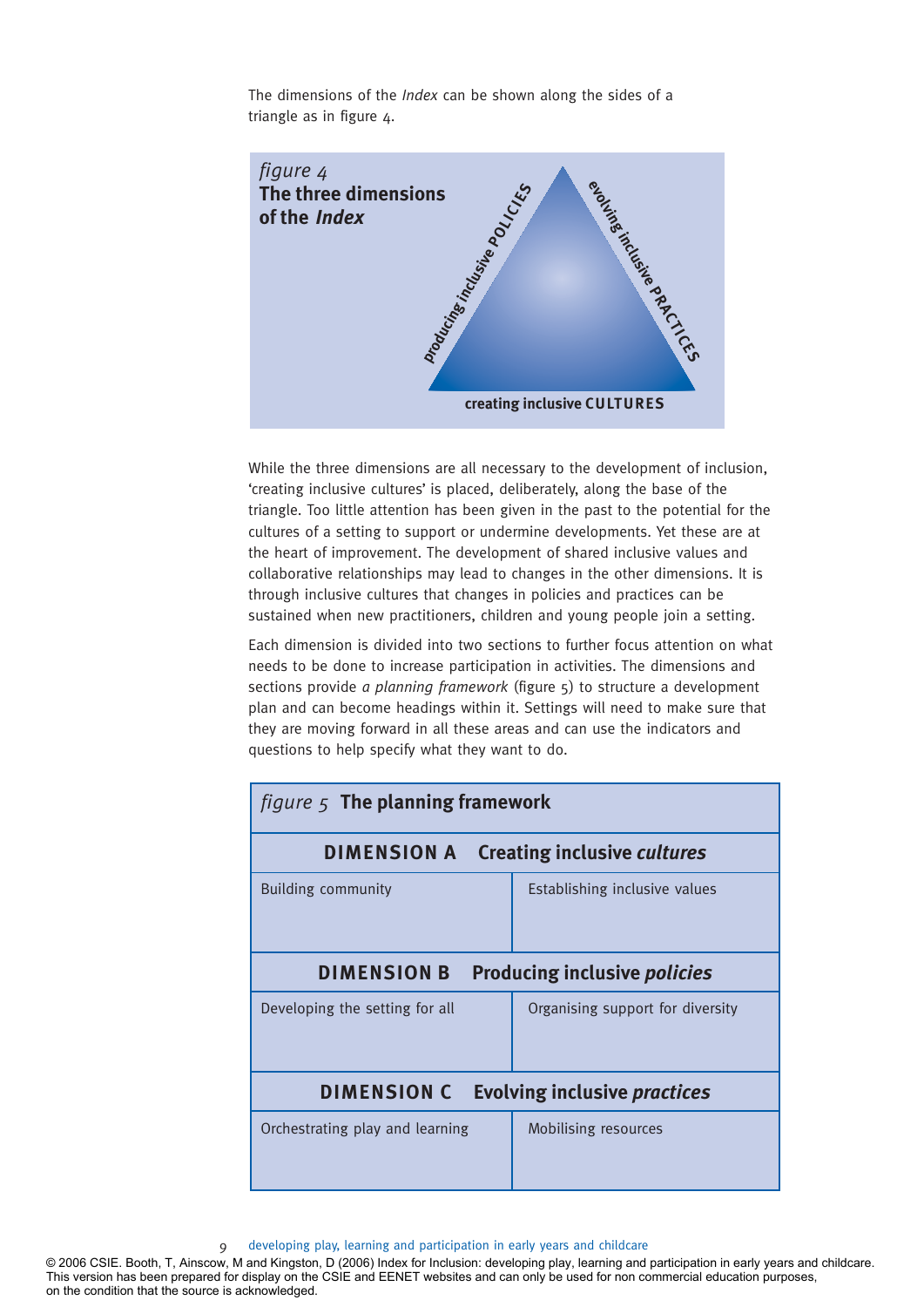The dimensions of the *Index* can be shown along the sides of a triangle as in figure 4.

*figure 4*
**The three dimensions of the *Index***

producing inclusive POLICIES

evolving inclusive PRACTICES

creating inclusive CULTURES

While the three dimensions are all necessary to the development of inclusion, 'creating inclusive cultures' is placed, deliberately, along the base of the triangle. Too little attention has been given in the past to the potential for the cultures of a setting to support or undermine developments. Yet these are at the heart of improvement. The development of shared inclusive values and collaborative relationships may lead to changes in the other dimensions. It is through inclusive cultures that changes in policies and practices can be sustained when new practitioners, children and young people join a setting.

Each dimension is divided into two sections to further focus attention on what needs to be done to increase participation in activities. The dimensions and sections provide *a planning framework* (figure 5) to structure a development plan and can become headings within it. Settings will need to make sure that they are moving forward in all these areas and can use the indicators and questions to help specify what they want to do.

*figure 5* **The planning framework**

| **DIMENSION A** Creating inclusive *cultures* | |
|---|---|
| Building community | Establishing inclusive values |
| **DIMENSION B** Producing inclusive *policies* | |
| Developing the setting for all | Organising support for diversity |
| **DIMENSION C** Evolving inclusive *practices* | |
| Orchestrating play and learning | Mobilising resources |

© 2006 CSIE. Booth, T, Ainscow, M and Kingston, D (2006) Index for Inclusion: developing play, learning and participation in early years and childcare. This version has been prepared for display on the CSIE and EENET websites and can only be used for non commercial education purposes, on the condition that the source is acknowledged.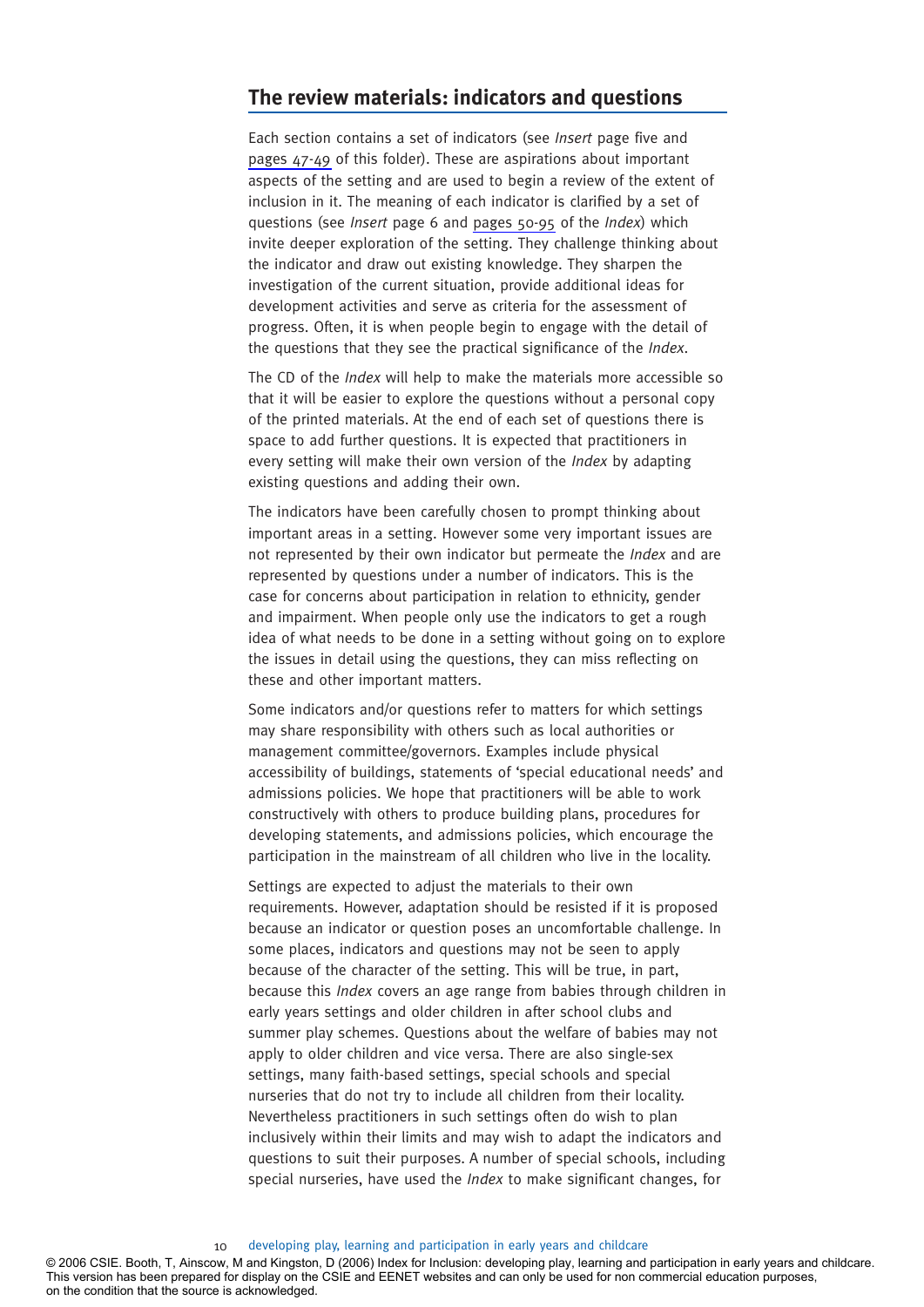## The review materials: indicators and questions

Each section contains a set of indicators (see *Insert* page five and pages 47-49 of this folder). These are aspirations about important aspects of the setting and are used to begin a review of the extent of inclusion in it. The meaning of each indicator is clarified by a set of questions (see *Insert* page 6 and pages 50-95 of the *Index*) which invite deeper exploration of the setting. They challenge thinking about the indicator and draw out existing knowledge. They sharpen the investigation of the current situation, provide additional ideas for development activities and serve as criteria for the assessment of progress. Often, it is when people begin to engage with the detail of the questions that they see the practical significance of the *Index*.

The CD of the *Index* will help to make the materials more accessible so that it will be easier to explore the questions without a personal copy of the printed materials. At the end of each set of questions there is space to add further questions. It is expected that practitioners in every setting will make their own version of the *Index* by adapting existing questions and adding their own.

The indicators have been carefully chosen to prompt thinking about important areas in a setting. However some very important issues are not represented by their own indicator but permeate the *Index* and are represented by questions under a number of indicators. This is the case for concerns about participation in relation to ethnicity, gender and impairment. When people only use the indicators to get a rough idea of what needs to be done in a setting without going on to explore the issues in detail using the questions, they can miss reflecting on these and other important matters.

Some indicators and/or questions refer to matters for which settings may share responsibility with others such as local authorities or management committee/governors. Examples include physical accessibility of buildings, statements of 'special educational needs' and admissions policies. We hope that practitioners will be able to work constructively with others to produce building plans, procedures for developing statements, and admissions policies, which encourage the participation in the mainstream of all children who live in the locality.

Settings are expected to adjust the materials to their own requirements. However, adaptation should be resisted if it is proposed because an indicator or question poses an uncomfortable challenge. In some places, indicators and questions may not be seen to apply because of the character of the setting. This will be true, in part, because this *Index* covers an age range from babies through children in early years settings and older children in after school clubs and summer play schemes. Questions about the welfare of babies may not apply to older children and vice versa. There are also single-sex settings, many faith-based settings, special schools and special nurseries that do not try to include all children from their locality. Nevertheless practitioners in such settings often do wish to plan inclusively within their limits and may wish to adapt the indicators and questions to suit their purposes. A number of special schools, including special nurseries, have used the *Index* to make significant changes, for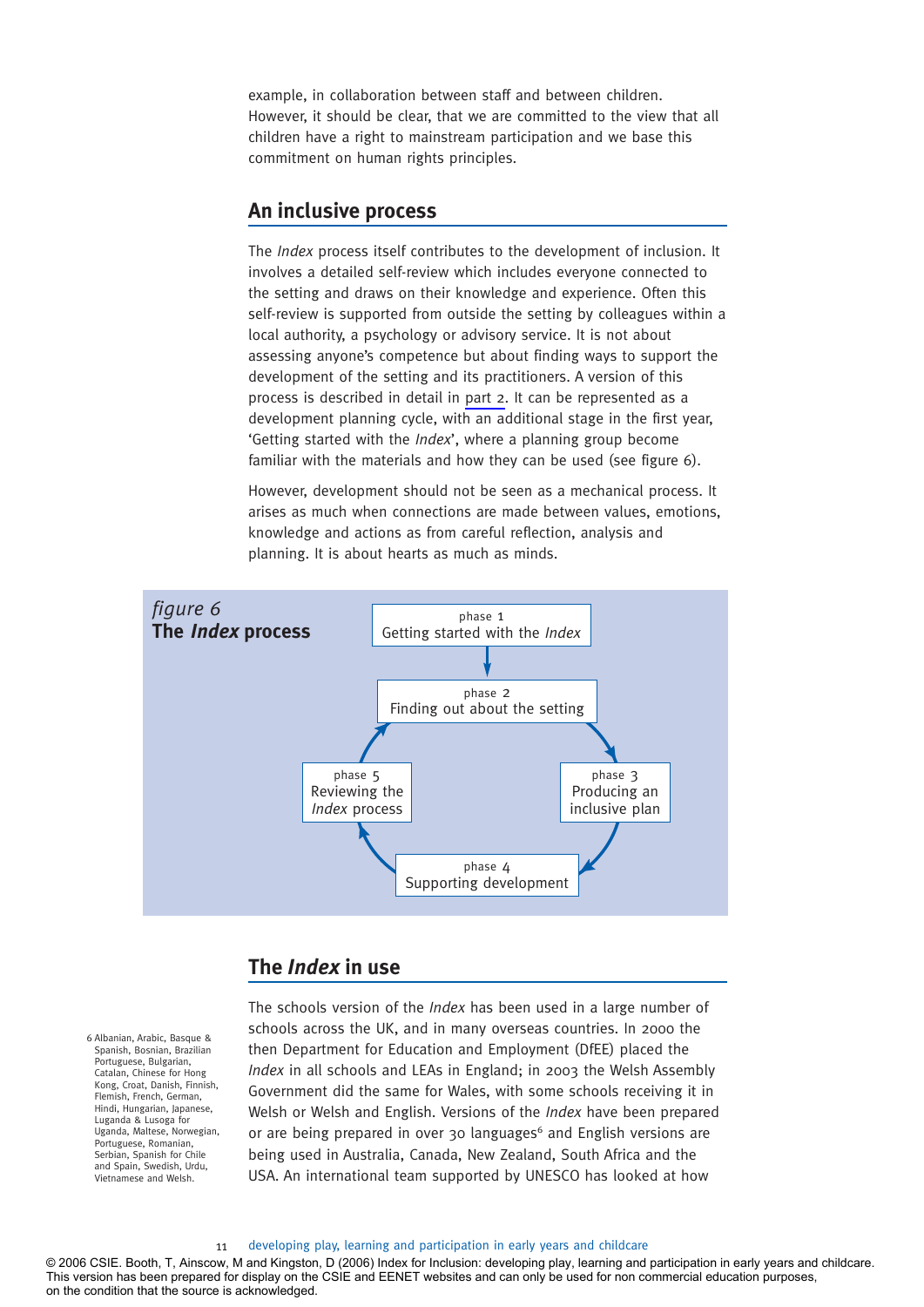example, in collaboration between staff and between children. However, it should be clear, that we are committed to the view that all children have a right to mainstream participation and we base this commitment on human rights principles.

## An inclusive process

The *Index* process itself contributes to the development of inclusion. It involves a detailed self-review which includes everyone connected to the setting and draws on their knowledge and experience. Often this self-review is supported from outside the setting by colleagues within a local authority, a psychology or advisory service. It is not about assessing anyone's competence but about finding ways to support the development of the setting and its practitioners. A version of this process is described in detail in part 2. It can be represented as a development planning cycle, with an additional stage in the first year, 'Getting started with the *Index*', where a planning group become familiar with the materials and how they can be used (see figure 6).

However, development should not be seen as a mechanical process. It arises as much when connections are made between values, emotions, knowledge and actions as from careful reflection, analysis and planning. It is about hearts as much as minds.

*figure 6*
**The *Index* process**

phase 1
Getting started with the *Index*

phase 2
Finding out about the setting

phase 3
Producing an inclusive plan

phase 4
Supporting development

phase 5
Reviewing the *Index* process

## The *Index* in use

The schools version of the *Index* has been used in a large number of schools across the UK, and in many overseas countries. In 2000 the then Department for Education and Employment (DfEE) placed the *Index* in all schools and LEAs in England; in 2003 the Welsh Assembly Government did the same for Wales, with some schools receiving it in Welsh or Welsh and English. Versions of the *Index* have been prepared or are being prepared in over 30 languages[6] and English versions are being used in Australia, Canada, New Zealand, South Africa and the USA. An international team supported by UNESCO has looked at how

6 Albanian, Arabic, Basque & Spanish, Bosnian, Brazilian Portuguese, Bulgarian, Catalan, Chinese for Hong Kong, Croat, Danish, Finnish, Flemish, French, German, Hindi, Hungarian, Japanese, Luganda & Lusoga for Uganda, Maltese, Norwegian, Portuguese, Romanian, Serbian, Spanish for Chile and Spain, Swedish, Urdu, Vietnamese and Welsh.

© 2006 CSIE. Booth, T, Ainscow, M and Kingston, D (2006) Index for Inclusion: developing play, learning and participation in early years and childcare. This version has been prepared for display on the CSIE and EENET websites and can only be used for non commercial education purposes, on the condition that the source is acknowledged.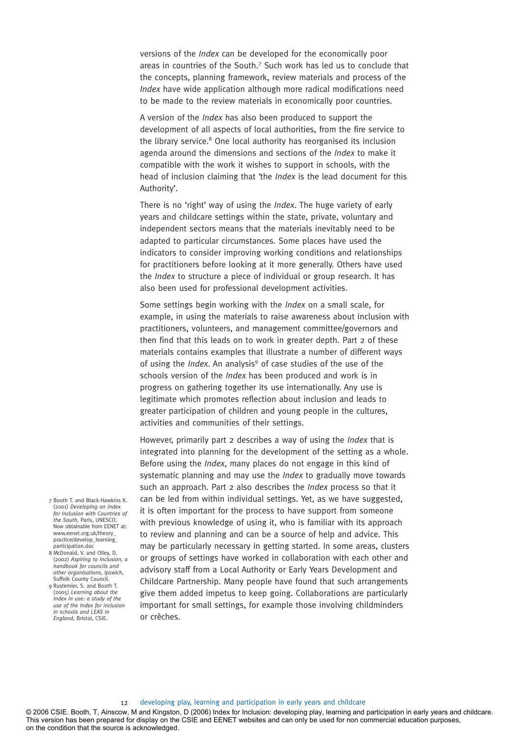versions of the *Index* can be developed for the economically poor areas in countries of the South.[7] Such work has led us to conclude that the concepts, planning framework, review materials and process of the *Index* have wide application although more radical modifications need to be made to the review materials in economically poor countries.

A version of the *Index* has also been produced to support the development of all aspects of local authorities, from the fire service to the library service.[8] One local authority has reorganised its inclusion agenda around the dimensions and sections of the *Index* to make it compatible with the work it wishes to support in schools, with the head of inclusion claiming that 'the *Index* is the lead document for this Authority'.

There is no 'right' way of using the *Index*. The huge variety of early years and childcare settings within the state, private, voluntary and independent sectors means that the materials inevitably need to be adapted to particular circumstances. Some places have used the indicators to consider improving working conditions and relationships for practitioners before looking at it more generally. Others have used the *Index* to structure a piece of individual or group research. It has also been used for professional development activities.

Some settings begin working with the *Index* on a small scale, for example, in using the materials to raise awareness about inclusion with practitioners, volunteers, and management committee/governors and then find that this leads on to work in greater depth. Part 2 of these materials contains examples that illustrate a number of different ways of using the *Index*. An analysis[9] of case studies of the use of the schools version of the *Index* has been produced and work is in progress on gathering together its use internationally. Any use is legitimate which promotes reflection about inclusion and leads to greater participation of children and young people in the cultures, activities and communities of their settings.

However, primarily part 2 describes a way of using the *Index* that is integrated into planning for the development of the setting as a whole. Before using the *Index*, many places do not engage in this kind of systematic planning and may use the *Index* to gradually move towards such an approach. Part 2 also describes the *Index* process so that it can be led from within individual settings. Yet, as we have suggested, it is often important for the process to have support from someone with previous knowledge of using it, who is familiar with its approach to review and planning and can be a source of help and advice. This may be particularly necessary in getting started. In some areas, clusters or groups of settings have worked in collaboration with each other and advisory staff from a Local Authority or Early Years Development and Childcare Partnership. Many people have found that such arrangements give them added impetus to keep going. Collaborations are particularly important for small settings, for example those involving childminders or crèches.

7 Booth T. and Black-Hawkins K. (2001) *Developing an Index for Inclusion with Countries of the South*, Paris, UNESCO. Now obtainable from EENET at: www.eenet.org.uk/theory_practice/develop_learning_participation.doc

8 McDonald, V. and Olley, D. (2002) *Aspiring to Inclusion, a handbook for councils and other organisations*, Ipswich, Suffolk County Council.

9 Rustemier, S. and Booth T. (2005) *Learning about the Index in use: a study of the use of the Index for inclusion in schools and LEAS in England*, Bristol, CSIE.

© 2006 CSIE. Booth, T, Ainscow, M and Kingston, D (2006) Index for Inclusion: developing play, learning and participation in early years and childcare. This version has been prepared for display on the CSIE and EENET websites and can only be used for non commercial education purposes, on the condition that the source is acknowledged.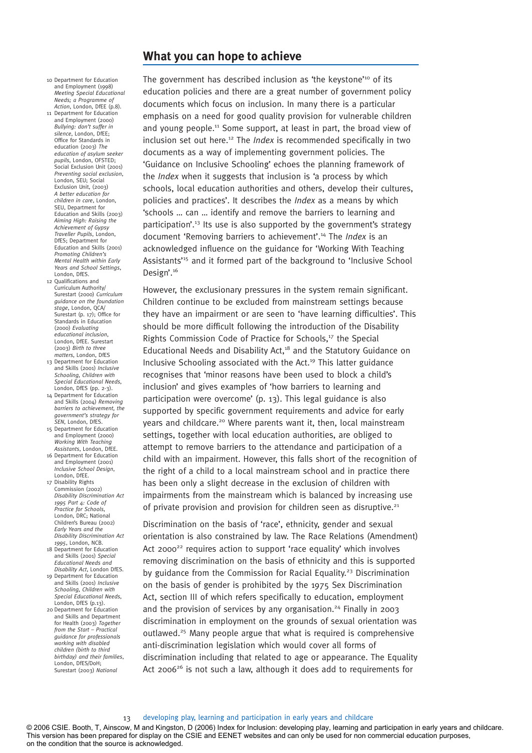## What you can hope to achieve

The government has described inclusion as 'the keystone'[10] of its education policies and there are a great number of government policy documents which focus on inclusion. In many there is a particular emphasis on a need for good quality provision for vulnerable children and young people.[11] Some support, at least in part, the broad view of inclusion set out here.[12] The *Index* is recommended specifically in two documents as a way of implementing government policies. The 'Guidance on Inclusive Schooling' echoes the planning framework of the *Index* when it suggests that inclusion is 'a process by which schools, local education authorities and others, develop their cultures, policies and practices'. It describes the *Index* as a means by which 'schools … can … identify and remove the barriers to learning and participation'.[13] Its use is also supported by the government's strategy document 'Removing barriers to achievement'.[14] The *Index* is an acknowledged influence on the guidance for 'Working With Teaching Assistants'[15] and it formed part of the background to 'Inclusive School Design'.[16]

However, the exclusionary pressures in the system remain significant. Children continue to be excluded from mainstream settings because they have an impairment or are seen to 'have learning difficulties'. This should be more difficult following the introduction of the Disability Rights Commission Code of Practice for Schools,[17] the Special Educational Needs and Disability Act,[18] and the Statutory Guidance on Inclusive Schooling associated with the Act.[19] This latter guidance recognises that 'minor reasons have been used to block a child's inclusion' and gives examples of 'how barriers to learning and participation were overcome' (p. 13). This legal guidance is also supported by specific government requirements and advice for early years and childcare.[20] Where parents want it, then, local mainstream settings, together with local education authorities, are obliged to attempt to remove barriers to the attendance and participation of a child with an impairment. However, this falls short of the recognition of the right of a child to a local mainstream school and in practice there has been only a slight decrease in the exclusion of children with impairments from the mainstream which is balanced by increasing use of private provision and provision for children seen as disruptive.[21]

Discrimination on the basis of 'race', ethnicity, gender and sexual orientation is also constrained by law. The Race Relations (Amendment) Act 2000[22] requires action to support 'race equality' which involves removing discrimination on the basis of ethnicity and this is supported by guidance from the Commission for Racial Equality.[23] Discrimination on the basis of gender is prohibited by the 1975 Sex Discrimination Act, section III of which refers specifically to education, employment and the provision of services by any organisation.[24] Finally in 2003 discrimination in employment on the grounds of sexual orientation was outlawed.[25] Many people argue that what is required is comprehensive anti-discrimination legislation which would cover all forms of discrimination including that related to age or appearance. The Equality Act 2006[26] is not such a law, although it does add to requirements for

---

10 Department for Education and Employment (1998) *Meeting Special Educational Needs; a Programme of Action*, London, DfEE (p.8).

11 Department for Education and Employment (2000) *Bullying: don't suffer in silence*, London, DfEE; Office for Standards in education (2003) *The education of asylum seeker pupils*, London, OFSTED; Social Exclusion Unit (2001) *Preventing social exclusion*, London, SEU; Social Exclusion Unit, (2003) *A better education for children in care*, London, SEU, Department for Education and Skills (2003) *Aiming High: Raising the Achievement of Gypsy Traveller Pupils*, London, DfES; Department for Education and Skills (2001) *Promoting Children's Mental Health within Early Years and School Settings*, London, DfES.

12 Qualifications and Curriculum Authority/ Surestart (2000) *Curriculum guidance on the foundation stage*, London, QCA/ Surestart (p. 17); Office for Standards in Education (2000) *Evaluating educational inclusion*, London, DfEE. Surestart (2003) *Birth to three matters*, London, DfES

13 Department for Education and Skills (2001) *Inclusive Schooling, Children with Special Educational Needs*, London, DfES (pp. 2-3).

14 Department for Education and Skills (2004) *Removing barriers to achievement, the government's strategy for SEN*, London, DfES.

15 Department for Education and Employment (2000) *Working With Teaching Assistants*, London, DfEE.

16 Department for Education and Employment (2001) *Inclusive School Design*, London, DfEE.

17 Disability Rights Commission (2002) *Disability Discrimination Act 1995 Part 4: Code of Practice for Schools*, London, DRC; National Children's Bureau (2002) *Early Years and the Disability Discrimination Act 1995*, London, NCB.

18 Department for Education and Skills (2001) *Special Educational Needs and Disability Act*, London DfES.

19 Department for Education and Skills (2001) *Inclusive Schooling, Children with Special Educational Needs*, London, DfES (p.13).

20 Department for Education and Skills and Department for Health (2003) *Together from the Start – Practical guidance for professionals working with disabled children (birth to third birthday) and their families*, London, DfES/DoH; Surestart (2003) *National*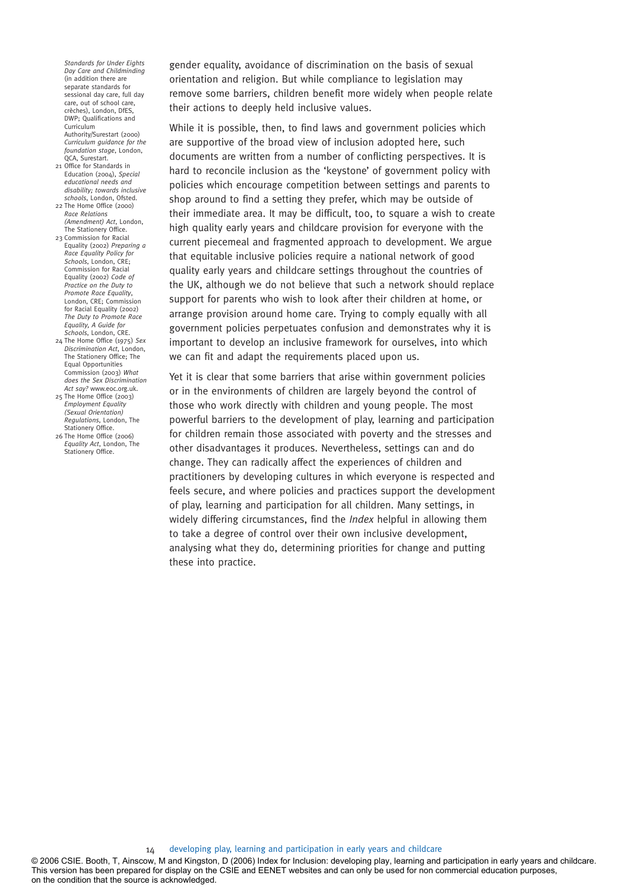*Standards for Under Eights Day Care and Childminding* (in addition there are separate standards for sessional day care, full day care, out of school care, crèches), London, DfES, DWP; Qualifications and Curriculum Authority/Surestart (2000) *Curriculum guidance for the foundation stage*, London, QCA, Surestart.

21 Office for Standards in Education (2004), *Special educational needs and disability; towards inclusive schools*, London, Ofsted.

22 The Home Office (2000) *Race Relations (Amendment) Act*, London, The Stationery Office.

23 Commission for Racial Equality (2002) *Preparing a Race Equality Policy for Schools*, London, CRE; Commission for Racial Equality (2002) *Code of Practice on the Duty to Promote Race Equality*, London, CRE; Commission for Racial Equality (2002) *The Duty to Promote Race Equality, A Guide for Schools*, London, CRE.

24 The Home Office (1975) *Sex Discrimination Act*, London, The Stationery Office; The Equal Opportunities Commission (2003) *What does the Sex Discrimination Act say?* www.eoc.org.uk.

25 The Home Office (2003) *Employment Equality (Sexual Orientation) Regulations*, London, The Stationery Office.

26 The Home Office (2006) *Equality Act*, London, The Stationery Office.

gender equality, avoidance of discrimination on the basis of sexual orientation and religion. But while compliance to legislation may remove some barriers, children benefit more widely when people relate their actions to deeply held inclusive values.

While it is possible, then, to find laws and government policies which are supportive of the broad view of inclusion adopted here, such documents are written from a number of conflicting perspectives. It is hard to reconcile inclusion as the 'keystone' of government policy with policies which encourage competition between settings and parents to shop around to find a setting they prefer, which may be outside of their immediate area. It may be difficult, too, to square a wish to create high quality early years and childcare provision for everyone with the current piecemeal and fragmented approach to development. We argue that equitable inclusive policies require a national network of good quality early years and childcare settings throughout the countries of the UK, although we do not believe that such a network should replace support for parents who wish to look after their children at home, or arrange provision around home care. Trying to comply equally with all government policies perpetuates confusion and demonstrates why it is important to develop an inclusive framework for ourselves, into which we can fit and adapt the requirements placed upon us.

Yet it is clear that some barriers that arise within government policies or in the environments of children are largely beyond the control of those who work directly with children and young people. The most powerful barriers to the development of play, learning and participation for children remain those associated with poverty and the stresses and other disadvantages it produces. Nevertheless, settings can and do change. They can radically affect the experiences of children and practitioners by developing cultures in which everyone is respected and feels secure, and where policies and practices support the development of play, learning and participation for all children. Many settings, in widely differing circumstances, find the *Index* helpful in allowing them to take a degree of control over their own inclusive development, analysing what they do, determining priorities for change and putting these into practice.

© 2006 CSIE. Booth, T, Ainscow, M and Kingston, D (2006) Index for Inclusion: developing play, learning and participation in early years and childcare. This version has been prepared for display on the CSIE and EENET websites and can only be used for non commercial education purposes, on the condition that the source is acknowledged.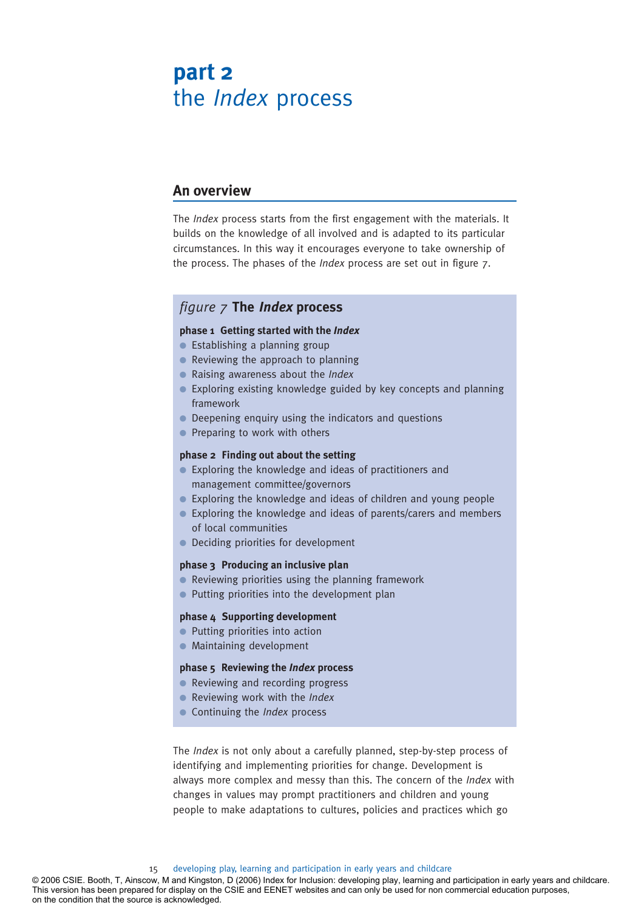# part 2
# the *Index* process

## An overview

The *Index* process starts from the first engagement with the materials. It builds on the knowledge of all involved and is adapted to its particular circumstances. In this way it encourages everyone to take ownership of the process. The phases of the *Index* process are set out in figure 7.

### *figure 7* The *Index* process

**phase 1 Getting started with the *Index***

- Establishing a planning group
- Reviewing the approach to planning
- Raising awareness about the *Index*
- Exploring existing knowledge guided by key concepts and planning framework
- Deepening enquiry using the indicators and questions
- Preparing to work with others

**phase 2 Finding out about the setting**

- Exploring the knowledge and ideas of practitioners and management committee/governors
- Exploring the knowledge and ideas of children and young people
- Exploring the knowledge and ideas of parents/carers and members of local communities
- Deciding priorities for development

**phase 3 Producing an inclusive plan**

- Reviewing priorities using the planning framework
- Putting priorities into the development plan

**phase 4 Supporting development**

- Putting priorities into action
- Maintaining development

**phase 5 Reviewing the *Index* process**

- Reviewing and recording progress
- Reviewing work with the *Index*
- Continuing the *Index* process

The *Index* is not only about a carefully planned, step-by-step process of identifying and implementing priorities for change. Development is always more complex and messy than this. The concern of the *Index* with changes in values may prompt practitioners and children and young people to make adaptations to cultures, policies and practices which go

© 2006 CSIE. Booth, T, Ainscow, M and Kingston, D (2006) Index for Inclusion: developing play, learning and participation in early years and childcare. This version has been prepared for display on the CSIE and EENET websites and can only be used for non commercial education purposes, on the condition that the source is acknowledged.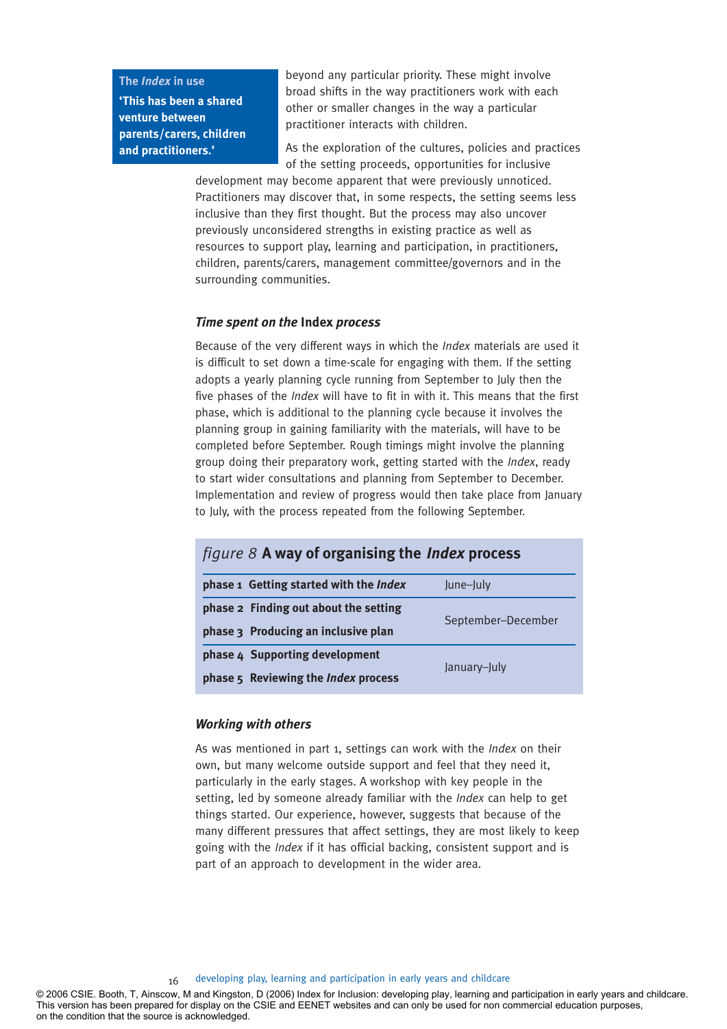**The *Index* in use**

**'This has been a shared venture between parents/carers, children and practitioners.'**

beyond any particular priority. These might involve broad shifts in the way practitioners work with each other or smaller changes in the way a particular practitioner interacts with children.

As the exploration of the cultures, policies and practices of the setting proceeds, opportunities for inclusive development may become apparent that were previously unnoticed. Practitioners may discover that, in some respects, the setting seems less inclusive than they first thought. But the process may also uncover previously unconsidered strengths in existing practice as well as resources to support play, learning and participation, in practitioners, children, parents/carers, management committee/governors and in the surrounding communities.

### *Time spent on the* Index *process*

Because of the very different ways in which the *Index* materials are used it is difficult to set down a time-scale for engaging with them. If the setting adopts a yearly planning cycle running from September to July then the five phases of the *Index* will have to fit in with it. This means that the first phase, which is additional to the planning cycle because it involves the planning group in gaining familiarity with the materials, will have to be completed before September. Rough timings might involve the planning group doing their preparatory work, getting started with the *Index*, ready to start wider consultations and planning from September to December. Implementation and review of progress would then take place from January to July, with the process repeated from the following September.

*figure 8* **A way of organising the *Index* process**

| | |
|---|---|
| **phase 1 Getting started with the *Index*** | June–July |
| **phase 2 Finding out about the setting** | September–December |
| **phase 3 Producing an inclusive plan** | |
| **phase 4 Supporting development** | January–July |
| **phase 5 Reviewing the *Index* process** | |

### *Working with others*

As was mentioned in part 1, settings can work with the *Index* on their own, but many welcome outside support and feel that they need it, particularly in the early stages. A workshop with key people in the setting, led by someone already familiar with the *Index* can help to get things started. Our experience, however, suggests that because of the many different pressures that affect settings, they are most likely to keep going with the *Index* if it has official backing, consistent support and is part of an approach to development in the wider area.

© 2006 CSIE. Booth, T, Ainscow, M and Kingston, D (2006) Index for Inclusion: developing play, learning and participation in early years and childcare. This version has been prepared for display on the CSIE and EENET websites and can only be used for non commercial education purposes, on the condition that the source is acknowledged.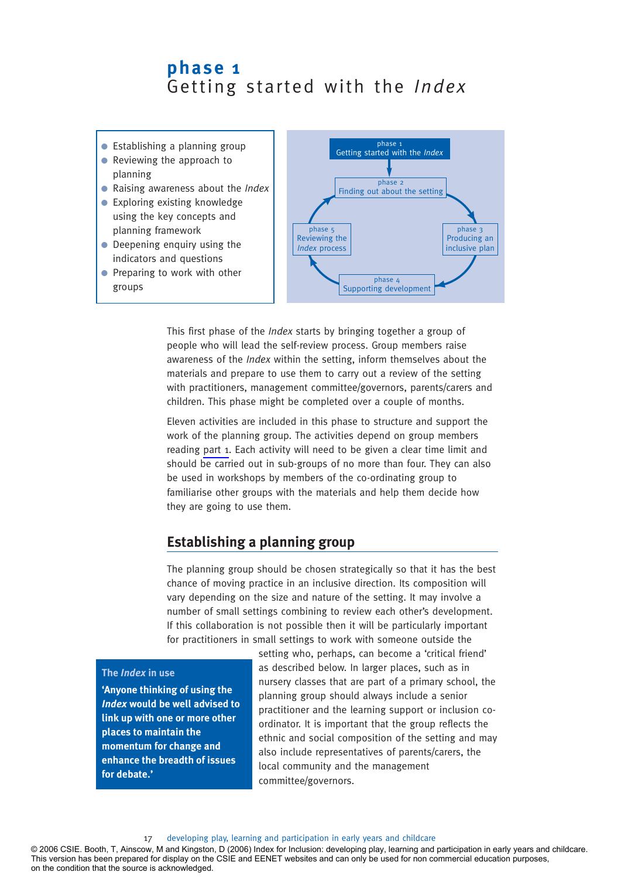# phase 1
# Getting started with the *Index*

- Establishing a planning group
- Reviewing the approach to planning
- Raising awareness about the *Index*
- Exploring existing knowledge using the key concepts and planning framework
- Deepening enquiry using the indicators and questions
- Preparing to work with other groups

phase 1 Getting started with the *Index*

phase 2 Finding out about the setting

phase 3 Producing an inclusive plan

phase 4 Supporting development

phase 5 Reviewing the *Index* process

This first phase of the *Index* starts by bringing together a group of people who will lead the self-review process. Group members raise awareness of the *Index* within the setting, inform themselves about the materials and prepare to use them to carry out a review of the setting with practitioners, management committee/governors, parents/carers and children. This phase might be completed over a couple of months.

Eleven activities are included in this phase to structure and support the work of the planning group. The activities depend on group members reading part 1. Each activity will need to be given a clear time limit and should be carried out in sub-groups of no more than four. They can also be used in workshops by members of the co-ordinating group to familiarise other groups with the materials and help them decide how they are going to use them.

## Establishing a planning group

The planning group should be chosen strategically so that it has the best chance of moving practice in an inclusive direction. Its composition will vary depending on the size and nature of the setting. It may involve a number of small settings combining to review each other's development. If this collaboration is not possible then it will be particularly important for practitioners in small settings to work with someone outside the setting who, perhaps, can become a 'critical friend' as described below. In larger places, such as in nursery classes that are part of a primary school, the planning group should always include a senior practitioner and the learning support or inclusion co-ordinator. It is important that the group reflects the ethnic and social composition of the setting and may also include representatives of parents/carers, the local community and the management committee/governors.

**The *Index* in use**

**'Anyone thinking of using the *Index* would be well advised to link up with one or more other places to maintain the momentum for change and enhance the breadth of issues for debate.'**

© 2006 CSIE. Booth, T, Ainscow, M and Kingston, D (2006) Index for Inclusion: developing play, learning and participation in early years and childcare. This version has been prepared for display on the CSIE and EENET websites and can only be used for non commercial education purposes, on the condition that the source is acknowledged.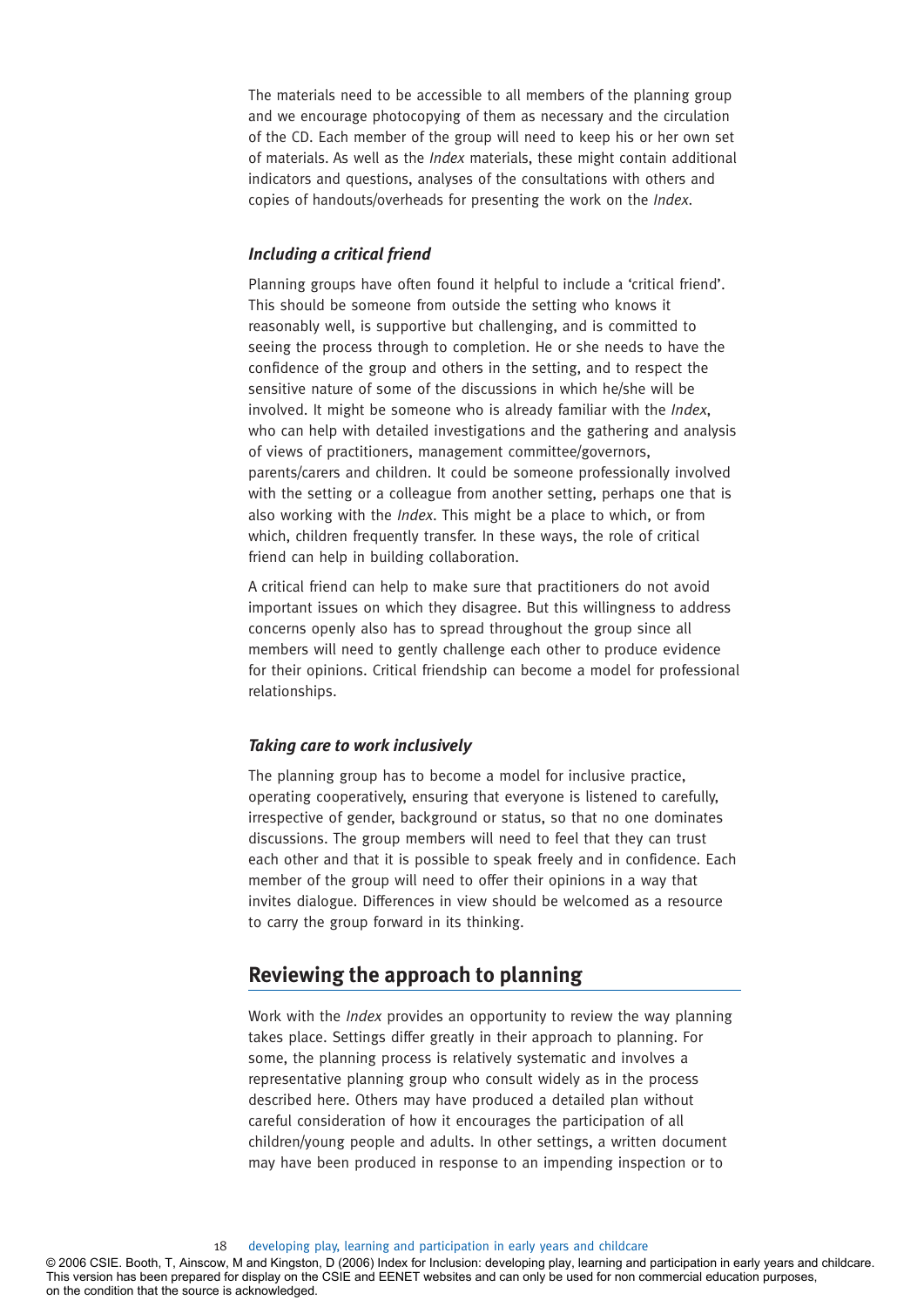The materials need to be accessible to all members of the planning group and we encourage photocopying of them as necessary and the circulation of the CD. Each member of the group will need to keep his or her own set of materials. As well as the *Index* materials, these might contain additional indicators and questions, analyses of the consultations with others and copies of handouts/overheads for presenting the work on the *Index*.

### *Including a critical friend*

Planning groups have often found it helpful to include a 'critical friend'. This should be someone from outside the setting who knows it reasonably well, is supportive but challenging, and is committed to seeing the process through to completion. He or she needs to have the confidence of the group and others in the setting, and to respect the sensitive nature of some of the discussions in which he/she will be involved. It might be someone who is already familiar with the *Index*, who can help with detailed investigations and the gathering and analysis of views of practitioners, management committee/governors, parents/carers and children. It could be someone professionally involved with the setting or a colleague from another setting, perhaps one that is also working with the *Index*. This might be a place to which, or from which, children frequently transfer. In these ways, the role of critical friend can help in building collaboration.

A critical friend can help to make sure that practitioners do not avoid important issues on which they disagree. But this willingness to address concerns openly also has to spread throughout the group since all members will need to gently challenge each other to produce evidence for their opinions. Critical friendship can become a model for professional relationships.

### *Taking care to work inclusively*

The planning group has to become a model for inclusive practice, operating cooperatively, ensuring that everyone is listened to carefully, irrespective of gender, background or status, so that no one dominates discussions. The group members will need to feel that they can trust each other and that it is possible to speak freely and in confidence. Each member of the group will need to offer their opinions in a way that invites dialogue. Differences in view should be welcomed as a resource to carry the group forward in its thinking.

## Reviewing the approach to planning

Work with the *Index* provides an opportunity to review the way planning takes place. Settings differ greatly in their approach to planning. For some, the planning process is relatively systematic and involves a representative planning group who consult widely as in the process described here. Others may have produced a detailed plan without careful consideration of how it encourages the participation of all children/young people and adults. In other settings, a written document may have been produced in response to an impending inspection or to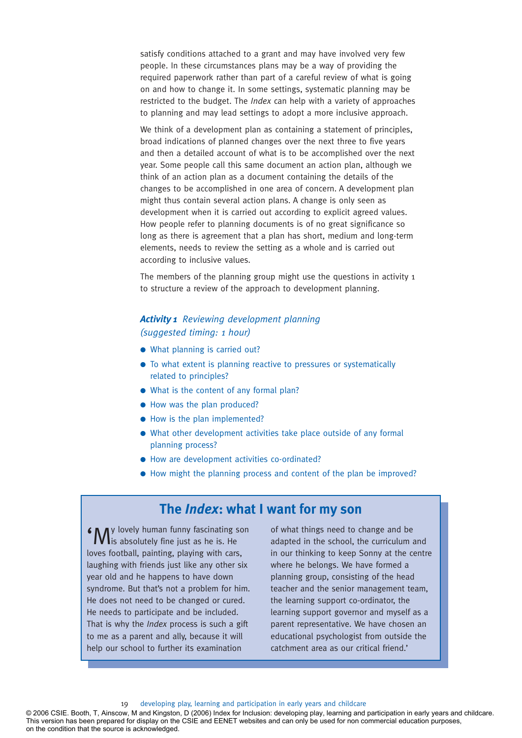satisfy conditions attached to a grant and may have involved very few people. In these circumstances plans may be a way of providing the required paperwork rather than part of a careful review of what is going on and how to change it. In some settings, systematic planning may be restricted to the budget. The *Index* can help with a variety of approaches to planning and may lead settings to adopt a more inclusive approach.

We think of a development plan as containing a statement of principles, broad indications of planned changes over the next three to five years and then a detailed account of what is to be accomplished over the next year. Some people call this same document an action plan, although we think of an action plan as a document containing the details of the changes to be accomplished in one area of concern. A development plan might thus contain several action plans. A change is only seen as development when it is carried out according to explicit agreed values. How people refer to planning documents is of no great significance so long as there is agreement that a plan has short, medium and long-term elements, needs to review the setting as a whole and is carried out according to inclusive values.

The members of the planning group might use the questions in activity 1 to structure a review of the approach to development planning.

***Activity 1*** *Reviewing development planning (suggested timing: 1 hour)*

- What planning is carried out?
- To what extent is planning reactive to pressures or systematically related to principles?
- What is the content of any formal plan?
- How was the plan produced?
- How is the plan implemented?
- What other development activities take place outside of any formal planning process?
- How are development activities co-ordinated?
- How might the planning process and content of the plan be improved?

## The *Index*: what I want for my son

'My lovely human funny fascinating son is absolutely fine just as he is. He loves football, painting, playing with cars, laughing with friends just like any other six year old and he happens to have down syndrome. But that's not a problem for him. He does not need to be changed or cured. He needs to participate and be included. That is why the *Index* process is such a gift to me as a parent and ally, because it will help our school to further its examination of what things need to change and be adapted in the school, the curriculum and in our thinking to keep Sonny at the centre where he belongs. We have formed a planning group, consisting of the head teacher and the senior management team, the learning support co-ordinator, the learning support governor and myself as a parent representative. We have chosen an educational psychologist from outside the catchment area as our critical friend.'

© 2006 CSIE. Booth, T, Ainscow, M and Kingston, D (2006) Index for Inclusion: developing play, learning and participation in early years and childcare. This version has been prepared for display on the CSIE and EENET websites and can only be used for non commercial education purposes, on the condition that the source is acknowledged.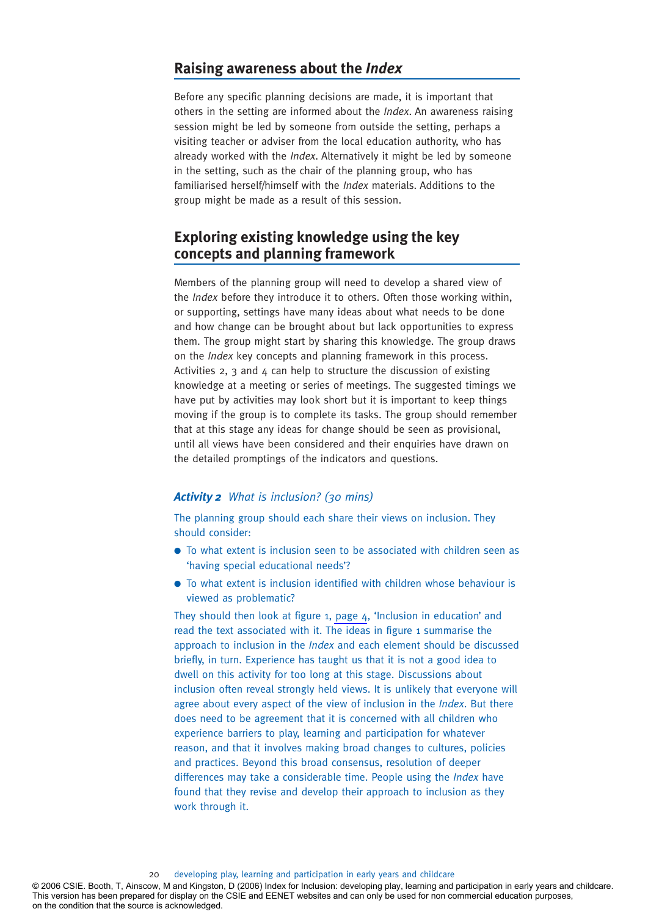## Raising awareness about the *Index*

Before any specific planning decisions are made, it is important that others in the setting are informed about the *Index*. An awareness raising session might be led by someone from outside the setting, perhaps a visiting teacher or adviser from the local education authority, who has already worked with the *Index*. Alternatively it might be led by someone in the setting, such as the chair of the planning group, who has familiarised herself/himself with the *Index* materials. Additions to the group might be made as a result of this session.

## Exploring existing knowledge using the key concepts and planning framework

Members of the planning group will need to develop a shared view of the *Index* before they introduce it to others. Often those working within, or supporting, settings have many ideas about what needs to be done and how change can be brought about but lack opportunities to express them. The group might start by sharing this knowledge. The group draws on the *Index* key concepts and planning framework in this process. Activities 2, 3 and 4 can help to structure the discussion of existing knowledge at a meeting or series of meetings. The suggested timings we have put by activities may look short but it is important to keep things moving if the group is to complete its tasks. The group should remember that at this stage any ideas for change should be seen as provisional, until all views have been considered and their enquiries have drawn on the detailed promptings of the indicators and questions.

### ***Activity 2*** *What is inclusion? (30 mins)*

The planning group should each share their views on inclusion. They should consider:

- To what extent is inclusion seen to be associated with children seen as 'having special educational needs'?
- To what extent is inclusion identified with children whose behaviour is viewed as problematic?

They should then look at figure 1, page 4, 'Inclusion in education' and read the text associated with it. The ideas in figure 1 summarise the approach to inclusion in the *Index* and each element should be discussed briefly, in turn. Experience has taught us that it is not a good idea to dwell on this activity for too long at this stage. Discussions about inclusion often reveal strongly held views. It is unlikely that everyone will agree about every aspect of the view of inclusion in the *Index*. But there does need to be agreement that it is concerned with all children who experience barriers to play, learning and participation for whatever reason, and that it involves making broad changes to cultures, policies and practices. Beyond this broad consensus, resolution of deeper differences may take a considerable time. People using the *Index* have found that they revise and develop their approach to inclusion as they work through it.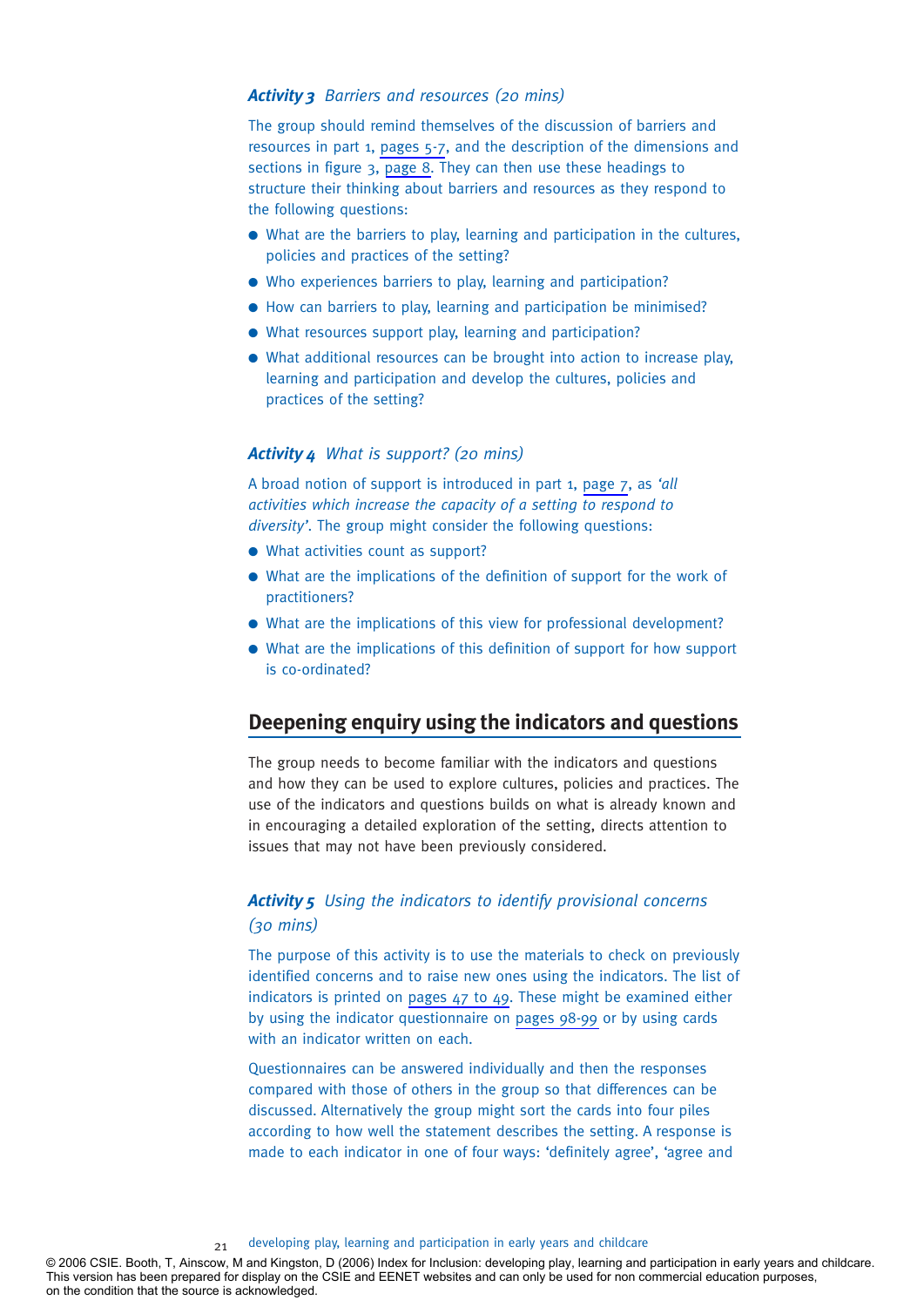### *Activity 3* *Barriers and resources (20 mins)*

The group should remind themselves of the discussion of barriers and resources in part 1, pages 5-7, and the description of the dimensions and sections in figure 3, page 8. They can then use these headings to structure their thinking about barriers and resources as they respond to the following questions:

- What are the barriers to play, learning and participation in the cultures, policies and practices of the setting?
- Who experiences barriers to play, learning and participation?
- How can barriers to play, learning and participation be minimised?
- What resources support play, learning and participation?
- What additional resources can be brought into action to increase play, learning and participation and develop the cultures, policies and practices of the setting?

### *Activity 4* *What is support? (20 mins)*

A broad notion of support is introduced in part 1, page 7, as *'all activities which increase the capacity of a setting to respond to diversity'*. The group might consider the following questions:

- What activities count as support?
- What are the implications of the definition of support for the work of practitioners?
- What are the implications of this view for professional development?
- What are the implications of this definition of support for how support is co-ordinated?

## Deepening enquiry using the indicators and questions

The group needs to become familiar with the indicators and questions and how they can be used to explore cultures, policies and practices. The use of the indicators and questions builds on what is already known and in encouraging a detailed exploration of the setting, directs attention to issues that may not have been previously considered.

### *Activity 5* *Using the indicators to identify provisional concerns (30 mins)*

The purpose of this activity is to use the materials to check on previously identified concerns and to raise new ones using the indicators. The list of indicators is printed on pages 47 to 49. These might be examined either by using the indicator questionnaire on pages 98-99 or by using cards with an indicator written on each.

Questionnaires can be answered individually and then the responses compared with those of others in the group so that differences can be discussed. Alternatively the group might sort the cards into four piles according to how well the statement describes the setting. A response is made to each indicator in one of four ways: 'definitely agree', 'agree and

© 2006 CSIE. Booth, T, Ainscow, M and Kingston, D (2006) Index for Inclusion: developing play, learning and participation in early years and childcare. This version has been prepared for display on the CSIE and EENET websites and can only be used for non commercial education purposes, on the condition that the source is acknowledged.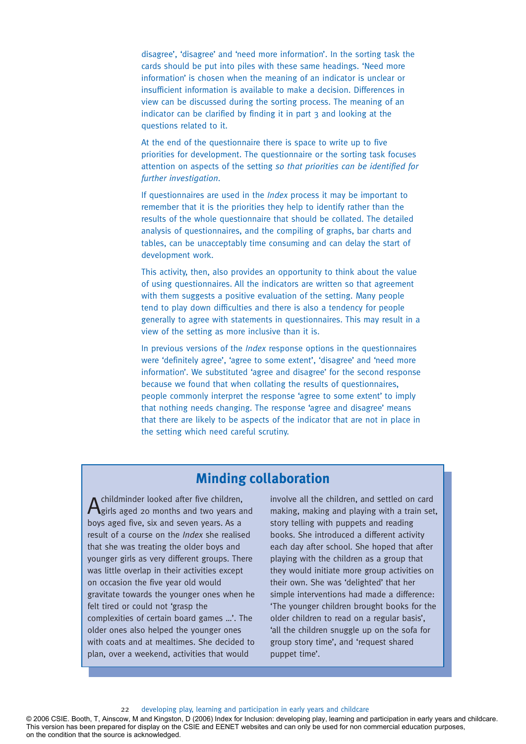disagree', 'disagree' and 'need more information'. In the sorting task the cards should be put into piles with these same headings. 'Need more information' is chosen when the meaning of an indicator is unclear or insufficient information is available to make a decision. Differences in view can be discussed during the sorting process. The meaning of an indicator can be clarified by finding it in part 3 and looking at the questions related to it.

At the end of the questionnaire there is space to write up to five priorities for development. The questionnaire or the sorting task focuses attention on aspects of the setting *so that priorities can be identified for further investigation.*

If questionnaires are used in the *Index* process it may be important to remember that it is the priorities they help to identify rather than the results of the whole questionnaire that should be collated. The detailed analysis of questionnaires, and the compiling of graphs, bar charts and tables, can be unacceptably time consuming and can delay the start of development work.

This activity, then, also provides an opportunity to think about the value of using questionnaires. All the indicators are written so that agreement with them suggests a positive evaluation of the setting. Many people tend to play down difficulties and there is also a tendency for people generally to agree with statements in questionnaires. This may result in a view of the setting as more inclusive than it is.

In previous versions of the *Index* response options in the questionnaires were 'definitely agree', 'agree to some extent', 'disagree' and 'need more information'. We substituted 'agree and disagree' for the second response because we found that when collating the results of questionnaires, people commonly interpret the response 'agree to some extent' to imply that nothing needs changing. The response 'agree and disagree' means that there are likely to be aspects of the indicator that are not in place in the setting which need careful scrutiny.

## Minding collaboration

A childminder looked after five children, girls aged 20 months and two years and boys aged five, six and seven years. As a result of a course on the *Index* she realised that she was treating the older boys and younger girls as very different groups. There was little overlap in their activities except on occasion the five year old would gravitate towards the younger ones when he felt tired or could not 'grasp the complexities of certain board games ...'. The older ones also helped the younger ones with coats and at mealtimes. She decided to plan, over a weekend, activities that would involve all the children, and settled on card making, making and playing with a train set, story telling with puppets and reading books. She introduced a different activity each day after school. She hoped that after playing with the children as a group that they would initiate more group activities on their own. She was 'delighted' that her simple interventions had made a difference: 'The younger children brought books for the older children to read on a regular basis', 'all the children snuggle up on the sofa for group story time', and 'request shared puppet time'.

© 2006 CSIE. Booth, T, Ainscow, M and Kingston, D (2006) Index for Inclusion: developing play, learning and participation in early years and childcare. This version has been prepared for display on the CSIE and EENET websites and can only be used for non commercial education purposes, on the condition that the source is acknowledged.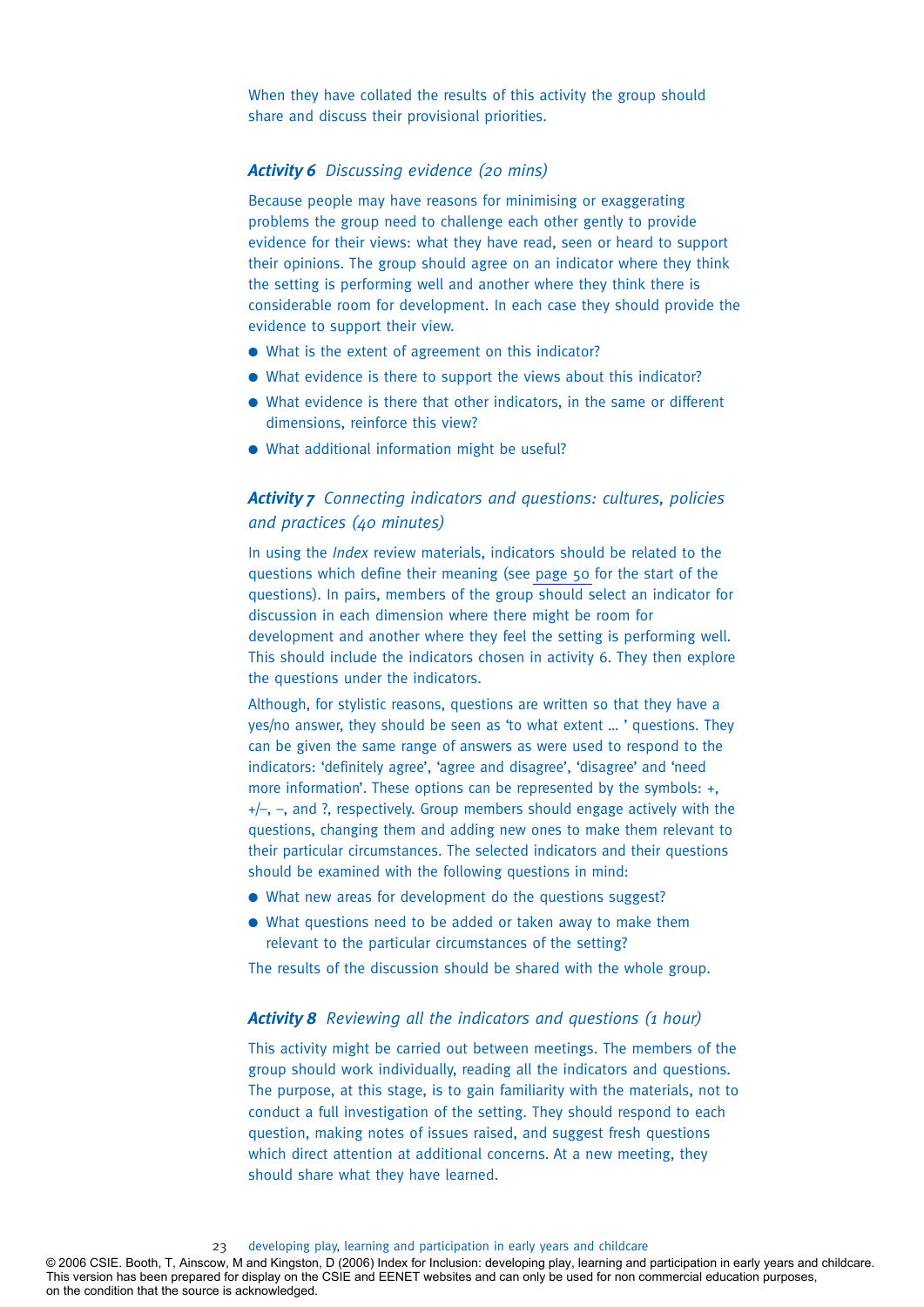When they have collated the results of this activity the group should share and discuss their provisional priorities.

### **Activity 6** *Discussing evidence (20 mins)*

Because people may have reasons for minimising or exaggerating problems the group need to challenge each other gently to provide evidence for their views: what they have read, seen or heard to support their opinions. The group should agree on an indicator where they think the setting is performing well and another where they think there is considerable room for development. In each case they should provide the evidence to support their view.

- What is the extent of agreement on this indicator?
- What evidence is there to support the views about this indicator?
- What evidence is there that other indicators, in the same or different dimensions, reinforce this view?
- What additional information might be useful?

### **Activity 7** *Connecting indicators and questions: cultures, policies and practices (40 minutes)*

In using the *Index* review materials, indicators should be related to the questions which define their meaning (see page 50 for the start of the questions). In pairs, members of the group should select an indicator for discussion in each dimension where there might be room for development and another where they feel the setting is performing well. This should include the indicators chosen in activity 6. They then explore the questions under the indicators.

Although, for stylistic reasons, questions are written so that they have a yes/no answer, they should be seen as 'to what extent … ' questions. They can be given the same range of answers as were used to respond to the indicators: 'definitely agree', 'agree and disagree', 'disagree' and 'need more information'. These options can be represented by the symbols: +, +/–, –, and ?, respectively. Group members should engage actively with the questions, changing them and adding new ones to make them relevant to their particular circumstances. The selected indicators and their questions should be examined with the following questions in mind:

- What new areas for development do the questions suggest?
- What questions need to be added or taken away to make them relevant to the particular circumstances of the setting?

The results of the discussion should be shared with the whole group.

### **Activity 8** *Reviewing all the indicators and questions (1 hour)*

This activity might be carried out between meetings. The members of the group should work individually, reading all the indicators and questions. The purpose, at this stage, is to gain familiarity with the materials, not to conduct a full investigation of the setting. They should respond to each question, making notes of issues raised, and suggest fresh questions which direct attention at additional concerns. At a new meeting, they should share what they have learned.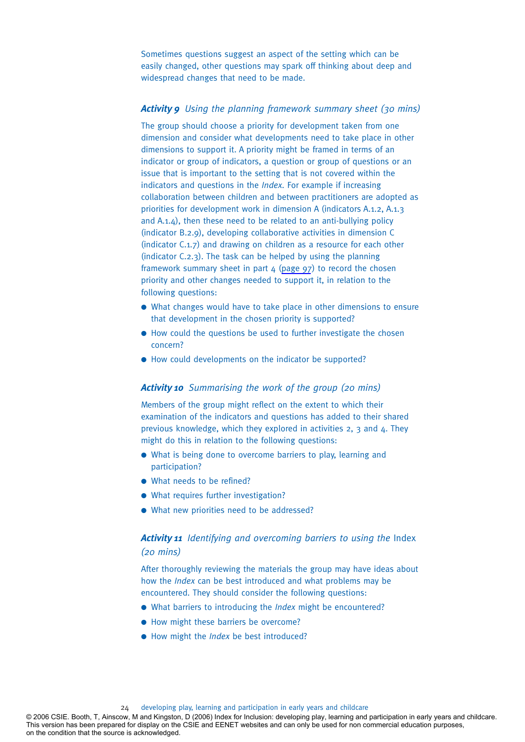Sometimes questions suggest an aspect of the setting which can be easily changed, other questions may spark off thinking about deep and widespread changes that need to be made.

### ***Activity 9*** *Using the planning framework summary sheet (30 mins)*

The group should choose a priority for development taken from one dimension and consider what developments need to take place in other dimensions to support it. A priority might be framed in terms of an indicator or group of indicators, a question or group of questions or an issue that is important to the setting that is not covered within the indicators and questions in the *Index*. For example if increasing collaboration between children and between practitioners are adopted as priorities for development work in dimension A (indicators A.1.2, A.1.3 and A.1.4), then these need to be related to an anti-bullying policy (indicator B.2.9), developing collaborative activities in dimension C (indicator C.1.7) and drawing on children as a resource for each other (indicator C.2.3). The task can be helped by using the planning framework summary sheet in part 4 (page 97) to record the chosen priority and other changes needed to support it, in relation to the following questions:

- What changes would have to take place in other dimensions to ensure that development in the chosen priority is supported?
- How could the questions be used to further investigate the chosen concern?
- How could developments on the indicator be supported?

### ***Activity 10*** *Summarising the work of the group (20 mins)*

Members of the group might reflect on the extent to which their examination of the indicators and questions has added to their shared previous knowledge, which they explored in activities 2, 3 and 4. They might do this in relation to the following questions:

- What is being done to overcome barriers to play, learning and participation?
- What needs to be refined?
- What requires further investigation?
- What new priorities need to be addressed?

### ***Activity 11*** *Identifying and overcoming barriers to using the* Index *(20 mins)*

After thoroughly reviewing the materials the group may have ideas about how the *Index* can be best introduced and what problems may be encountered. They should consider the following questions:

- What barriers to introducing the *Index* might be encountered?
- How might these barriers be overcome?
- How might the *Index* be best introduced?

© 2006 CSIE. Booth, T, Ainscow, M and Kingston, D (2006) Index for Inclusion: developing play, learning and participation in early years and childcare. This version has been prepared for display on the CSIE and EENET websites and can only be used for non commercial education purposes, on the condition that the source is acknowledged.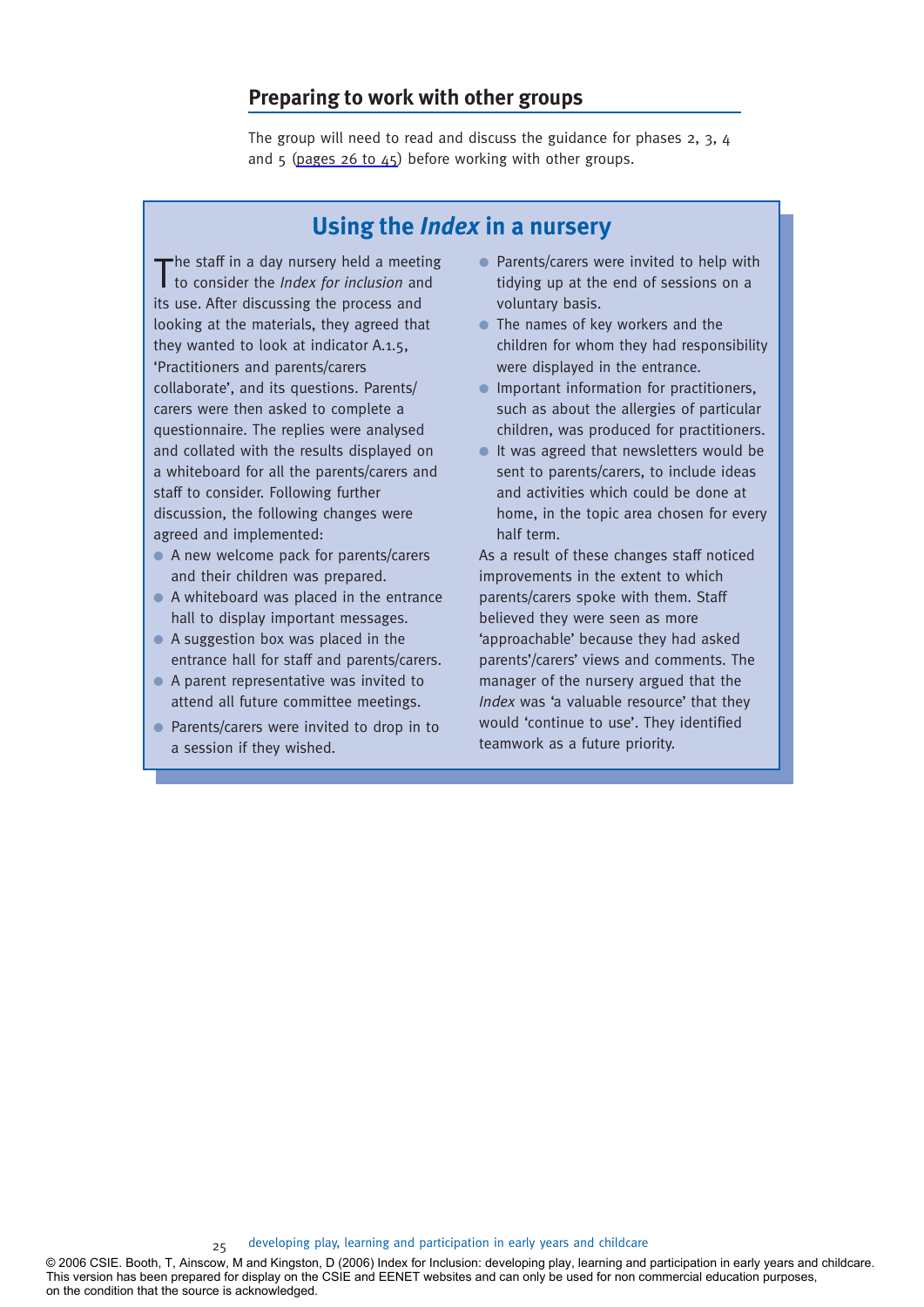## Preparing to work with other groups

The group will need to read and discuss the guidance for phases 2, 3, 4 and 5 (pages 26 to 45) before working with other groups.

### Using the *Index* in a nursery

The staff in a day nursery held a meeting to consider the *Index for inclusion* and its use. After discussing the process and looking at the materials, they agreed that they wanted to look at indicator A.1.5, 'Practitioners and parents/carers collaborate', and its questions. Parents/carers were then asked to complete a questionnaire. The replies were analysed and collated with the results displayed on a whiteboard for all the parents/carers and staff to consider. Following further discussion, the following changes were agreed and implemented:

- A new welcome pack for parents/carers and their children was prepared.
- A whiteboard was placed in the entrance hall to display important messages.
- A suggestion box was placed in the entrance hall for staff and parents/carers.
- A parent representative was invited to attend all future committee meetings.
- Parents/carers were invited to drop in to a session if they wished.
- Parents/carers were invited to help with tidying up at the end of sessions on a voluntary basis.
- The names of key workers and the children for whom they had responsibility were displayed in the entrance.
- Important information for practitioners, such as about the allergies of particular children, was produced for practitioners.
- It was agreed that newsletters would be sent to parents/carers, to include ideas and activities which could be done at home, in the topic area chosen for every half term.

As a result of these changes staff noticed improvements in the extent to which parents/carers spoke with them. Staff believed they were seen as more 'approachable' because they had asked parents'/carers' views and comments. The manager of the nursery argued that the *Index* was 'a valuable resource' that they would 'continue to use'. They identified teamwork as a future priority.

© 2006 CSIE. Booth, T, Ainscow, M and Kingston, D (2006) Index for Inclusion: developing play, learning and participation in early years and childcare. This version has been prepared for display on the CSIE and EENET websites and can only be used for non commercial education purposes, on the condition that the source is acknowledged.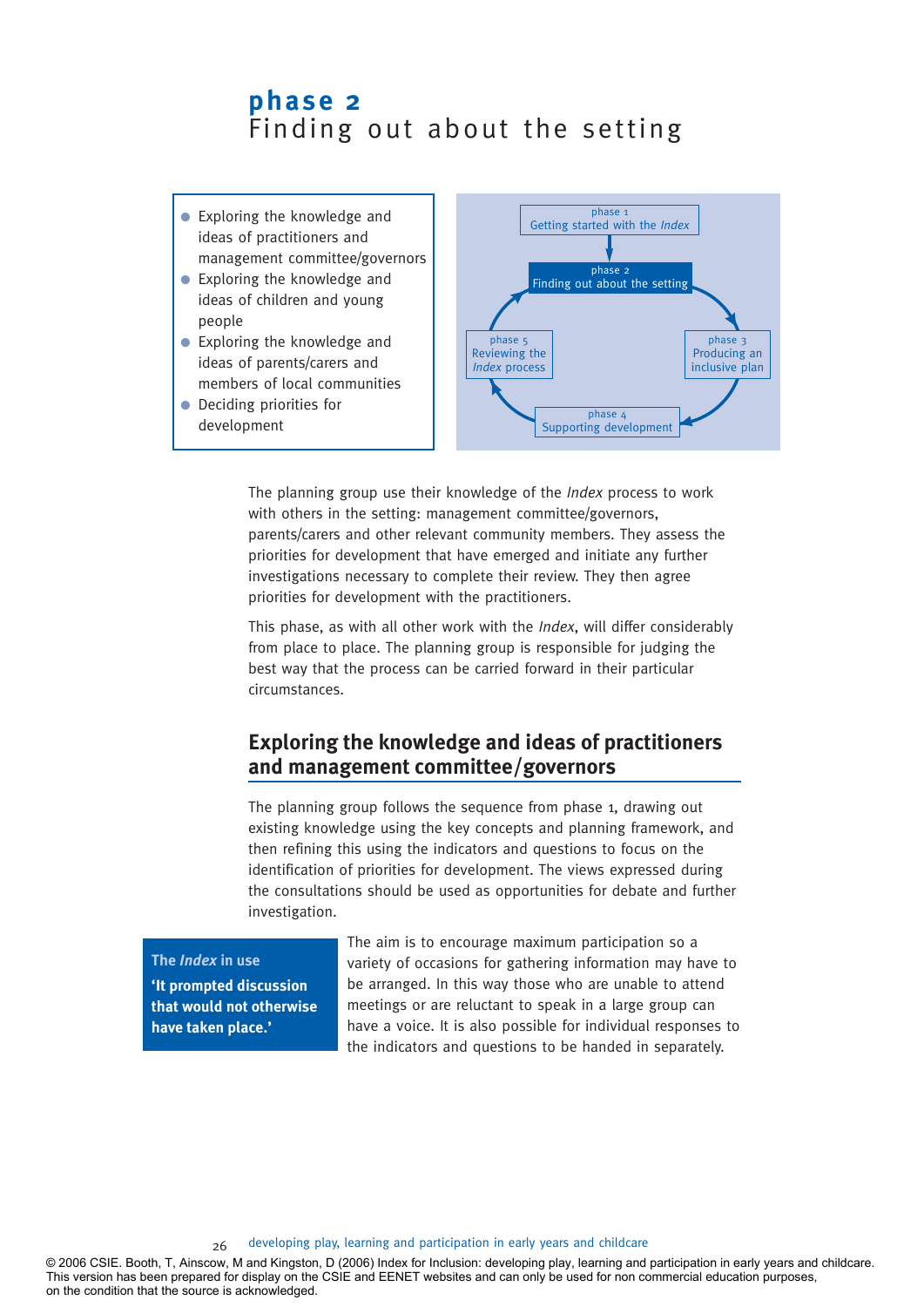# phase 2
Finding out about the setting

- Exploring the knowledge and ideas of practitioners and management committee/governors
- Exploring the knowledge and ideas of children and young people
- Exploring the knowledge and ideas of parents/carers and members of local communities
- Deciding priorities for development

phase 1 Getting started with the *Index*
phase 2 Finding out about the setting
phase 3 Producing an inclusive plan
phase 4 Supporting development
phase 5 Reviewing the *Index* process

The planning group use their knowledge of the *Index* process to work with others in the setting: management committee/governors, parents/carers and other relevant community members. They assess the priorities for development that have emerged and initiate any further investigations necessary to complete their review. They then agree priorities for development with the practitioners.

This phase, as with all other work with the *Index*, will differ considerably from place to place. The planning group is responsible for judging the best way that the process can be carried forward in their particular circumstances.

## Exploring the knowledge and ideas of practitioners and management committee/governors

The planning group follows the sequence from phase 1, drawing out existing knowledge using the key concepts and planning framework, and then refining this using the indicators and questions to focus on the identification of priorities for development. The views expressed during the consultations should be used as opportunities for debate and further investigation.

**The *Index* in use**
**'It prompted discussion that would not otherwise have taken place.'**

The aim is to encourage maximum participation so a variety of occasions for gathering information may have to be arranged. In this way those who are unable to attend meetings or are reluctant to speak in a large group can have a voice. It is also possible for individual responses to the indicators and questions to be handed in separately.

© 2006 CSIE. Booth, T, Ainscow, M and Kingston, D (2006) Index for Inclusion: developing play, learning and participation in early years and childcare. This version has been prepared for display on the CSIE and EENET websites and can only be used for non commercial education purposes, on the condition that the source is acknowledged.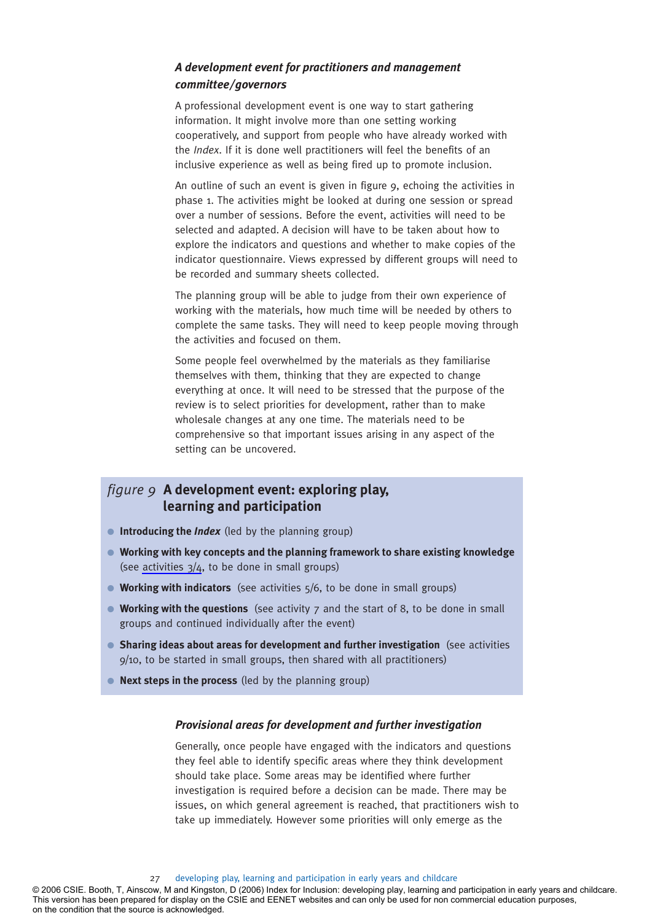### *A development event for practitioners and management committee/governors*

A professional development event is one way to start gathering information. It might involve more than one setting working cooperatively, and support from people who have already worked with the *Index*. If it is done well practitioners will feel the benefits of an inclusive experience as well as being fired up to promote inclusion.

An outline of such an event is given in figure 9, echoing the activities in phase 1. The activities might be looked at during one session or spread over a number of sessions. Before the event, activities will need to be selected and adapted. A decision will have to be taken about how to explore the indicators and questions and whether to make copies of the indicator questionnaire. Views expressed by different groups will need to be recorded and summary sheets collected.

The planning group will be able to judge from their own experience of working with the materials, how much time will be needed by others to complete the same tasks. They will need to keep people moving through the activities and focused on them.

Some people feel overwhelmed by the materials as they familiarise themselves with them, thinking that they are expected to change everything at once. It will need to be stressed that the purpose of the review is to select priorities for development, rather than to make wholesale changes at any one time. The materials need to be comprehensive so that important issues arising in any aspect of the setting can be uncovered.

*figure 9* **A development event: exploring play, learning and participation**

- **Introducing the *Index*** (led by the planning group)
- **Working with key concepts and the planning framework to share existing knowledge** (see activities 3/4, to be done in small groups)
- **Working with indicators** (see activities 5/6, to be done in small groups)
- **Working with the questions** (see activity 7 and the start of 8, to be done in small groups and continued individually after the event)
- **Sharing ideas about areas for development and further investigation** (see activities 9/10, to be started in small groups, then shared with all practitioners)
- **Next steps in the process** (led by the planning group)

### *Provisional areas for development and further investigation*

Generally, once people have engaged with the indicators and questions they feel able to identify specific areas where they think development should take place. Some areas may be identified where further investigation is required before a decision can be made. There may be issues, on which general agreement is reached, that practitioners wish to take up immediately. However some priorities will only emerge as the

© 2006 CSIE. Booth, T, Ainscow, M and Kingston, D (2006) Index for Inclusion: developing play, learning and participation in early years and childcare. This version has been prepared for display on the CSIE and EENET websites and can only be used for non commercial education purposes, on the condition that the source is acknowledged.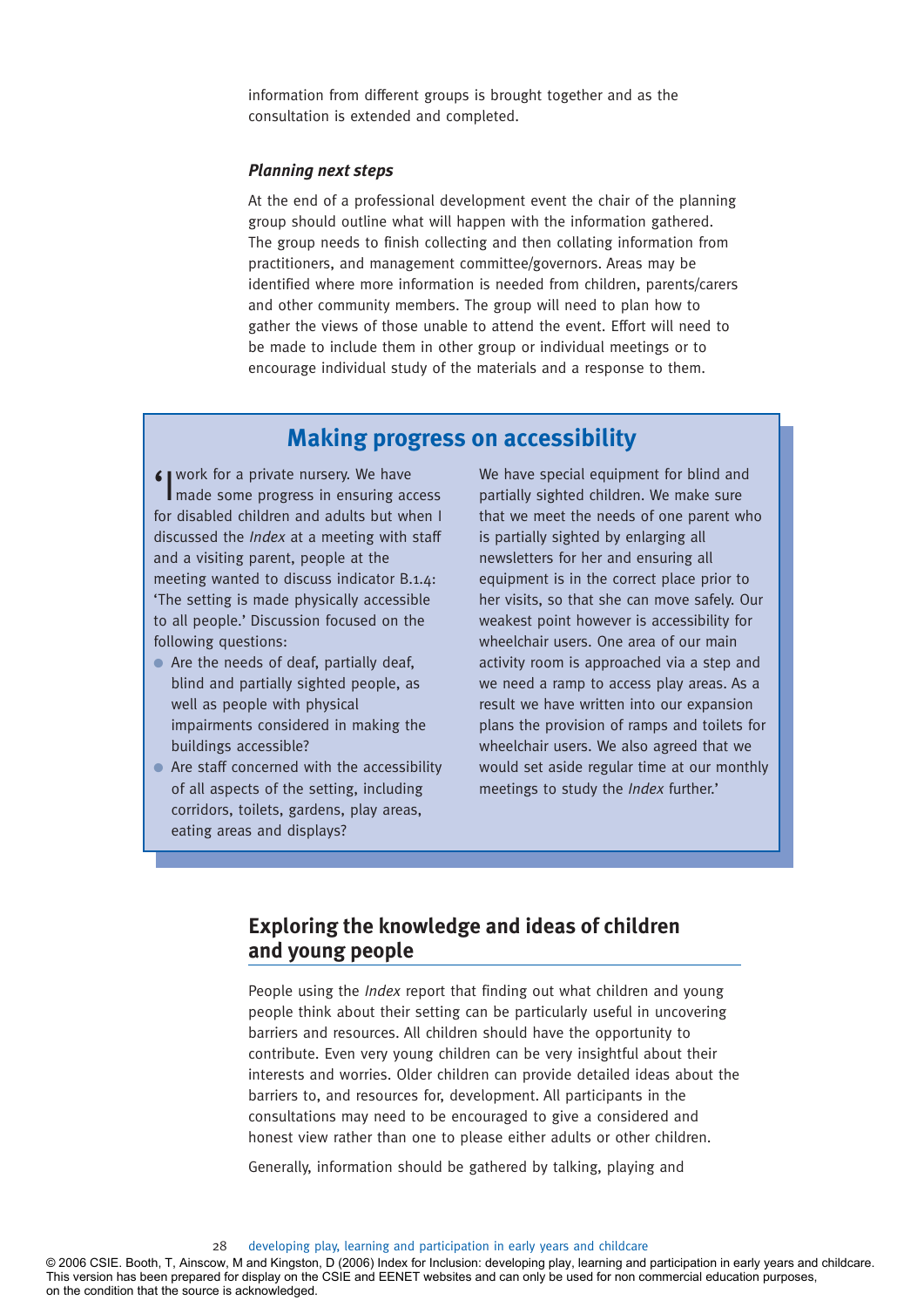information from different groups is brought together and as the consultation is extended and completed.

### *Planning next steps*

At the end of a professional development event the chair of the planning group should outline what will happen with the information gathered. The group needs to finish collecting and then collating information from practitioners, and management committee/governors. Areas may be identified where more information is needed from children, parents/carers and other community members. The group will need to plan how to gather the views of those unable to attend the event. Effort will need to be made to include them in other group or individual meetings or to encourage individual study of the materials and a response to them.

## Making progress on accessibility

'I work for a private nursery. We have made some progress in ensuring access for disabled children and adults but when I discussed the *Index* at a meeting with staff and a visiting parent, people at the meeting wanted to discuss indicator B.1.4: 'The setting is made physically accessible to all people.' Discussion focused on the following questions:

- Are the needs of deaf, partially deaf, blind and partially sighted people, as well as people with physical impairments considered in making the buildings accessible?
- Are staff concerned with the accessibility of all aspects of the setting, including corridors, toilets, gardens, play areas, eating areas and displays?

We have special equipment for blind and partially sighted children. We make sure that we meet the needs of one parent who is partially sighted by enlarging all newsletters for her and ensuring all equipment is in the correct place prior to her visits, so that she can move safely. Our weakest point however is accessibility for wheelchair users. One area of our main activity room is approached via a step and we need a ramp to access play areas. As a result we have written into our expansion plans the provision of ramps and toilets for wheelchair users. We also agreed that we would set aside regular time at our monthly meetings to study the *Index* further.'

## Exploring the knowledge and ideas of children and young people

People using the *Index* report that finding out what children and young people think about their setting can be particularly useful in uncovering barriers and resources. All children should have the opportunity to contribute. Even very young children can be very insightful about their interests and worries. Older children can provide detailed ideas about the barriers to, and resources for, development. All participants in the consultations may need to be encouraged to give a considered and honest view rather than one to please either adults or other children.

Generally, information should be gathered by talking, playing and

© 2006 CSIE. Booth, T, Ainscow, M and Kingston, D (2006) Index for Inclusion: developing play, learning and participation in early years and childcare. This version has been prepared for display on the CSIE and EENET websites and can only be used for non commercial education purposes, on the condition that the source is acknowledged.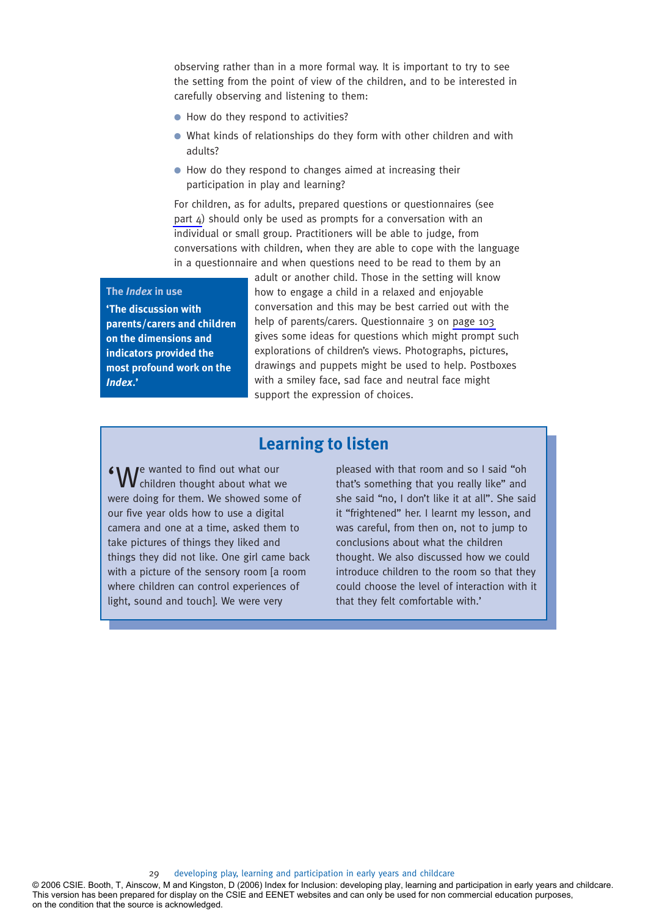observing rather than in a more formal way. It is important to try to see the setting from the point of view of the children, and to be interested in carefully observing and listening to them:

- How do they respond to activities?
- What kinds of relationships do they form with other children and with adults?
- How do they respond to changes aimed at increasing their participation in play and learning?

For children, as for adults, prepared questions or questionnaires (see part 4) should only be used as prompts for a conversation with an individual or small group. Practitioners will be able to judge, from conversations with children, when they are able to cope with the language in a questionnaire and when questions need to be read to them by an adult or another child. Those in the setting will know how to engage a child in a relaxed and enjoyable conversation and this may be best carried out with the help of parents/carers. Questionnaire 3 on page 103 gives some ideas for questions which might prompt such explorations of children's views. Photographs, pictures, drawings and puppets might be used to help. Postboxes with a smiley face, sad face and neutral face might support the expression of choices.

**The *Index* in use**

**'The discussion with parents/carers and children on the dimensions and indicators provided the most profound work on the *Index*.'**

## Learning to listen

'We wanted to find out what our children thought about what we were doing for them. We showed some of our five year olds how to use a digital camera and one at a time, asked them to take pictures of things they liked and things they did not like. One girl came back with a picture of the sensory room [a room where children can control experiences of light, sound and touch]. We were very pleased with that room and so I said "oh that's something that you really like" and she said "no, I don't like it at all". She said it "frightened" her. I learnt my lesson, and was careful, from then on, not to jump to conclusions about what the children thought. We also discussed how we could introduce children to the room so that they could choose the level of interaction with it that they felt comfortable with.'

© 2006 CSIE. Booth, T, Ainscow, M and Kingston, D (2006) Index for Inclusion: developing play, learning and participation in early years and childcare. This version has been prepared for display on the CSIE and EENET websites and can only be used for non commercial education purposes, on the condition that the source is acknowledged.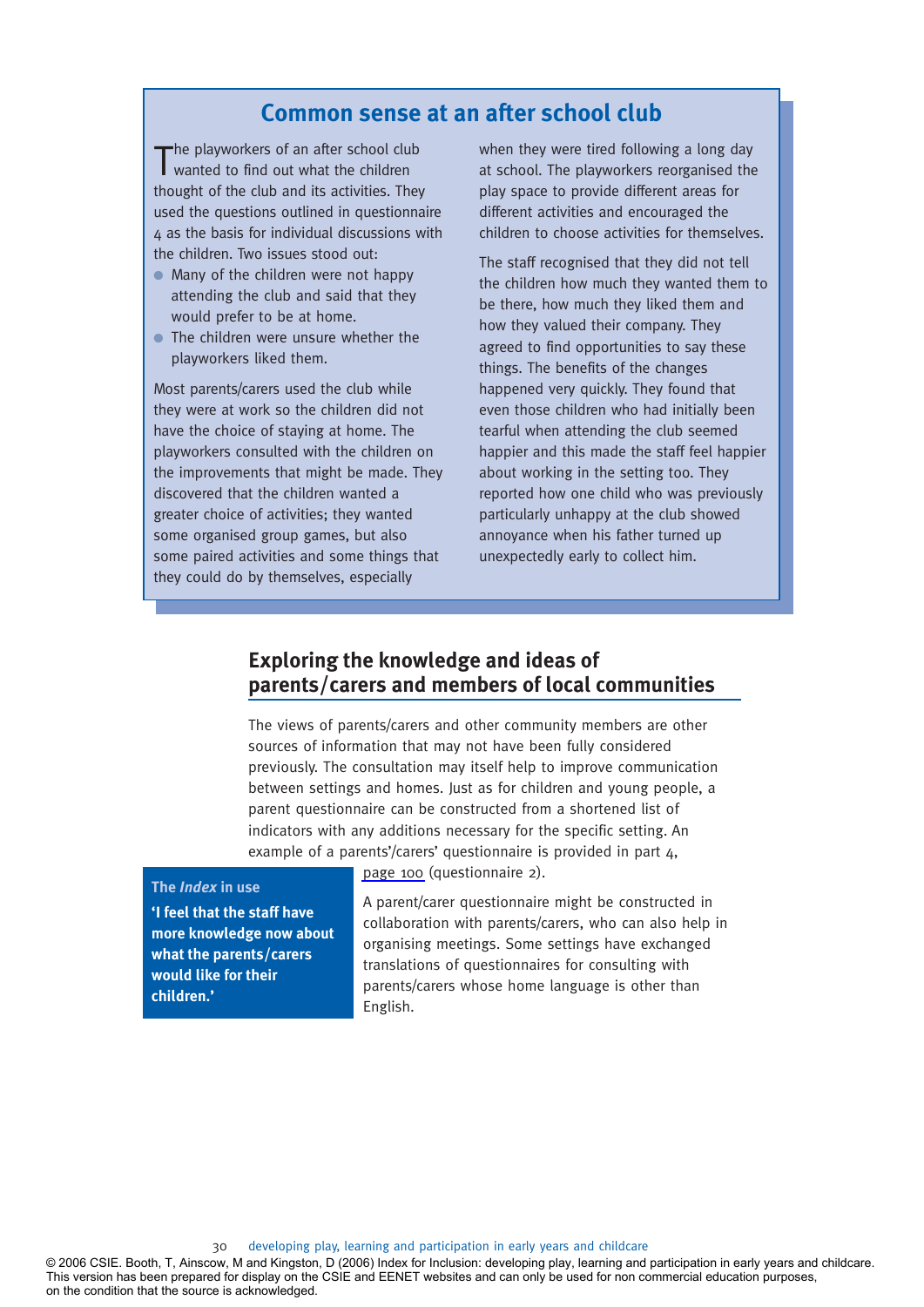## Common sense at an after school club

The playworkers of an after school club wanted to find out what the children thought of the club and its activities. They used the questions outlined in questionnaire 4 as the basis for individual discussions with the children. Two issues stood out:

- Many of the children were not happy attending the club and said that they would prefer to be at home.
- The children were unsure whether the playworkers liked them.

Most parents/carers used the club while they were at work so the children did not have the choice of staying at home. The playworkers consulted with the children on the improvements that might be made. They discovered that the children wanted a greater choice of activities; they wanted some organised group games, but also some paired activities and some things that they could do by themselves, especially when they were tired following a long day at school. The playworkers reorganised the play space to provide different areas for different activities and encouraged the children to choose activities for themselves.

The staff recognised that they did not tell the children how much they wanted them to be there, how much they liked them and how they valued their company. They agreed to find opportunities to say these things. The benefits of the changes happened very quickly. They found that even those children who had initially been tearful when attending the club seemed happier and this made the staff feel happier about working in the setting too. They reported how one child who was previously particularly unhappy at the club showed annoyance when his father turned up unexpectedly early to collect him.

## Exploring the knowledge and ideas of parents/carers and members of local communities

The views of parents/carers and other community members are other sources of information that may not have been fully considered previously. The consultation may itself help to improve communication between settings and homes. Just as for children and young people, a parent questionnaire can be constructed from a shortened list of indicators with any additions necessary for the specific setting. An example of a parents'/carers' questionnaire is provided in part 4, page 100 (questionnaire 2).

A parent/carer questionnaire might be constructed in collaboration with parents/carers, who can also help in organising meetings. Some settings have exchanged translations of questionnaires for consulting with parents/carers whose home language is other than English.

**The *Index* in use**

**'I feel that the staff have more knowledge now about what the parents/carers would like for their children.'**

© 2006 CSIE. Booth, T, Ainscow, M and Kingston, D (2006) Index for Inclusion: developing play, learning and participation in early years and childcare. This version has been prepared for display on the CSIE and EENET websites and can only be used for non commercial education purposes, on the condition that the source is acknowledged.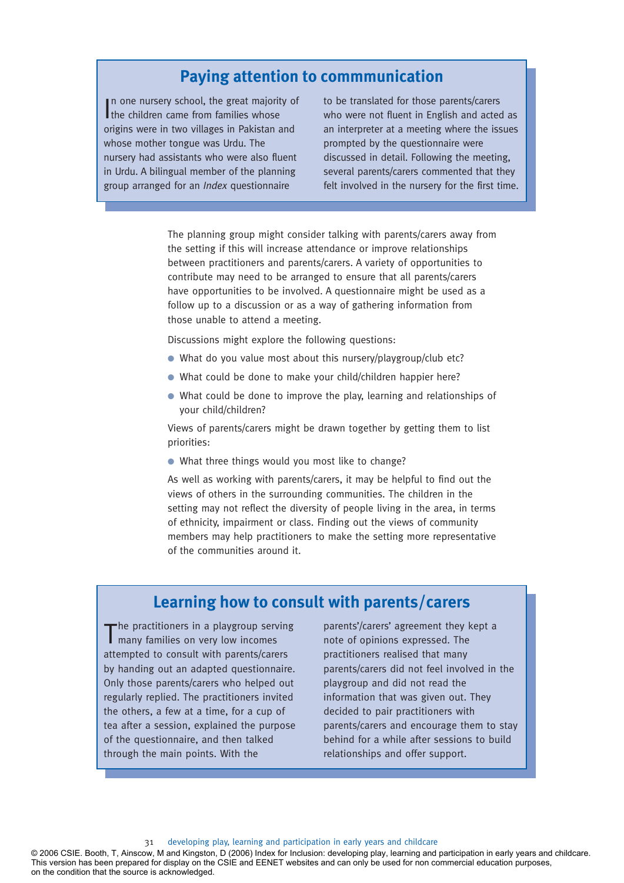## Paying attention to commmunication

In one nursery school, the great majority of the children came from families whose origins were in two villages in Pakistan and whose mother tongue was Urdu. The nursery had assistants who were also fluent in Urdu. A bilingual member of the planning group arranged for an *Index* questionnaire to be translated for those parents/carers who were not fluent in English and acted as an interpreter at a meeting where the issues prompted by the questionnaire were discussed in detail. Following the meeting, several parents/carers commented that they felt involved in the nursery for the first time.

The planning group might consider talking with parents/carers away from the setting if this will increase attendance or improve relationships between practitioners and parents/carers. A variety of opportunities to contribute may need to be arranged to ensure that all parents/carers have opportunities to be involved. A questionnaire might be used as a follow up to a discussion or as a way of gathering information from those unable to attend a meeting.

Discussions might explore the following questions:

- What do you value most about this nursery/playgroup/club etc?
- What could be done to make your child/children happier here?
- What could be done to improve the play, learning and relationships of your child/children?

Views of parents/carers might be drawn together by getting them to list priorities:

- What three things would you most like to change?

As well as working with parents/carers, it may be helpful to find out the views of others in the surrounding communities. The children in the setting may not reflect the diversity of people living in the area, in terms of ethnicity, impairment or class. Finding out the views of community members may help practitioners to make the setting more representative of the communities around it.

## Learning how to consult with parents/carers

The practitioners in a playgroup serving many families on very low incomes attempted to consult with parents/carers by handing out an adapted questionnaire. Only those parents/carers who helped out regularly replied. The practitioners invited the others, a few at a time, for a cup of tea after a session, explained the purpose of the questionnaire, and then talked through the main points. With the parents'/carers' agreement they kept a note of opinions expressed. The practitioners realised that many parents/carers did not feel involved in the playgroup and did not read the information that was given out. They decided to pair practitioners with parents/carers and encourage them to stay behind for a while after sessions to build relationships and offer support.

© 2006 CSIE. Booth, T, Ainscow, M and Kingston, D (2006) Index for Inclusion: developing play, learning and participation in early years and childcare. This version has been prepared for display on the CSIE and EENET websites and can only be used for non commercial education purposes, on the condition that the source is acknowledged.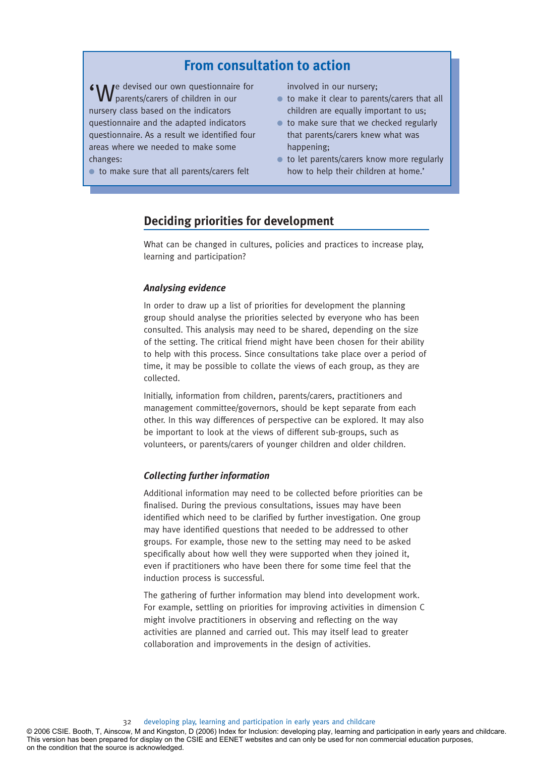## From consultation to action

'We devised our own questionnaire for parents/carers of children in our nursery class based on the indicators questionnaire and the adapted indicators questionnaire. As a result we identified four areas where we needed to make some changes:

- to make sure that all parents/carers felt involved in our nursery;
- to make it clear to parents/carers that all children are equally important to us;
- to make sure that we checked regularly that parents/carers knew what was happening;
- to let parents/carers know more regularly how to help their children at home.'

## Deciding priorities for development

What can be changed in cultures, policies and practices to increase play, learning and participation?

### *Analysing evidence*

In order to draw up a list of priorities for development the planning group should analyse the priorities selected by everyone who has been consulted. This analysis may need to be shared, depending on the size of the setting. The critical friend might have been chosen for their ability to help with this process. Since consultations take place over a period of time, it may be possible to collate the views of each group, as they are collected.

Initially, information from children, parents/carers, practitioners and management committee/governors, should be kept separate from each other. In this way differences of perspective can be explored. It may also be important to look at the views of different sub-groups, such as volunteers, or parents/carers of younger children and older children.

### *Collecting further information*

Additional information may need to be collected before priorities can be finalised. During the previous consultations, issues may have been identified which need to be clarified by further investigation. One group may have identified questions that needed to be addressed to other groups. For example, those new to the setting may need to be asked specifically about how well they were supported when they joined it, even if practitioners who have been there for some time feel that the induction process is successful.

The gathering of further information may blend into development work. For example, settling on priorities for improving activities in dimension C might involve practitioners in observing and reflecting on the way activities are planned and carried out. This may itself lead to greater collaboration and improvements in the design of activities.

© 2006 CSIE. Booth, T, Ainscow, M and Kingston, D (2006) Index for Inclusion: developing play, learning and participation in early years and childcare. This version has been prepared for display on the CSIE and EENET websites and can only be used for non commercial education purposes, on the condition that the source is acknowledged.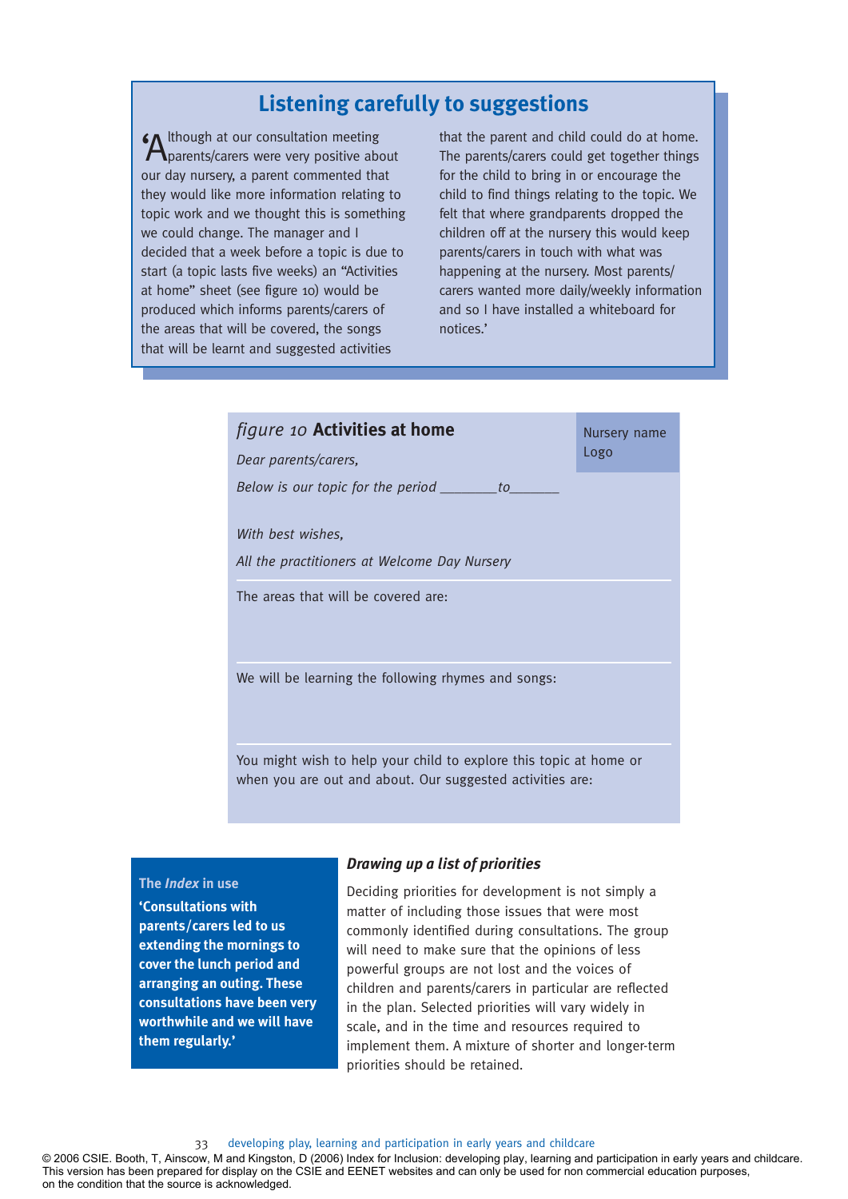## Listening carefully to suggestions

'Although at our consultation meeting parents/carers were very positive about our day nursery, a parent commented that they would like more information relating to topic work and we thought this is something we could change. The manager and I decided that a week before a topic is due to start (a topic lasts five weeks) an "Activities at home" sheet (see figure 10) would be produced which informs parents/carers of the areas that will be covered, the songs that will be learnt and suggested activities that the parent and child could do at home. The parents/carers could get together things for the child to bring in or encourage the child to find things relating to the topic. We felt that where grandparents dropped the children off at the nursery this would keep parents/carers in touch with what was happening at the nursery. Most parents/carers wanted more daily/weekly information and so I have installed a whiteboard for notices.'

### *figure 10* Activities at home

Nursery name
Logo

*Dear parents/carers,*

*Below is our topic for the period ________to_______*

*With best wishes,*

*All the practitioners at Welcome Day Nursery*

The areas that will be covered are:

We will be learning the following rhymes and songs:

You might wish to help your child to explore this topic at home or when you are out and about. Our suggested activities are:

**The *Index* in use**

**'Consultations with parents/carers led to us extending the mornings to cover the lunch period and arranging an outing. These consultations have been very worthwhile and we will have them regularly.'**

### *Drawing up a list of priorities*

Deciding priorities for development is not simply a matter of including those issues that were most commonly identified during consultations. The group will need to make sure that the opinions of less powerful groups are not lost and the voices of children and parents/carers in particular are reflected in the plan. Selected priorities will vary widely in scale, and in the time and resources required to implement them. A mixture of shorter and longer-term priorities should be retained.

© 2006 CSIE. Booth, T, Ainscow, M and Kingston, D (2006) Index for Inclusion: developing play, learning and participation in early years and childcare. This version has been prepared for display on the CSIE and EENET websites and can only be used for non commercial education purposes, on the condition that the source is acknowledged.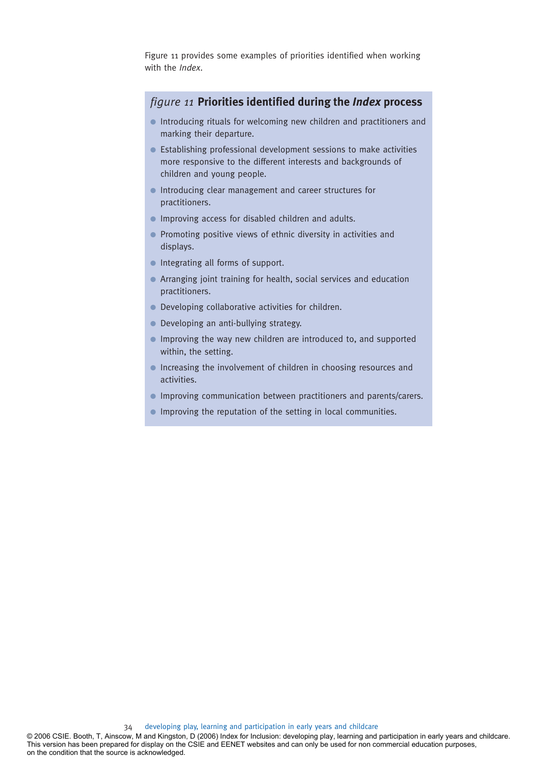Figure 11 provides some examples of priorities identified when working with the *Index*.

### *figure 11* Priorities identified during the *Index* process

- Introducing rituals for welcoming new children and practitioners and marking their departure.
- Establishing professional development sessions to make activities more responsive to the different interests and backgrounds of children and young people.
- Introducing clear management and career structures for practitioners.
- Improving access for disabled children and adults.
- Promoting positive views of ethnic diversity in activities and displays.
- Integrating all forms of support.
- Arranging joint training for health, social services and education practitioners.
- Developing collaborative activities for children.
- Developing an anti-bullying strategy.
- Improving the way new children are introduced to, and supported within, the setting.
- Increasing the involvement of children in choosing resources and activities.
- Improving communication between practitioners and parents/carers.
- Improving the reputation of the setting in local communities.

© 2006 CSIE. Booth, T, Ainscow, M and Kingston, D (2006) Index for Inclusion: developing play, learning and participation in early years and childcare. This version has been prepared for display on the CSIE and EENET websites and can only be used for non commercial education purposes, on the condition that the source is acknowledged.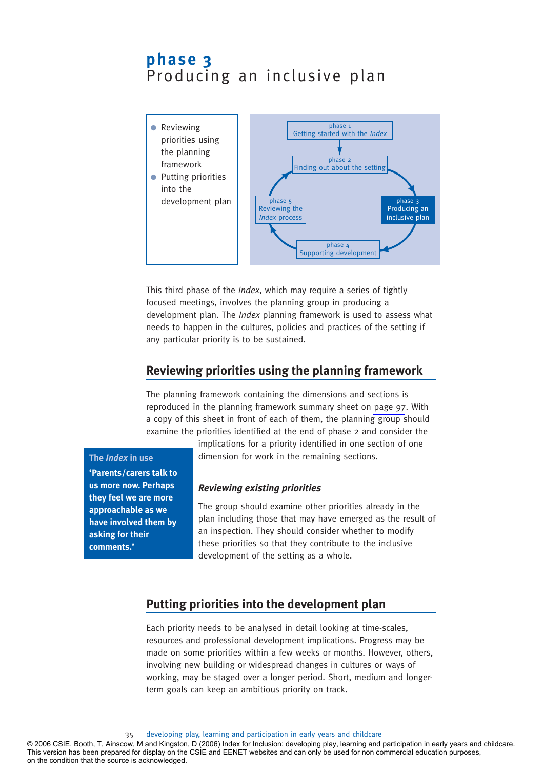# phase 3
## Producing an inclusive plan

- Reviewing priorities using the planning framework
- Putting priorities into the development plan

phase 1
Getting started with the *Index*

phase 2
Finding out about the setting

phase 3
Producing an inclusive plan

phase 4
Supporting development

phase 5
Reviewing the *Index* process

This third phase of the *Index*, which may require a series of tightly focused meetings, involves the planning group in producing a development plan. The *Index* planning framework is used to assess what needs to happen in the cultures, policies and practices of the setting if any particular priority is to be sustained.

## Reviewing priorities using the planning framework

The planning framework containing the dimensions and sections is reproduced in the planning framework summary sheet on page 97. With a copy of this sheet in front of each of them, the planning group should examine the priorities identified at the end of phase 2 and consider the implications for a priority identified in one section of one dimension for work in the remaining sections.

**The *Index* in use**

**'Parents/carers talk to us more now. Perhaps they feel we are more approachable as we have involved them by asking for their comments.'**

### *Reviewing existing priorities*

The group should examine other priorities already in the plan including those that may have emerged as the result of an inspection. They should consider whether to modify these priorities so that they contribute to the inclusive development of the setting as a whole.

## Putting priorities into the development plan

Each priority needs to be analysed in detail looking at time-scales, resources and professional development implications. Progress may be made on some priorities within a few weeks or months. However, others, involving new building or widespread changes in cultures or ways of working, may be staged over a longer period. Short, medium and longer-term goals can keep an ambitious priority on track.

© 2006 CSIE. Booth, T, Ainscow, M and Kingston, D (2006) Index for Inclusion: developing play, learning and participation in early years and childcare. This version has been prepared for display on the CSIE and EENET websites and can only be used for non commercial education purposes, on the condition that the source is acknowledged.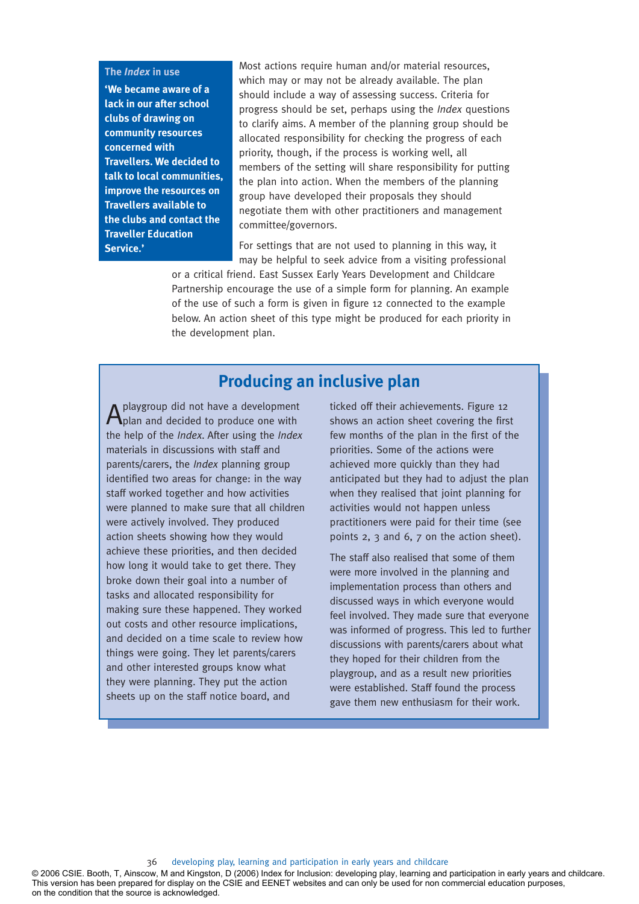**The *Index* in use**

**'We became aware of a lack in our after school clubs of drawing on community resources concerned with Travellers. We decided to talk to local communities, improve the resources on Travellers available to the clubs and contact the Traveller Education Service.'**

Most actions require human and/or material resources, which may or may not be already available. The plan should include a way of assessing success. Criteria for progress should be set, perhaps using the *Index* questions to clarify aims. A member of the planning group should be allocated responsibility for checking the progress of each priority, though, if the process is working well, all members of the setting will share responsibility for putting the plan into action. When the members of the planning group have developed their proposals they should negotiate them with other practitioners and management committee/governors.

For settings that are not used to planning in this way, it may be helpful to seek advice from a visiting professional or a critical friend. East Sussex Early Years Development and Childcare Partnership encourage the use of a simple form for planning. An example of the use of such a form is given in figure 12 connected to the example below. An action sheet of this type might be produced for each priority in the development plan.

## Producing an inclusive plan

A playgroup did not have a development plan and decided to produce one with the help of the *Index*. After using the *Index* materials in discussions with staff and parents/carers, the *Index* planning group identified two areas for change: in the way staff worked together and how activities were planned to make sure that all children were actively involved. They produced action sheets showing how they would achieve these priorities, and then decided how long it would take to get there. They broke down their goal into a number of tasks and allocated responsibility for making sure these happened. They worked out costs and other resource implications, and decided on a time scale to review how things were going. They let parents/carers and other interested groups know what they were planning. They put the action sheets up on the staff notice board, and ticked off their achievements. Figure 12 shows an action sheet covering the first few months of the plan in the first of the priorities. Some of the actions were achieved more quickly than they had anticipated but they had to adjust the plan when they realised that joint planning for activities would not happen unless practitioners were paid for their time (see points 2, 3 and 6, 7 on the action sheet).

The staff also realised that some of them were more involved in the planning and implementation process than others and discussed ways in which everyone would feel involved. They made sure that everyone was informed of progress. This led to further discussions with parents/carers about what they hoped for their children from the playgroup, and as a result new priorities were established. Staff found the process gave them new enthusiasm for their work.

© 2006 CSIE. Booth, T, Ainscow, M and Kingston, D (2006) Index for Inclusion: developing play, learning and participation in early years and childcare. This version has been prepared for display on the CSIE and EENET websites and can only be used for non commercial education purposes, on the condition that the source is acknowledged.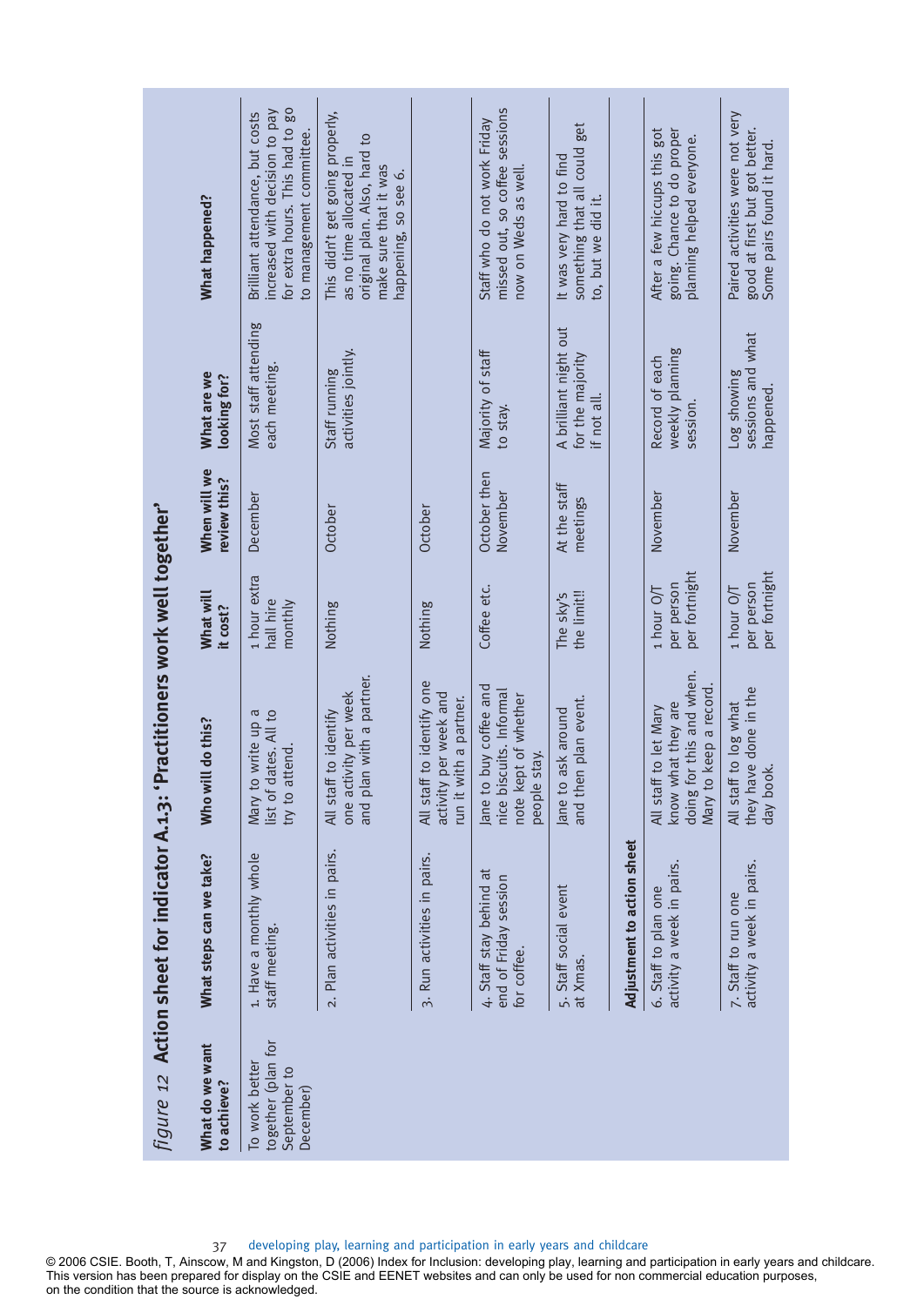*figure 12* **Action sheet for indicator A.1.3: 'Practitioners work well together'**

| What do we want to achieve? | What steps can we take? | Who will do this? | What will it cost? | When will we review this? | What are we looking for? | What happened? |
|---|---|---|---|---|---|---|
| To work better together (plan for September to December) | 1. Have a monthly whole staff meeting. | Mary to write up a list of dates. All to try to attend. | 1 hour extra hall hire monthly | December | Most staff attending each meeting. | Brilliant attendance, but costs increased with decision to pay for extra hours. This had to go to management committee. |
| | 2. Plan activities in pairs. | All staff to identify one activity per week and plan with a partner. | Nothing | October | Staff running activities jointly. | This didn't get going properly, as no time allocated in original plan. Also, hard to make sure that it was happening, so see 6. |
| | 3. Run activities in pairs. | All staff to identify one activity per week and run it with a partner. | Nothing | October | | |
| | 4. Staff stay behind at end of Friday session for coffee. | Jane to buy coffee and nice biscuits. Informal note kept of whether people stay. | Coffee etc. | October then November | Majority of staff to stay. | Staff who do not work Friday missed out, so coffee sessions now on Weds as well. |
| | 5. Staff social event at Xmas. | Jane to ask around and then plan event. | The sky's the limit!! | At the staff meetings | A brilliant night out for the majority if not all. | It was very hard to find something that all could get to, but we did it. |
| | **Adjustment to action sheet** | | | | | |
| | 6. Staff to plan one activity a week in pairs. | All staff to let Mary know what they are doing for this and when. Mary to keep a record. | 1 hour O/T per person per fortnight | November | Record of each weekly planning session. | After a few hiccups this got going. Chance to do proper planning helped everyone. |
| | 7. Staff to run one activity a week in pairs. | All staff to log what they have done in the day book. | 1 hour O/T per person per fortnight | November | Log showing sessions and what happened. | Paired activities were not very good at first but got better. Some pairs found it hard. |

© 2006 CSIE. Booth, T, Ainscow, M and Kingston, D (2006) Index for Inclusion: developing play, learning and participation in early years and childcare. This version has been prepared for display on the CSIE and EENET websites and can only be used for non commercial education purposes, on the condition that the source is acknowledged.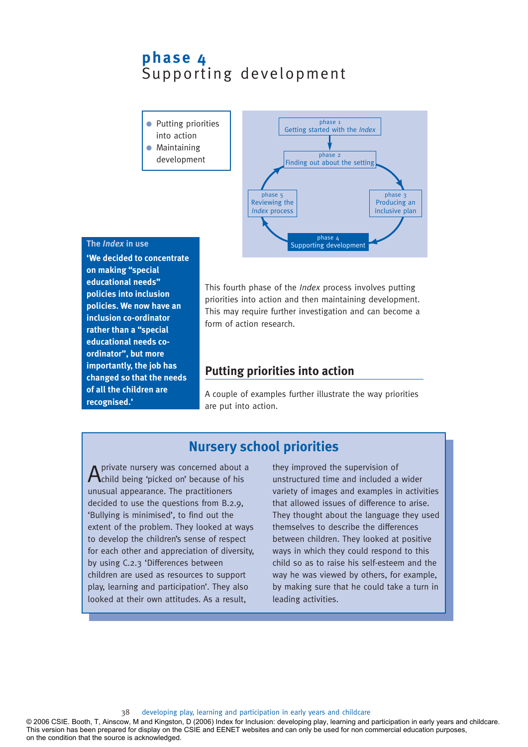# phase 4
# Supporting development

- Putting priorities into action
- Maintaining development

phase 1
Getting started with the *Index*

phase 2
Finding out about the setting

phase 3
Producing an inclusive plan

phase 4
Supporting development

phase 5
Reviewing the *Index* process

**The *Index* in use**

**'We decided to concentrate on making "special educational needs" policies into inclusion policies. We now have an inclusion co-ordinator rather than a "special educational needs co-ordinator", but more importantly, the job has changed so that the needs of all the children are recognised.'**

This fourth phase of the *Index* process involves putting priorities into action and then maintaining development. This may require further investigation and can become a form of action research.

## Putting priorities into action

A couple of examples further illustrate the way priorities are put into action.

### Nursery school priorities

A private nursery was concerned about a child being 'picked on' because of his unusual appearance. The practitioners decided to use the questions from B.2.9, 'Bullying is minimised', to find out the extent of the problem. They looked at ways to develop the children's sense of respect for each other and appreciation of diversity, by using C.2.3 'Differences between children are used as resources to support play, learning and participation'. They also looked at their own attitudes. As a result, they improved the supervision of unstructured time and included a wider variety of images and examples in activities that allowed issues of difference to arise. They thought about the language they used themselves to describe the differences between children. They looked at positive ways in which they could respond to this child so as to raise his self-esteem and the way he was viewed by others, for example, by making sure that he could take a turn in leading activities.

© 2006 CSIE. Booth, T, Ainscow, M and Kingston, D (2006) Index for Inclusion: developing play, learning and participation in early years and childcare. This version has been prepared for display on the CSIE and EENET websites and can only be used for non commercial education purposes, on the condition that the source is acknowledged.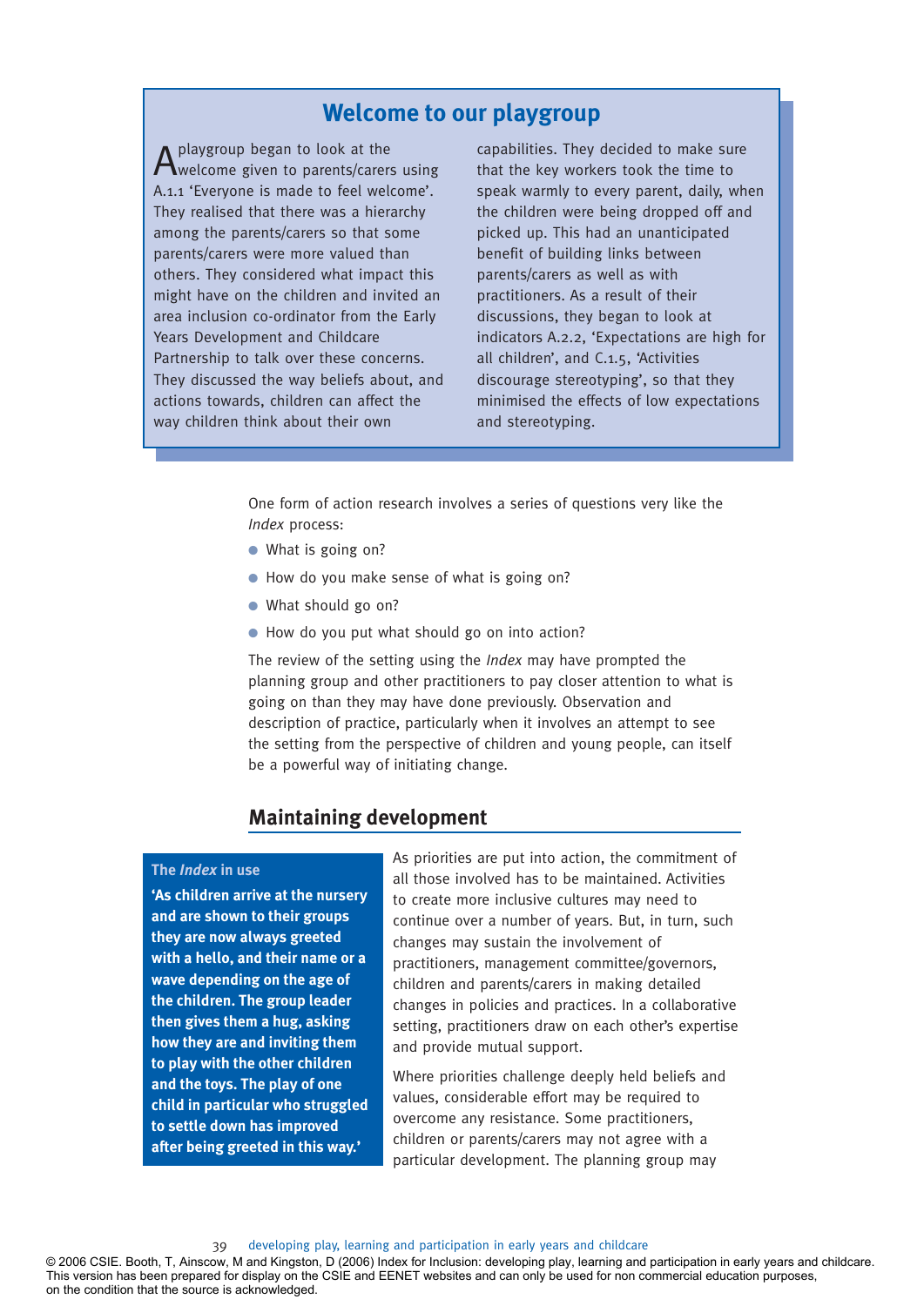## Welcome to our playgroup

A playgroup began to look at the welcome given to parents/carers using A.1.1 'Everyone is made to feel welcome'. They realised that there was a hierarchy among the parents/carers so that some parents/carers were more valued than others. They considered what impact this might have on the children and invited an area inclusion co-ordinator from the Early Years Development and Childcare Partnership to talk over these concerns. They discussed the way beliefs about, and actions towards, children can affect the way children think about their own capabilities. They decided to make sure that the key workers took the time to speak warmly to every parent, daily, when the children were being dropped off and picked up. This had an unanticipated benefit of building links between parents/carers as well as with practitioners. As a result of their discussions, they began to look at indicators A.2.2, 'Expectations are high for all children', and C.1.5, 'Activities discourage stereotyping', so that they minimised the effects of low expectations and stereotyping.

One form of action research involves a series of questions very like the *Index* process:

- What is going on?
- How do you make sense of what is going on?
- What should go on?
- How do you put what should go on into action?

The review of the setting using the *Index* may have prompted the planning group and other practitioners to pay closer attention to what is going on than they may have done previously. Observation and description of practice, particularly when it involves an attempt to see the setting from the perspective of children and young people, can itself be a powerful way of initiating change.

## Maintaining development

**The *Index* in use**

**'As children arrive at the nursery and are shown to their groups they are now always greeted with a hello, and their name or a wave depending on the age of the children. The group leader then gives them a hug, asking how they are and inviting them to play with the other children and the toys. The play of one child in particular who struggled to settle down has improved after being greeted in this way.'**

As priorities are put into action, the commitment of all those involved has to be maintained. Activities to create more inclusive cultures may need to continue over a number of years. But, in turn, such changes may sustain the involvement of practitioners, management committee/governors, children and parents/carers in making detailed changes in policies and practices. In a collaborative setting, practitioners draw on each other's expertise and provide mutual support.

Where priorities challenge deeply held beliefs and values, considerable effort may be required to overcome any resistance. Some practitioners, children or parents/carers may not agree with a particular development. The planning group may

© 2006 CSIE. Booth, T, Ainscow, M and Kingston, D (2006) Index for Inclusion: developing play, learning and participation in early years and childcare. This version has been prepared for display on the CSIE and EENET websites and can only be used for non commercial education purposes, on the condition that the source is acknowledged.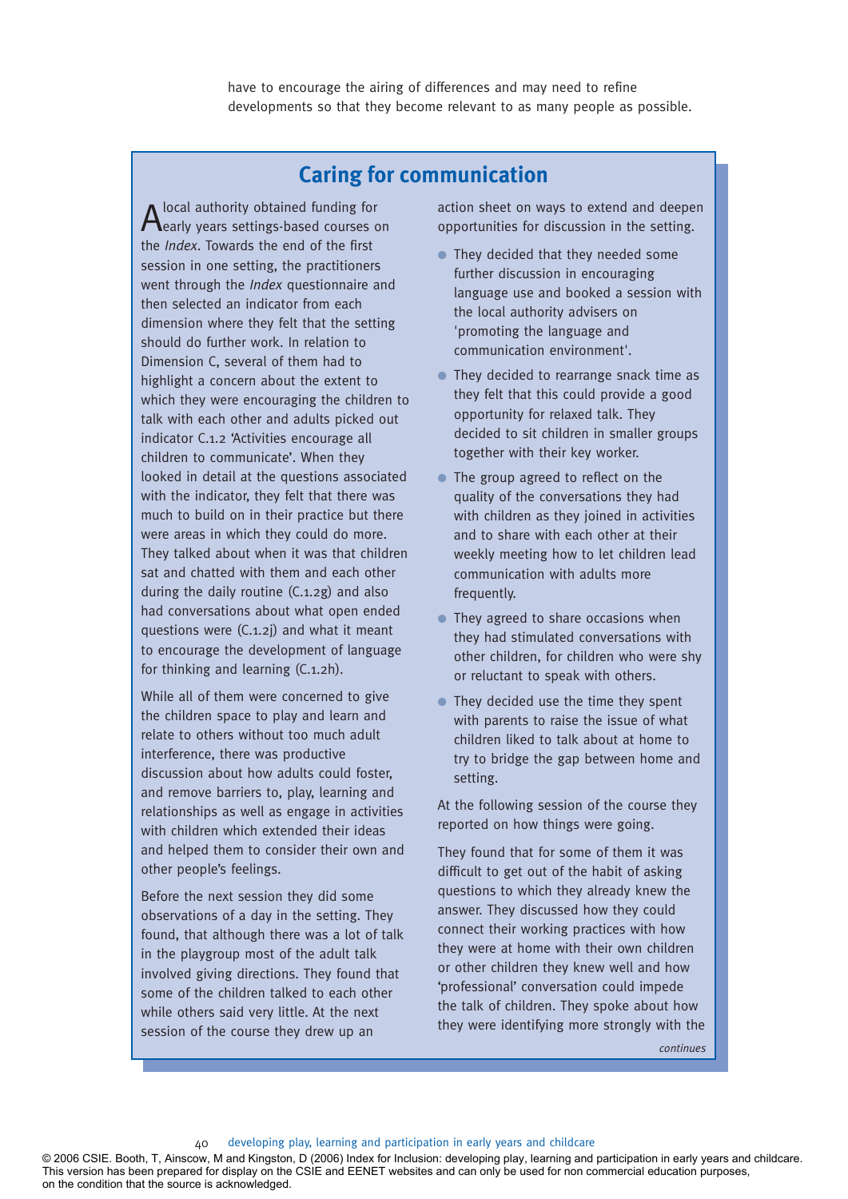have to encourage the airing of differences and may need to refine developments so that they become relevant to as many people as possible.

## Caring for communication

A local authority obtained funding for early years settings-based courses on the *Index*. Towards the end of the first session in one setting, the practitioners went through the *Index* questionnaire and then selected an indicator from each dimension where they felt that the setting should do further work. In relation to Dimension C, several of them had to highlight a concern about the extent to which they were encouraging the children to talk with each other and adults picked out indicator C.1.2 'Activities encourage all children to communicate'. When they looked in detail at the questions associated with the indicator, they felt that there was much to build on in their practice but there were areas in which they could do more. They talked about when it was that children sat and chatted with them and each other during the daily routine (C.1.2g) and also had conversations about what open ended questions were (C.1.2j) and what it meant to encourage the development of language for thinking and learning (C.1.2h).

While all of them were concerned to give the children space to play and learn and relate to others without too much adult interference, there was productive discussion about how adults could foster, and remove barriers to, play, learning and relationships as well as engage in activities with children which extended their ideas and helped them to consider their own and other people's feelings.

Before the next session they did some observations of a day in the setting. They found, that although there was a lot of talk in the playgroup most of the adult talk involved giving directions. They found that some of the children talked to each other while others said very little. At the next session of the course they drew up an action sheet on ways to extend and deepen opportunities for discussion in the setting.

- They decided that they needed some further discussion in encouraging language use and booked a session with the local authority advisers on 'promoting the language and communication environment'.
- They decided to rearrange snack time as they felt that this could provide a good opportunity for relaxed talk. They decided to sit children in smaller groups together with their key worker.
- The group agreed to reflect on the quality of the conversations they had with children as they joined in activities and to share with each other at their weekly meeting how to let children lead communication with adults more frequently.
- They agreed to share occasions when they had stimulated conversations with other children, for children who were shy or reluctant to speak with others.
- They decided use the time they spent with parents to raise the issue of what children liked to talk about at home to try to bridge the gap between home and setting.

At the following session of the course they reported on how things were going.

They found that for some of them it was difficult to get out of the habit of asking questions to which they already knew the answer. They discussed how they could connect their working practices with how they were at home with their own children or other children they knew well and how 'professional' conversation could impede the talk of children. They spoke about how they were identifying more strongly with the

*continues*

© 2006 CSIE. Booth, T, Ainscow, M and Kingston, D (2006) Index for Inclusion: developing play, learning and participation in early years and childcare. This version has been prepared for display on the CSIE and EENET websites and can only be used for non commercial education purposes, on the condition that the source is acknowledged.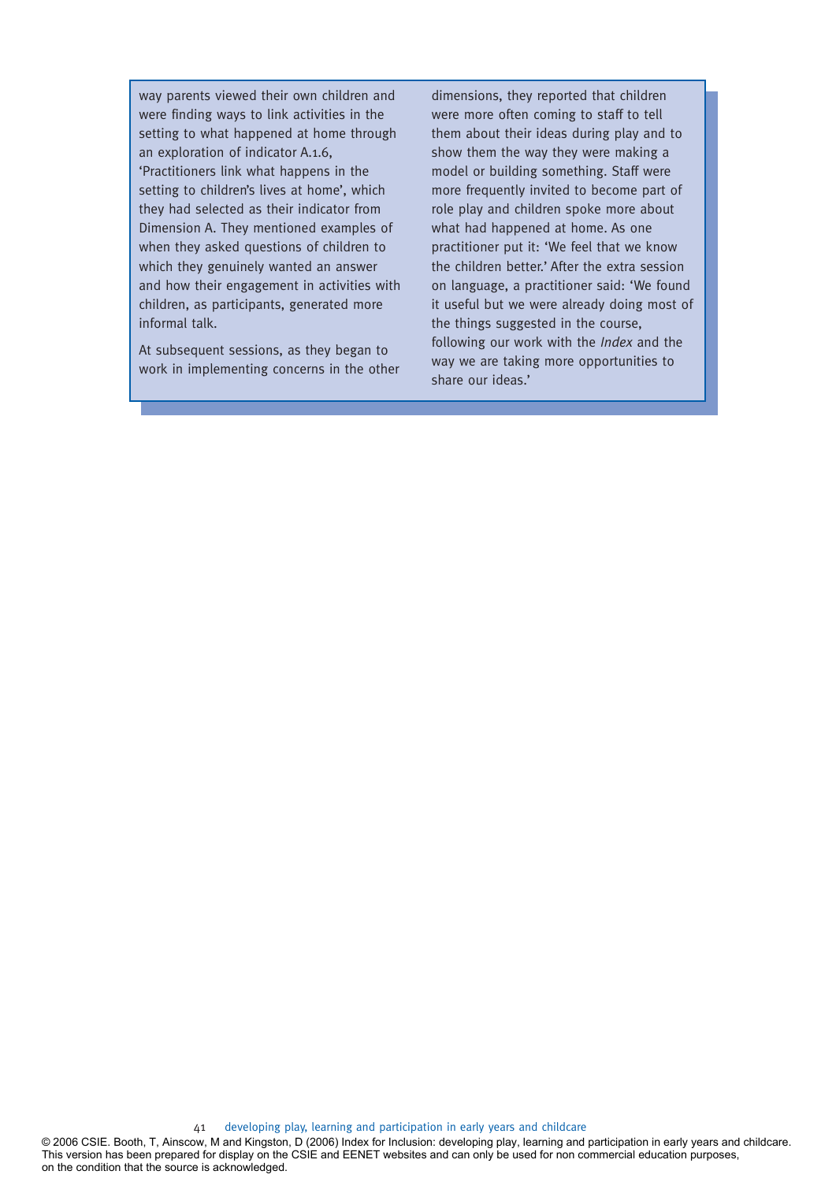way parents viewed their own children and were finding ways to link activities in the setting to what happened at home through an exploration of indicator A.1.6, 'Practitioners link what happens in the setting to children's lives at home', which they had selected as their indicator from Dimension A. They mentioned examples of when they asked questions of children to which they genuinely wanted an answer and how their engagement in activities with children, as participants, generated more informal talk.

At subsequent sessions, as they began to work in implementing concerns in the other dimensions, they reported that children were more often coming to staff to tell them about their ideas during play and to show them the way they were making a model or building something. Staff were more frequently invited to become part of role play and children spoke more about what had happened at home. As one practitioner put it: 'We feel that we know the children better.' After the extra session on language, a practitioner said: 'We found it useful but we were already doing most of the things suggested in the course, following our work with the *Index* and the way we are taking more opportunities to share our ideas.'

© 2006 CSIE. Booth, T, Ainscow, M and Kingston, D (2006) Index for Inclusion: developing play, learning and participation in early years and childcare. This version has been prepared for display on the CSIE and EENET websites and can only be used for non commercial education purposes, on the condition that the source is acknowledged.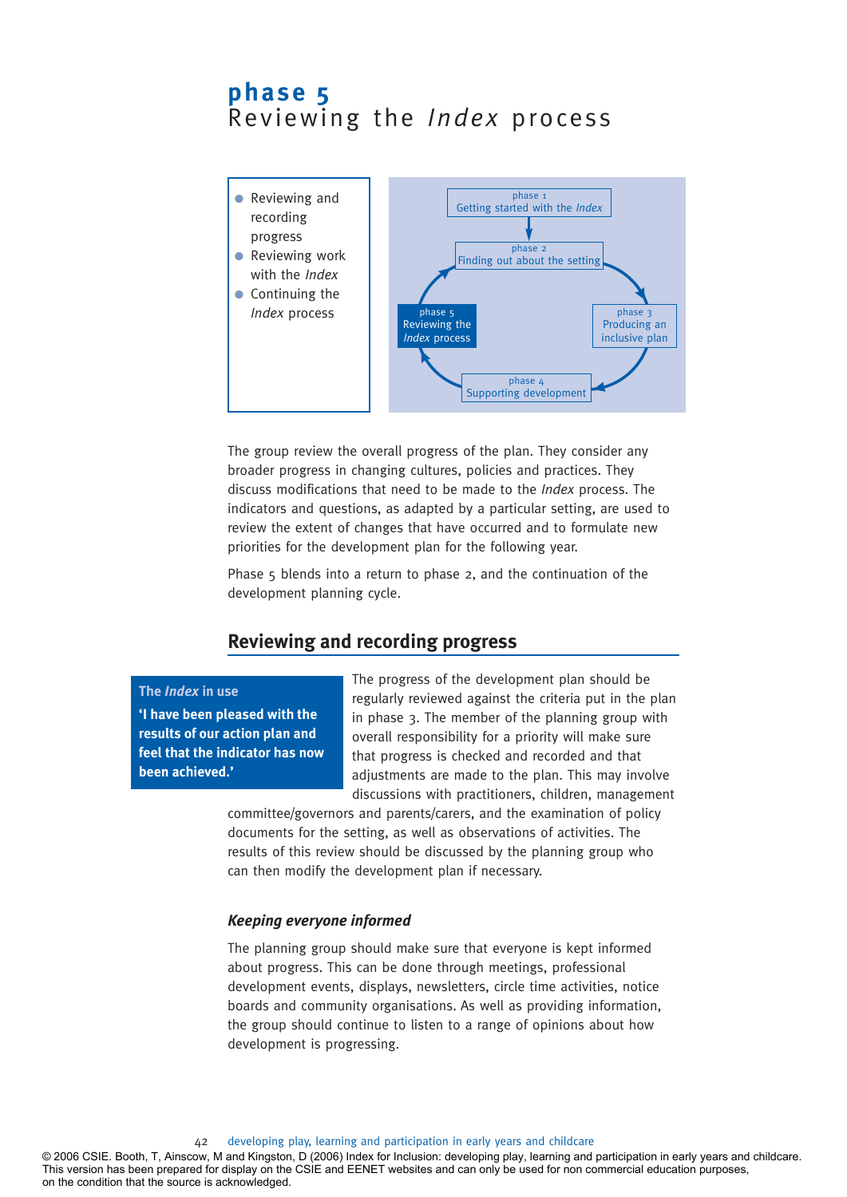# phase 5
# Reviewing the *Index* process

- Reviewing and recording progress
- Reviewing work with the *Index*
- Continuing the *Index* process

phase 1
Getting started with the *Index*

phase 2
Finding out about the setting

phase 3
Producing an inclusive plan

phase 4
Supporting development

phase 5
Reviewing the *Index* process

The group review the overall progress of the plan. They consider any broader progress in changing cultures, policies and practices. They discuss modifications that need to be made to the *Index* process. The indicators and questions, as adapted by a particular setting, are used to review the extent of changes that have occurred and to formulate new priorities for the development plan for the following year.

Phase 5 blends into a return to phase 2, and the continuation of the development planning cycle.

## Reviewing and recording progress

> **The *Index* in use**
> **'I have been pleased with the results of our action plan and feel that the indicator has now been achieved.'**

The progress of the development plan should be regularly reviewed against the criteria put in the plan in phase 3. The member of the planning group with overall responsibility for a priority will make sure that progress is checked and recorded and that adjustments are made to the plan. This may involve discussions with practitioners, children, management committee/governors and parents/carers, and the examination of policy documents for the setting, as well as observations of activities. The results of this review should be discussed by the planning group who can then modify the development plan if necessary.

### *Keeping everyone informed*

The planning group should make sure that everyone is kept informed about progress. This can be done through meetings, professional development events, displays, newsletters, circle time activities, notice boards and community organisations. As well as providing information, the group should continue to listen to a range of opinions about how development is progressing.

© 2006 CSIE. Booth, T, Ainscow, M and Kingston, D (2006) Index for Inclusion: developing play, learning and participation in early years and childcare. This version has been prepared for display on the CSIE and EENET websites and can only be used for non commercial education purposes, on the condition that the source is acknowledged.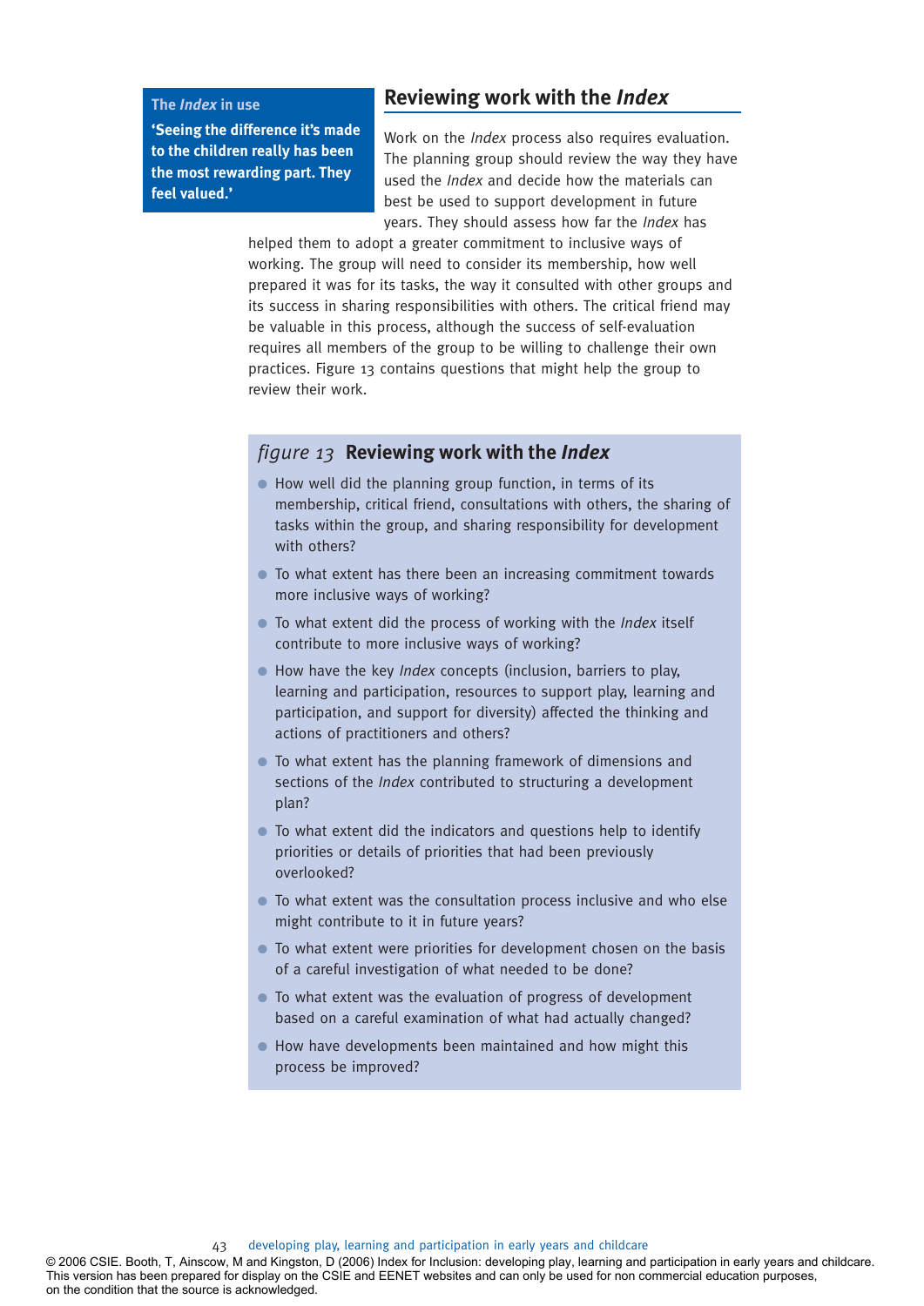**The *Index* in use**

**'Seeing the difference it's made to the children really has been the most rewarding part. They feel valued.'**

## Reviewing work with the *Index*

Work on the *Index* process also requires evaluation. The planning group should review the way they have used the *Index* and decide how the materials can best be used to support development in future years. They should assess how far the *Index* has helped them to adopt a greater commitment to inclusive ways of working. The group will need to consider its membership, how well prepared it was for its tasks, the way it consulted with other groups and its success in sharing responsibilities with others. The critical friend may be valuable in this process, although the success of self-evaluation requires all members of the group to be willing to challenge their own practices. Figure 13 contains questions that might help the group to review their work.

### *figure 13* Reviewing work with the *Index*

- How well did the planning group function, in terms of its membership, critical friend, consultations with others, the sharing of tasks within the group, and sharing responsibility for development with others?
- To what extent has there been an increasing commitment towards more inclusive ways of working?
- To what extent did the process of working with the *Index* itself contribute to more inclusive ways of working?
- How have the key *Index* concepts (inclusion, barriers to play, learning and participation, resources to support play, learning and participation, and support for diversity) affected the thinking and actions of practitioners and others?
- To what extent has the planning framework of dimensions and sections of the *Index* contributed to structuring a development plan?
- To what extent did the indicators and questions help to identify priorities or details of priorities that had been previously overlooked?
- To what extent was the consultation process inclusive and who else might contribute to it in future years?
- To what extent were priorities for development chosen on the basis of a careful investigation of what needed to be done?
- To what extent was the evaluation of progress of development based on a careful examination of what had actually changed?
- How have developments been maintained and how might this process be improved?

© 2006 CSIE. Booth, T, Ainscow, M and Kingston, D (2006) Index for Inclusion: developing play, learning and participation in early years and childcare. This version has been prepared for display on the CSIE and EENET websites and can only be used for non commercial education purposes, on the condition that the source is acknowledged.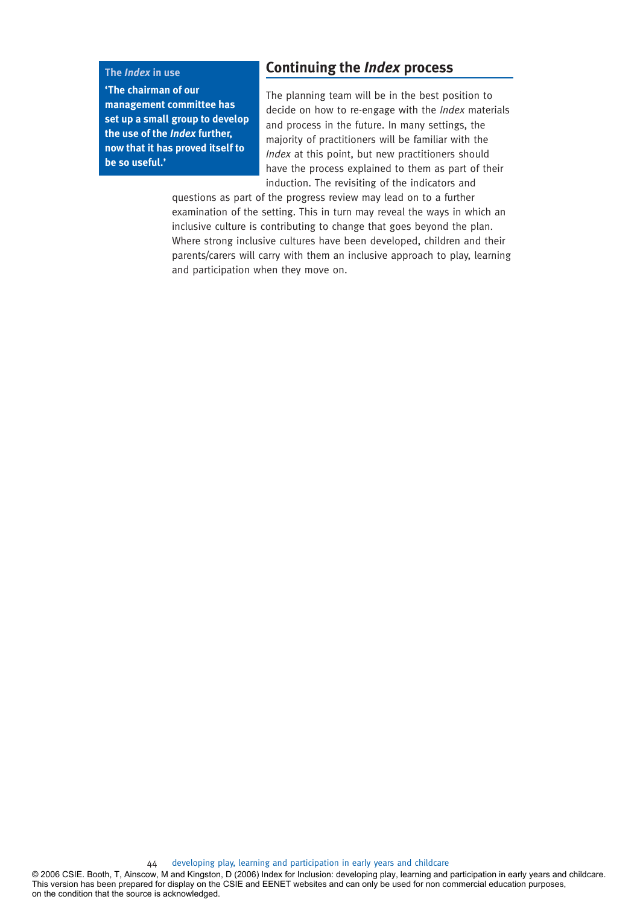**The *Index* in use**

**'The chairman of our management committee has set up a small group to develop the use of the *Index* further, now that it has proved itself to be so useful.'**

## Continuing the *Index* process

The planning team will be in the best position to decide on how to re-engage with the *Index* materials and process in the future. In many settings, the majority of practitioners will be familiar with the *Index* at this point, but new practitioners should have the process explained to them as part of their induction. The revisiting of the indicators and questions as part of the progress review may lead on to a further examination of the setting. This in turn may reveal the ways in which an inclusive culture is contributing to change that goes beyond the plan. Where strong inclusive cultures have been developed, children and their parents/carers will carry with them an inclusive approach to play, learning and participation when they move on.

© 2006 CSIE. Booth, T, Ainscow, M and Kingston, D (2006) Index for Inclusion: developing play, learning and participation in early years and childcare. This version has been prepared for display on the CSIE and EENET websites and can only be used for non commercial education purposes, on the condition that the source is acknowledged.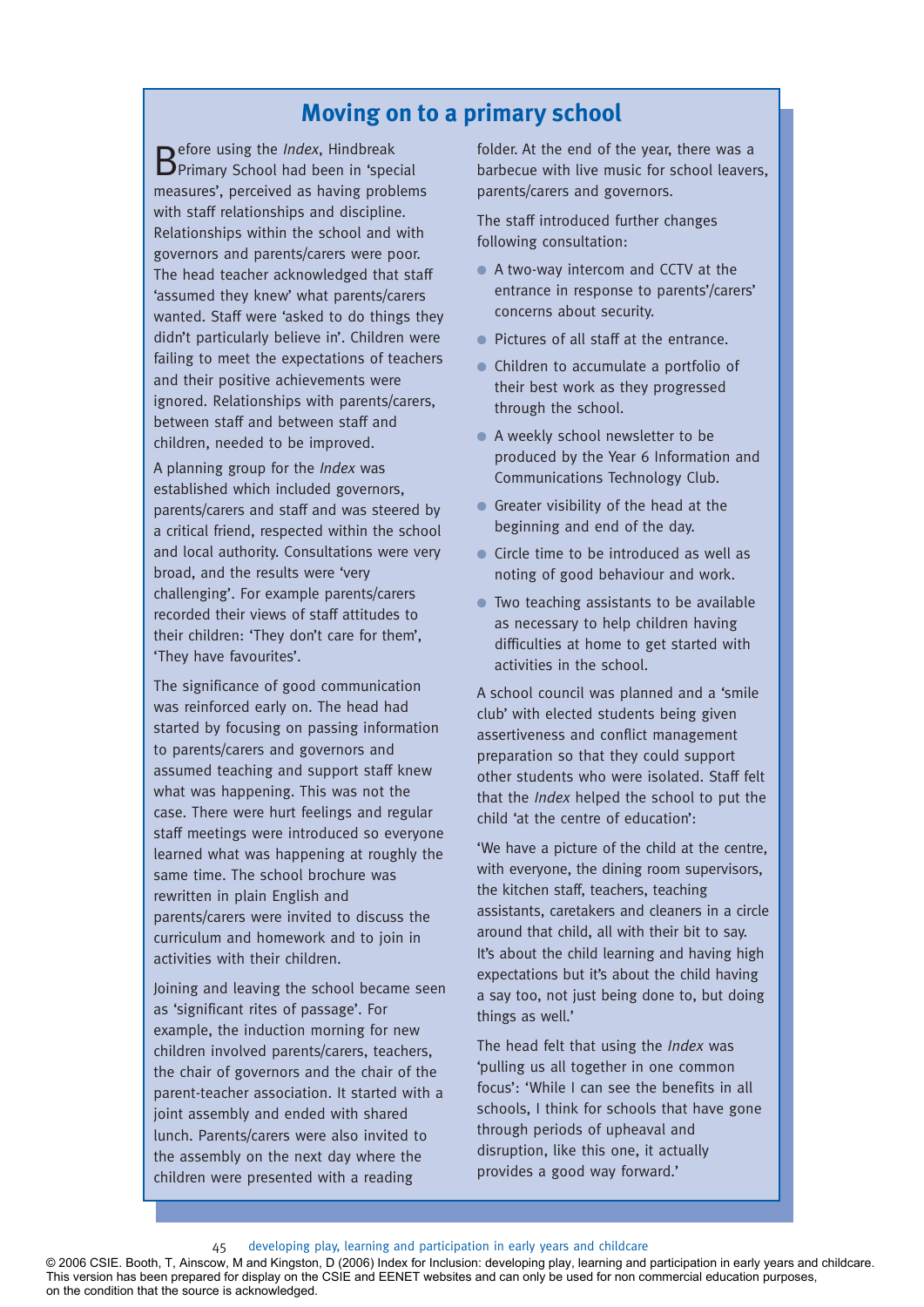## Moving on to a primary school

Before using the *Index*, Hindbreak Primary School had been in 'special measures', perceived as having problems with staff relationships and discipline. Relationships within the school and with governors and parents/carers were poor. The head teacher acknowledged that staff 'assumed they knew' what parents/carers wanted. Staff were 'asked to do things they didn't particularly believe in'. Children were failing to meet the expectations of teachers and their positive achievements were ignored. Relationships with parents/carers, between staff and between staff and children, needed to be improved.

A planning group for the *Index* was established which included governors, parents/carers and staff and was steered by a critical friend, respected within the school and local authority. Consultations were very broad, and the results were 'very challenging'. For example parents/carers recorded their views of staff attitudes to their children: 'They don't care for them', 'They have favourites'.

The significance of good communication was reinforced early on. The head had started by focusing on passing information to parents/carers and governors and assumed teaching and support staff knew what was happening. This was not the case. There were hurt feelings and regular staff meetings were introduced so everyone learned what was happening at roughly the same time. The school brochure was rewritten in plain English and parents/carers were invited to discuss the curriculum and homework and to join in activities with their children.

Joining and leaving the school became seen as 'significant rites of passage'. For example, the induction morning for new children involved parents/carers, teachers, the chair of governors and the chair of the parent-teacher association. It started with a joint assembly and ended with shared lunch. Parents/carers were also invited to the assembly on the next day where the children were presented with a reading folder. At the end of the year, there was a barbecue with live music for school leavers, parents/carers and governors.

The staff introduced further changes following consultation:

- A two-way intercom and CCTV at the entrance in response to parents'/carers' concerns about security.
- Pictures of all staff at the entrance.
- Children to accumulate a portfolio of their best work as they progressed through the school.
- A weekly school newsletter to be produced by the Year 6 Information and Communications Technology Club.
- Greater visibility of the head at the beginning and end of the day.
- Circle time to be introduced as well as noting of good behaviour and work.
- Two teaching assistants to be available as necessary to help children having difficulties at home to get started with activities in the school.

A school council was planned and a 'smile club' with elected students being given assertiveness and conflict management preparation so that they could support other students who were isolated. Staff felt that the *Index* helped the school to put the child 'at the centre of education':

'We have a picture of the child at the centre, with everyone, the dining room supervisors, the kitchen staff, teachers, teaching assistants, caretakers and cleaners in a circle around that child, all with their bit to say. It's about the child learning and having high expectations but it's about the child having a say too, not just being done to, but doing things as well.'

The head felt that using the *Index* was 'pulling us all together in one common focus': 'While I can see the benefits in all schools, I think for schools that have gone through periods of upheaval and disruption, like this one, it actually provides a good way forward.'

© 2006 CSIE. Booth, T, Ainscow, M and Kingston, D (2006) Index for Inclusion: developing play, learning and participation in early years and childcare. This version has been prepared for display on the CSIE and EENET websites and can only be used for non commercial education purposes, on the condition that the source is acknowledged.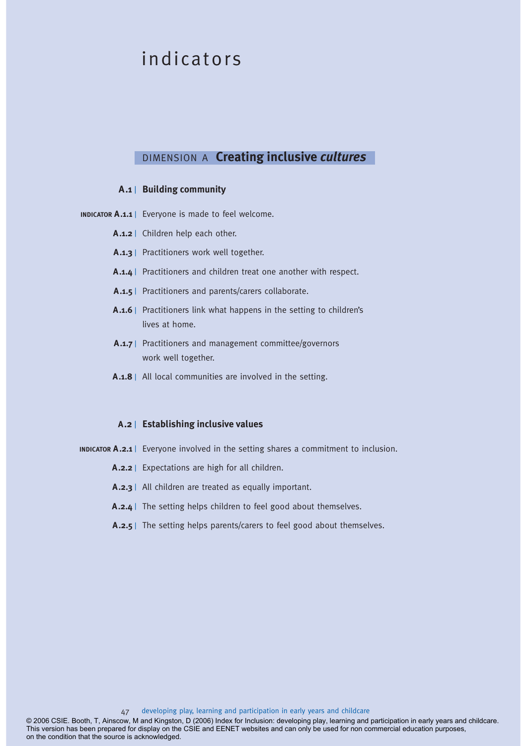# indicators

## DIMENSION A **Creating inclusive *cultures***

### A.1 | Building community

**INDICATOR A.1.1** | Everyone is made to feel welcome.

**A.1.2** | Children help each other.

**A.1.3** | Practitioners work well together.

**A.1.4** | Practitioners and children treat one another with respect.

**A.1.5** | Practitioners and parents/carers collaborate.

**A.1.6** | Practitioners link what happens in the setting to children's lives at home.

**A.1.7** | Practitioners and management committee/governors work well together.

**A.1.8** | All local communities are involved in the setting.

### A.2 | Establishing inclusive values

**INDICATOR A.2.1** | Everyone involved in the setting shares a commitment to inclusion.

**A.2.2** | Expectations are high for all children.

**A.2.3** | All children are treated as equally important.

**A.2.4** | The setting helps children to feel good about themselves.

**A.2.5** | The setting helps parents/carers to feel good about themselves.

© 2006 CSIE. Booth, T, Ainscow, M and Kingston, D (2006) Index for Inclusion: developing play, learning and participation in early years and childcare. This version has been prepared for display on the CSIE and EENET websites and can only be used for non commercial education purposes, on the condition that the source is acknowledged.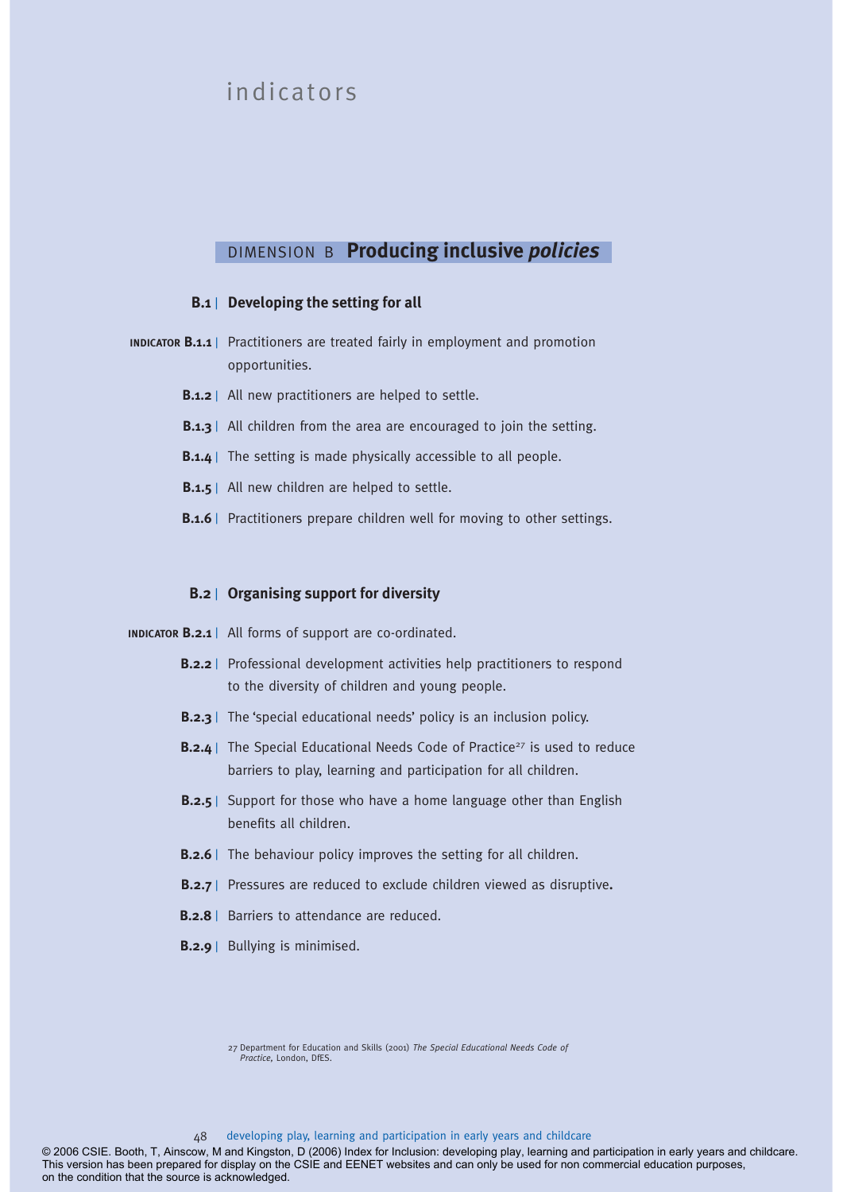# indicators

## DIMENSION B **Producing inclusive *policies***

### B.1 | Developing the setting for all

**INDICATOR B.1.1** | Practitioners are treated fairly in employment and promotion opportunities.

**B.1.2** | All new practitioners are helped to settle.

**B.1.3** | All children from the area are encouraged to join the setting.

**B.1.4** | The setting is made physically accessible to all people.

**B.1.5** | All new children are helped to settle.

**B.1.6** | Practitioners prepare children well for moving to other settings.

### B.2 | Organising support for diversity

**INDICATOR B.2.1** | All forms of support are co-ordinated.

**B.2.2** | Professional development activities help practitioners to respond to the diversity of children and young people.

**B.2.3** | The 'special educational needs' policy is an inclusion policy.

**B.2.4** | The Special Educational Needs Code of Practice[27] is used to reduce barriers to play, learning and participation for all children.

**B.2.5** | Support for those who have a home language other than English benefits all children.

**B.2.6** | The behaviour policy improves the setting for all children.

**B.2.7** | Pressures are reduced to exclude children viewed as disruptive**.**

**B.2.8** | Barriers to attendance are reduced.

**B.2.9** | Bullying is minimised.

27 Department for Education and Skills (2001) *The Special Educational Needs Code of Practice*, London, DfES.

© 2006 CSIE. Booth, T, Ainscow, M and Kingston, D (2006) Index for Inclusion: developing play, learning and participation in early years and childcare. This version has been prepared for display on the CSIE and EENET websites and can only be used for non commercial education purposes, on the condition that the source is acknowledged.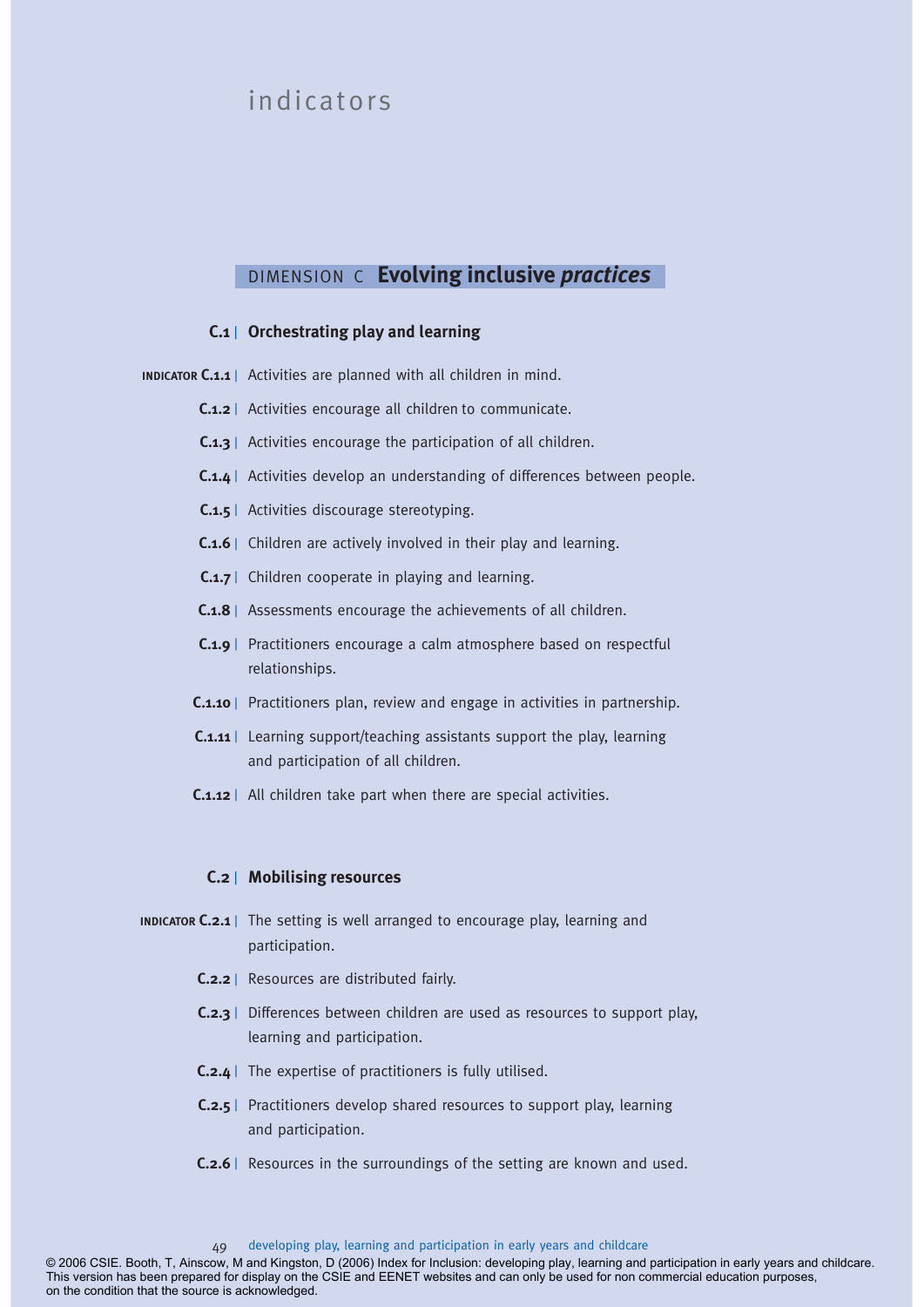# indicators

## DIMENSION C **Evolving inclusive *practices***

### C.1 | Orchestrating play and learning

**INDICATOR C.1.1** | Activities are planned with all children in mind.

**C.1.2** | Activities encourage all children to communicate.

**C.1.3** | Activities encourage the participation of all children.

**C.1.4** | Activities develop an understanding of differences between people.

**C.1.5** | Activities discourage stereotyping.

**C.1.6** | Children are actively involved in their play and learning.

**C.1.7** | Children cooperate in playing and learning.

**C.1.8** | Assessments encourage the achievements of all children.

**C.1.9** | Practitioners encourage a calm atmosphere based on respectful relationships.

**C.1.10** | Practitioners plan, review and engage in activities in partnership.

**C.1.11** | Learning support/teaching assistants support the play, learning and participation of all children.

**C.1.12** | All children take part when there are special activities.

### C.2 | Mobilising resources

**INDICATOR C.2.1** | The setting is well arranged to encourage play, learning and participation.

**C.2.2** | Resources are distributed fairly.

**C.2.3** | Differences between children are used as resources to support play, learning and participation.

**C.2.4** | The expertise of practitioners is fully utilised.

**C.2.5** | Practitioners develop shared resources to support play, learning and participation.

**C.2.6** | Resources in the surroundings of the setting are known and used.

© 2006 CSIE. Booth, T, Ainscow, M and Kingston, D (2006) Index for Inclusion: developing play, learning and participation in early years and childcare. This version has been prepared for display on the CSIE and EENET websites and can only be used for non commercial education purposes, on the condition that the source is acknowledged.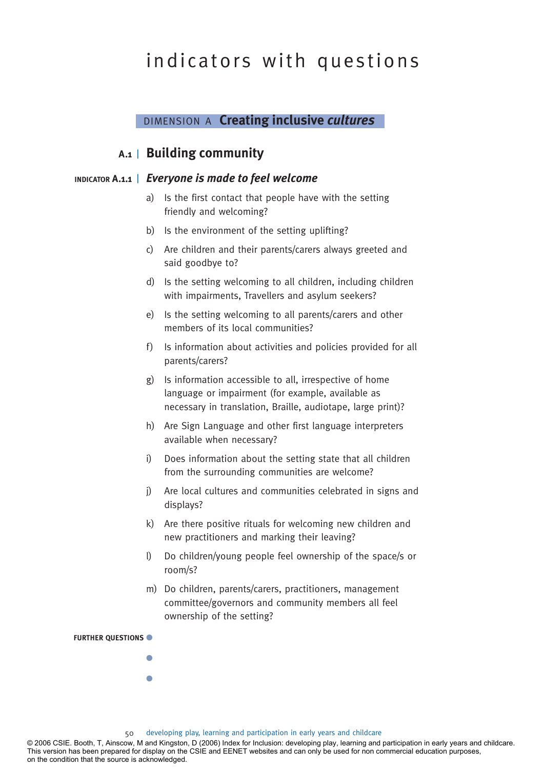# indicators with questions

## DIMENSION A **Creating inclusive *cultures***

### A.1 | Building community

#### INDICATOR A.1.1 | *Everyone is made to feel welcome*

a) Is the first contact that people have with the setting friendly and welcoming?

b) Is the environment of the setting uplifting?

c) Are children and their parents/carers always greeted and said goodbye to?

d) Is the setting welcoming to all children, including children with impairments, Travellers and asylum seekers?

e) Is the setting welcoming to all parents/carers and other members of its local communities?

f) Is information about activities and policies provided for all parents/carers?

g) Is information accessible to all, irrespective of home language or impairment (for example, available as necessary in translation, Braille, audiotape, large print)?

h) Are Sign Language and other first language interpreters available when necessary?

i) Does information about the setting state that all children from the surrounding communities are welcome?

j) Are local cultures and communities celebrated in signs and displays?

k) Are there positive rituals for welcoming new children and new practitioners and marking their leaving?

l) Do children/young people feel ownership of the space/s or room/s?

m) Do children, parents/carers, practitioners, management committee/governors and community members all feel ownership of the setting?

**FURTHER QUESTIONS**

- 
- 
- 

© 2006 CSIE. Booth, T, Ainscow, M and Kingston, D (2006) Index for Inclusion: developing play, learning and participation in early years and childcare. This version has been prepared for display on the CSIE and EENET websites and can only be used for non commercial education purposes, on the condition that the source is acknowledged.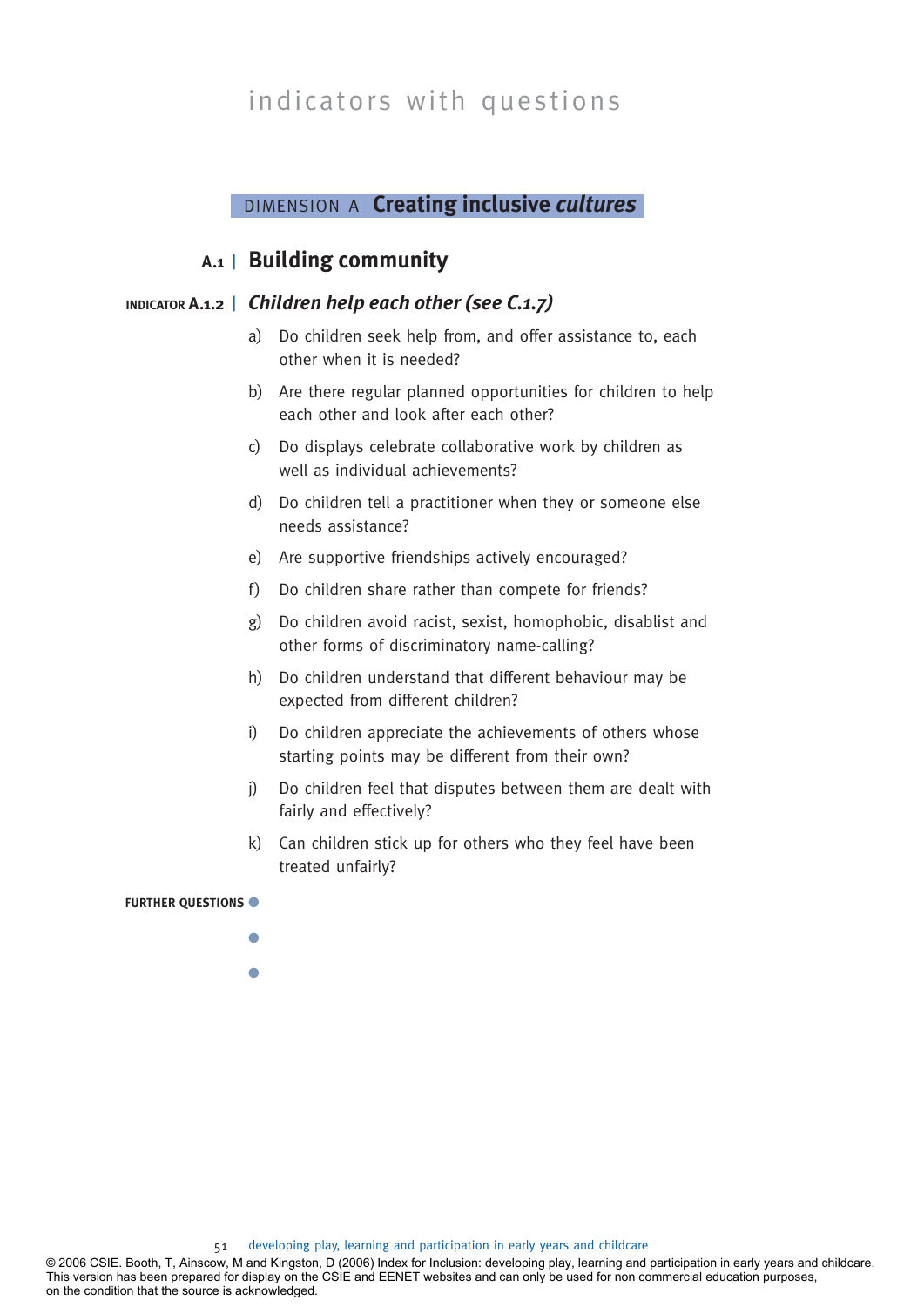# indicators with questions

## DIMENSION A **Creating inclusive *cultures***

### A.1 | Building community

#### INDICATOR A.1.2 | *Children help each other (see C.1.7)*

a) Do children seek help from, and offer assistance to, each other when it is needed?

b) Are there regular planned opportunities for children to help each other and look after each other?

c) Do displays celebrate collaborative work by children as well as individual achievements?

d) Do children tell a practitioner when they or someone else needs assistance?

e) Are supportive friendships actively encouraged?

f) Do children share rather than compete for friends?

g) Do children avoid racist, sexist, homophobic, disablist and other forms of discriminatory name-calling?

h) Do children understand that different behaviour may be expected from different children?

i) Do children appreciate the achievements of others whose starting points may be different from their own?

j) Do children feel that disputes between them are dealt with fairly and effectively?

k) Can children stick up for others who they feel have been treated unfairly?

**FURTHER QUESTIONS**

- 
- 
- 

© 2006 CSIE. Booth, T, Ainscow, M and Kingston, D (2006) Index for Inclusion: developing play, learning and participation in early years and childcare. This version has been prepared for display on the CSIE and EENET websites and can only be used for non commercial education purposes, on the condition that the source is acknowledged.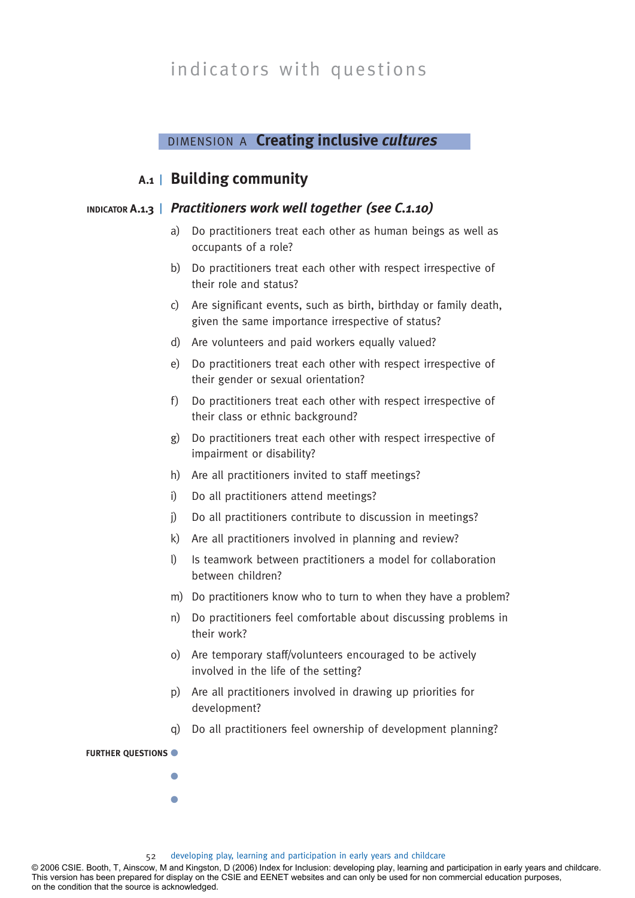# indicators with questions

## DIMENSION A Creating inclusive *cultures*

### A.1 | Building community

#### INDICATOR A.1.3 | *Practitioners work well together (see C.1.10)*

a) Do practitioners treat each other as human beings as well as occupants of a role?

b) Do practitioners treat each other with respect irrespective of their role and status?

c) Are significant events, such as birth, birthday or family death, given the same importance irrespective of status?

d) Are volunteers and paid workers equally valued?

e) Do practitioners treat each other with respect irrespective of their gender or sexual orientation?

f) Do practitioners treat each other with respect irrespective of their class or ethnic background?

g) Do practitioners treat each other with respect irrespective of impairment or disability?

h) Are all practitioners invited to staff meetings?

i) Do all practitioners attend meetings?

j) Do all practitioners contribute to discussion in meetings?

k) Are all practitioners involved in planning and review?

l) Is teamwork between practitioners a model for collaboration between children?

m) Do practitioners know who to turn to when they have a problem?

n) Do practitioners feel comfortable about discussing problems in their work?

o) Are temporary staff/volunteers encouraged to be actively involved in the life of the setting?

p) Are all practitioners involved in drawing up priorities for development?

q) Do all practitioners feel ownership of development planning?

**FURTHER QUESTIONS**

- 
- 
- 

developing play, learning and participation in early years and childcare

© 2006 CSIE. Booth, T, Ainscow, M and Kingston, D (2006) Index for Inclusion: developing play, learning and participation in early years and childcare. This version has been prepared for display on the CSIE and EENET websites and can only be used for non commercial education purposes, on the condition that the source is acknowledged.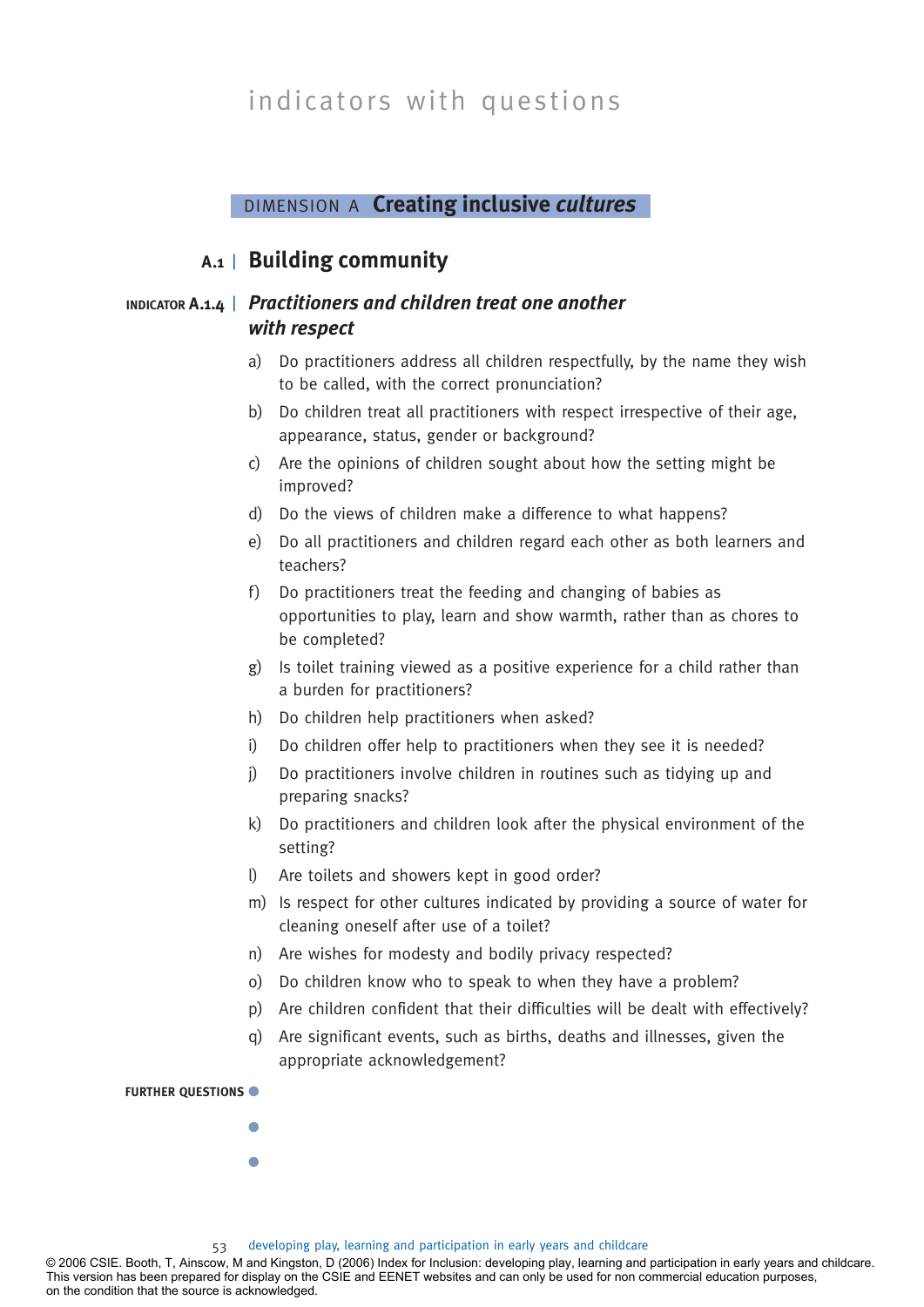# indicators with questions

## DIMENSION A **Creating inclusive *cultures***

### A.1 | Building community

#### INDICATOR A.1.4 | *Practitioners and children treat one another with respect*

a) Do practitioners address all children respectfully, by the name they wish to be called, with the correct pronunciation?

b) Do children treat all practitioners with respect irrespective of their age, appearance, status, gender or background?

c) Are the opinions of children sought about how the setting might be improved?

d) Do the views of children make a difference to what happens?

e) Do all practitioners and children regard each other as both learners and teachers?

f) Do practitioners treat the feeding and changing of babies as opportunities to play, learn and show warmth, rather than as chores to be completed?

g) Is toilet training viewed as a positive experience for a child rather than a burden for practitioners?

h) Do children help practitioners when asked?

i) Do children offer help to practitioners when they see it is needed?

j) Do practitioners involve children in routines such as tidying up and preparing snacks?

k) Do practitioners and children look after the physical environment of the setting?

l) Are toilets and showers kept in good order?

m) Is respect for other cultures indicated by providing a source of water for cleaning oneself after use of a toilet?

n) Are wishes for modesty and bodily privacy respected?

o) Do children know who to speak to when they have a problem?

p) Are children confident that their difficulties will be dealt with effectively?

q) Are significant events, such as births, deaths and illnesses, given the appropriate acknowledgement?

**FURTHER QUESTIONS**

- 
- 
- 

© 2006 CSIE. Booth, T, Ainscow, M and Kingston, D (2006) Index for Inclusion: developing play, learning and participation in early years and childcare. This version has been prepared for display on the CSIE and EENET websites and can only be used for non commercial education purposes, on the condition that the source is acknowledged.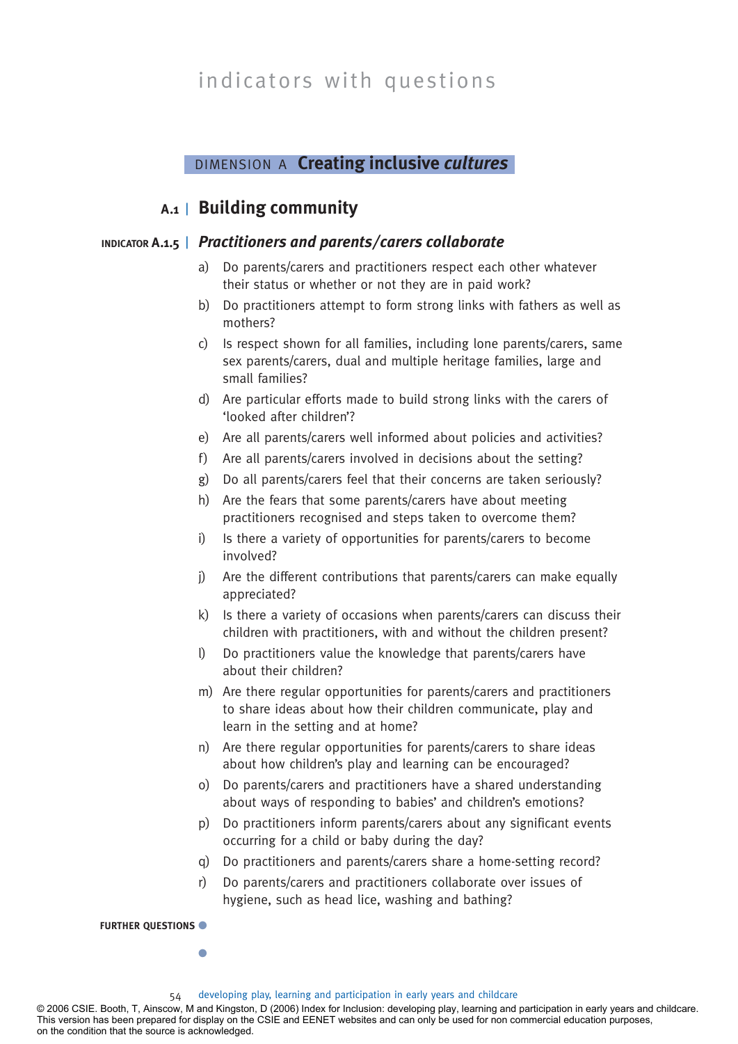# indicators with questions

## DIMENSION A **Creating inclusive *cultures***

### A.1 | Building community

#### INDICATOR A.1.5 | *Practitioners and parents/carers collaborate*

a) Do parents/carers and practitioners respect each other whatever their status or whether or not they are in paid work?

b) Do practitioners attempt to form strong links with fathers as well as mothers?

c) Is respect shown for all families, including lone parents/carers, same sex parents/carers, dual and multiple heritage families, large and small families?

d) Are particular efforts made to build strong links with the carers of 'looked after children'?

e) Are all parents/carers well informed about policies and activities?

f) Are all parents/carers involved in decisions about the setting?

g) Do all parents/carers feel that their concerns are taken seriously?

h) Are the fears that some parents/carers have about meeting practitioners recognised and steps taken to overcome them?

i) Is there a variety of opportunities for parents/carers to become involved?

j) Are the different contributions that parents/carers can make equally appreciated?

k) Is there a variety of occasions when parents/carers can discuss their children with practitioners, with and without the children present?

l) Do practitioners value the knowledge that parents/carers have about their children?

m) Are there regular opportunities for parents/carers and practitioners to share ideas about how their children communicate, play and learn in the setting and at home?

n) Are there regular opportunities for parents/carers to share ideas about how children's play and learning can be encouraged?

o) Do parents/carers and practitioners have a shared understanding about ways of responding to babies' and children's emotions?

p) Do practitioners inform parents/carers about any significant events occurring for a child or baby during the day?

q) Do practitioners and parents/carers share a home-setting record?

r) Do parents/carers and practitioners collaborate over issues of hygiene, such as head lice, washing and bathing?

**FURTHER QUESTIONS**

- 
- 

© 2006 CSIE. Booth, T, Ainscow, M and Kingston, D (2006) Index for Inclusion: developing play, learning and participation in early years and childcare. This version has been prepared for display on the CSIE and EENET websites and can only be used for non commercial education purposes, on the condition that the source is acknowledged.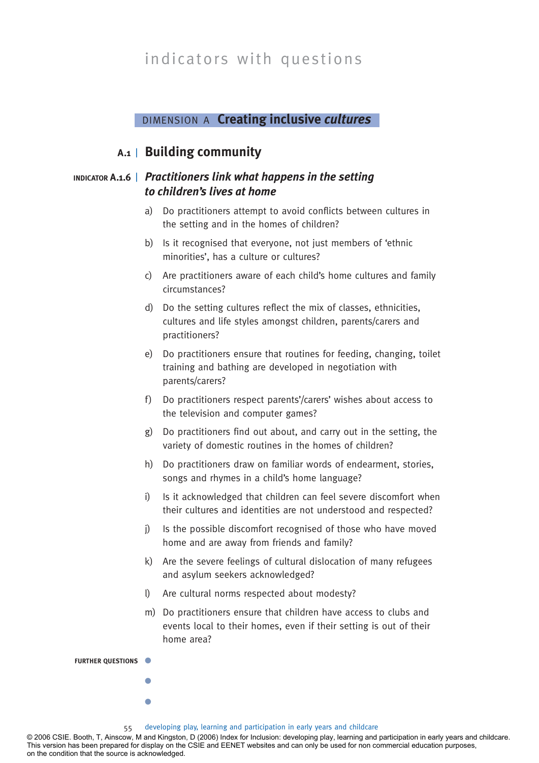# indicators with questions

## DIMENSION A **Creating inclusive *cultures***

### A.1 | Building community

#### INDICATOR A.1.6 | *Practitioners link what happens in the setting to children's lives at home*

a) Do practitioners attempt to avoid conflicts between cultures in the setting and in the homes of children?

b) Is it recognised that everyone, not just members of 'ethnic minorities', has a culture or cultures?

c) Are practitioners aware of each child's home cultures and family circumstances?

d) Do the setting cultures reflect the mix of classes, ethnicities, cultures and life styles amongst children, parents/carers and practitioners?

e) Do practitioners ensure that routines for feeding, changing, toilet training and bathing are developed in negotiation with parents/carers?

f) Do practitioners respect parents'/carers' wishes about access to the television and computer games?

g) Do practitioners find out about, and carry out in the setting, the variety of domestic routines in the homes of children?

h) Do practitioners draw on familiar words of endearment, stories, songs and rhymes in a child's home language?

i) Is it acknowledged that children can feel severe discomfort when their cultures and identities are not understood and respected?

j) Is the possible discomfort recognised of those who have moved home and are away from friends and family?

k) Are the severe feelings of cultural dislocation of many refugees and asylum seekers acknowledged?

l) Are cultural norms respected about modesty?

m) Do practitioners ensure that children have access to clubs and events local to their homes, even if their setting is out of their home area?

**FURTHER QUESTIONS**

-
-
-

© 2006 CSIE. Booth, T, Ainscow, M and Kingston, D (2006) Index for Inclusion: developing play, learning and participation in early years and childcare. This version has been prepared for display on the CSIE and EENET websites and can only be used for non commercial education purposes, on the condition that the source is acknowledged.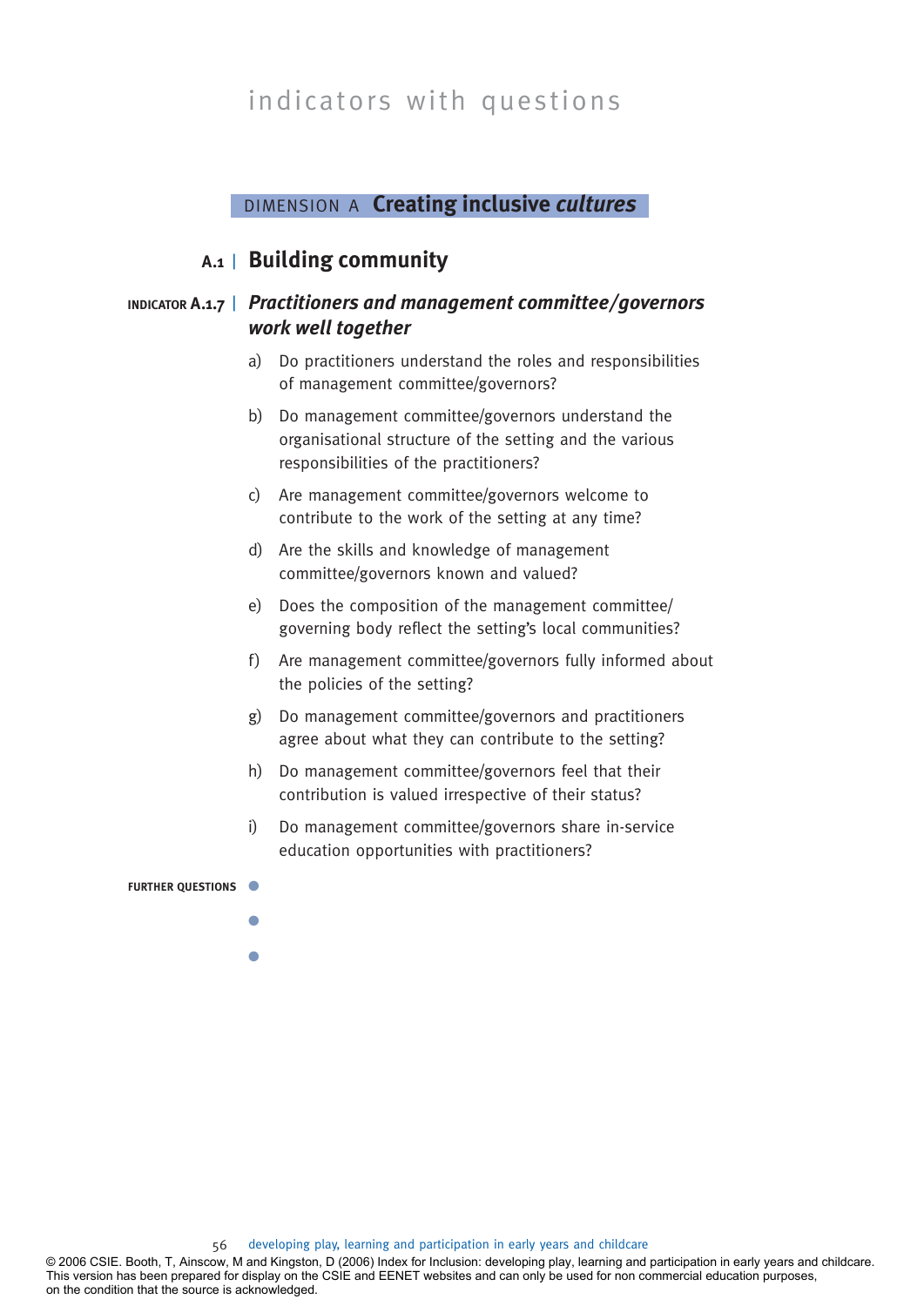# indicators with questions

## DIMENSION A **Creating inclusive *cultures***

## A.1 | Building community

### INDICATOR A.1.7 | *Practitioners and management committee/governors work well together*

a) Do practitioners understand the roles and responsibilities of management committee/governors?

b) Do management committee/governors understand the organisational structure of the setting and the various responsibilities of the practitioners?

c) Are management committee/governors welcome to contribute to the work of the setting at any time?

d) Are the skills and knowledge of management committee/governors known and valued?

e) Does the composition of the management committee/governing body reflect the setting's local communities?

f) Are management committee/governors fully informed about the policies of the setting?

g) Do management committee/governors and practitioners agree about what they can contribute to the setting?

h) Do management committee/governors feel that their contribution is valued irrespective of their status?

i) Do management committee/governors share in-service education opportunities with practitioners?

**FURTHER QUESTIONS**

- 
- 
- 

© 2006 CSIE. Booth, T, Ainscow, M and Kingston, D (2006) Index for Inclusion: developing play, learning and participation in early years and childcare. This version has been prepared for display on the CSIE and EENET websites and can only be used for non commercial education purposes, on the condition that the source is acknowledged.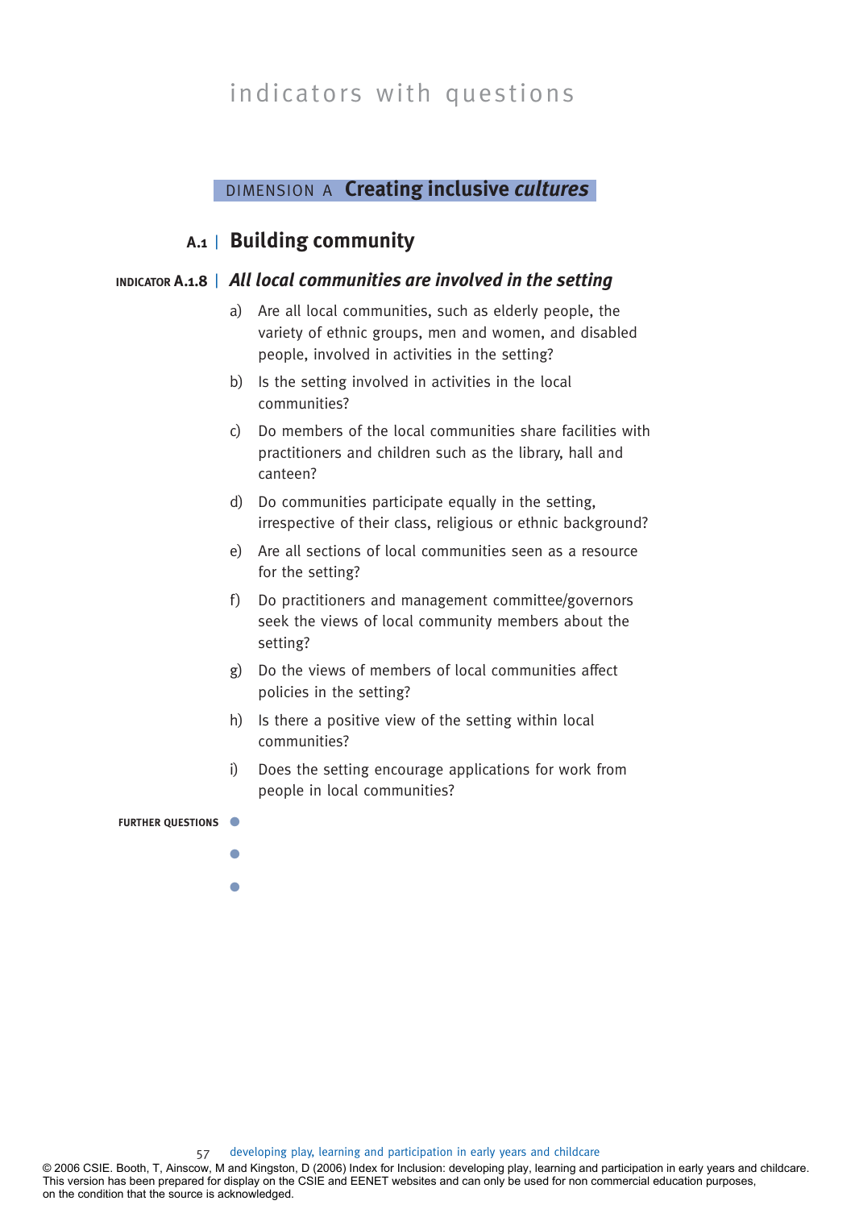# indicators with questions

## DIMENSION A **Creating inclusive *cultures***

### A.1 | Building community

#### INDICATOR A.1.8 | *All local communities are involved in the setting*

a) Are all local communities, such as elderly people, the variety of ethnic groups, men and women, and disabled people, involved in activities in the setting?

b) Is the setting involved in activities in the local communities?

c) Do members of the local communities share facilities with practitioners and children such as the library, hall and canteen?

d) Do communities participate equally in the setting, irrespective of their class, religious or ethnic background?

e) Are all sections of local communities seen as a resource for the setting?

f) Do practitioners and management committee/governors seek the views of local community members about the setting?

g) Do the views of members of local communities affect policies in the setting?

h) Is there a positive view of the setting within local communities?

i) Does the setting encourage applications for work from people in local communities?

**FURTHER QUESTIONS**

- 
- 
- 

© 2006 CSIE. Booth, T, Ainscow, M and Kingston, D (2006) Index for Inclusion: developing play, learning and participation in early years and childcare. This version has been prepared for display on the CSIE and EENET websites and can only be used for non commercial education purposes, on the condition that the source is acknowledged.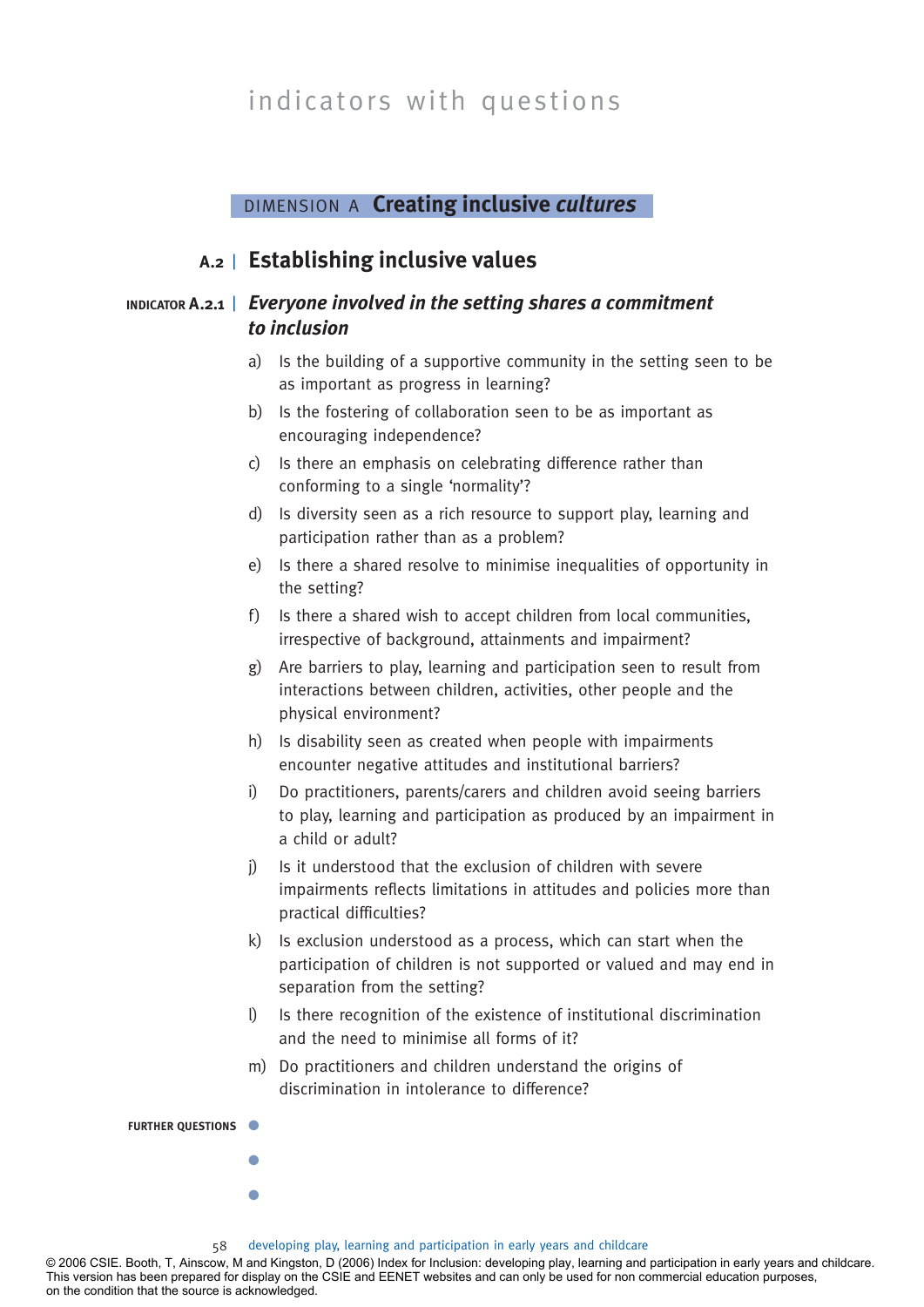# indicators with questions

## DIMENSION A **Creating inclusive *cultures***

## A.2 | Establishing inclusive values

### INDICATOR A.2.1 | *Everyone involved in the setting shares a commitment to inclusion*

a) Is the building of a supportive community in the setting seen to be as important as progress in learning?

b) Is the fostering of collaboration seen to be as important as encouraging independence?

c) Is there an emphasis on celebrating difference rather than conforming to a single 'normality'?

d) Is diversity seen as a rich resource to support play, learning and participation rather than as a problem?

e) Is there a shared resolve to minimise inequalities of opportunity in the setting?

f) Is there a shared wish to accept children from local communities, irrespective of background, attainments and impairment?

g) Are barriers to play, learning and participation seen to result from interactions between children, activities, other people and the physical environment?

h) Is disability seen as created when people with impairments encounter negative attitudes and institutional barriers?

i) Do practitioners, parents/carers and children avoid seeing barriers to play, learning and participation as produced by an impairment in a child or adult?

j) Is it understood that the exclusion of children with severe impairments reflects limitations in attitudes and policies more than practical difficulties?

k) Is exclusion understood as a process, which can start when the participation of children is not supported or valued and may end in separation from the setting?

l) Is there recognition of the existence of institutional discrimination and the need to minimise all forms of it?

m) Do practitioners and children understand the origins of discrimination in intolerance to difference?

**FURTHER QUESTIONS**

- 
- 
- 

© 2006 CSIE. Booth, T, Ainscow, M and Kingston, D (2006) Index for Inclusion: developing play, learning and participation in early years and childcare. This version has been prepared for display on the CSIE and EENET websites and can only be used for non commercial education purposes, on the condition that the source is acknowledged.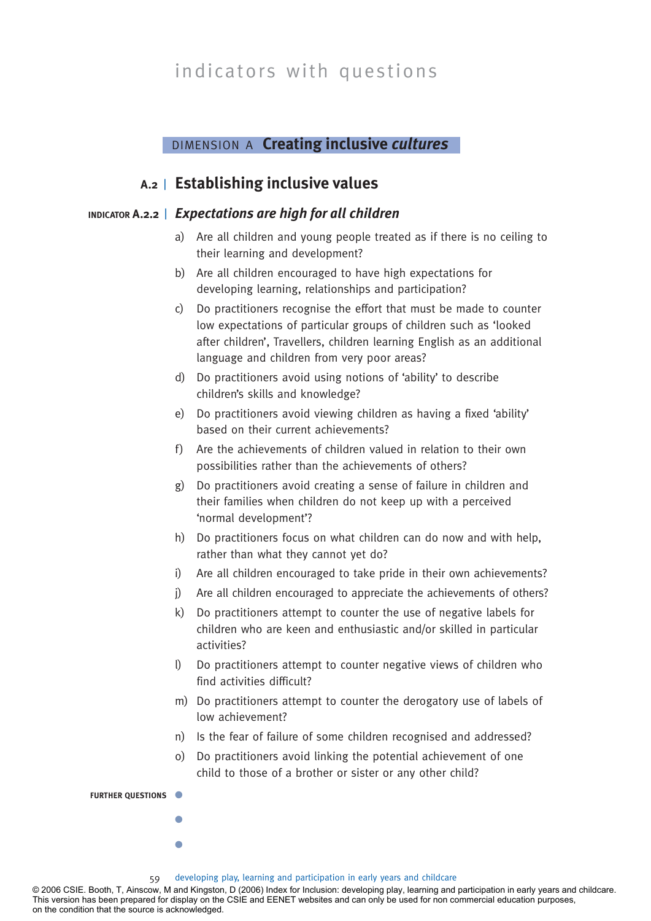# indicators with questions

## DIMENSION A **Creating inclusive *cultures***

### A.2 | Establishing inclusive values

#### INDICATOR A.2.2 | *Expectations are high for all children*

a) Are all children and young people treated as if there is no ceiling to their learning and development?

b) Are all children encouraged to have high expectations for developing learning, relationships and participation?

c) Do practitioners recognise the effort that must be made to counter low expectations of particular groups of children such as 'looked after children', Travellers, children learning English as an additional language and children from very poor areas?

d) Do practitioners avoid using notions of 'ability' to describe children's skills and knowledge?

e) Do practitioners avoid viewing children as having a fixed 'ability' based on their current achievements?

f) Are the achievements of children valued in relation to their own possibilities rather than the achievements of others?

g) Do practitioners avoid creating a sense of failure in children and their families when children do not keep up with a perceived 'normal development'?

h) Do practitioners focus on what children can do now and with help, rather than what they cannot yet do?

i) Are all children encouraged to take pride in their own achievements?

j) Are all children encouraged to appreciate the achievements of others?

k) Do practitioners attempt to counter the use of negative labels for children who are keen and enthusiastic and/or skilled in particular activities?

l) Do practitioners attempt to counter negative views of children who find activities difficult?

m) Do practitioners attempt to counter the derogatory use of labels of low achievement?

n) Is the fear of failure of some children recognised and addressed?

o) Do practitioners avoid linking the potential achievement of one child to those of a brother or sister or any other child?

**FURTHER QUESTIONS**

- 
- 
- 

© 2006 CSIE. Booth, T, Ainscow, M and Kingston, D (2006) Index for Inclusion: developing play, learning and participation in early years and childcare. This version has been prepared for display on the CSIE and EENET websites and can only be used for non commercial education purposes, on the condition that the source is acknowledged.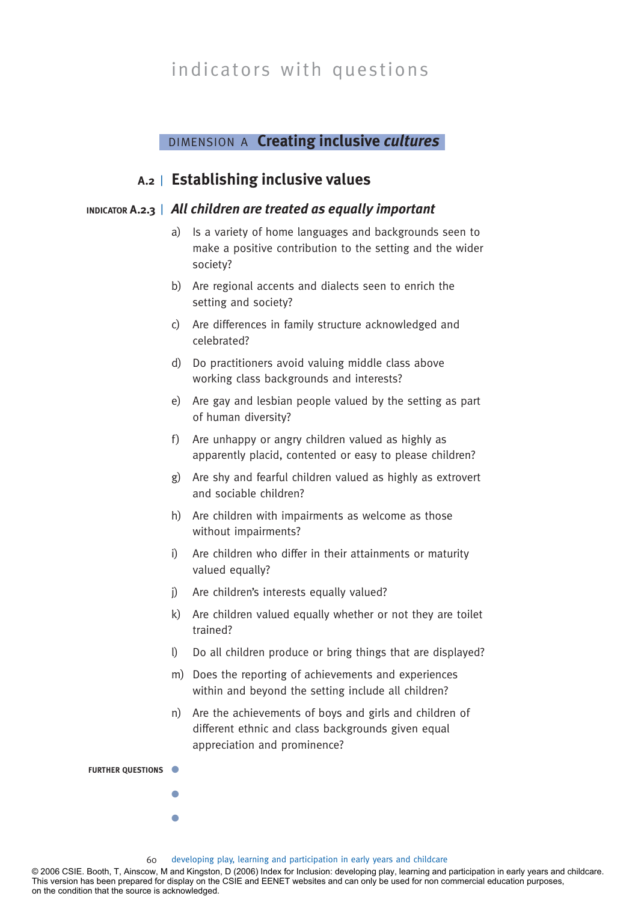# indicators with questions

## DIMENSION A **Creating inclusive *cultures***

### A.2 | Establishing inclusive values

#### INDICATOR A.2.3 | *All children are treated as equally important*

a) Is a variety of home languages and backgrounds seen to make a positive contribution to the setting and the wider society?

b) Are regional accents and dialects seen to enrich the setting and society?

c) Are differences in family structure acknowledged and celebrated?

d) Do practitioners avoid valuing middle class above working class backgrounds and interests?

e) Are gay and lesbian people valued by the setting as part of human diversity?

f) Are unhappy or angry children valued as highly as apparently placid, contented or easy to please children?

g) Are shy and fearful children valued as highly as extrovert and sociable children?

h) Are children with impairments as welcome as those without impairments?

i) Are children who differ in their attainments or maturity valued equally?

j) Are children's interests equally valued?

k) Are children valued equally whether or not they are toilet trained?

l) Do all children produce or bring things that are displayed?

m) Does the reporting of achievements and experiences within and beyond the setting include all children?

n) Are the achievements of boys and girls and children of different ethnic and class backgrounds given equal appreciation and prominence?

**FURTHER QUESTIONS**

- 
- 
- 

© 2006 CSIE. Booth, T, Ainscow, M and Kingston, D (2006) Index for Inclusion: developing play, learning and participation in early years and childcare. This version has been prepared for display on the CSIE and EENET websites and can only be used for non commercial education purposes, on the condition that the source is acknowledged.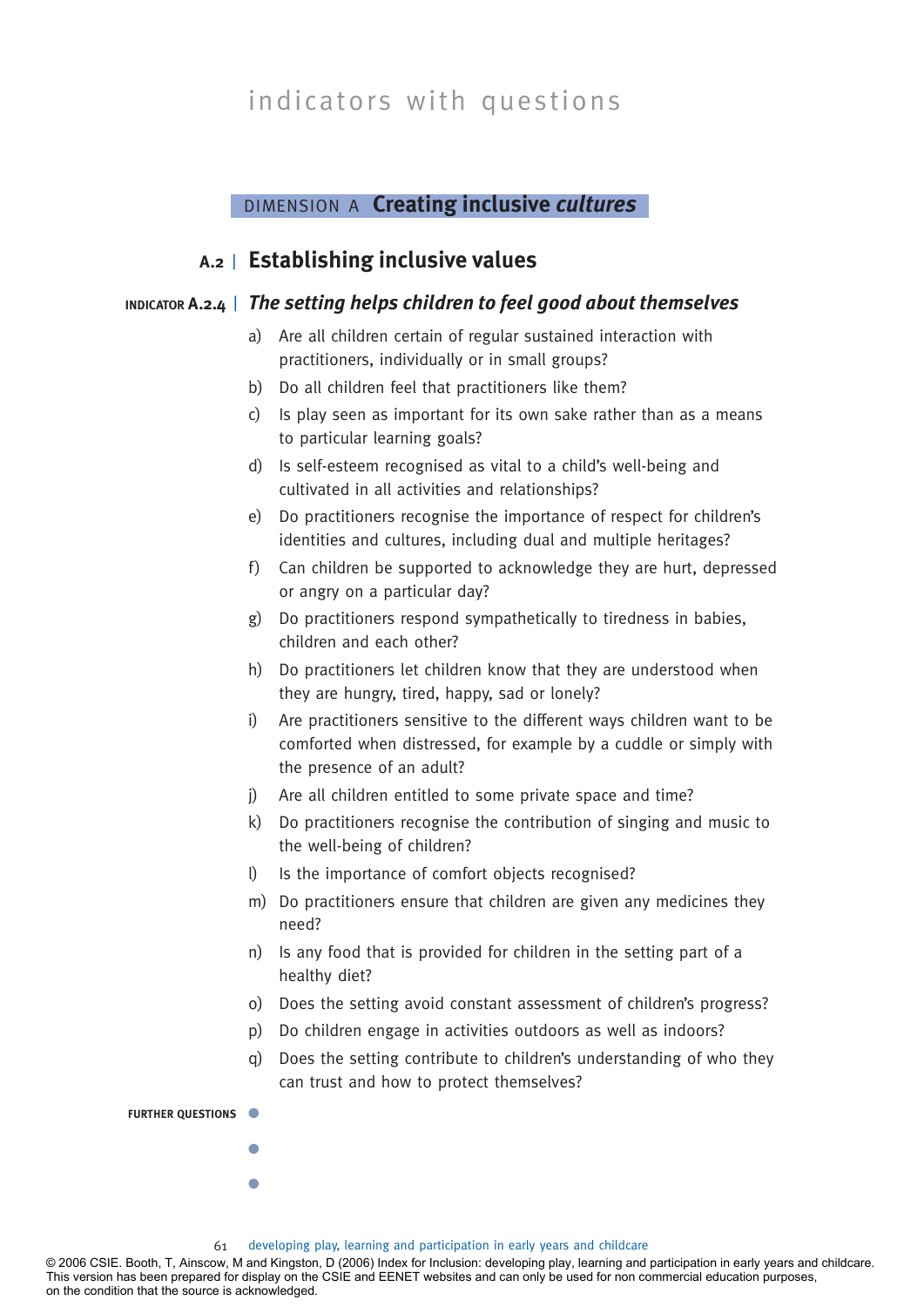# indicators with questions

## DIMENSION A **Creating inclusive *cultures***

## A.2 | Establishing inclusive values

### INDICATOR A.2.4 | *The setting helps children to feel good about themselves*

a) Are all children certain of regular sustained interaction with practitioners, individually or in small groups?

b) Do all children feel that practitioners like them?

c) Is play seen as important for its own sake rather than as a means to particular learning goals?

d) Is self-esteem recognised as vital to a child's well-being and cultivated in all activities and relationships?

e) Do practitioners recognise the importance of respect for children's identities and cultures, including dual and multiple heritages?

f) Can children be supported to acknowledge they are hurt, depressed or angry on a particular day?

g) Do practitioners respond sympathetically to tiredness in babies, children and each other?

h) Do practitioners let children know that they are understood when they are hungry, tired, happy, sad or lonely?

i) Are practitioners sensitive to the different ways children want to be comforted when distressed, for example by a cuddle or simply with the presence of an adult?

j) Are all children entitled to some private space and time?

k) Do practitioners recognise the contribution of singing and music to the well-being of children?

l) Is the importance of comfort objects recognised?

m) Do practitioners ensure that children are given any medicines they need?

n) Is any food that is provided for children in the setting part of a healthy diet?

o) Does the setting avoid constant assessment of children's progress?

p) Do children engage in activities outdoors as well as indoors?

q) Does the setting contribute to children's understanding of who they can trust and how to protect themselves?

**FURTHER QUESTIONS**

- 
- 
- 

© 2006 CSIE. Booth, T, Ainscow, M and Kingston, D (2006) Index for Inclusion: developing play, learning and participation in early years and childcare. This version has been prepared for display on the CSIE and EENET websites and can only be used for non commercial education purposes, on the condition that the source is acknowledged.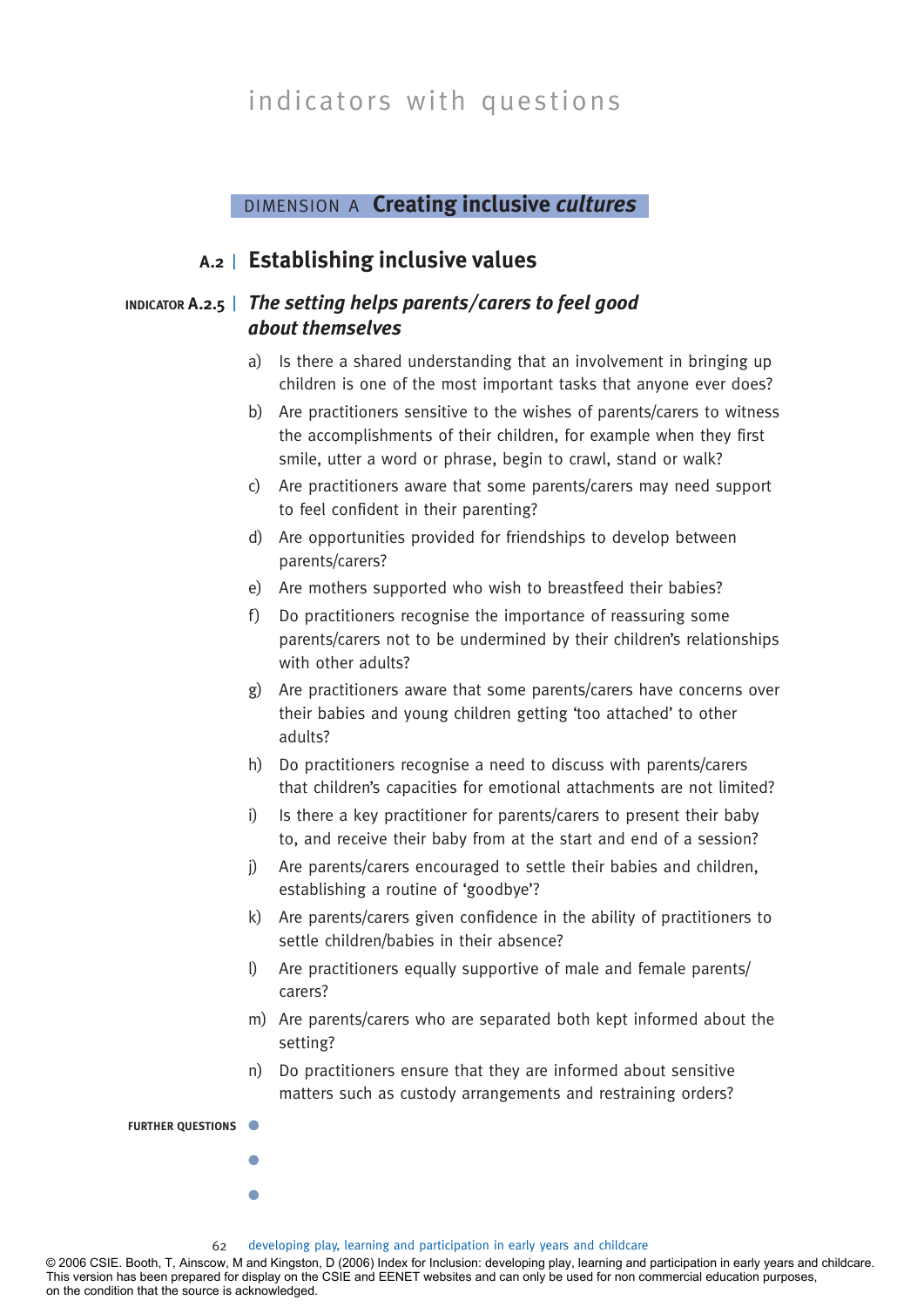indicators with questions

## DIMENSION A **Creating inclusive *cultures***

### A.2 | Establishing inclusive values

#### INDICATOR A.2.5 | *The setting helps parents/carers to feel good about themselves*

a) Is there a shared understanding that an involvement in bringing up children is one of the most important tasks that anyone ever does?

b) Are practitioners sensitive to the wishes of parents/carers to witness the accomplishments of their children, for example when they first smile, utter a word or phrase, begin to crawl, stand or walk?

c) Are practitioners aware that some parents/carers may need support to feel confident in their parenting?

d) Are opportunities provided for friendships to develop between parents/carers?

e) Are mothers supported who wish to breastfeed their babies?

f) Do practitioners recognise the importance of reassuring some parents/carers not to be undermined by their children's relationships with other adults?

g) Are practitioners aware that some parents/carers have concerns over their babies and young children getting 'too attached' to other adults?

h) Do practitioners recognise a need to discuss with parents/carers that children's capacities for emotional attachments are not limited?

i) Is there a key practitioner for parents/carers to present their baby to, and receive their baby from at the start and end of a session?

j) Are parents/carers encouraged to settle their babies and children, establishing a routine of 'goodbye'?

k) Are parents/carers given confidence in the ability of practitioners to settle children/babies in their absence?

l) Are practitioners equally supportive of male and female parents/carers?

m) Are parents/carers who are separated both kept informed about the setting?

n) Do practitioners ensure that they are informed about sensitive matters such as custody arrangements and restraining orders?

**FURTHER QUESTIONS**

- 
- 
- 

© 2006 CSIE. Booth, T, Ainscow, M and Kingston, D (2006) Index for Inclusion: developing play, learning and participation in early years and childcare. This version has been prepared for display on the CSIE and EENET websites and can only be used for non commercial education purposes, on the condition that the source is acknowledged.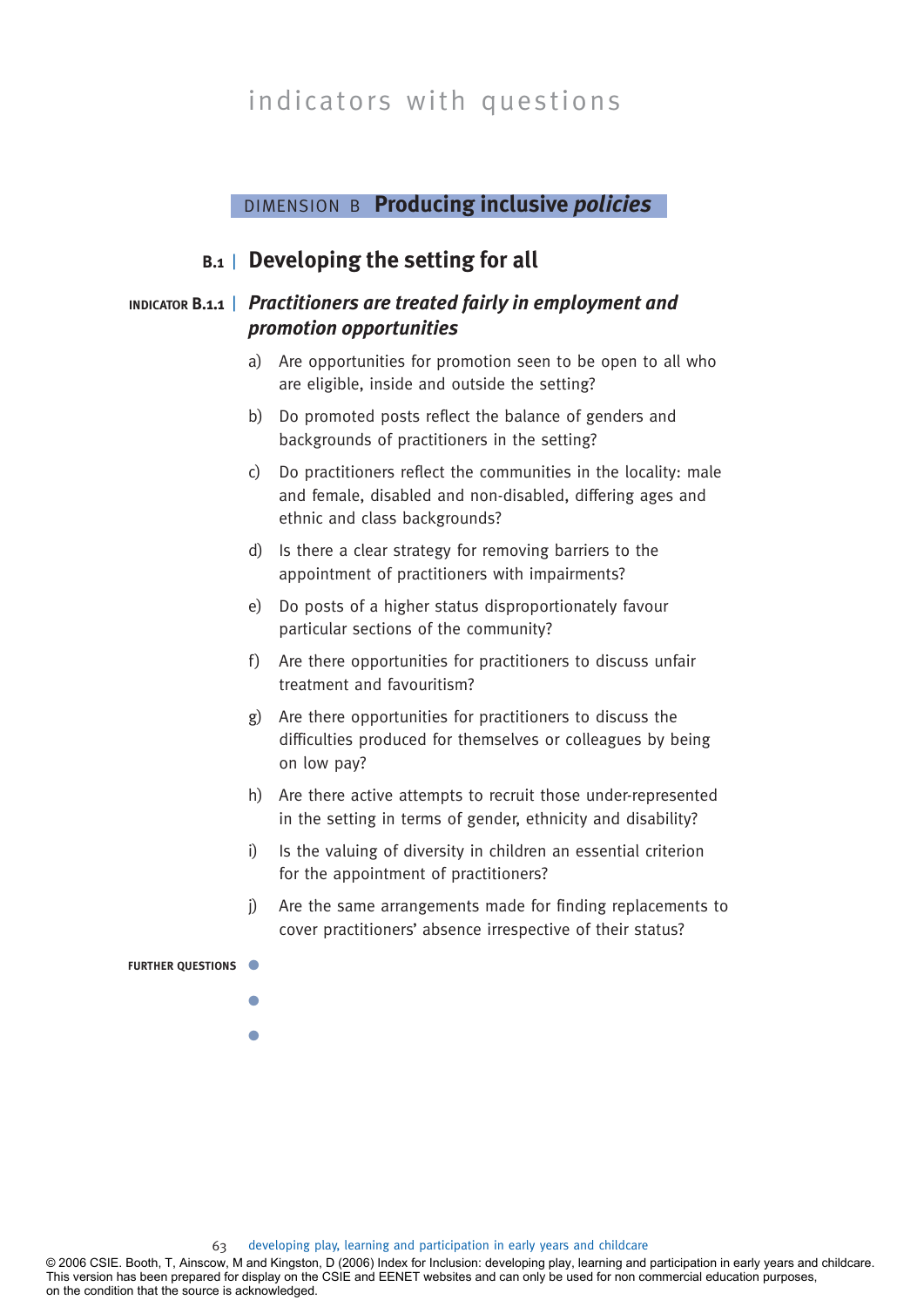indicators with questions

## DIMENSION B **Producing inclusive *policies***

### B.1 | Developing the setting for all

#### INDICATOR B.1.1 | *Practitioners are treated fairly in employment and promotion opportunities*

a) Are opportunities for promotion seen to be open to all who are eligible, inside and outside the setting?

b) Do promoted posts reflect the balance of genders and backgrounds of practitioners in the setting?

c) Do practitioners reflect the communities in the locality: male and female, disabled and non-disabled, differing ages and ethnic and class backgrounds?

d) Is there a clear strategy for removing barriers to the appointment of practitioners with impairments?

e) Do posts of a higher status disproportionately favour particular sections of the community?

f) Are there opportunities for practitioners to discuss unfair treatment and favouritism?

g) Are there opportunities for practitioners to discuss the difficulties produced for themselves or colleagues by being on low pay?

h) Are there active attempts to recruit those under-represented in the setting in terms of gender, ethnicity and disability?

i) Is the valuing of diversity in children an essential criterion for the appointment of practitioners?

j) Are the same arrangements made for finding replacements to cover practitioners' absence irrespective of their status?

**FURTHER QUESTIONS**

- 
- 
- 

© 2006 CSIE. Booth, T, Ainscow, M and Kingston, D (2006) Index for Inclusion: developing play, learning and participation in early years and childcare. This version has been prepared for display on the CSIE and EENET websites and can only be used for non commercial education purposes, on the condition that the source is acknowledged.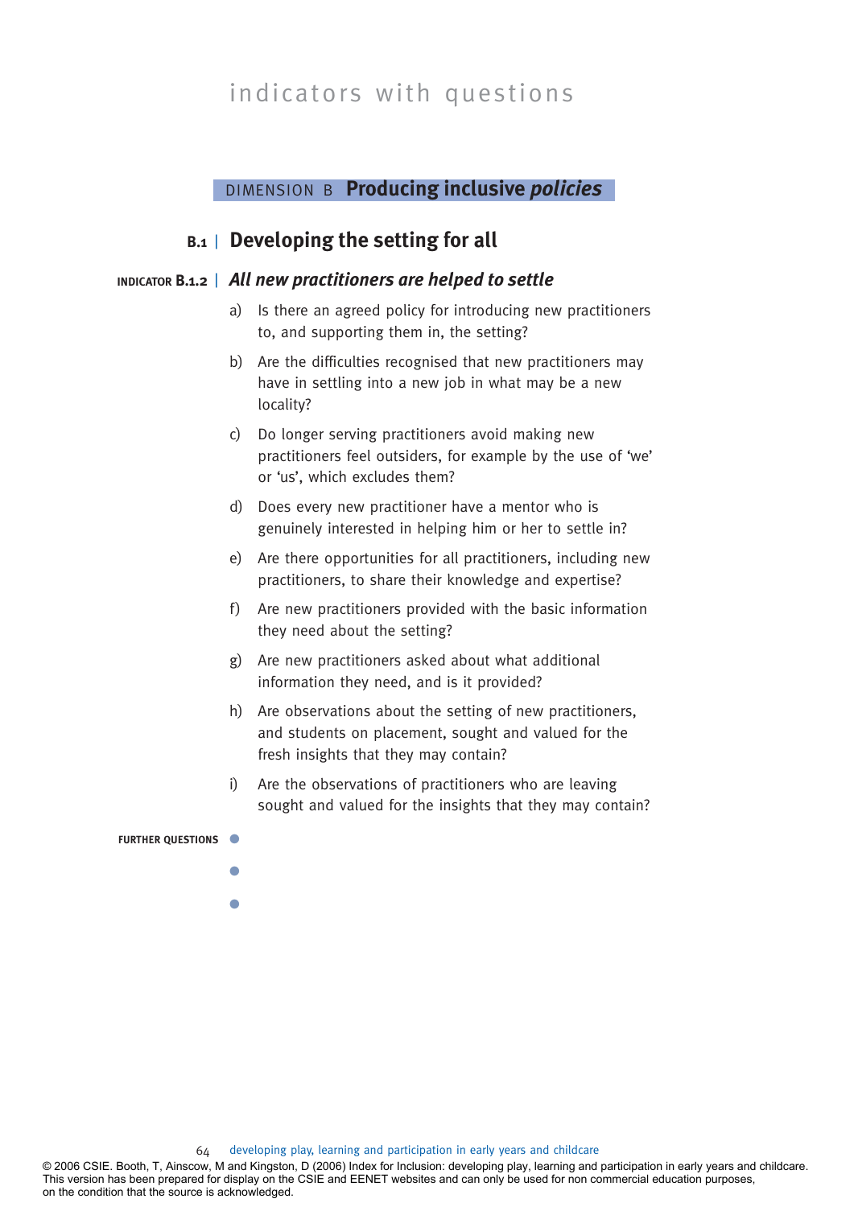indicators with questions

## DIMENSION B **Producing inclusive *policies***

### B.1 | Developing the setting for all

#### INDICATOR B.1.2 | *All new practitioners are helped to settle*

a) Is there an agreed policy for introducing new practitioners to, and supporting them in, the setting?

b) Are the difficulties recognised that new practitioners may have in settling into a new job in what may be a new locality?

c) Do longer serving practitioners avoid making new practitioners feel outsiders, for example by the use of 'we' or 'us', which excludes them?

d) Does every new practitioner have a mentor who is genuinely interested in helping him or her to settle in?

e) Are there opportunities for all practitioners, including new practitioners, to share their knowledge and expertise?

f) Are new practitioners provided with the basic information they need about the setting?

g) Are new practitioners asked about what additional information they need, and is it provided?

h) Are observations about the setting of new practitioners, and students on placement, sought and valued for the fresh insights that they may contain?

i) Are the observations of practitioners who are leaving sought and valued for the insights that they may contain?

**FURTHER QUESTIONS**

- 
- 
- 

© 2006 CSIE. Booth, T, Ainscow, M and Kingston, D (2006) Index for Inclusion: developing play, learning and participation in early years and childcare. This version has been prepared for display on the CSIE and EENET websites and can only be used for non commercial education purposes, on the condition that the source is acknowledged.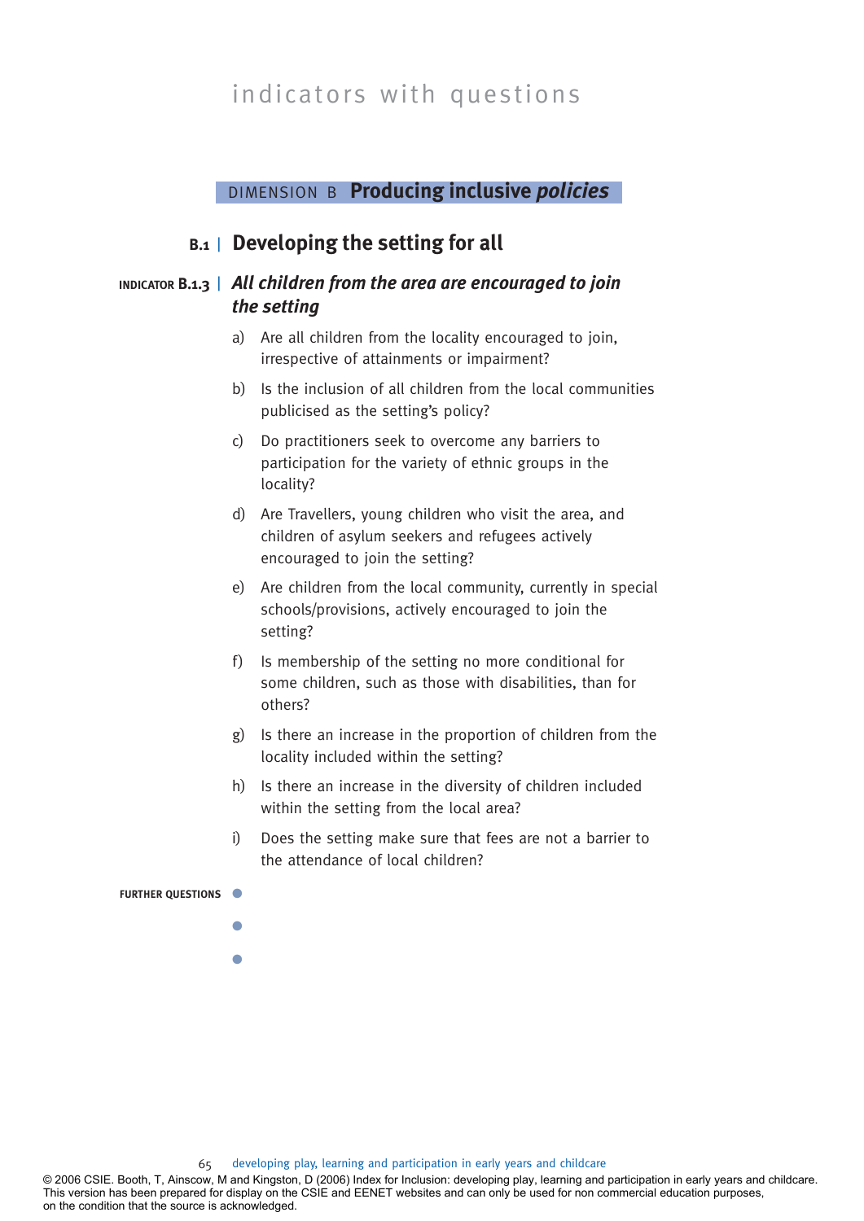# indicators with questions

## DIMENSION B **Producing inclusive *policies***

### B.1 | Developing the setting for all

#### INDICATOR B.1.3 | *All children from the area are encouraged to join the setting*

a) Are all children from the locality encouraged to join, irrespective of attainments or impairment?

b) Is the inclusion of all children from the local communities publicised as the setting's policy?

c) Do practitioners seek to overcome any barriers to participation for the variety of ethnic groups in the locality?

d) Are Travellers, young children who visit the area, and children of asylum seekers and refugees actively encouraged to join the setting?

e) Are children from the local community, currently in special schools/provisions, actively encouraged to join the setting?

f) Is membership of the setting no more conditional for some children, such as those with disabilities, than for others?

g) Is there an increase in the proportion of children from the locality included within the setting?

h) Is there an increase in the diversity of children included within the setting from the local area?

i) Does the setting make sure that fees are not a barrier to the attendance of local children?

**FURTHER QUESTIONS**

- 
- 
- 

© 2006 CSIE. Booth, T, Ainscow, M and Kingston, D (2006) Index for Inclusion: developing play, learning and participation in early years and childcare. This version has been prepared for display on the CSIE and EENET websites and can only be used for non commercial education purposes, on the condition that the source is acknowledged.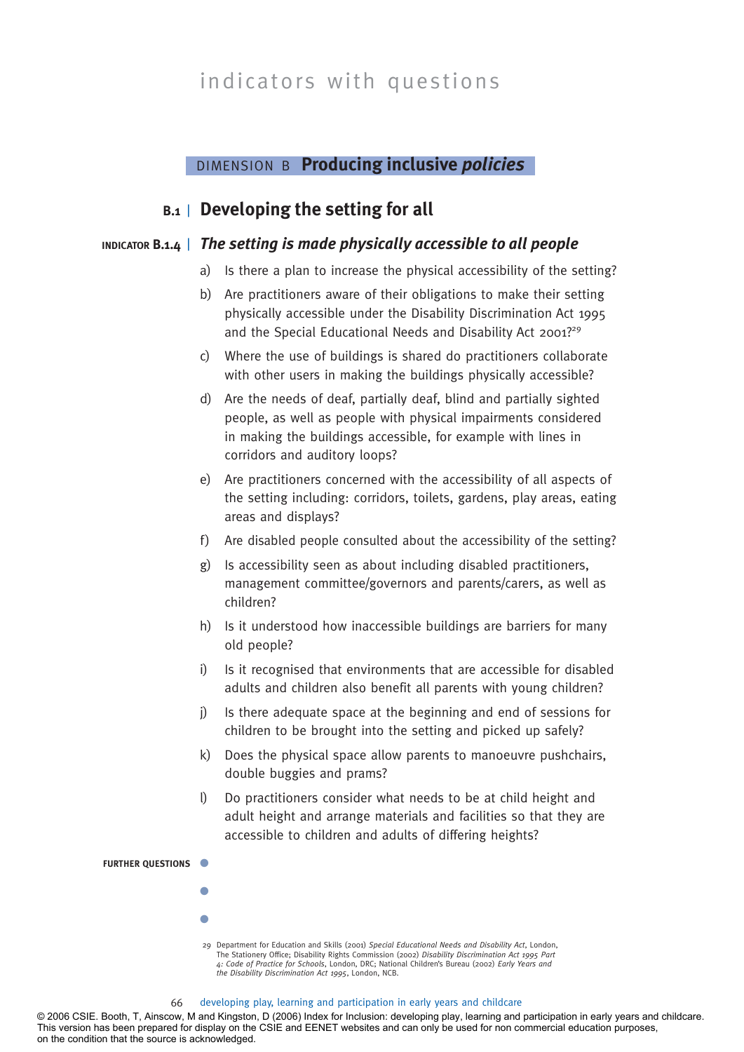indicators with questions

## DIMENSION B **Producing inclusive *policies***

## B.1 | Developing the setting for all

### INDICATOR B.1.4 | *The setting is made physically accessible to all people*

a) Is there a plan to increase the physical accessibility of the setting?

b) Are practitioners aware of their obligations to make their setting physically accessible under the Disability Discrimination Act 1995 and the Special Educational Needs and Disability Act 2001?[29]

c) Where the use of buildings is shared do practitioners collaborate with other users in making the buildings physically accessible?

d) Are the needs of deaf, partially deaf, blind and partially sighted people, as well as people with physical impairments considered in making the buildings accessible, for example with lines in corridors and auditory loops?

e) Are practitioners concerned with the accessibility of all aspects of the setting including: corridors, toilets, gardens, play areas, eating areas and displays?

f) Are disabled people consulted about the accessibility of the setting?

g) Is accessibility seen as about including disabled practitioners, management committee/governors and parents/carers, as well as children?

h) Is it understood how inaccessible buildings are barriers for many old people?

i) Is it recognised that environments that are accessible for disabled adults and children also benefit all parents with young children?

j) Is there adequate space at the beginning and end of sessions for children to be brought into the setting and picked up safely?

k) Does the physical space allow parents to manoeuvre pushchairs, double buggies and prams?

l) Do practitioners consider what needs to be at child height and adult height and arrange materials and facilities so that they are accessible to children and adults of differing heights?

**FURTHER QUESTIONS**

- 
- 
- 

29 Department for Education and Skills (2001) *Special Educational Needs and Disability Act*, London, The Stationery Office; Disability Rights Commission (2002) *Disability Discrimination Act 1995 Part 4: Code of Practice for Schools*, London, DRC; National Children's Bureau (2002) *Early Years and the Disability Discrimination Act 1995*, London, NCB.

© 2006 CSIE. Booth, T, Ainscow, M and Kingston, D (2006) Index for Inclusion: developing play, learning and participation in early years and childcare. This version has been prepared for display on the CSIE and EENET websites and can only be used for non commercial education purposes, on the condition that the source is acknowledged.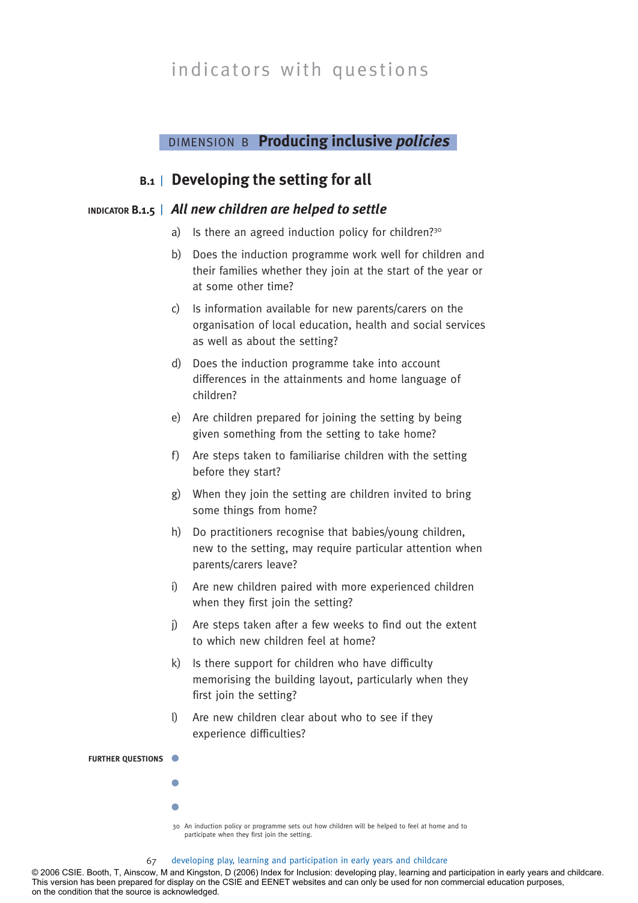# indicators with questions

## DIMENSION B **Producing inclusive *policies***

### B.1 | Developing the setting for all

#### INDICATOR B.1.5 | *All new children are helped to settle*

a) Is there an agreed induction policy for children?[30]

b) Does the induction programme work well for children and their families whether they join at the start of the year or at some other time?

c) Is information available for new parents/carers on the organisation of local education, health and social services as well as about the setting?

d) Does the induction programme take into account differences in the attainments and home language of children?

e) Are children prepared for joining the setting by being given something from the setting to take home?

f) Are steps taken to familiarise children with the setting before they start?

g) When they join the setting are children invited to bring some things from home?

h) Do practitioners recognise that babies/young children, new to the setting, may require particular attention when parents/carers leave?

i) Are new children paired with more experienced children when they first join the setting?

j) Are steps taken after a few weeks to find out the extent to which new children feel at home?

k) Is there support for children who have difficulty memorising the building layout, particularly when they first join the setting?

l) Are new children clear about who to see if they experience difficulties?

**FURTHER QUESTIONS**

- 
- 
- 

30 An induction policy or programme sets out how children will be helped to feel at home and to participate when they first join the setting.

© 2006 CSIE. Booth, T, Ainscow, M and Kingston, D (2006) Index for Inclusion: developing play, learning and participation in early years and childcare. This version has been prepared for display on the CSIE and EENET websites and can only be used for non commercial education purposes, on the condition that the source is acknowledged.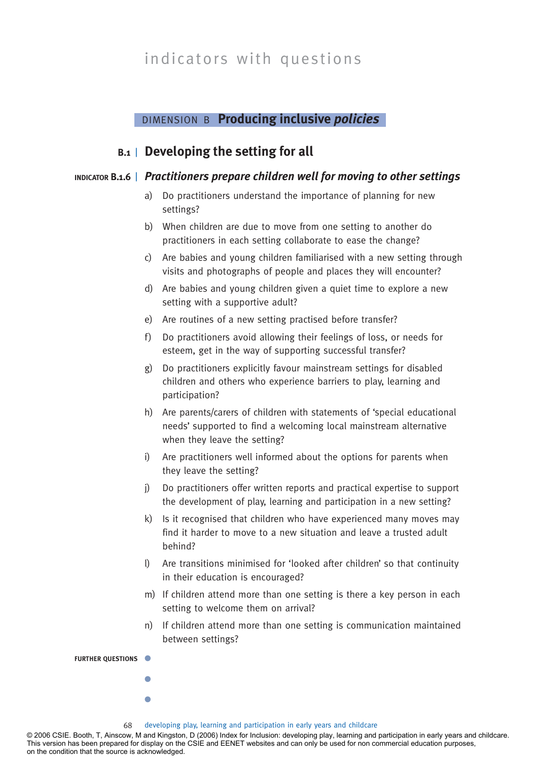indicators with questions

## DIMENSION B **Producing inclusive *policies***

## B.1 | Developing the setting for all

### INDICATOR B.1.6 | *Practitioners prepare children well for moving to other settings*

a) Do practitioners understand the importance of planning for new settings?

b) When children are due to move from one setting to another do practitioners in each setting collaborate to ease the change?

c) Are babies and young children familiarised with a new setting through visits and photographs of people and places they will encounter?

d) Are babies and young children given a quiet time to explore a new setting with a supportive adult?

e) Are routines of a new setting practised before transfer?

f) Do practitioners avoid allowing their feelings of loss, or needs for esteem, get in the way of supporting successful transfer?

g) Do practitioners explicitly favour mainstream settings for disabled children and others who experience barriers to play, learning and participation?

h) Are parents/carers of children with statements of 'special educational needs' supported to find a welcoming local mainstream alternative when they leave the setting?

i) Are practitioners well informed about the options for parents when they leave the setting?

j) Do practitioners offer written reports and practical expertise to support the development of play, learning and participation in a new setting?

k) Is it recognised that children who have experienced many moves may find it harder to move to a new situation and leave a trusted adult behind?

l) Are transitions minimised for 'looked after children' so that continuity in their education is encouraged?

m) If children attend more than one setting is there a key person in each setting to welcome them on arrival?

n) If children attend more than one setting is communication maintained between settings?

**FURTHER QUESTIONS**

- 
- 
- 

© 2006 CSIE. Booth, T, Ainscow, M and Kingston, D (2006) Index for Inclusion: developing play, learning and participation in early years and childcare. This version has been prepared for display on the CSIE and EENET websites and can only be used for non commercial education purposes, on the condition that the source is acknowledged.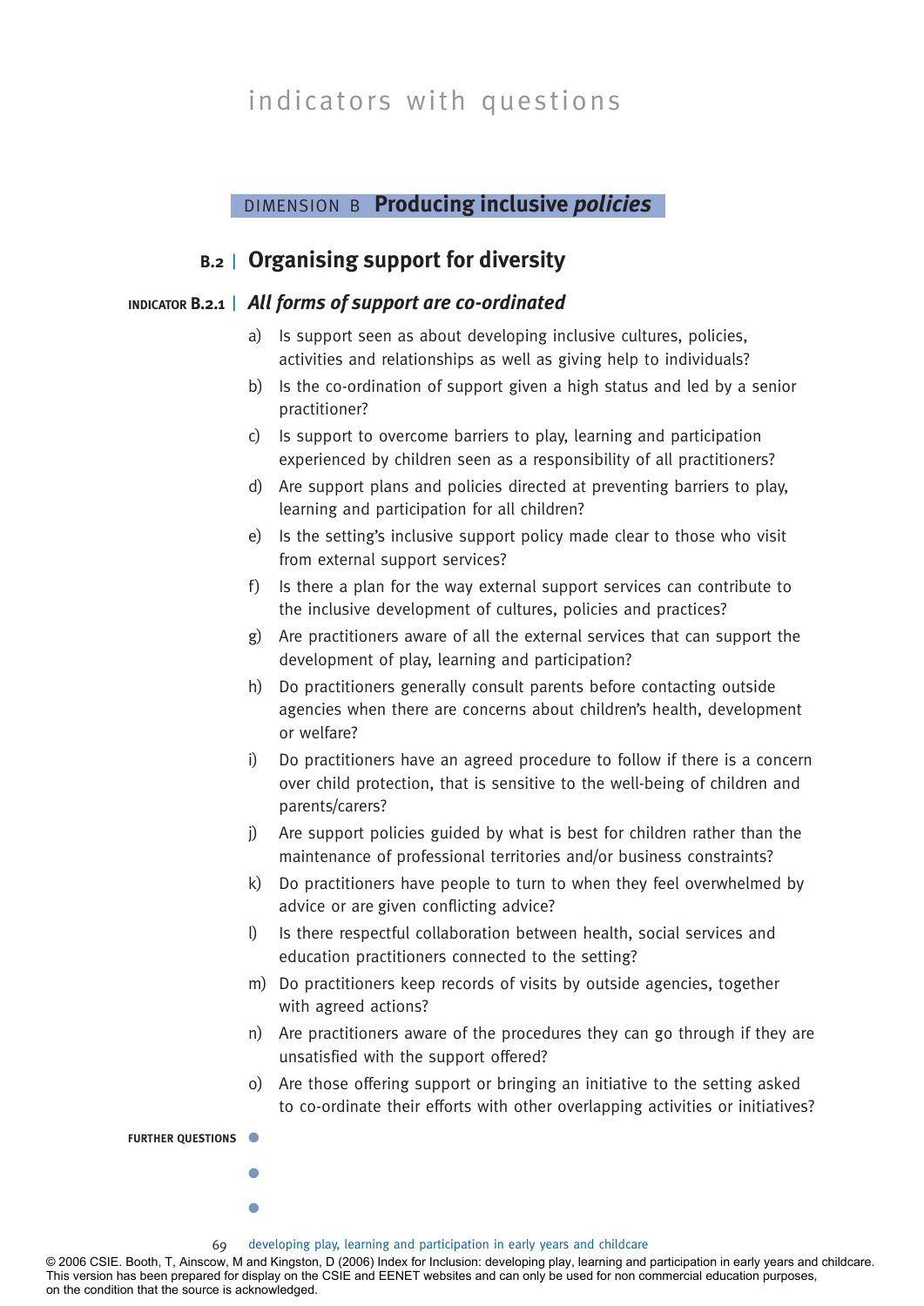indicators with questions

DIMENSION B **Producing inclusive *policies***

## B.2 | Organising support for diversity

### INDICATOR B.2.1 | *All forms of support are co-ordinated*

a) Is support seen as about developing inclusive cultures, policies, activities and relationships as well as giving help to individuals?

b) Is the co-ordination of support given a high status and led by a senior practitioner?

c) Is support to overcome barriers to play, learning and participation experienced by children seen as a responsibility of all practitioners?

d) Are support plans and policies directed at preventing barriers to play, learning and participation for all children?

e) Is the setting's inclusive support policy made clear to those who visit from external support services?

f) Is there a plan for the way external support services can contribute to the inclusive development of cultures, policies and practices?

g) Are practitioners aware of all the external services that can support the development of play, learning and participation?

h) Do practitioners generally consult parents before contacting outside agencies when there are concerns about children's health, development or welfare?

i) Do practitioners have an agreed procedure to follow if there is a concern over child protection, that is sensitive to the well-being of children and parents/carers?

j) Are support policies guided by what is best for children rather than the maintenance of professional territories and/or business constraints?

k) Do practitioners have people to turn to when they feel overwhelmed by advice or are given conflicting advice?

l) Is there respectful collaboration between health, social services and education practitioners connected to the setting?

m) Do practitioners keep records of visits by outside agencies, together with agreed actions?

n) Are practitioners aware of the procedures they can go through if they are unsatisfied with the support offered?

o) Are those offering support or bringing an initiative to the setting asked to co-ordinate their efforts with other overlapping activities or initiatives?

**FURTHER QUESTIONS**

-
-
-

© 2006 CSIE. Booth, T, Ainscow, M and Kingston, D (2006) Index for Inclusion: developing play, learning and participation in early years and childcare. This version has been prepared for display on the CSIE and EENET websites and can only be used for non commercial education purposes, on the condition that the source is acknowledged.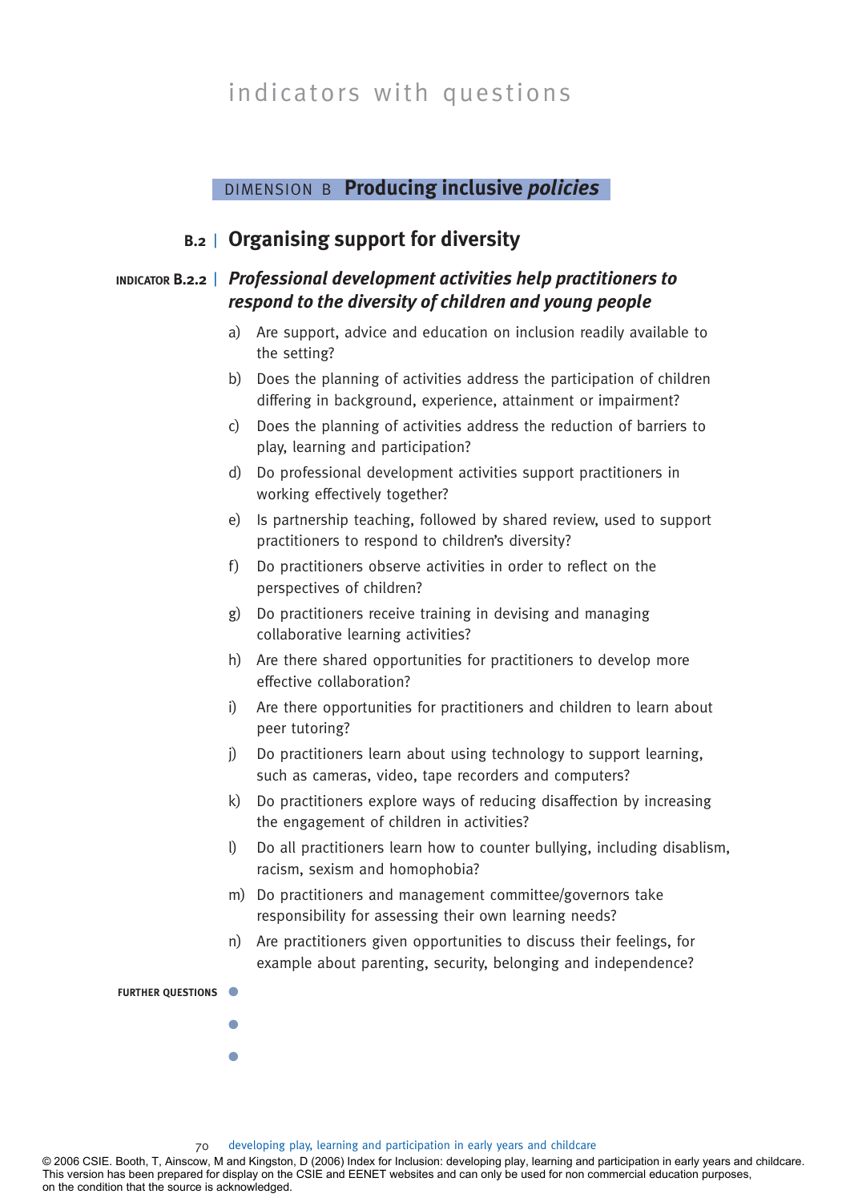indicators with questions

DIMENSION B **Producing inclusive *policies***

## B.2 | Organising support for diversity

### INDICATOR B.2.2 | *Professional development activities help practitioners to respond to the diversity of children and young people*

a) Are support, advice and education on inclusion readily available to the setting?

b) Does the planning of activities address the participation of children differing in background, experience, attainment or impairment?

c) Does the planning of activities address the reduction of barriers to play, learning and participation?

d) Do professional development activities support practitioners in working effectively together?

e) Is partnership teaching, followed by shared review, used to support practitioners to respond to children's diversity?

f) Do practitioners observe activities in order to reflect on the perspectives of children?

g) Do practitioners receive training in devising and managing collaborative learning activities?

h) Are there shared opportunities for practitioners to develop more effective collaboration?

i) Are there opportunities for practitioners and children to learn about peer tutoring?

j) Do practitioners learn about using technology to support learning, such as cameras, video, tape recorders and computers?

k) Do practitioners explore ways of reducing disaffection by increasing the engagement of children in activities?

l) Do all practitioners learn how to counter bullying, including disablism, racism, sexism and homophobia?

m) Do practitioners and management committee/governors take responsibility for assessing their own learning needs?

n) Are practitioners given opportunities to discuss their feelings, for example about parenting, security, belonging and independence?

**FURTHER QUESTIONS**

- 
- 
- 

© 2006 CSIE. Booth, T, Ainscow, M and Kingston, D (2006) Index for Inclusion: developing play, learning and participation in early years and childcare. This version has been prepared for display on the CSIE and EENET websites and can only be used for non commercial education purposes, on the condition that the source is acknowledged.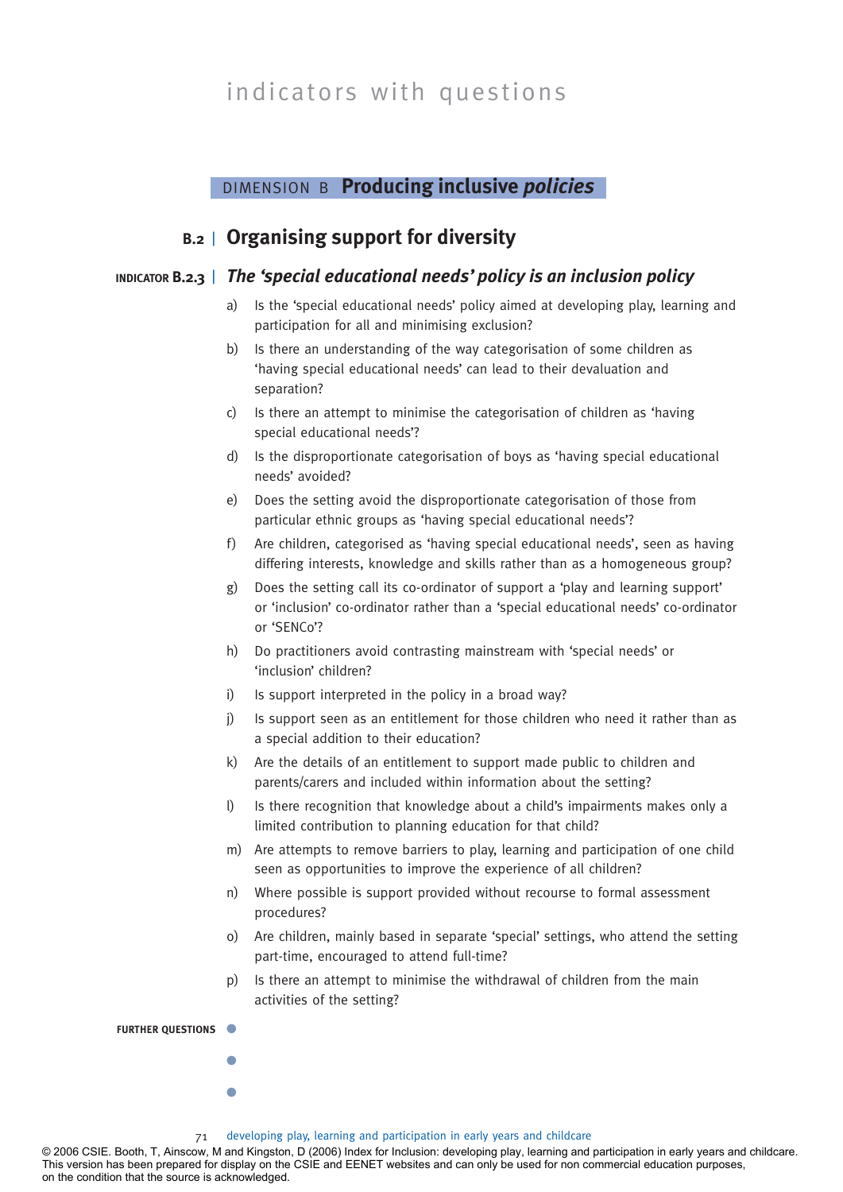# indicators with questions

## DIMENSION B **Producing inclusive *policies***

## B.2 | Organising support for diversity

### INDICATOR B.2.3 | *The 'special educational needs' policy is an inclusion policy*

a) Is the 'special educational needs' policy aimed at developing play, learning and participation for all and minimising exclusion?

b) Is there an understanding of the way categorisation of some children as 'having special educational needs' can lead to their devaluation and separation?

c) Is there an attempt to minimise the categorisation of children as 'having special educational needs'?

d) Is the disproportionate categorisation of boys as 'having special educational needs' avoided?

e) Does the setting avoid the disproportionate categorisation of those from particular ethnic groups as 'having special educational needs'?

f) Are children, categorised as 'having special educational needs', seen as having differing interests, knowledge and skills rather than as a homogeneous group?

g) Does the setting call its co-ordinator of support a 'play and learning support' or 'inclusion' co-ordinator rather than a 'special educational needs' co-ordinator or 'SENCo'?

h) Do practitioners avoid contrasting mainstream with 'special needs' or 'inclusion' children?

i) Is support interpreted in the policy in a broad way?

j) Is support seen as an entitlement for those children who need it rather than as a special addition to their education?

k) Are the details of an entitlement to support made public to children and parents/carers and included within information about the setting?

l) Is there recognition that knowledge about a child's impairments makes only a limited contribution to planning education for that child?

m) Are attempts to remove barriers to play, learning and participation of one child seen as opportunities to improve the experience of all children?

n) Where possible is support provided without recourse to formal assessment procedures?

o) Are children, mainly based in separate 'special' settings, who attend the setting part-time, encouraged to attend full-time?

p) Is there an attempt to minimise the withdrawal of children from the main activities of the setting?

**FURTHER QUESTIONS**

- 
- 
- 

© 2006 CSIE. Booth, T, Ainscow, M and Kingston, D (2006) Index for Inclusion: developing play, learning and participation in early years and childcare. This version has been prepared for display on the CSIE and EENET websites and can only be used for non commercial education purposes, on the condition that the source is acknowledged.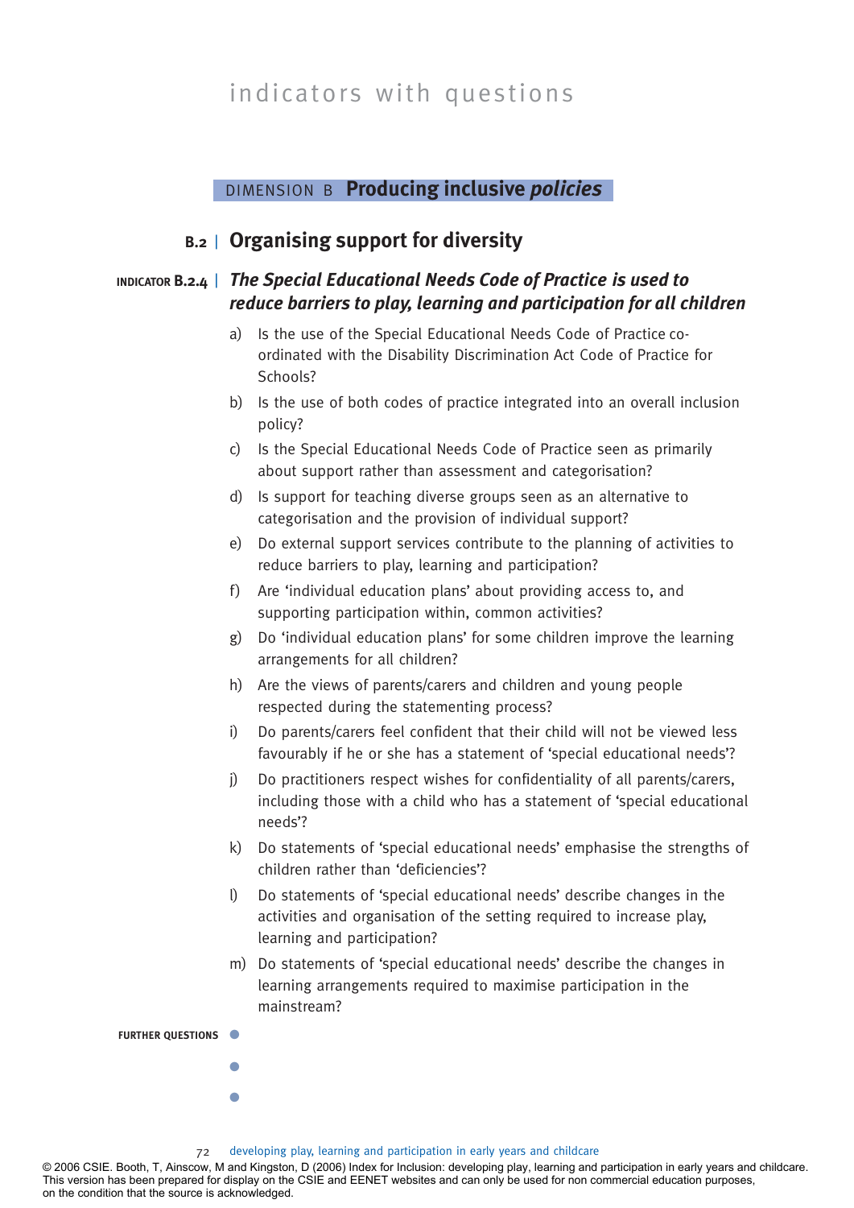indicators with questions

DIMENSION B **Producing inclusive *policies***

## B.2 | Organising support for diversity

### INDICATOR B.2.4 | *The Special Educational Needs Code of Practice is used to reduce barriers to play, learning and participation for all children*

a) Is the use of the Special Educational Needs Code of Practice co-ordinated with the Disability Discrimination Act Code of Practice for Schools?

b) Is the use of both codes of practice integrated into an overall inclusion policy?

c) Is the Special Educational Needs Code of Practice seen as primarily about support rather than assessment and categorisation?

d) Is support for teaching diverse groups seen as an alternative to categorisation and the provision of individual support?

e) Do external support services contribute to the planning of activities to reduce barriers to play, learning and participation?

f) Are 'individual education plans' about providing access to, and supporting participation within, common activities?

g) Do 'individual education plans' for some children improve the learning arrangements for all children?

h) Are the views of parents/carers and children and young people respected during the statementing process?

i) Do parents/carers feel confident that their child will not be viewed less favourably if he or she has a statement of 'special educational needs'?

j) Do practitioners respect wishes for confidentiality of all parents/carers, including those with a child who has a statement of 'special educational needs'?

k) Do statements of 'special educational needs' emphasise the strengths of children rather than 'deficiencies'?

l) Do statements of 'special educational needs' describe changes in the activities and organisation of the setting required to increase play, learning and participation?

m) Do statements of 'special educational needs' describe the changes in learning arrangements required to maximise participation in the mainstream?

**FURTHER QUESTIONS**

-
-
-

© 2006 CSIE. Booth, T, Ainscow, M and Kingston, D (2006) Index for Inclusion: developing play, learning and participation in early years and childcare. This version has been prepared for display on the CSIE and EENET websites and can only be used for non commercial education purposes, on the condition that the source is acknowledged.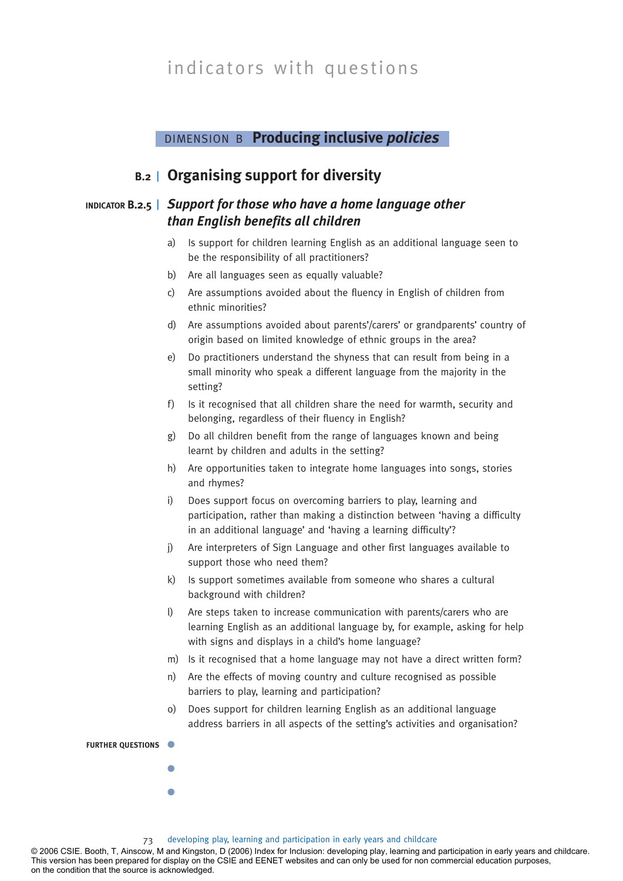indicators with questions

## DIMENSION B **Producing inclusive *policies***

### B.2 | Organising support for diversity

#### INDICATOR B.2.5 | *Support for those who have a home language other than English benefits all children*

a) Is support for children learning English as an additional language seen to be the responsibility of all practitioners?

b) Are all languages seen as equally valuable?

c) Are assumptions avoided about the fluency in English of children from ethnic minorities?

d) Are assumptions avoided about parents'/carers' or grandparents' country of origin based on limited knowledge of ethnic groups in the area?

e) Do practitioners understand the shyness that can result from being in a small minority who speak a different language from the majority in the setting?

f) Is it recognised that all children share the need for warmth, security and belonging, regardless of their fluency in English?

g) Do all children benefit from the range of languages known and being learnt by children and adults in the setting?

h) Are opportunities taken to integrate home languages into songs, stories and rhymes?

i) Does support focus on overcoming barriers to play, learning and participation, rather than making a distinction between 'having a difficulty in an additional language' and 'having a learning difficulty'?

j) Are interpreters of Sign Language and other first languages available to support those who need them?

k) Is support sometimes available from someone who shares a cultural background with children?

l) Are steps taken to increase communication with parents/carers who are learning English as an additional language by, for example, asking for help with signs and displays in a child's home language?

m) Is it recognised that a home language may not have a direct written form?

n) Are the effects of moving country and culture recognised as possible barriers to play, learning and participation?

o) Does support for children learning English as an additional language address barriers in all aspects of the setting's activities and organisation?

**FURTHER QUESTIONS**

- 
- 
- 

© 2006 CSIE. Booth, T, Ainscow, M and Kingston, D (2006) Index for Inclusion: developing play, learning and participation in early years and childcare. This version has been prepared for display on the CSIE and EENET websites and can only be used for non commercial education purposes, on the condition that the source is acknowledged.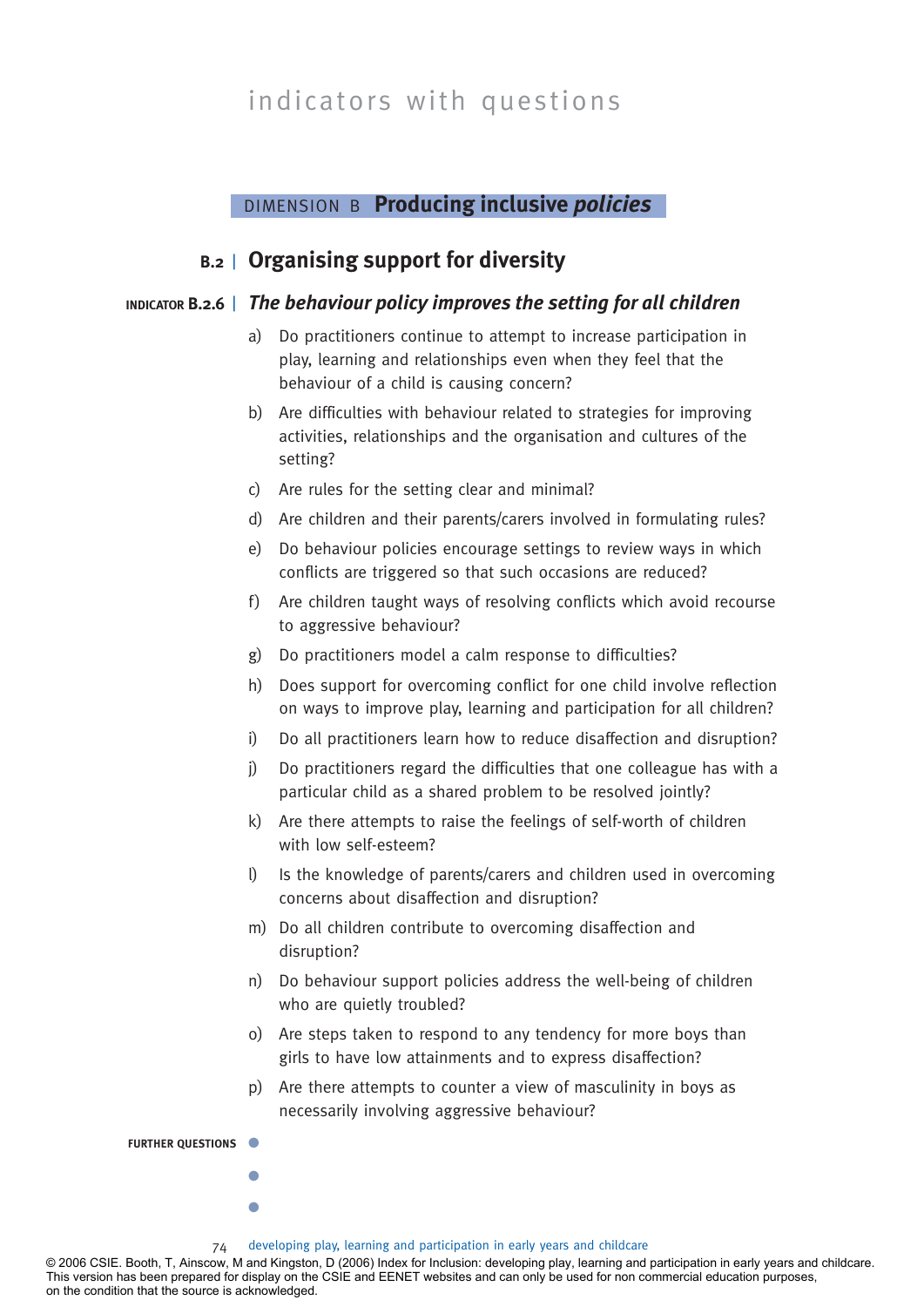indicators with questions

## DIMENSION B **Producing inclusive *policies***

### B.2 | Organising support for diversity

#### INDICATOR B.2.6 | *The behaviour policy improves the setting for all children*

a) Do practitioners continue to attempt to increase participation in play, learning and relationships even when they feel that the behaviour of a child is causing concern?

b) Are difficulties with behaviour related to strategies for improving activities, relationships and the organisation and cultures of the setting?

c) Are rules for the setting clear and minimal?

d) Are children and their parents/carers involved in formulating rules?

e) Do behaviour policies encourage settings to review ways in which conflicts are triggered so that such occasions are reduced?

f) Are children taught ways of resolving conflicts which avoid recourse to aggressive behaviour?

g) Do practitioners model a calm response to difficulties?

h) Does support for overcoming conflict for one child involve reflection on ways to improve play, learning and participation for all children?

i) Do all practitioners learn how to reduce disaffection and disruption?

j) Do practitioners regard the difficulties that one colleague has with a particular child as a shared problem to be resolved jointly?

k) Are there attempts to raise the feelings of self-worth of children with low self-esteem?

l) Is the knowledge of parents/carers and children used in overcoming concerns about disaffection and disruption?

m) Do all children contribute to overcoming disaffection and disruption?

n) Do behaviour support policies address the well-being of children who are quietly troubled?

o) Are steps taken to respond to any tendency for more boys than girls to have low attainments and to express disaffection?

p) Are there attempts to counter a view of masculinity in boys as necessarily involving aggressive behaviour?

**FURTHER QUESTIONS**

- 
- 
- 

© 2006 CSIE. Booth, T, Ainscow, M and Kingston, D (2006) Index for Inclusion: developing play, learning and participation in early years and childcare. This version has been prepared for display on the CSIE and EENET websites and can only be used for non commercial education purposes, on the condition that the source is acknowledged.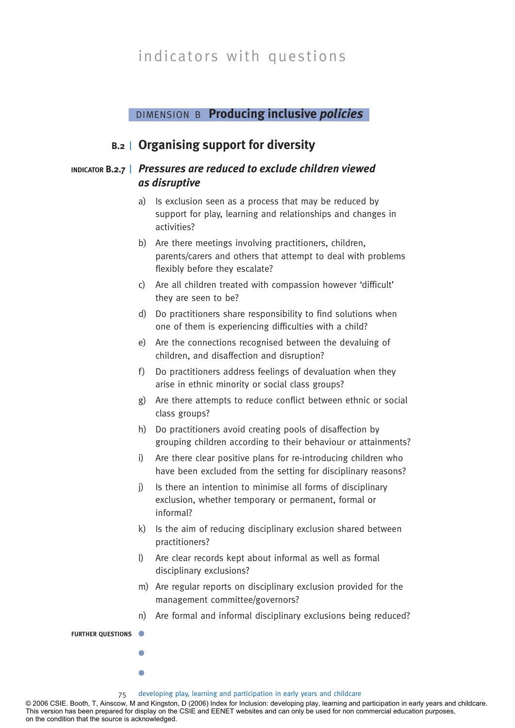# indicators with questions

## DIMENSION B **Producing inclusive *policies***

## B.2 | Organising support for diversity

### INDICATOR B.2.7 | *Pressures are reduced to exclude children viewed as disruptive*

a) Is exclusion seen as a process that may be reduced by support for play, learning and relationships and changes in activities?

b) Are there meetings involving practitioners, children, parents/carers and others that attempt to deal with problems flexibly before they escalate?

c) Are all children treated with compassion however 'difficult' they are seen to be?

d) Do practitioners share responsibility to find solutions when one of them is experiencing difficulties with a child?

e) Are the connections recognised between the devaluing of children, and disaffection and disruption?

f) Do practitioners address feelings of devaluation when they arise in ethnic minority or social class groups?

g) Are there attempts to reduce conflict between ethnic or social class groups?

h) Do practitioners avoid creating pools of disaffection by grouping children according to their behaviour or attainments?

i) Are there clear positive plans for re-introducing children who have been excluded from the setting for disciplinary reasons?

j) Is there an intention to minimise all forms of disciplinary exclusion, whether temporary or permanent, formal or informal?

k) Is the aim of reducing disciplinary exclusion shared between practitioners?

l) Are clear records kept about informal as well as formal disciplinary exclusions?

m) Are regular reports on disciplinary exclusion provided for the management committee/governors?

n) Are formal and informal disciplinary exclusions being reduced?

**FURTHER QUESTIONS**

- 
- 
- 

© 2006 CSIE. Booth, T, Ainscow, M and Kingston, D (2006) Index for Inclusion: developing play, learning and participation in early years and childcare. This version has been prepared for display on the CSIE and EENET websites and can only be used for non commercial education purposes, on the condition that the source is acknowledged.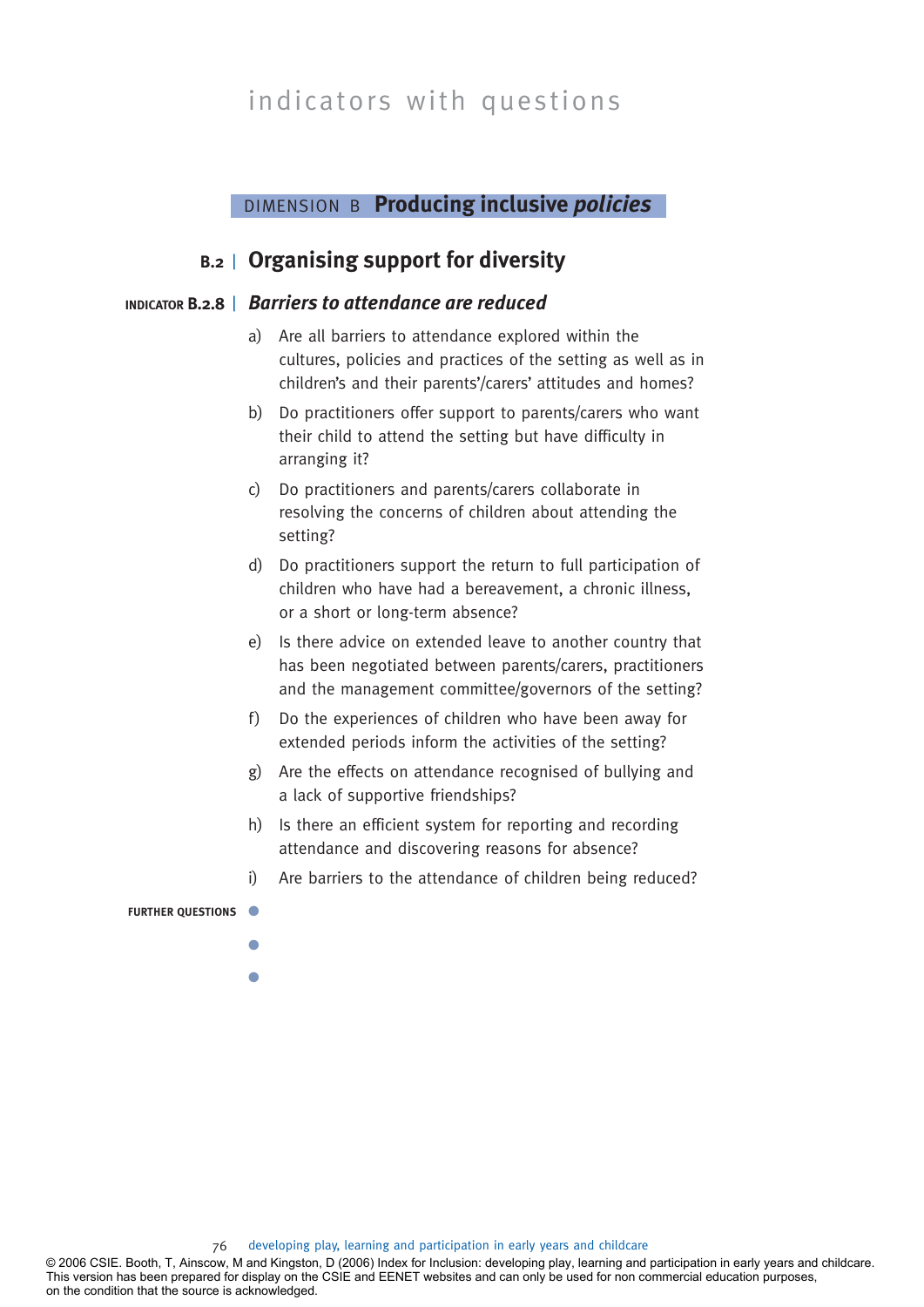indicators with questions

## DIMENSION B **Producing inclusive *policies***

### B.2 | Organising support for diversity

#### INDICATOR B.2.8 | *Barriers to attendance are reduced*

a) Are all barriers to attendance explored within the cultures, policies and practices of the setting as well as in children's and their parents'/carers' attitudes and homes?

b) Do practitioners offer support to parents/carers who want their child to attend the setting but have difficulty in arranging it?

c) Do practitioners and parents/carers collaborate in resolving the concerns of children about attending the setting?

d) Do practitioners support the return to full participation of children who have had a bereavement, a chronic illness, or a short or long-term absence?

e) Is there advice on extended leave to another country that has been negotiated between parents/carers, practitioners and the management committee/governors of the setting?

f) Do the experiences of children who have been away for extended periods inform the activities of the setting?

g) Are the effects on attendance recognised of bullying and a lack of supportive friendships?

h) Is there an efficient system for reporting and recording attendance and discovering reasons for absence?

i) Are barriers to the attendance of children being reduced?

**FURTHER QUESTIONS**

-
-
-

© 2006 CSIE. Booth, T, Ainscow, M and Kingston, D (2006) Index for Inclusion: developing play, learning and participation in early years and childcare. This version has been prepared for display on the CSIE and EENET websites and can only be used for non commercial education purposes, on the condition that the source is acknowledged.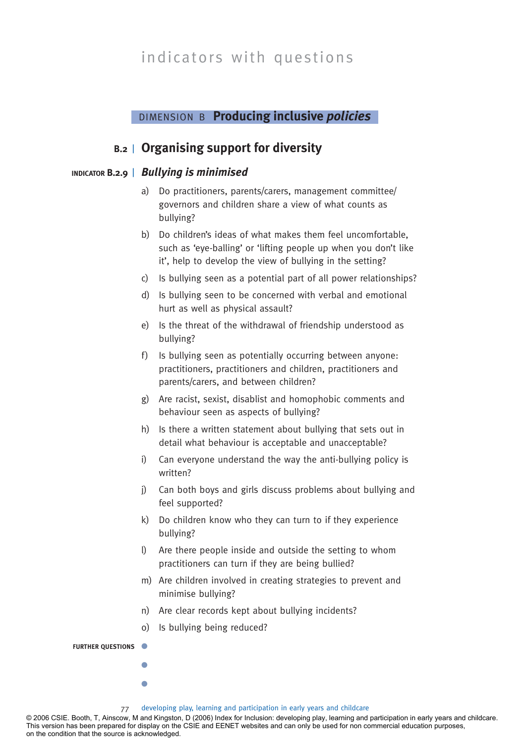indicators with questions

## DIMENSION B **Producing inclusive *policies***

## B.2 | Organising support for diversity

### INDICATOR B.2.9 | *Bullying is minimised*

a) Do practitioners, parents/carers, management committee/ governors and children share a view of what counts as bullying?

b) Do children's ideas of what makes them feel uncomfortable, such as 'eye-balling' or 'lifting people up when you don't like it', help to develop the view of bullying in the setting?

c) Is bullying seen as a potential part of all power relationships?

d) Is bullying seen to be concerned with verbal and emotional hurt as well as physical assault?

e) Is the threat of the withdrawal of friendship understood as bullying?

f) Is bullying seen as potentially occurring between anyone: practitioners, practitioners and children, practitioners and parents/carers, and between children?

g) Are racist, sexist, disablist and homophobic comments and behaviour seen as aspects of bullying?

h) Is there a written statement about bullying that sets out in detail what behaviour is acceptable and unacceptable?

i) Can everyone understand the way the anti-bullying policy is written?

j) Can both boys and girls discuss problems about bullying and feel supported?

k) Do children know who they can turn to if they experience bullying?

l) Are there people inside and outside the setting to whom practitioners can turn if they are being bullied?

m) Are children involved in creating strategies to prevent and minimise bullying?

n) Are clear records kept about bullying incidents?

o) Is bullying being reduced?

**FURTHER QUESTIONS**

- 
- 
- 

© 2006 CSIE. Booth, T, Ainscow, M and Kingston, D (2006) Index for Inclusion: developing play, learning and participation in early years and childcare. This version has been prepared for display on the CSIE and EENET websites and can only be used for non commercial education purposes, on the condition that the source is acknowledged.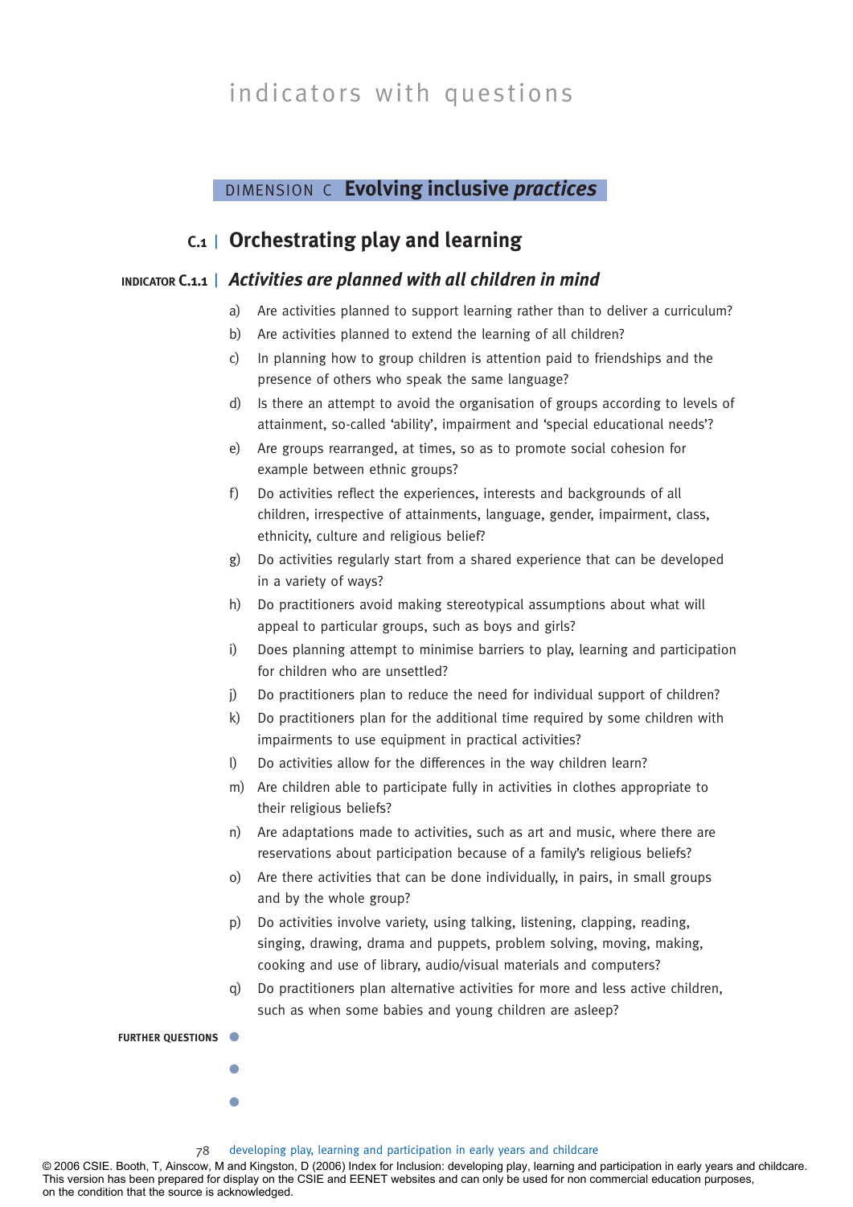# indicators with questions

## DIMENSION C **Evolving inclusive *practices***

## C.1 | Orchestrating play and learning

### INDICATOR C.1.1 | *Activities are planned with all children in mind*

a) Are activities planned to support learning rather than to deliver a curriculum?

b) Are activities planned to extend the learning of all children?

c) In planning how to group children is attention paid to friendships and the presence of others who speak the same language?

d) Is there an attempt to avoid the organisation of groups according to levels of attainment, so-called 'ability', impairment and 'special educational needs'?

e) Are groups rearranged, at times, so as to promote social cohesion for example between ethnic groups?

f) Do activities reflect the experiences, interests and backgrounds of all children, irrespective of attainments, language, gender, impairment, class, ethnicity, culture and religious belief?

g) Do activities regularly start from a shared experience that can be developed in a variety of ways?

h) Do practitioners avoid making stereotypical assumptions about what will appeal to particular groups, such as boys and girls?

i) Does planning attempt to minimise barriers to play, learning and participation for children who are unsettled?

j) Do practitioners plan to reduce the need for individual support of children?

k) Do practitioners plan for the additional time required by some children with impairments to use equipment in practical activities?

l) Do activities allow for the differences in the way children learn?

m) Are children able to participate fully in activities in clothes appropriate to their religious beliefs?

n) Are adaptations made to activities, such as art and music, where there are reservations about participation because of a family's religious beliefs?

o) Are there activities that can be done individually, in pairs, in small groups and by the whole group?

p) Do activities involve variety, using talking, listening, clapping, reading, singing, drawing, drama and puppets, problem solving, moving, making, cooking and use of library, audio/visual materials and computers?

q) Do practitioners plan alternative activities for more and less active children, such as when some babies and young children are asleep?

**FURTHER QUESTIONS**

- 
- 
- 

© 2006 CSIE. Booth, T, Ainscow, M and Kingston, D (2006) Index for Inclusion: developing play, learning and participation in early years and childcare. This version has been prepared for display on the CSIE and EENET websites and can only be used for non commercial education purposes, on the condition that the source is acknowledged.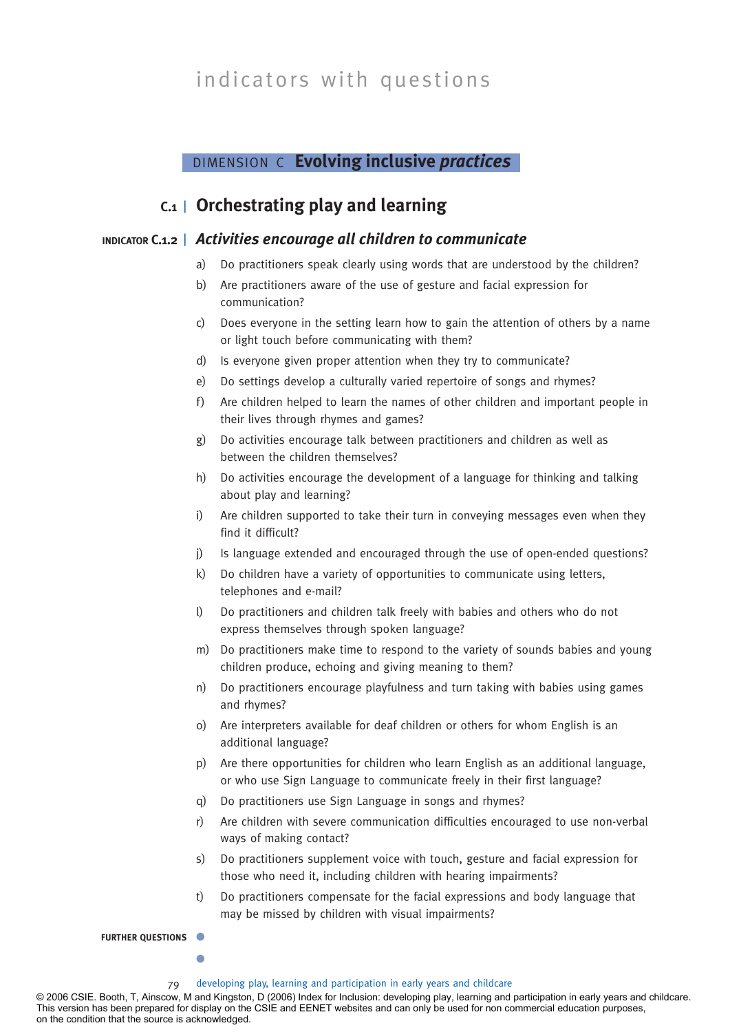# indicators with questions

## DIMENSION C **Evolving inclusive *practices***

## C.1 | Orchestrating play and learning

### INDICATOR C.1.2 | *Activities encourage all children to communicate*

a) Do practitioners speak clearly using words that are understood by the children?

b) Are practitioners aware of the use of gesture and facial expression for communication?

c) Does everyone in the setting learn how to gain the attention of others by a name or light touch before communicating with them?

d) Is everyone given proper attention when they try to communicate?

e) Do settings develop a culturally varied repertoire of songs and rhymes?

f) Are children helped to learn the names of other children and important people in their lives through rhymes and games?

g) Do activities encourage talk between practitioners and children as well as between the children themselves?

h) Do activities encourage the development of a language for thinking and talking about play and learning?

i) Are children supported to take their turn in conveying messages even when they find it difficult?

j) Is language extended and encouraged through the use of open-ended questions?

k) Do children have a variety of opportunities to communicate using letters, telephones and e-mail?

l) Do practitioners and children talk freely with babies and others who do not express themselves through spoken language?

m) Do practitioners make time to respond to the variety of sounds babies and young children produce, echoing and giving meaning to them?

n) Do practitioners encourage playfulness and turn taking with babies using games and rhymes?

o) Are interpreters available for deaf children or others for whom English is an additional language?

p) Are there opportunities for children who learn English as an additional language, or who use Sign Language to communicate freely in their first language?

q) Do practitioners use Sign Language in songs and rhymes?

r) Are children with severe communication difficulties encouraged to use non-verbal ways of making contact?

s) Do practitioners supplement voice with touch, gesture and facial expression for those who need it, including children with hearing impairments?

t) Do practitioners compensate for the facial expressions and body language that may be missed by children with visual impairments?

**FURTHER QUESTIONS**

- 
- 

© 2006 CSIE. Booth, T, Ainscow, M and Kingston, D (2006) Index for Inclusion: developing play, learning and participation in early years and childcare. This version has been prepared for display on the CSIE and EENET websites and can only be used for non commercial education purposes, on the condition that the source is acknowledged.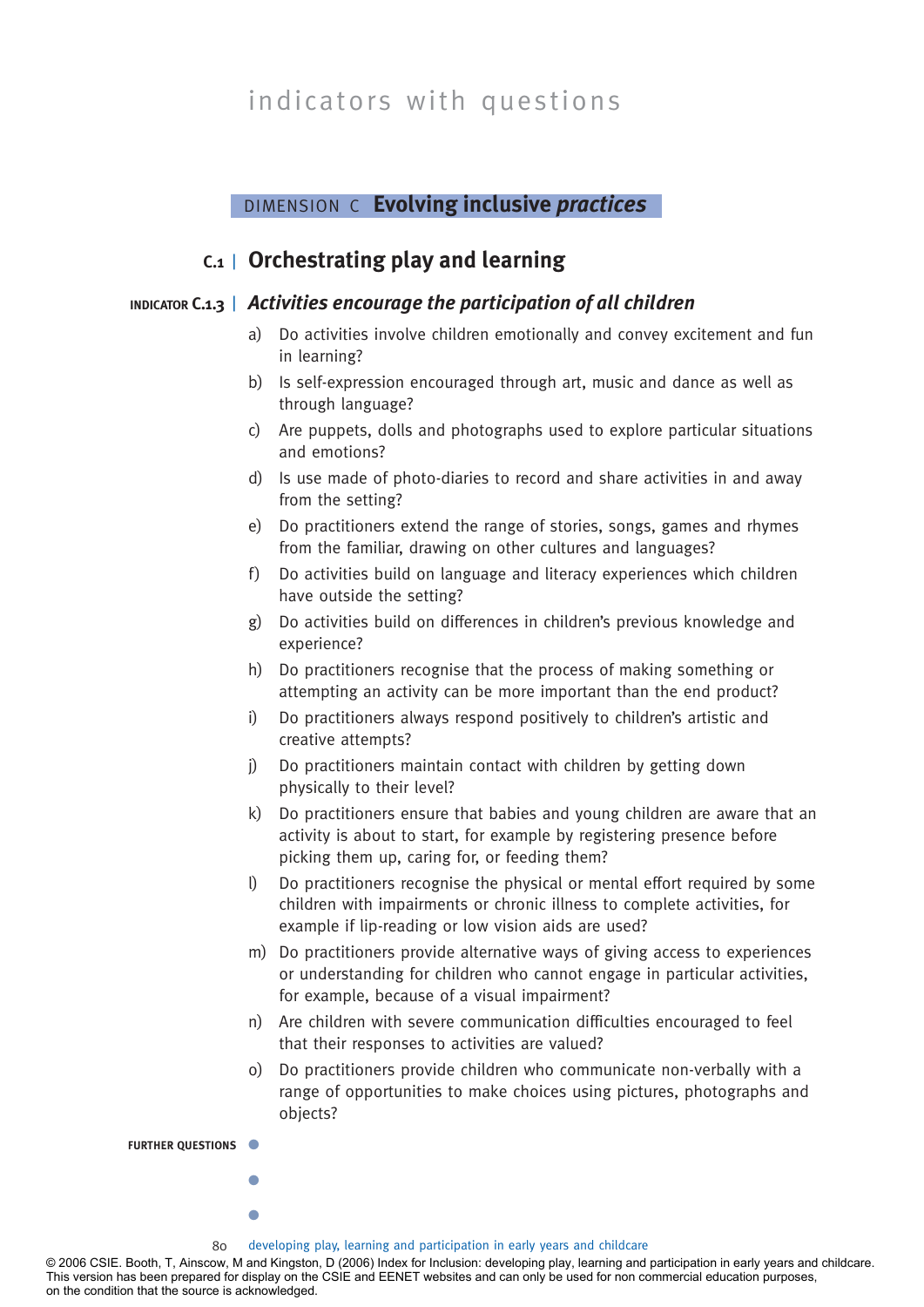indicators with questions

## DIMENSION C **Evolving inclusive *practices***

## C.1 | Orchestrating play and learning

### INDICATOR C.1.3 | *Activities encourage the participation of all children*

a) Do activities involve children emotionally and convey excitement and fun in learning?

b) Is self-expression encouraged through art, music and dance as well as through language?

c) Are puppets, dolls and photographs used to explore particular situations and emotions?

d) Is use made of photo-diaries to record and share activities in and away from the setting?

e) Do practitioners extend the range of stories, songs, games and rhymes from the familiar, drawing on other cultures and languages?

f) Do activities build on language and literacy experiences which children have outside the setting?

g) Do activities build on differences in children's previous knowledge and experience?

h) Do practitioners recognise that the process of making something or attempting an activity can be more important than the end product?

i) Do practitioners always respond positively to children's artistic and creative attempts?

j) Do practitioners maintain contact with children by getting down physically to their level?

k) Do practitioners ensure that babies and young children are aware that an activity is about to start, for example by registering presence before picking them up, caring for, or feeding them?

l) Do practitioners recognise the physical or mental effort required by some children with impairments or chronic illness to complete activities, for example if lip-reading or low vision aids are used?

m) Do practitioners provide alternative ways of giving access to experiences or understanding for children who cannot engage in particular activities, for example, because of a visual impairment?

n) Are children with severe communication difficulties encouraged to feel that their responses to activities are valued?

o) Do practitioners provide children who communicate non-verbally with a range of opportunities to make choices using pictures, photographs and objects?

**FURTHER QUESTIONS**

- 
- 
- 

© 2006 CSIE. Booth, T, Ainscow, M and Kingston, D (2006) Index for Inclusion: developing play, learning and participation in early years and childcare. This version has been prepared for display on the CSIE and EENET websites and can only be used for non commercial education purposes, on the condition that the source is acknowledged.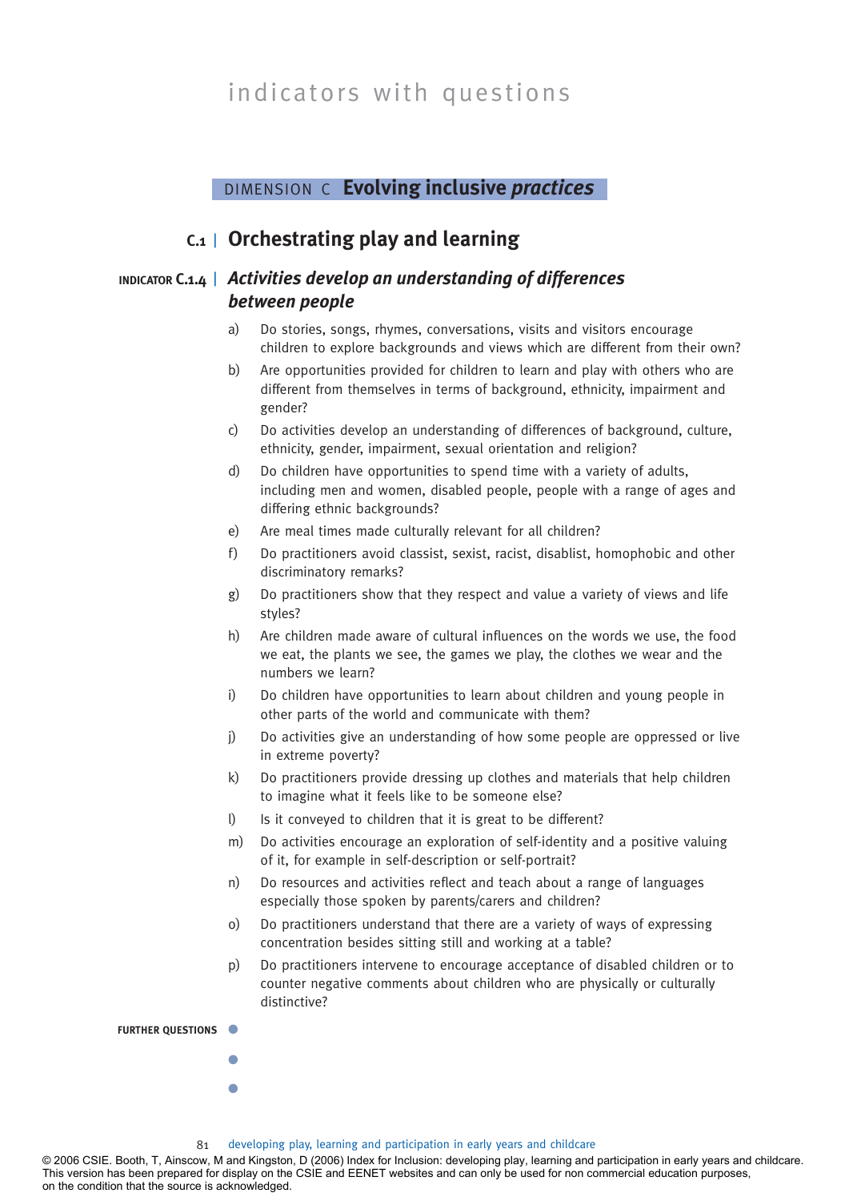# indicators with questions

## DIMENSION C **Evolving inclusive *practices***

## C.1 | Orchestrating play and learning

### INDICATOR C.1.4 | *Activities develop an understanding of differences between people*

a) Do stories, songs, rhymes, conversations, visits and visitors encourage children to explore backgrounds and views which are different from their own?

b) Are opportunities provided for children to learn and play with others who are different from themselves in terms of background, ethnicity, impairment and gender?

c) Do activities develop an understanding of differences of background, culture, ethnicity, gender, impairment, sexual orientation and religion?

d) Do children have opportunities to spend time with a variety of adults, including men and women, disabled people, people with a range of ages and differing ethnic backgrounds?

e) Are meal times made culturally relevant for all children?

f) Do practitioners avoid classist, sexist, racist, disablist, homophobic and other discriminatory remarks?

g) Do practitioners show that they respect and value a variety of views and life styles?

h) Are children made aware of cultural influences on the words we use, the food we eat, the plants we see, the games we play, the clothes we wear and the numbers we learn?

i) Do children have opportunities to learn about children and young people in other parts of the world and communicate with them?

j) Do activities give an understanding of how some people are oppressed or live in extreme poverty?

k) Do practitioners provide dressing up clothes and materials that help children to imagine what it feels like to be someone else?

l) Is it conveyed to children that it is great to be different?

m) Do activities encourage an exploration of self-identity and a positive valuing of it, for example in self-description or self-portrait?

n) Do resources and activities reflect and teach about a range of languages especially those spoken by parents/carers and children?

o) Do practitioners understand that there are a variety of ways of expressing concentration besides sitting still and working at a table?

p) Do practitioners intervene to encourage acceptance of disabled children or to counter negative comments about children who are physically or culturally distinctive?

**FURTHER QUESTIONS**

- 
- 
- 

© 2006 CSIE. Booth, T, Ainscow, M and Kingston, D (2006) Index for Inclusion: developing play, learning and participation in early years and childcare. This version has been prepared for display on the CSIE and EENET websites and can only be used for non commercial education purposes, on the condition that the source is acknowledged.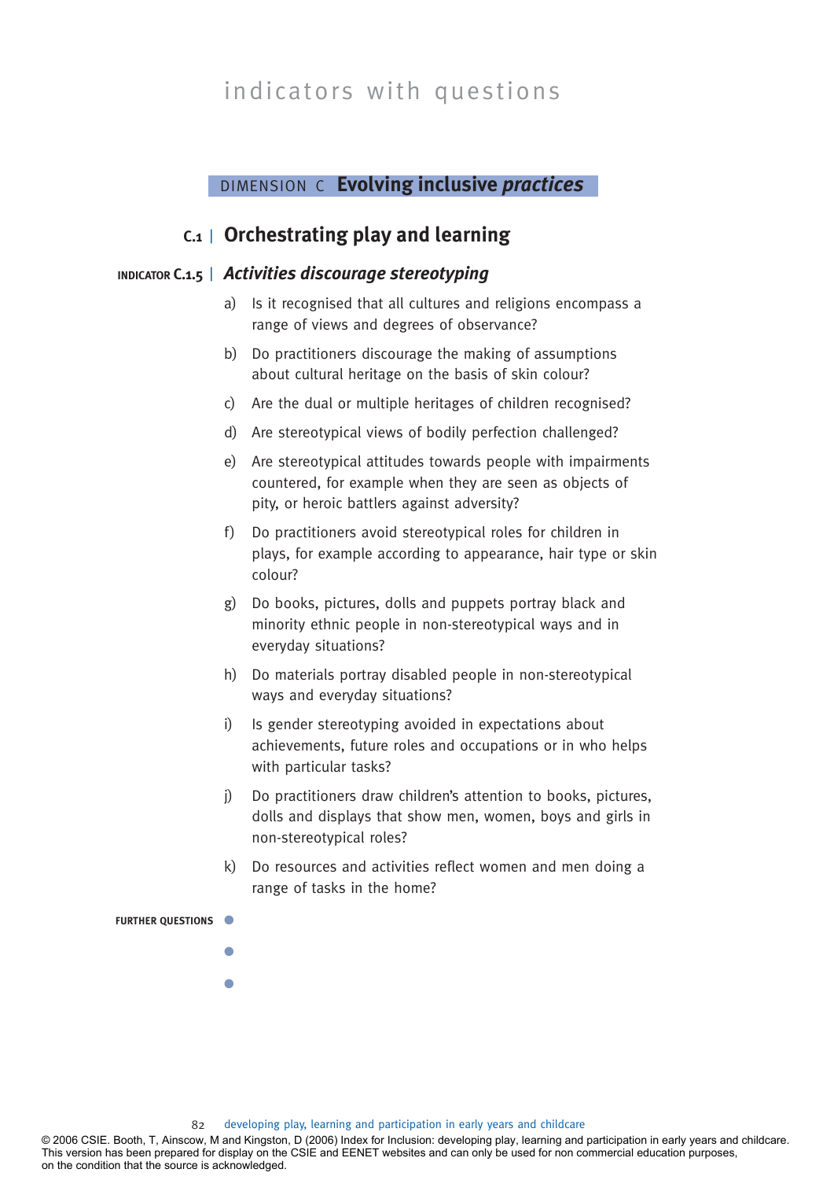indicators with questions

## DIMENSION C **Evolving inclusive *practices***

## C.1 | Orchestrating play and learning

### INDICATOR C.1.5 | *Activities discourage stereotyping*

a) Is it recognised that all cultures and religions encompass a range of views and degrees of observance?

b) Do practitioners discourage the making of assumptions about cultural heritage on the basis of skin colour?

c) Are the dual or multiple heritages of children recognised?

d) Are stereotypical views of bodily perfection challenged?

e) Are stereotypical attitudes towards people with impairments countered, for example when they are seen as objects of pity, or heroic battlers against adversity?

f) Do practitioners avoid stereotypical roles for children in plays, for example according to appearance, hair type or skin colour?

g) Do books, pictures, dolls and puppets portray black and minority ethnic people in non-stereotypical ways and in everyday situations?

h) Do materials portray disabled people in non-stereotypical ways and everyday situations?

i) Is gender stereotyping avoided in expectations about achievements, future roles and occupations or in who helps with particular tasks?

j) Do practitioners draw children's attention to books, pictures, dolls and displays that show men, women, boys and girls in non-stereotypical roles?

k) Do resources and activities reflect women and men doing a range of tasks in the home?

**FURTHER QUESTIONS**

- 
- 
- 

© 2006 CSIE. Booth, T, Ainscow, M and Kingston, D (2006) Index for Inclusion: developing play, learning and participation in early years and childcare. This version has been prepared for display on the CSIE and EENET websites and can only be used for non commercial education purposes, on the condition that the source is acknowledged.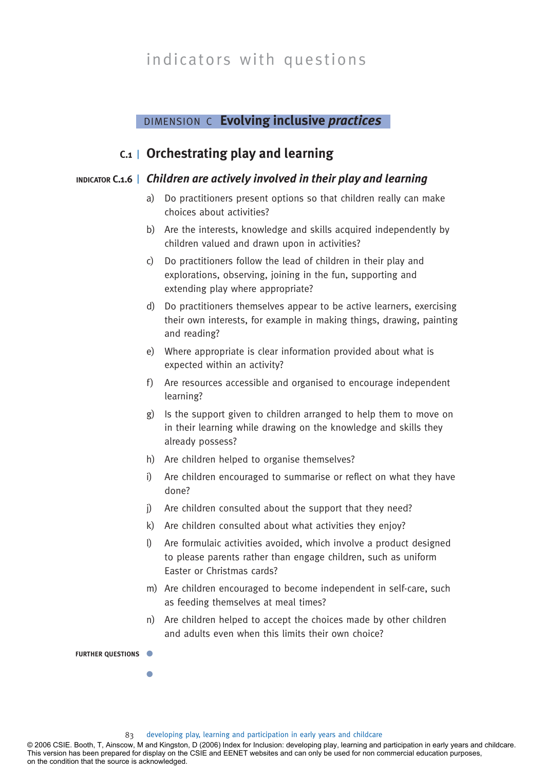indicators with questions

## DIMENSION C **Evolving inclusive *practices***

### C.1 | Orchestrating play and learning

#### INDICATOR C.1.6 | *Children are actively involved in their play and learning*

a) Do practitioners present options so that children really can make choices about activities?

b) Are the interests, knowledge and skills acquired independently by children valued and drawn upon in activities?

c) Do practitioners follow the lead of children in their play and explorations, observing, joining in the fun, supporting and extending play where appropriate?

d) Do practitioners themselves appear to be active learners, exercising their own interests, for example in making things, drawing, painting and reading?

e) Where appropriate is clear information provided about what is expected within an activity?

f) Are resources accessible and organised to encourage independent learning?

g) Is the support given to children arranged to help them to move on in their learning while drawing on the knowledge and skills they already possess?

h) Are children helped to organise themselves?

i) Are children encouraged to summarise or reflect on what they have done?

j) Are children consulted about the support that they need?

k) Are children consulted about what activities they enjoy?

l) Are formulaic activities avoided, which involve a product designed to please parents rather than engage children, such as uniform Easter or Christmas cards?

m) Are children encouraged to become independent in self-care, such as feeding themselves at meal times?

n) Are children helped to accept the choices made by other children and adults even when this limits their own choice?

**FURTHER QUESTIONS**

- 
- 

© 2006 CSIE. Booth, T, Ainscow, M and Kingston, D (2006) Index for Inclusion: developing play, learning and participation in early years and childcare. This version has been prepared for display on the CSIE and EENET websites and can only be used for non commercial education purposes, on the condition that the source is acknowledged.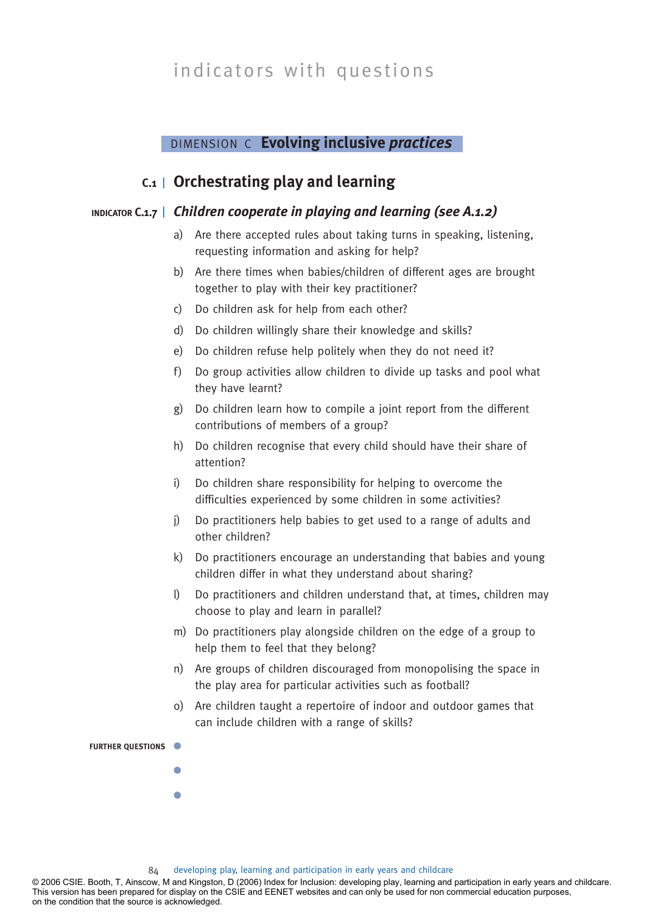indicators with questions

## DIMENSION C **Evolving inclusive *practices***

## C.1 | Orchestrating play and learning

### INDICATOR C.1.7 | *Children cooperate in playing and learning (see A.1.2)*

a) Are there accepted rules about taking turns in speaking, listening, requesting information and asking for help?

b) Are there times when babies/children of different ages are brought together to play with their key practitioner?

c) Do children ask for help from each other?

d) Do children willingly share their knowledge and skills?

e) Do children refuse help politely when they do not need it?

f) Do group activities allow children to divide up tasks and pool what they have learnt?

g) Do children learn how to compile a joint report from the different contributions of members of a group?

h) Do children recognise that every child should have their share of attention?

i) Do children share responsibility for helping to overcome the difficulties experienced by some children in some activities?

j) Do practitioners help babies to get used to a range of adults and other children?

k) Do practitioners encourage an understanding that babies and young children differ in what they understand about sharing?

l) Do practitioners and children understand that, at times, children may choose to play and learn in parallel?

m) Do practitioners play alongside children on the edge of a group to help them to feel that they belong?

n) Are groups of children discouraged from monopolising the space in the play area for particular activities such as football?

o) Are children taught a repertoire of indoor and outdoor games that can include children with a range of skills?

**FURTHER QUESTIONS**

- 
- 
- 

© 2006 CSIE. Booth, T, Ainscow, M and Kingston, D (2006) Index for Inclusion: developing play, learning and participation in early years and childcare. This version has been prepared for display on the CSIE and EENET websites and can only be used for non commercial education purposes, on the condition that the source is acknowledged.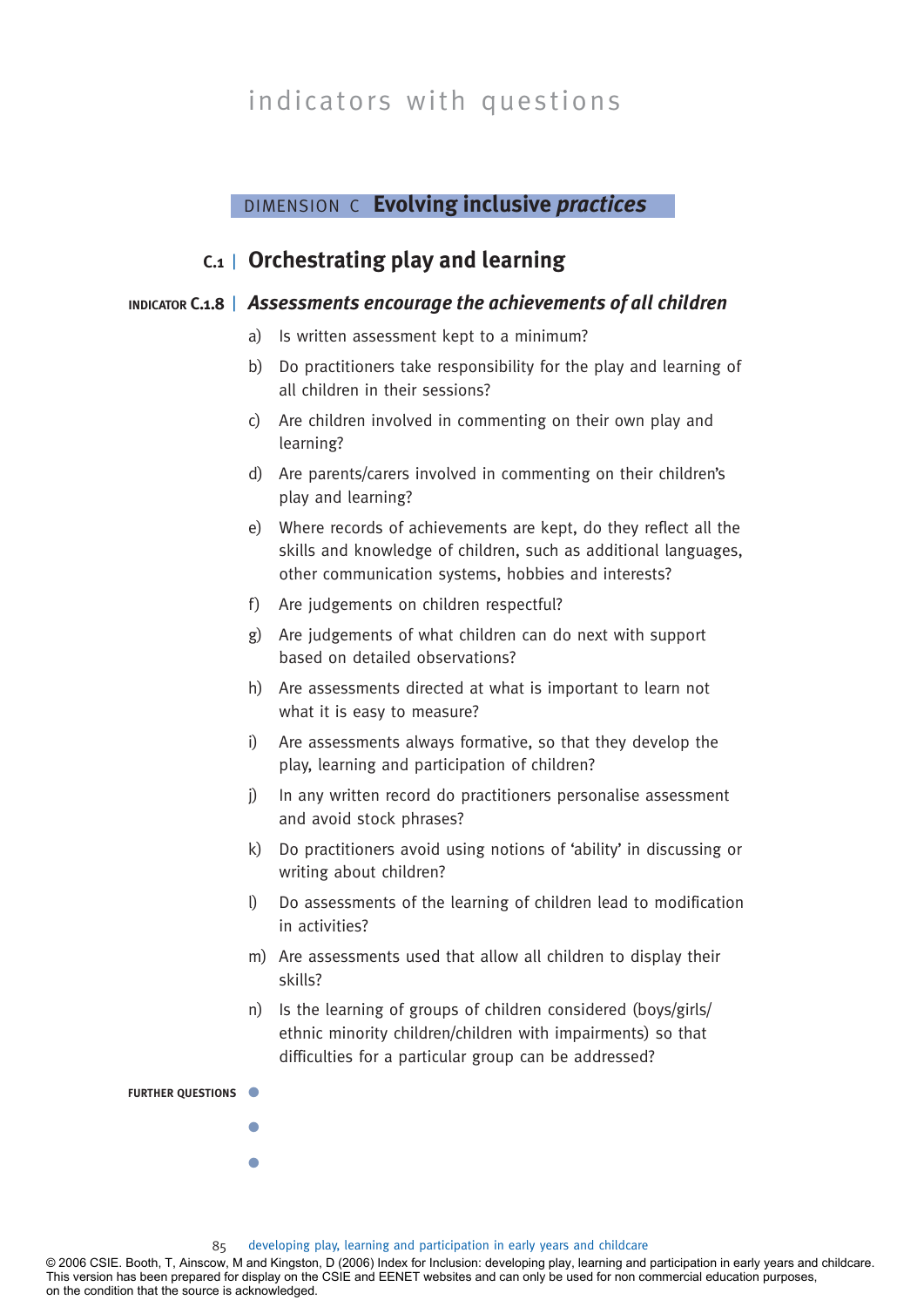# indicators with questions

## DIMENSION C **Evolving inclusive *practices***

### C.1 | Orchestrating play and learning

#### INDICATOR C.1.8 | *Assessments encourage the achievements of all children*

a) Is written assessment kept to a minimum?

b) Do practitioners take responsibility for the play and learning of all children in their sessions?

c) Are children involved in commenting on their own play and learning?

d) Are parents/carers involved in commenting on their children's play and learning?

e) Where records of achievements are kept, do they reflect all the skills and knowledge of children, such as additional languages, other communication systems, hobbies and interests?

f) Are judgements on children respectful?

g) Are judgements of what children can do next with support based on detailed observations?

h) Are assessments directed at what is important to learn not what it is easy to measure?

i) Are assessments always formative, so that they develop the play, learning and participation of children?

j) In any written record do practitioners personalise assessment and avoid stock phrases?

k) Do practitioners avoid using notions of 'ability' in discussing or writing about children?

l) Do assessments of the learning of children lead to modification in activities?

m) Are assessments used that allow all children to display their skills?

n) Is the learning of groups of children considered (boys/girls/ethnic minority children/children with impairments) so that difficulties for a particular group can be addressed?

**FURTHER QUESTIONS**

- 
- 
- 

© 2006 CSIE. Booth, T, Ainscow, M and Kingston, D (2006) Index for Inclusion: developing play, learning and participation in early years and childcare. This version has been prepared for display on the CSIE and EENET websites and can only be used for non commercial education purposes, on the condition that the source is acknowledged.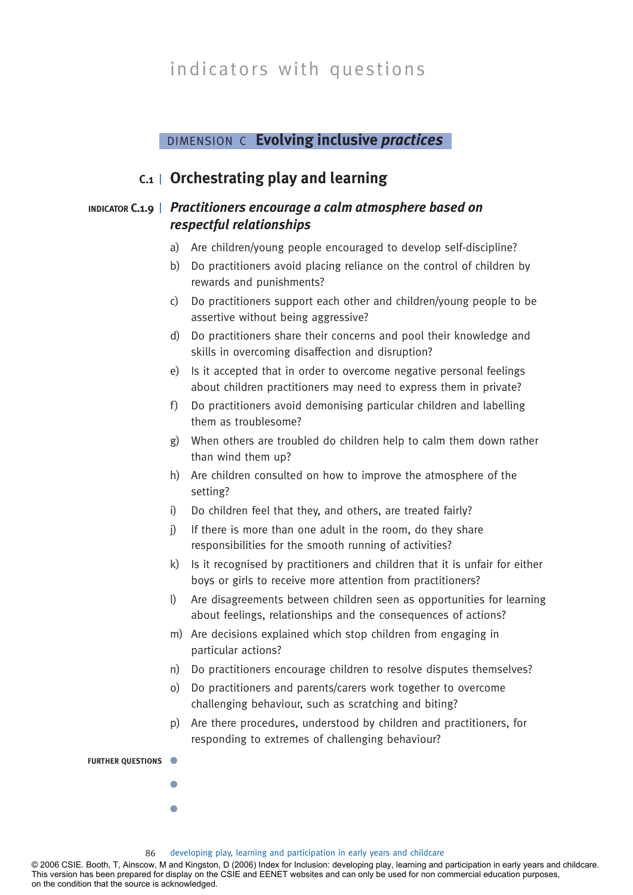# indicators with questions

## DIMENSION C **Evolving inclusive *practices***

## C.1 | Orchestrating play and learning

### INDICATOR C.1.9 | *Practitioners encourage a calm atmosphere based on respectful relationships*

a) Are children/young people encouraged to develop self-discipline?

b) Do practitioners avoid placing reliance on the control of children by rewards and punishments?

c) Do practitioners support each other and children/young people to be assertive without being aggressive?

d) Do practitioners share their concerns and pool their knowledge and skills in overcoming disaffection and disruption?

e) Is it accepted that in order to overcome negative personal feelings about children practitioners may need to express them in private?

f) Do practitioners avoid demonising particular children and labelling them as troublesome?

g) When others are troubled do children help to calm them down rather than wind them up?

h) Are children consulted on how to improve the atmosphere of the setting?

i) Do children feel that they, and others, are treated fairly?

j) If there is more than one adult in the room, do they share responsibilities for the smooth running of activities?

k) Is it recognised by practitioners and children that it is unfair for either boys or girls to receive more attention from practitioners?

l) Are disagreements between children seen as opportunities for learning about feelings, relationships and the consequences of actions?

m) Are decisions explained which stop children from engaging in particular actions?

n) Do practitioners encourage children to resolve disputes themselves?

o) Do practitioners and parents/carers work together to overcome challenging behaviour, such as scratching and biting?

p) Are there procedures, understood by children and practitioners, for responding to extremes of challenging behaviour?

**FURTHER QUESTIONS**

- 
- 
- 

© 2006 CSIE. Booth, T, Ainscow, M and Kingston, D (2006) Index for Inclusion: developing play, learning and participation in early years and childcare. This version has been prepared for display on the CSIE and EENET websites and can only be used for non commercial education purposes, on the condition that the source is acknowledged.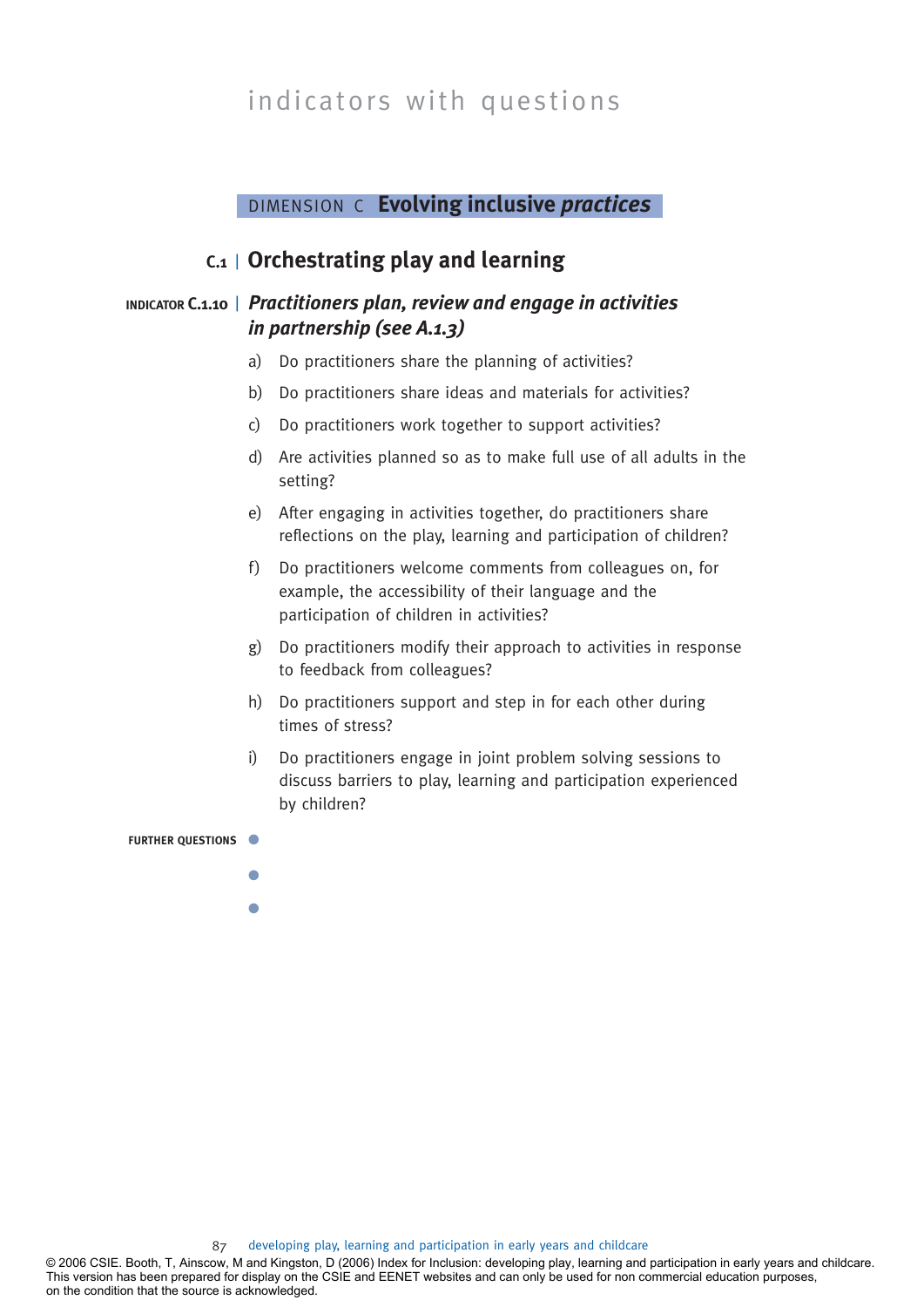indicators with questions

## DIMENSION C **Evolving inclusive *practices***

## C.1 | Orchestrating play and learning

### INDICATOR C.1.10 | *Practitioners plan, review and engage in activities in partnership (see A.1.3)*

a) Do practitioners share the planning of activities?

b) Do practitioners share ideas and materials for activities?

c) Do practitioners work together to support activities?

d) Are activities planned so as to make full use of all adults in the setting?

e) After engaging in activities together, do practitioners share reflections on the play, learning and participation of children?

f) Do practitioners welcome comments from colleagues on, for example, the accessibility of their language and the participation of children in activities?

g) Do practitioners modify their approach to activities in response to feedback from colleagues?

h) Do practitioners support and step in for each other during times of stress?

i) Do practitioners engage in joint problem solving sessions to discuss barriers to play, learning and participation experienced by children?

**FURTHER QUESTIONS**

- 
- 
- 

© 2006 CSIE. Booth, T, Ainscow, M and Kingston, D (2006) Index for Inclusion: developing play, learning and participation in early years and childcare. This version has been prepared for display on the CSIE and EENET websites and can only be used for non commercial education purposes, on the condition that the source is acknowledged.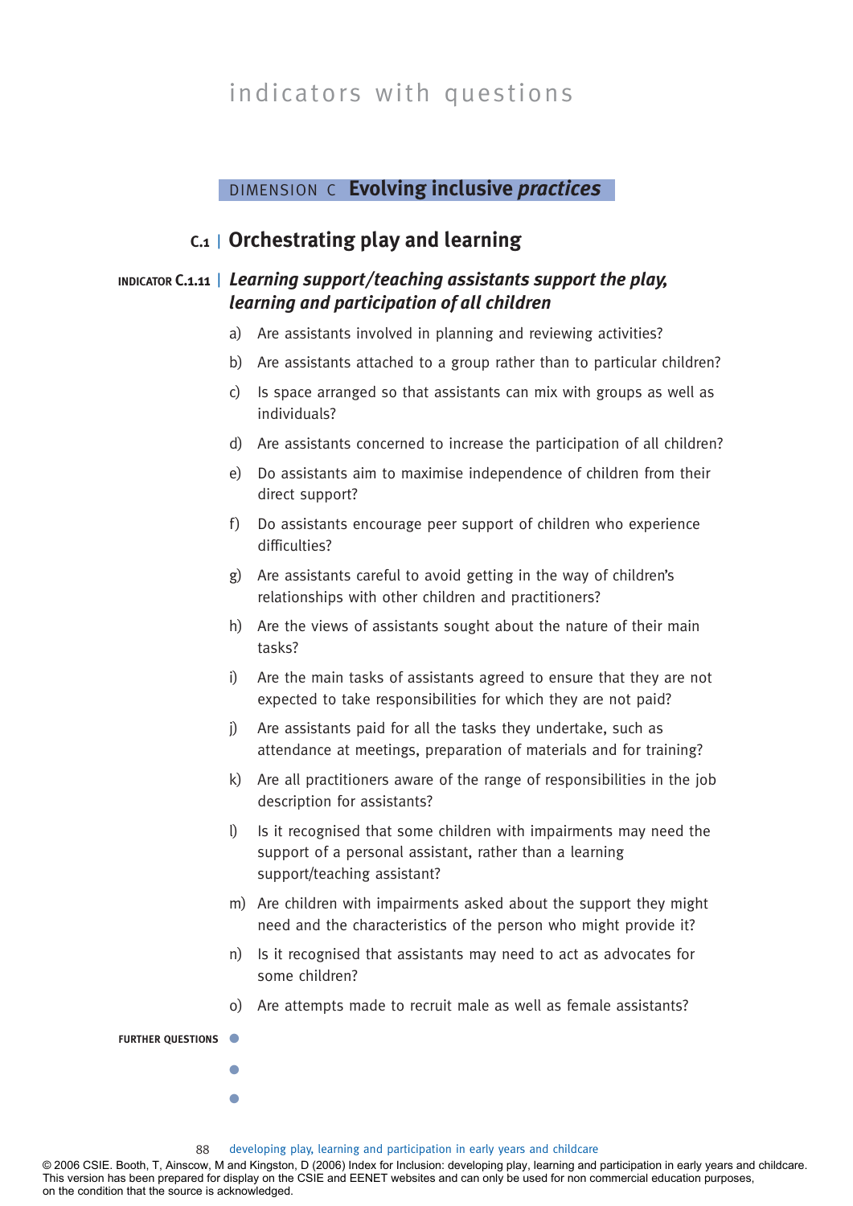indicators with questions

## DIMENSION C **Evolving inclusive *practices***

### C.1 | Orchestrating play and learning

**INDICATOR C.1.11** | ***Learning support/teaching assistants support the play, learning and participation of all children***

a) Are assistants involved in planning and reviewing activities?

b) Are assistants attached to a group rather than to particular children?

c) Is space arranged so that assistants can mix with groups as well as individuals?

d) Are assistants concerned to increase the participation of all children?

e) Do assistants aim to maximise independence of children from their direct support?

f) Do assistants encourage peer support of children who experience difficulties?

g) Are assistants careful to avoid getting in the way of children's relationships with other children and practitioners?

h) Are the views of assistants sought about the nature of their main tasks?

i) Are the main tasks of assistants agreed to ensure that they are not expected to take responsibilities for which they are not paid?

j) Are assistants paid for all the tasks they undertake, such as attendance at meetings, preparation of materials and for training?

k) Are all practitioners aware of the range of responsibilities in the job description for assistants?

l) Is it recognised that some children with impairments may need the support of a personal assistant, rather than a learning support/teaching assistant?

m) Are children with impairments asked about the support they might need and the characteristics of the person who might provide it?

n) Is it recognised that assistants may need to act as advocates for some children?

o) Are attempts made to recruit male as well as female assistants?

**FURTHER QUESTIONS**

- 
- 
- 

© 2006 CSIE. Booth, T, Ainscow, M and Kingston, D (2006) Index for Inclusion: developing play, learning and participation in early years and childcare. This version has been prepared for display on the CSIE and EENET websites and can only be used for non commercial education purposes, on the condition that the source is acknowledged.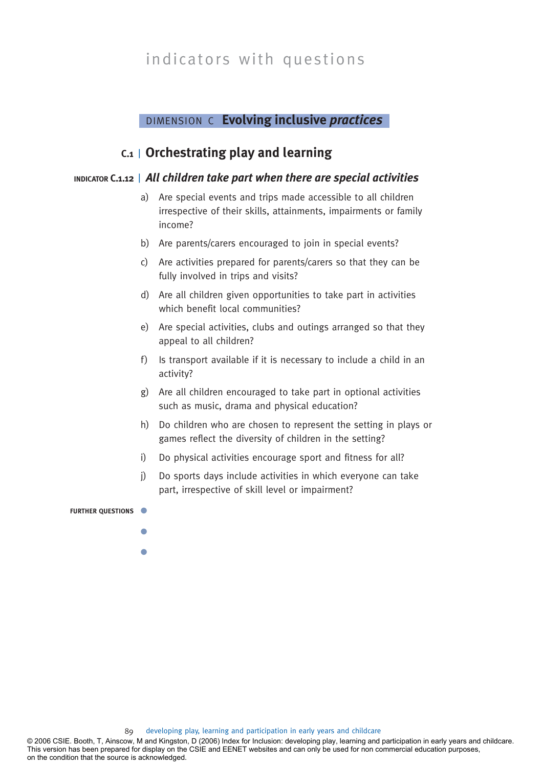# indicators with questions

## DIMENSION C **Evolving inclusive *practices***

### C.1 | Orchestrating play and learning

#### INDICATOR C.1.12 | *All children take part when there are special activities*

a) Are special events and trips made accessible to all children irrespective of their skills, attainments, impairments or family income?

b) Are parents/carers encouraged to join in special events?

c) Are activities prepared for parents/carers so that they can be fully involved in trips and visits?

d) Are all children given opportunities to take part in activities which benefit local communities?

e) Are special activities, clubs and outings arranged so that they appeal to all children?

f) Is transport available if it is necessary to include a child in an activity?

g) Are all children encouraged to take part in optional activities such as music, drama and physical education?

h) Do children who are chosen to represent the setting in plays or games reflect the diversity of children in the setting?

i) Do physical activities encourage sport and fitness for all?

j) Do sports days include activities in which everyone can take part, irrespective of skill level or impairment?

**FURTHER QUESTIONS**

- 
- 
- 

© 2006 CSIE. Booth, T, Ainscow, M and Kingston, D (2006) Index for Inclusion: developing play, learning and participation in early years and childcare. This version has been prepared for display on the CSIE and EENET websites and can only be used for non commercial education purposes, on the condition that the source is acknowledged.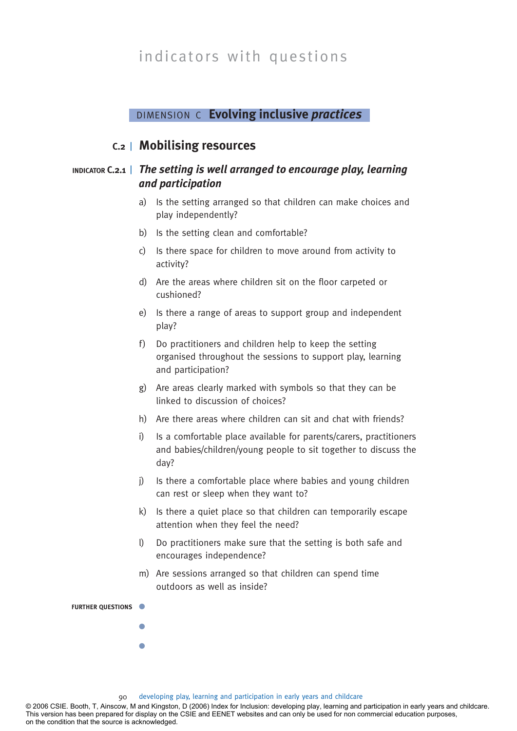indicators with questions

DIMENSION C **Evolving inclusive *practices***

## C.2 | Mobilising resources

### INDICATOR C.2.1 | *The setting is well arranged to encourage play, learning and participation*

a) Is the setting arranged so that children can make choices and play independently?

b) Is the setting clean and comfortable?

c) Is there space for children to move around from activity to activity?

d) Are the areas where children sit on the floor carpeted or cushioned?

e) Is there a range of areas to support group and independent play?

f) Do practitioners and children help to keep the setting organised throughout the sessions to support play, learning and participation?

g) Are areas clearly marked with symbols so that they can be linked to discussion of choices?

h) Are there areas where children can sit and chat with friends?

i) Is a comfortable place available for parents/carers, practitioners and babies/children/young people to sit together to discuss the day?

j) Is there a comfortable place where babies and young children can rest or sleep when they want to?

k) Is there a quiet place so that children can temporarily escape attention when they feel the need?

l) Do practitioners make sure that the setting is both safe and encourages independence?

m) Are sessions arranged so that children can spend time outdoors as well as inside?

**FURTHER QUESTIONS**

- 
- 
- 

© 2006 CSIE. Booth, T, Ainscow, M and Kingston, D (2006) Index for Inclusion: developing play, learning and participation in early years and childcare. This version has been prepared for display on the CSIE and EENET websites and can only be used for non commercial education purposes, on the condition that the source is acknowledged.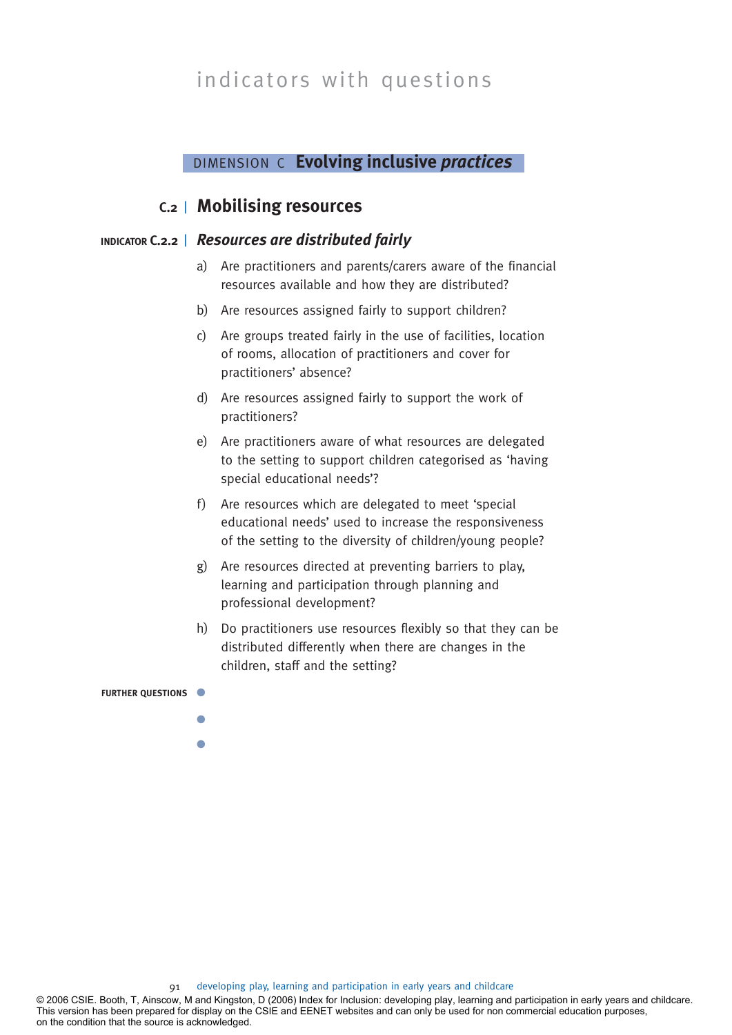# indicators with questions

DIMENSION C **Evolving inclusive *practices***

## C.2 | Mobilising resources

### INDICATOR C.2.2 | *Resources are distributed fairly*

a) Are practitioners and parents/carers aware of the financial resources available and how they are distributed?

b) Are resources assigned fairly to support children?

c) Are groups treated fairly in the use of facilities, location of rooms, allocation of practitioners and cover for practitioners' absence?

d) Are resources assigned fairly to support the work of practitioners?

e) Are practitioners aware of what resources are delegated to the setting to support children categorised as 'having special educational needs'?

f) Are resources which are delegated to meet 'special educational needs' used to increase the responsiveness of the setting to the diversity of children/young people?

g) Are resources directed at preventing barriers to play, learning and participation through planning and professional development?

h) Do practitioners use resources flexibly so that they can be distributed differently when there are changes in the children, staff and the setting?

**FURTHER QUESTIONS**

- 
- 
- 

© 2006 CSIE. Booth, T, Ainscow, M and Kingston, D (2006) Index for Inclusion: developing play, learning and participation in early years and childcare.
This version has been prepared for display on the CSIE and EENET websites and can only be used for non commercial education purposes, on the condition that the source is acknowledged.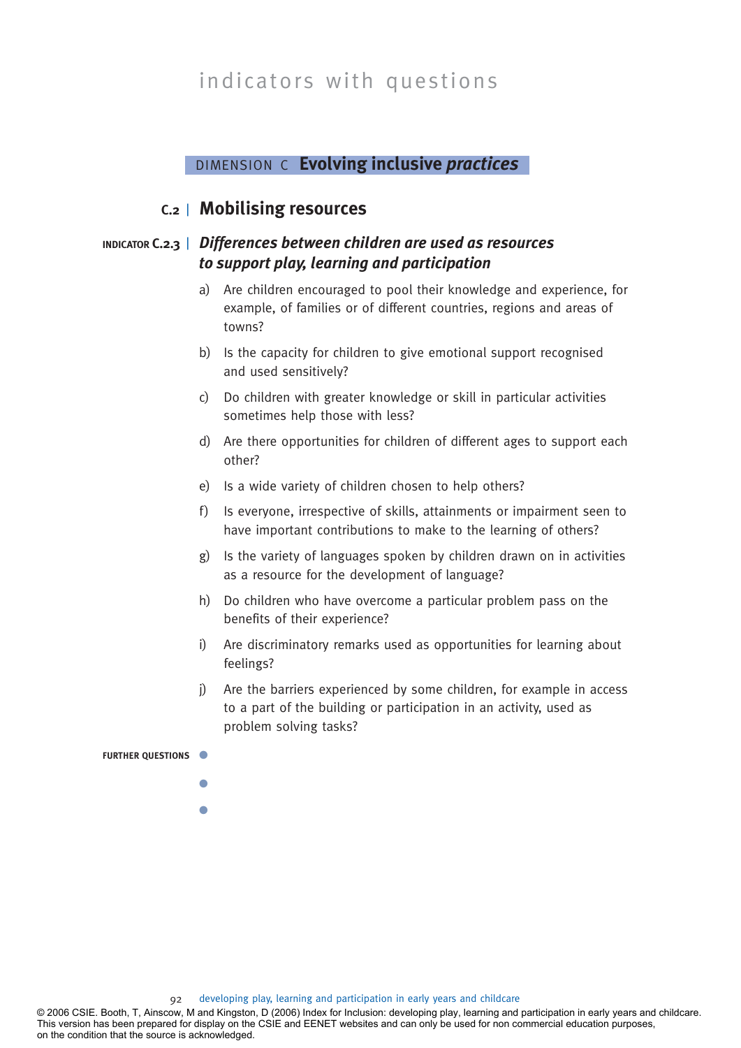indicators with questions

## DIMENSION C **Evolving inclusive *practices***

## C.2 | Mobilising resources

### INDICATOR C.2.3 | *Differences between children are used as resources to support play, learning and participation*

a) Are children encouraged to pool their knowledge and experience, for example, of families or of different countries, regions and areas of towns?

b) Is the capacity for children to give emotional support recognised and used sensitively?

c) Do children with greater knowledge or skill in particular activities sometimes help those with less?

d) Are there opportunities for children of different ages to support each other?

e) Is a wide variety of children chosen to help others?

f) Is everyone, irrespective of skills, attainments or impairment seen to have important contributions to make to the learning of others?

g) Is the variety of languages spoken by children drawn on in activities as a resource for the development of language?

h) Do children who have overcome a particular problem pass on the benefits of their experience?

i) Are discriminatory remarks used as opportunities for learning about feelings?

j) Are the barriers experienced by some children, for example in access to a part of the building or participation in an activity, used as problem solving tasks?

**FURTHER QUESTIONS**

- 
- 
- 

© 2006 CSIE. Booth, T, Ainscow, M and Kingston, D (2006) Index for Inclusion: developing play, learning and participation in early years and childcare. This version has been prepared for display on the CSIE and EENET websites and can only be used for non commercial education purposes, on the condition that the source is acknowledged.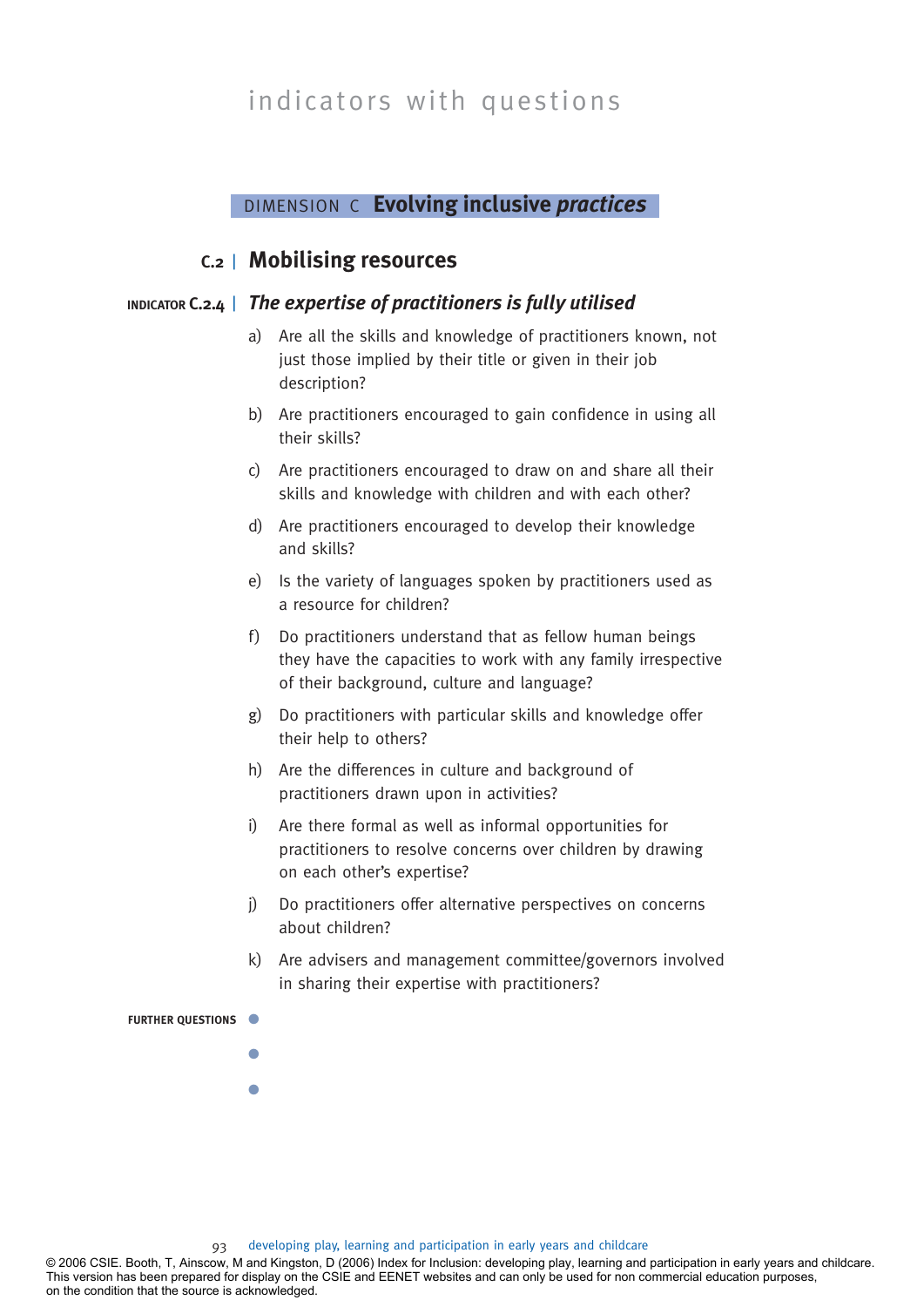indicators with questions

## DIMENSION C **Evolving inclusive *practices***

## C.2 | Mobilising resources

### INDICATOR C.2.4 | *The expertise of practitioners is fully utilised*

a) Are all the skills and knowledge of practitioners known, not just those implied by their title or given in their job description?

b) Are practitioners encouraged to gain confidence in using all their skills?

c) Are practitioners encouraged to draw on and share all their skills and knowledge with children and with each other?

d) Are practitioners encouraged to develop their knowledge and skills?

e) Is the variety of languages spoken by practitioners used as a resource for children?

f) Do practitioners understand that as fellow human beings they have the capacities to work with any family irrespective of their background, culture and language?

g) Do practitioners with particular skills and knowledge offer their help to others?

h) Are the differences in culture and background of practitioners drawn upon in activities?

i) Are there formal as well as informal opportunities for practitioners to resolve concerns over children by drawing on each other's expertise?

j) Do practitioners offer alternative perspectives on concerns about children?

k) Are advisers and management committee/governors involved in sharing their expertise with practitioners?

**FURTHER QUESTIONS**

- 
- 
- 

© 2006 CSIE. Booth, T, Ainscow, M and Kingston, D (2006) Index for Inclusion: developing play, learning and participation in early years and childcare. This version has been prepared for display on the CSIE and EENET websites and can only be used for non commercial education purposes, on the condition that the source is acknowledged.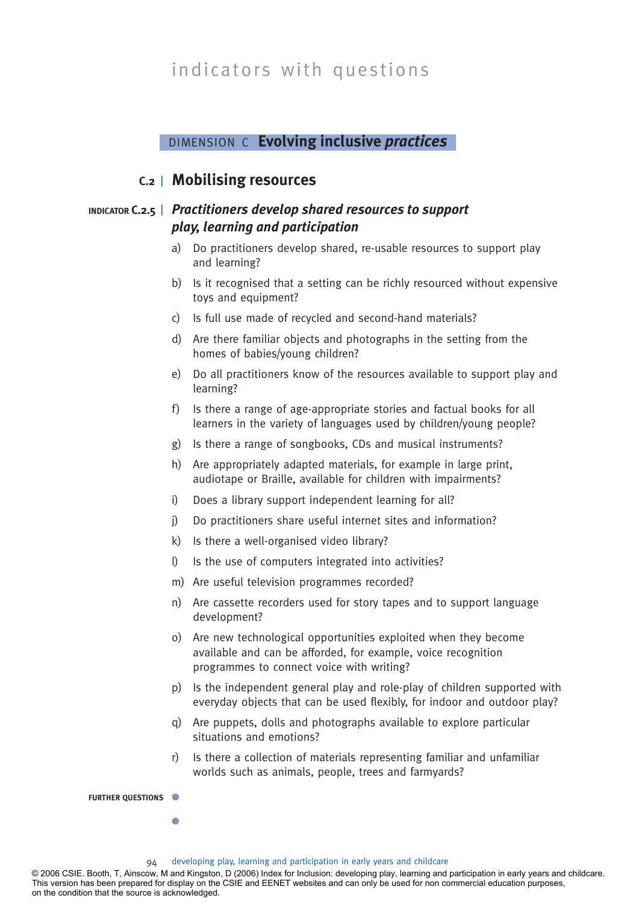## DIMENSION C **Evolving inclusive *practices***

### C.2 | Mobilising resources

**INDICATOR C.2.5 |** ***Practitioners develop shared resources to support play, learning and participation***

a) Do practitioners develop shared, re-usable resources to support play and learning?

b) Is it recognised that a setting can be richly resourced without expensive toys and equipment?

c) Is full use made of recycled and second-hand materials?

d) Are there familiar objects and photographs in the setting from the homes of babies/young children?

e) Do all practitioners know of the resources available to support play and learning?

f) Is there a range of age-appropriate stories and factual books for all learners in the variety of languages used by children/young people?

g) Is there a range of songbooks, CDs and musical instruments?

h) Are appropriately adapted materials, for example in large print, audiotape or Braille, available for children with impairments?

i) Does a library support independent learning for all?

j) Do practitioners share useful internet sites and information?

k) Is there a well-organised video library?

l) Is the use of computers integrated into activities?

m) Are useful television programmes recorded?

n) Are cassette recorders used for story tapes and to support language development?

o) Are new technological opportunities exploited when they become available and can be afforded, for example, voice recognition programmes to connect voice with writing?

p) Is the independent general play and role-play of children supported with everyday objects that can be used flexibly, for indoor and outdoor play?

q) Are puppets, dolls and photographs available to explore particular situations and emotions?

r) Is there a collection of materials representing familiar and unfamiliar worlds such as animals, people, trees and farmyards?

**FURTHER QUESTIONS**

- 
- 

© 2006 CSIE. Booth, T, Ainscow, M and Kingston, D (2006) Index for Inclusion: developing play, learning and participation in early years and childcare. This version has been prepared for display on the CSIE and EENET websites and can only be used for non commercial education purposes, on the condition that the source is acknowledged.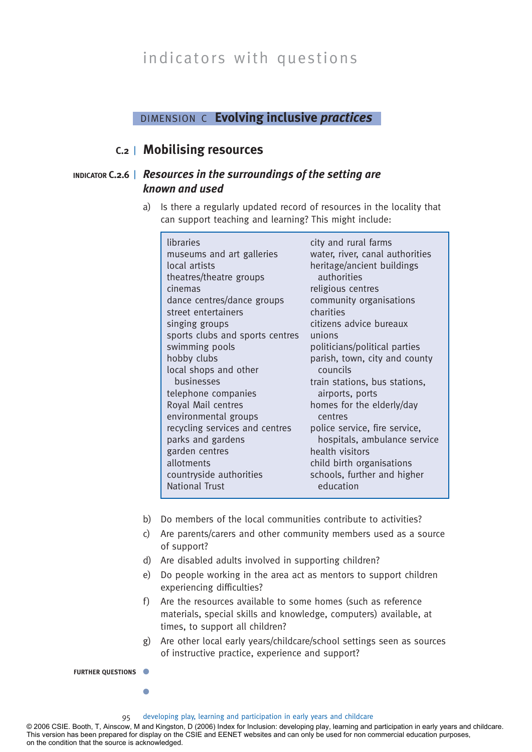# indicators with questions

## DIMENSION C **Evolving inclusive *practices***

### C.2 | Mobilising resources

#### INDICATOR C.2.6 | *Resources in the surroundings of the setting are known and used*

a) Is there a regularly updated record of resources in the locality that can support teaching and learning? This might include:

| | |
|---|---|
| libraries | city and rural farms |
| museums and art galleries | water, river, canal authorities |
| local artists | heritage/ancient buildings authorities |
| theatres/theatre groups | religious centres |
| cinemas | community organisations |
| dance centres/dance groups | charities |
| street entertainers | citizens advice bureaux |
| singing groups | unions |
| sports clubs and sports centres | politicians/political parties |
| swimming pools | parish, town, city and county councils |
| hobby clubs | train stations, bus stations, airports, ports |
| local shops and other businesses | homes for the elderly/day centres |
| telephone companies | police service, fire service, hospitals, ambulance service |
| Royal Mail centres | health visitors |
| environmental groups | child birth organisations |
| recycling services and centres | schools, further and higher education |
| parks and gardens | |
| garden centres | |
| allotments | |
| countryside authorities | |
| National Trust | |

b) Do members of the local communities contribute to activities?

c) Are parents/carers and other community members used as a source of support?

d) Are disabled adults involved in supporting children?

e) Do people working in the area act as mentors to support children experiencing difficulties?

f) Are the resources available to some homes (such as reference materials, special skills and knowledge, computers) available, at times, to support all children?

g) Are other local early years/childcare/school settings seen as sources of instructive practice, experience and support?

FURTHER QUESTIONS

- 
- 

© 2006 CSIE. Booth, T, Ainscow, M and Kingston, D (2006) Index for Inclusion: developing play, learning and participation in early years and childcare. This version has been prepared for display on the CSIE and EENET websites and can only be used for non commercial education purposes, on the condition that the source is acknowledged.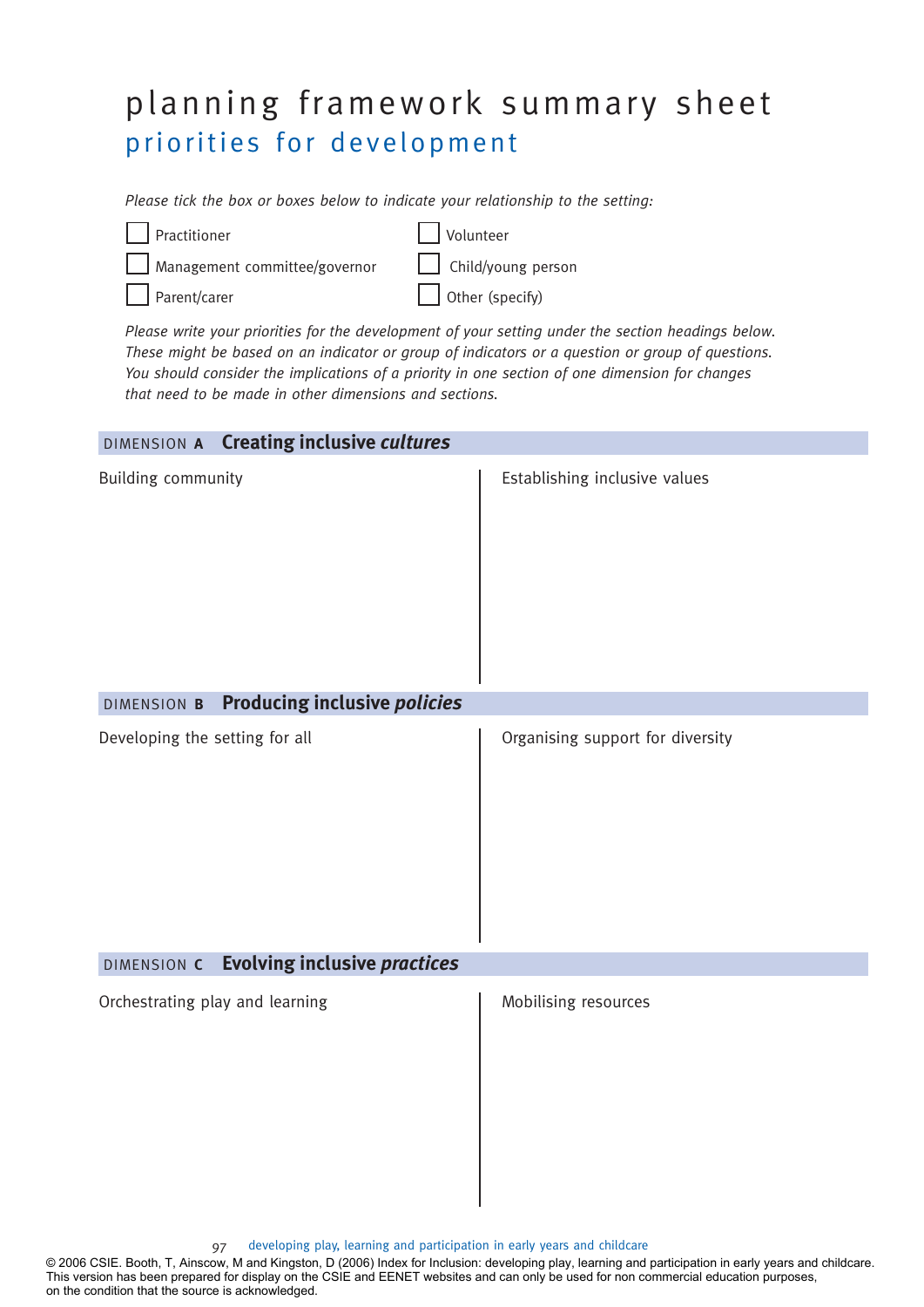# planning framework summary sheet

## priorities for development

*Please tick the box or boxes below to indicate your relationship to the setting:*

- ☐ Practitioner
- ☐ Management committee/governor
- ☐ Parent/carer
- ☐ Volunteer
- ☐ Child/young person
- ☐ Other (specify)

*Please write your priorities for the development of your setting under the section headings below. These might be based on an indicator or group of indicators or a question or group of questions. You should consider the implications of a priority in one section of one dimension for changes that need to be made in other dimensions and sections.*

### DIMENSION A Creating inclusive *cultures*

| Building community | Establishing inclusive values |
|---|---|
| | |

### DIMENSION B Producing inclusive *policies*

| Developing the setting for all | Organising support for diversity |
|---|---|
| | |

### DIMENSION C Evolving inclusive *practices*

| Orchestrating play and learning | Mobilising resources |
|---|---|
| | |

© 2006 CSIE. Booth, T, Ainscow, M and Kingston, D (2006) Index for Inclusion: developing play, learning and participation in early years and childcare. This version has been prepared for display on the CSIE and EENET websites and can only be used for non commercial education purposes, on the condition that the source is acknowledged.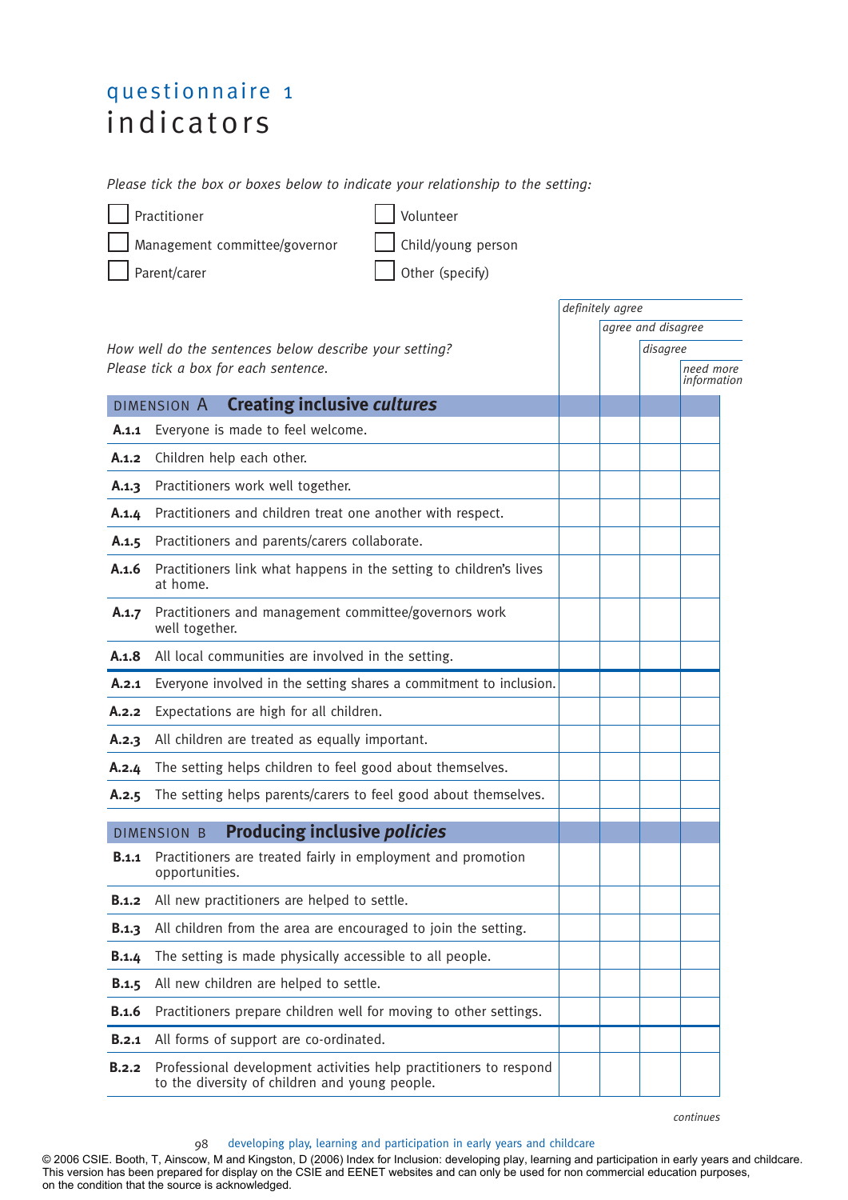# questionnaire 1
# indicators

*Please tick the box or boxes below to indicate your relationship to the setting:*

- ☐ Practitioner
- ☐ Volunteer
- ☐ Management committee/governor
- ☐ Child/young person
- ☐ Parent/carer
- ☐ Other (specify)

*How well do the sentences below describe your setting?*
*Please tick a box for each sentence.*

| | | *definitely agree* | *agree and disagree* | *disagree* | *need more information* |
|---|---|---|---|---|---|
| **DIMENSION A** | **Creating inclusive *cultures*** | | | | |
| **A.1.1** | Everyone is made to feel welcome. | | | | |
| **A.1.2** | Children help each other. | | | | |
| **A.1.3** | Practitioners work well together. | | | | |
| **A.1.4** | Practitioners and children treat one another with respect. | | | | |
| **A.1.5** | Practitioners and parents/carers collaborate. | | | | |
| **A.1.6** | Practitioners link what happens in the setting to children's lives at home. | | | | |
| **A.1.7** | Practitioners and management committee/governors work well together. | | | | |
| **A.1.8** | All local communities are involved in the setting. | | | | |
| **A.2.1** | Everyone involved in the setting shares a commitment to inclusion. | | | | |
| **A.2.2** | Expectations are high for all children. | | | | |
| **A.2.3** | All children are treated as equally important. | | | | |
| **A.2.4** | The setting helps children to feel good about themselves. | | | | |
| **A.2.5** | The setting helps parents/carers to feel good about themselves. | | | | |
| **DIMENSION B** | **Producing inclusive *policies*** | | | | |
| **B.1.1** | Practitioners are treated fairly in employment and promotion opportunities. | | | | |
| **B.1.2** | All new practitioners are helped to settle. | | | | |
| **B.1.3** | All children from the area are encouraged to join the setting. | | | | |
| **B.1.4** | The setting is made physically accessible to all people. | | | | |
| **B.1.5** | All new children are helped to settle. | | | | |
| **B.1.6** | Practitioners prepare children well for moving to other settings. | | | | |
| **B.2.1** | All forms of support are co-ordinated. | | | | |
| **B.2.2** | Professional development activities help practitioners to respond to the diversity of children and young people. | | | | |

*continues*

© 2006 CSIE. Booth, T, Ainscow, M and Kingston, D (2006) Index for Inclusion: developing play, learning and participation in early years and childcare. This version has been prepared for display on the CSIE and EENET websites and can only be used for non commercial education purposes, on the condition that the source is acknowledged.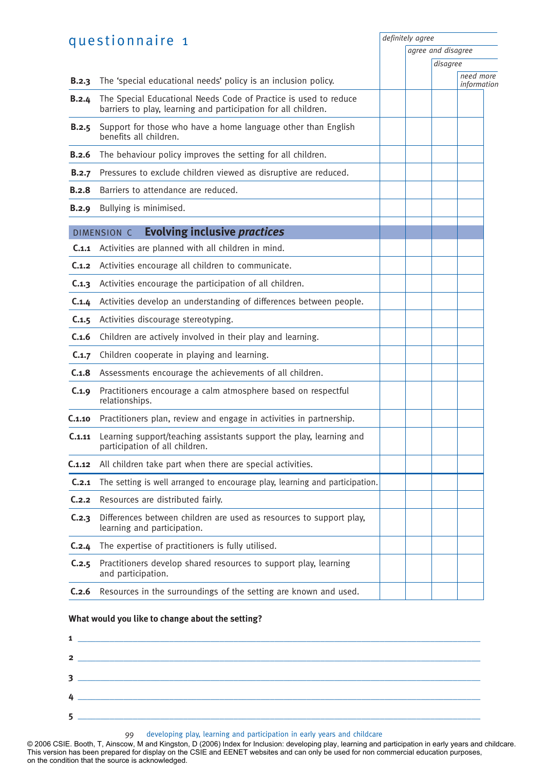## questionnaire 1

| | | definitely agree | agree and disagree | disagree | need more information |
|---|---|---|---|---|---|
| **B.2.3** | The 'special educational needs' policy is an inclusion policy. | | | | |
| **B.2.4** | The Special Educational Needs Code of Practice is used to reduce barriers to play, learning and participation for all children. | | | | |
| **B.2.5** | Support for those who have a home language other than English benefits all children. | | | | |
| **B.2.6** | The behaviour policy improves the setting for all children. | | | | |
| **B.2.7** | Pressures to exclude children viewed as disruptive are reduced. | | | | |
| **B.2.8** | Barriers to attendance are reduced. | | | | |
| **B.2.9** | Bullying is minimised. | | | | |
| DIMENSION C | **Evolving inclusive *practices*** | | | | |
| **C.1.1** | Activities are planned with all children in mind. | | | | |
| **C.1.2** | Activities encourage all children to communicate. | | | | |
| **C.1.3** | Activities encourage the participation of all children. | | | | |
| **C.1.4** | Activities develop an understanding of differences between people. | | | | |
| **C.1.5** | Activities discourage stereotyping. | | | | |
| **C.1.6** | Children are actively involved in their play and learning. | | | | |
| **C.1.7** | Children cooperate in playing and learning. | | | | |
| **C.1.8** | Assessments encourage the achievements of all children. | | | | |
| **C.1.9** | Practitioners encourage a calm atmosphere based on respectful relationships. | | | | |
| **C.1.10** | Practitioners plan, review and engage in activities in partnership. | | | | |
| **C.1.11** | Learning support/teaching assistants support the play, learning and participation of all children. | | | | |
| **C.1.12** | All children take part when there are special activities. | | | | |
| **C.2.1** | The setting is well arranged to encourage play, learning and participation. | | | | |
| **C.2.2** | Resources are distributed fairly. | | | | |
| **C.2.3** | Differences between children are used as resources to support play, learning and participation. | | | | |
| **C.2.4** | The expertise of practitioners is fully utilised. | | | | |
| **C.2.5** | Practitioners develop shared resources to support play, learning and participation. | | | | |
| **C.2.6** | Resources in the surroundings of the setting are known and used. | | | | |

**What would you like to change about the setting?**

1 ______________________________

2 ______________________________

3 ______________________________

4 ______________________________

5 ______________________________

© 2006 CSIE. Booth, T, Ainscow, M and Kingston, D (2006) Index for Inclusion: developing play, learning and participation in early years and childcare. This version has been prepared for display on the CSIE and EENET websites and can only be used for non commercial education purposes, on the condition that the source is acknowledged.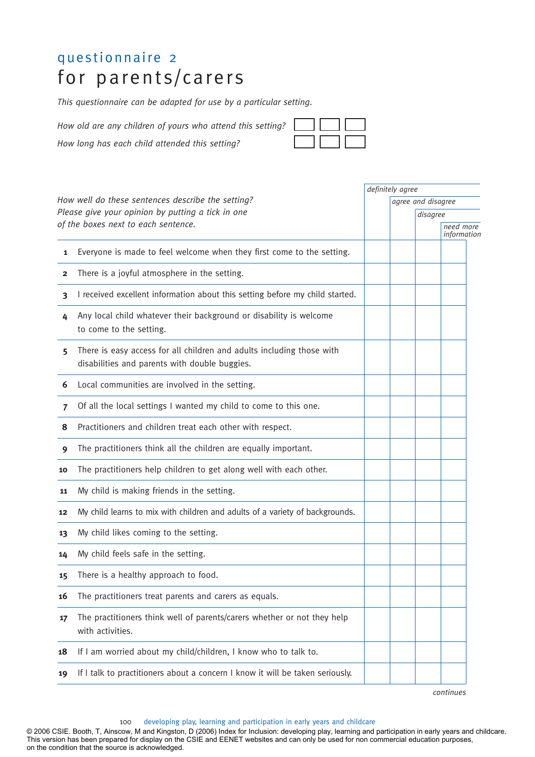# questionnaire 2
# for parents/carers

*This questionnaire can be adapted for use by a particular setting.*

*How old are any children of yours who attend this setting?* ☐ ☐ ☐

*How long has each child attended this setting?* ☐ ☐ ☐

| *How well do these sentences describe the setting? Please give your opinion by putting a tick in one of the boxes next to each sentence.* | | *definitely agree* | *agree and disagree* | *disagree* | *need more information* |
|---|---|---|---|---|---|
| **1** | Everyone is made to feel welcome when they first come to the setting. | | | | |
| **2** | There is a joyful atmosphere in the setting. | | | | |
| **3** | I received excellent information about this setting before my child started. | | | | |
| **4** | Any local child whatever their background or disability is welcome to come to the setting. | | | | |
| **5** | There is easy access for all children and adults including those with disabilities and parents with double buggies. | | | | |
| **6** | Local communities are involved in the setting. | | | | |
| **7** | Of all the local settings I wanted my child to come to this one. | | | | |
| **8** | Practitioners and children treat each other with respect. | | | | |
| **9** | The practitioners think all the children are equally important. | | | | |
| **10** | The practitioners help children to get along well with each other. | | | | |
| **11** | My child is making friends in the setting. | | | | |
| **12** | My child learns to mix with children and adults of a variety of backgrounds. | | | | |
| **13** | My child likes coming to the setting. | | | | |
| **14** | My child feels safe in the setting. | | | | |
| **15** | There is a healthy approach to food. | | | | |
| **16** | The practitioners treat parents and carers as equals. | | | | |
| **17** | The practitioners think well of parents/carers whether or not they help with activities. | | | | |
| **18** | If I am worried about my child/children, I know who to talk to. | | | | |
| **19** | If I talk to practitioners about a concern I know it will be taken seriously. | | | | |

*continues*

© 2006 CSIE. Booth, T, Ainscow, M and Kingston, D (2006) Index for Inclusion: developing play, learning and participation in early years and childcare. This version has been prepared for display on the CSIE and EENET websites and can only be used for non commercial education purposes, on the condition that the source is acknowledged.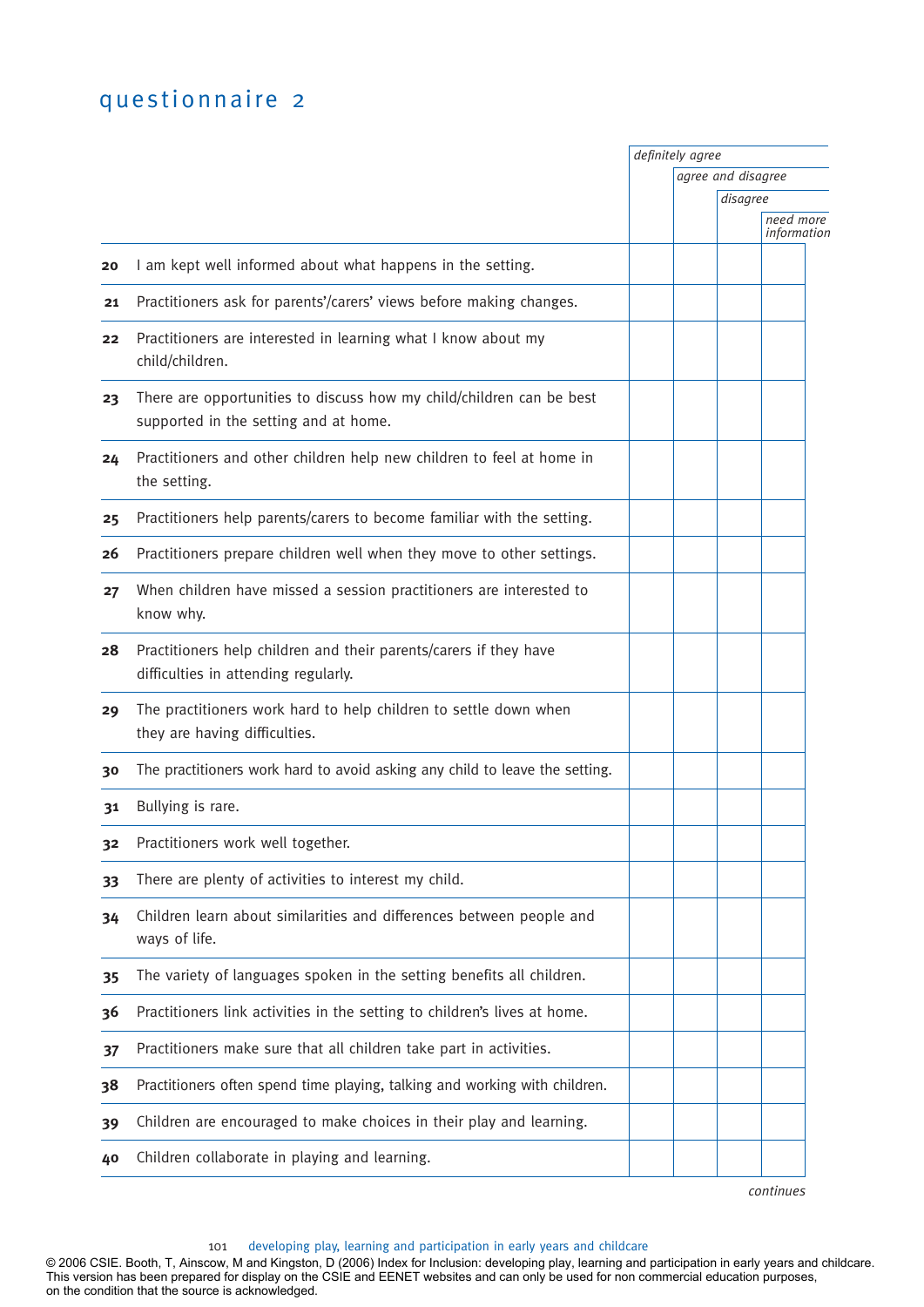# questionnaire 2

| | | *definitely agree* | *agree and disagree* | *disagree* | *need more information* |
|---|---|---|---|---|---|
| **20** | I am kept well informed about what happens in the setting. | | | | |
| **21** | Practitioners ask for parents'/carers' views before making changes. | | | | |
| **22** | Practitioners are interested in learning what I know about my child/children. | | | | |
| **23** | There are opportunities to discuss how my child/children can be best supported in the setting and at home. | | | | |
| **24** | Practitioners and other children help new children to feel at home in the setting. | | | | |
| **25** | Practitioners help parents/carers to become familiar with the setting. | | | | |
| **26** | Practitioners prepare children well when they move to other settings. | | | | |
| **27** | When children have missed a session practitioners are interested to know why. | | | | |
| **28** | Practitioners help children and their parents/carers if they have difficulties in attending regularly. | | | | |
| **29** | The practitioners work hard to help children to settle down when they are having difficulties. | | | | |
| **30** | The practitioners work hard to avoid asking any child to leave the setting. | | | | |
| **31** | Bullying is rare. | | | | |
| **32** | Practitioners work well together. | | | | |
| **33** | There are plenty of activities to interest my child. | | | | |
| **34** | Children learn about similarities and differences between people and ways of life. | | | | |
| **35** | The variety of languages spoken in the setting benefits all children. | | | | |
| **36** | Practitioners link activities in the setting to children's lives at home. | | | | |
| **37** | Practitioners make sure that all children take part in activities. | | | | |
| **38** | Practitioners often spend time playing, talking and working with children. | | | | |
| **39** | Children are encouraged to make choices in their play and learning. | | | | |
| **40** | Children collaborate in playing and learning. | | | | |

*continues*

© 2006 CSIE. Booth, T, Ainscow, M and Kingston, D (2006) Index for Inclusion: developing play, learning and participation in early years and childcare. This version has been prepared for display on the CSIE and EENET websites and can only be used for non commercial education purposes, on the condition that the source is acknowledged.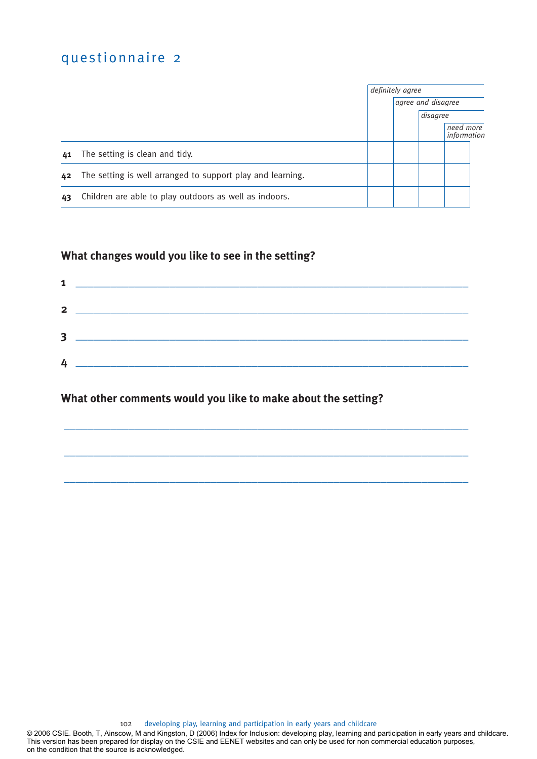## questionnaire 2

| | | definitely agree | agree and disagree | disagree | need more information |
|---|---|---|---|---|---|
| **41** | The setting is clean and tidy. | | | | |
| **42** | The setting is well arranged to support play and learning. | | | | |
| **43** | Children are able to play outdoors as well as indoors. | | | | |

### What changes would you like to see in the setting?

**1** ______________________________________________

**2** ______________________________________________

**3** ______________________________________________

**4** ______________________________________________

### What other comments would you like to make about the setting?

______________________________________________

______________________________________________

______________________________________________

© 2006 CSIE. Booth, T, Ainscow, M and Kingston, D (2006) Index for Inclusion: developing play, learning and participation in early years and childcare. This version has been prepared for display on the CSIE and EENET websites and can only be used for non commercial education purposes, on the condition that the source is acknowledged.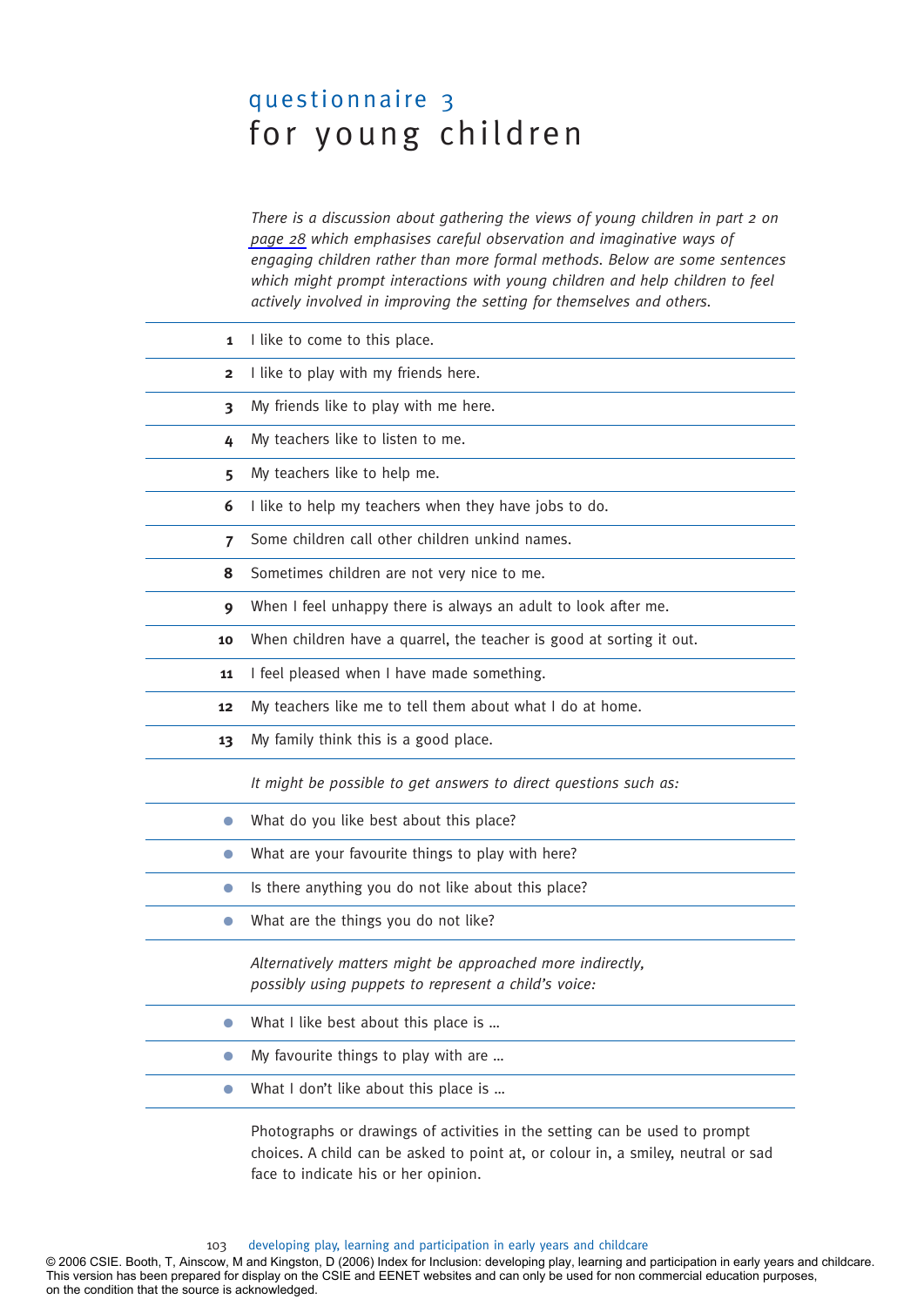# questionnaire 3
# for young children

*There is a discussion about gathering the views of young children in part 2 on page 28 which emphasises careful observation and imaginative ways of engaging children rather than more formal methods. Below are some sentences which might prompt interactions with young children and help children to feel actively involved in improving the setting for themselves and others.*

1. I like to come to this place.
2. I like to play with my friends here.
3. My friends like to play with me here.
4. My teachers like to listen to me.
5. My teachers like to help me.
6. I like to help my teachers when they have jobs to do.
7. Some children call other children unkind names.
8. Sometimes children are not very nice to me.
9. When I feel unhappy there is always an adult to look after me.
10. When children have a quarrel, the teacher is good at sorting it out.
11. I feel pleased when I have made something.
12. My teachers like me to tell them about what I do at home.
13. My family think this is a good place.

*It might be possible to get answers to direct questions such as:*

- What do you like best about this place?
- What are your favourite things to play with here?
- Is there anything you do not like about this place?
- What are the things you do not like?

*Alternatively matters might be approached more indirectly, possibly using puppets to represent a child's voice:*

- What I like best about this place is …
- My favourite things to play with are …
- What I don't like about this place is …

Photographs or drawings of activities in the setting can be used to prompt choices. A child can be asked to point at, or colour in, a smiley, neutral or sad face to indicate his or her opinion.

© 2006 CSIE. Booth, T, Ainscow, M and Kingston, D (2006) Index for Inclusion: developing play, learning and participation in early years and childcare. This version has been prepared for display on the CSIE and EENET websites and can only be used for non commercial education purposes, on the condition that the source is acknowledged.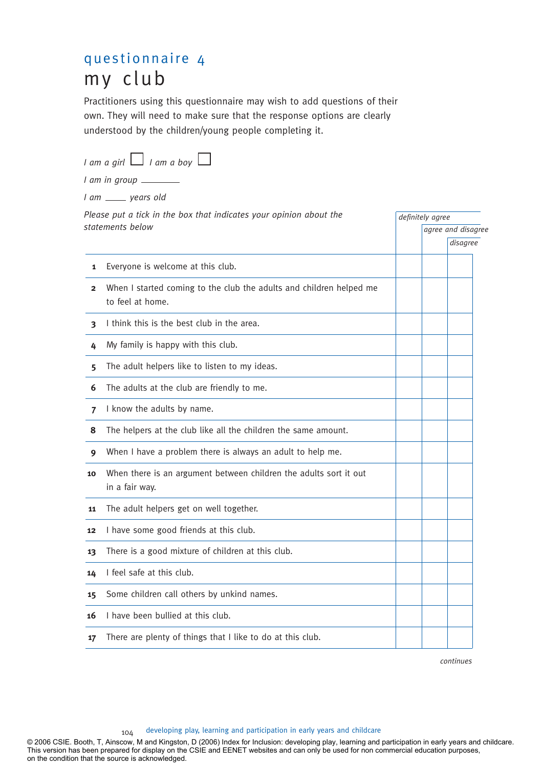# questionnaire 4

# my club

Practitioners using this questionnaire may wish to add questions of their own. They will need to make sure that the response options are clearly understood by the children/young people completing it.

*I am a girl* ☐ *I am a boy* ☐

*I am in group* ________

*I am* _____ *years old*

*Please put a tick in the box that indicates your opinion about the statements below*

| | | *definitely agree* | *agree and disagree* | *disagree* |
|---|---|---|---|---|
| **1** | Everyone is welcome at this club. | | | |
| **2** | When I started coming to the club the adults and children helped me to feel at home. | | | |
| **3** | I think this is the best club in the area. | | | |
| **4** | My family is happy with this club. | | | |
| **5** | The adult helpers like to listen to my ideas. | | | |
| **6** | The adults at the club are friendly to me. | | | |
| **7** | I know the adults by name. | | | |
| **8** | The helpers at the club like all the children the same amount. | | | |
| **9** | When I have a problem there is always an adult to help me. | | | |
| **10** | When there is an argument between children the adults sort it out in a fair way. | | | |
| **11** | The adult helpers get on well together. | | | |
| **12** | I have some good friends at this club. | | | |
| **13** | There is a good mixture of children at this club. | | | |
| **14** | I feel safe at this club. | | | |
| **15** | Some children call others by unkind names. | | | |
| **16** | I have been bullied at this club. | | | |
| **17** | There are plenty of things that I like to do at this club. | | | |

*continues*

© 2006 CSIE. Booth, T, Ainscow, M and Kingston, D (2006) Index for Inclusion: developing play, learning and participation in early years and childcare. This version has been prepared for display on the CSIE and EENET websites and can only be used for non commercial education purposes, on the condition that the source is acknowledged.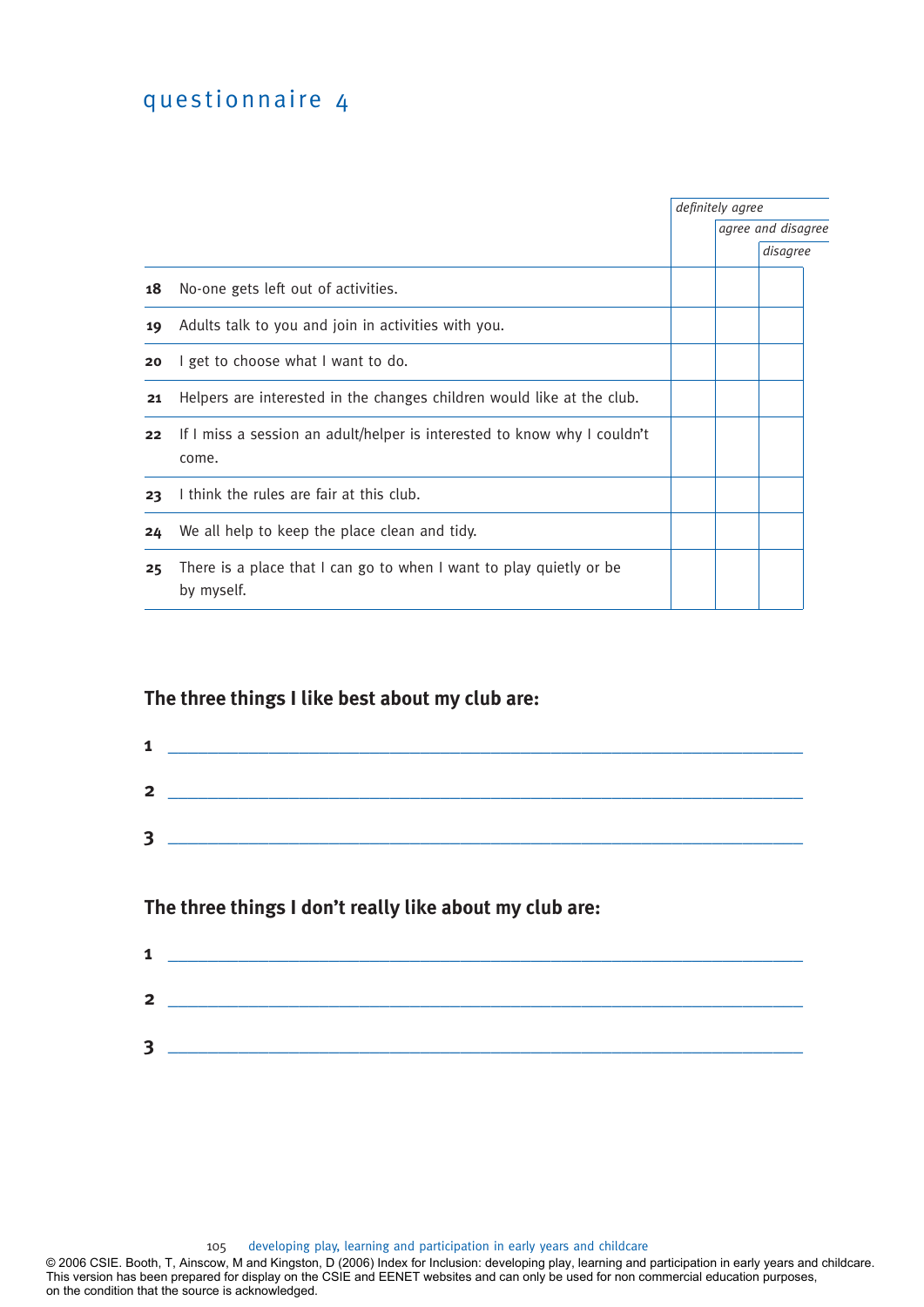# questionnaire 4

| | | definitely agree | agree and disagree | disagree |
|---|---|---|---|---|
| **18** | No-one gets left out of activities. | | | |
| **19** | Adults talk to you and join in activities with you. | | | |
| **20** | I get to choose what I want to do. | | | |
| **21** | Helpers are interested in the changes children would like at the club. | | | |
| **22** | If I miss a session an adult/helper is interested to know why I couldn't come. | | | |
| **23** | I think the rules are fair at this club. | | | |
| **24** | We all help to keep the place clean and tidy. | | | |
| **25** | There is a place that I can go to when I want to play quietly or be by myself. | | | |

## The three things I like best about my club are:

**1** ______________________________________________

**2** ______________________________________________

**3** ______________________________________________

## The three things I don't really like about my club are:

**1** ______________________________________________

**2** ______________________________________________

**3** ______________________________________________

© 2006 CSIE. Booth, T, Ainscow, M and Kingston, D (2006) Index for Inclusion: developing play, learning and participation in early years and childcare. This version has been prepared for display on the CSIE and EENET websites and can only be used for non commercial education purposes, on the condition that the source is acknowledged.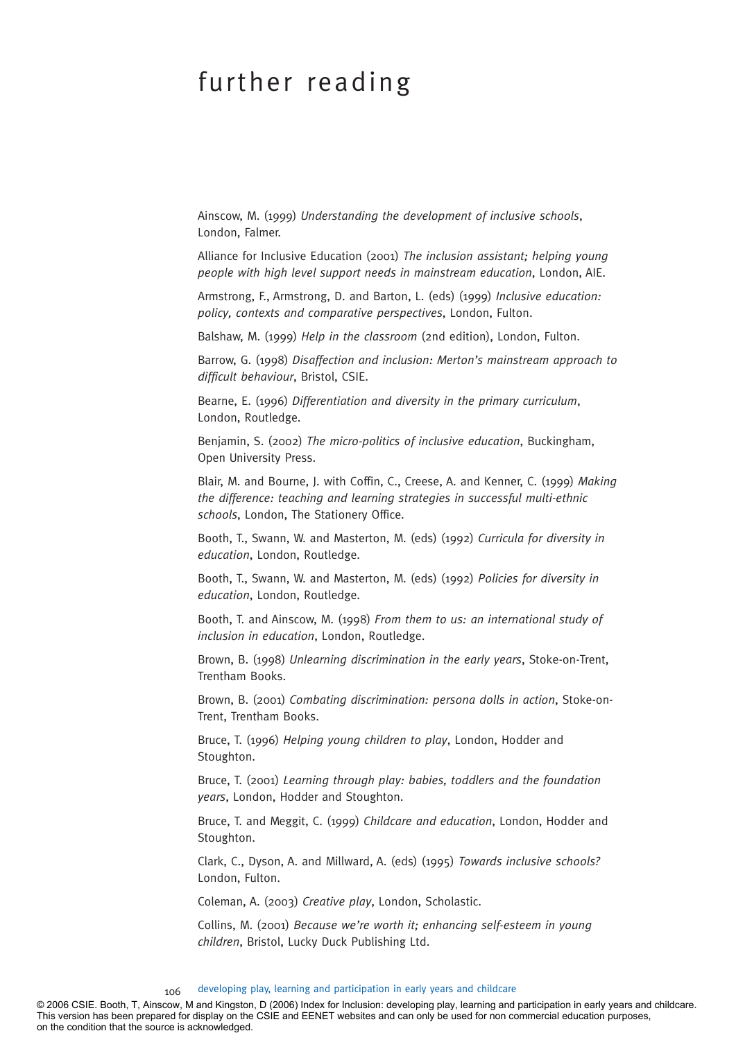# further reading

Ainscow, M. (1999) *Understanding the development of inclusive schools*, London, Falmer.

Alliance for Inclusive Education (2001) *The inclusion assistant; helping young people with high level support needs in mainstream education*, London, AIE.

Armstrong, F., Armstrong, D. and Barton, L. (eds) (1999) *Inclusive education: policy, contexts and comparative perspectives*, London, Fulton.

Balshaw, M. (1999) *Help in the classroom* (2nd edition), London, Fulton.

Barrow, G. (1998) *Disaffection and inclusion: Merton's mainstream approach to difficult behaviour*, Bristol, CSIE.

Bearne, E. (1996) *Differentiation and diversity in the primary curriculum*, London, Routledge.

Benjamin, S. (2002) *The micro-politics of inclusive education*, Buckingham, Open University Press.

Blair, M. and Bourne, J. with Coffin, C., Creese, A. and Kenner, C. (1999) *Making the difference: teaching and learning strategies in successful multi-ethnic schools*, London, The Stationery Office.

Booth, T., Swann, W. and Masterton, M. (eds) (1992) *Curricula for diversity in education*, London, Routledge.

Booth, T., Swann, W. and Masterton, M. (eds) (1992) *Policies for diversity in education*, London, Routledge.

Booth, T. and Ainscow, M. (1998) *From them to us: an international study of inclusion in education*, London, Routledge.

Brown, B. (1998) *Unlearning discrimination in the early years*, Stoke-on-Trent, Trentham Books.

Brown, B. (2001) *Combating discrimination: persona dolls in action*, Stoke-on-Trent, Trentham Books.

Bruce, T. (1996) *Helping young children to play*, London, Hodder and Stoughton.

Bruce, T. (2001) *Learning through play: babies, toddlers and the foundation years*, London, Hodder and Stoughton.

Bruce, T. and Meggit, C. (1999) *Childcare and education*, London, Hodder and Stoughton.

Clark, C., Dyson, A. and Millward, A. (eds) (1995) *Towards inclusive schools?* London, Fulton.

Coleman, A. (2003) *Creative play*, London, Scholastic.

Collins, M. (2001) *Because we're worth it; enhancing self-esteem in young children*, Bristol, Lucky Duck Publishing Ltd.

© 2006 CSIE. Booth, T, Ainscow, M and Kingston, D (2006) Index for Inclusion: developing play, learning and participation in early years and childcare. This version has been prepared for display on the CSIE and EENET websites and can only be used for non commercial education purposes, on the condition that the source is acknowledged.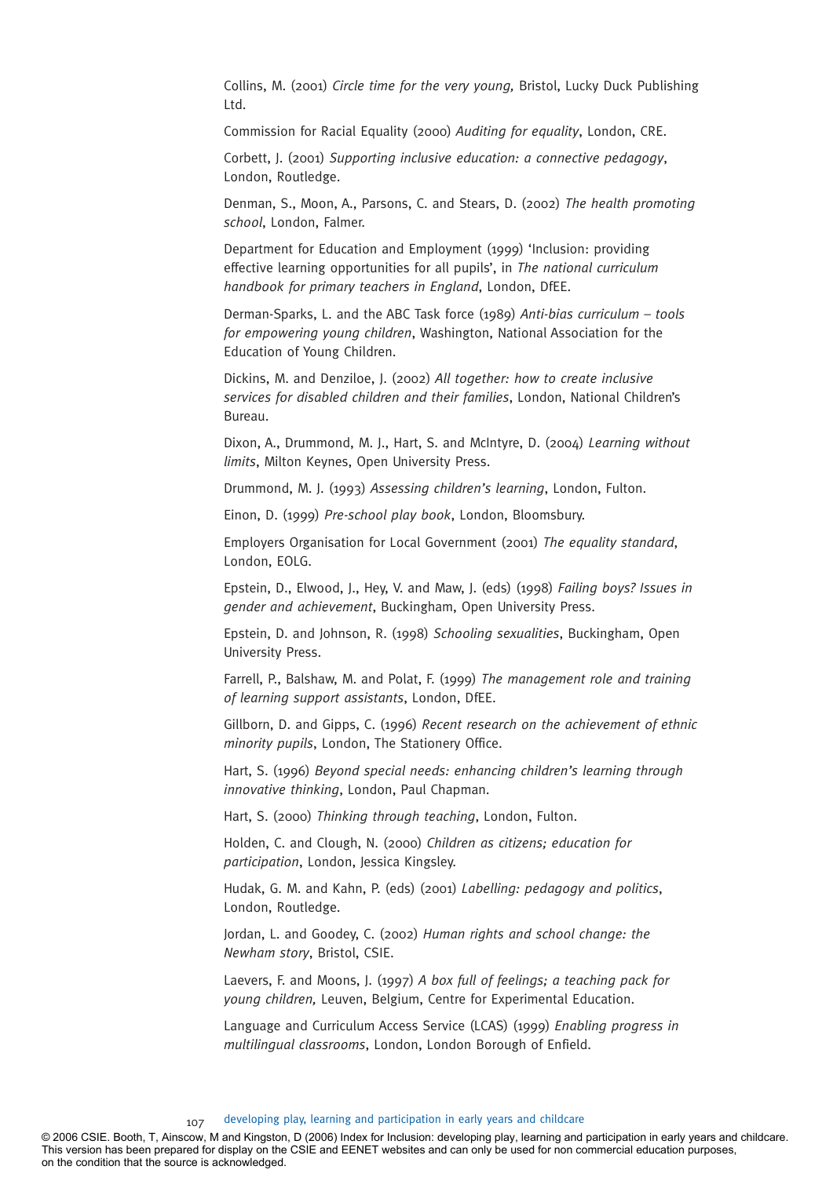Collins, M. (2001) *Circle time for the very young,* Bristol, Lucky Duck Publishing Ltd.

Commission for Racial Equality (2000) *Auditing for equality*, London, CRE.

Corbett, J. (2001) *Supporting inclusive education: a connective pedagogy*, London, Routledge.

Denman, S., Moon, A., Parsons, C. and Stears, D. (2002) *The health promoting school*, London, Falmer.

Department for Education and Employment (1999) 'Inclusion: providing effective learning opportunities for all pupils', in *The national curriculum handbook for primary teachers in England*, London, DfEE.

Derman-Sparks, L. and the ABC Task force (1989) *Anti-bias curriculum – tools for empowering young children*, Washington, National Association for the Education of Young Children.

Dickins, M. and Denziloe, J. (2002) *All together: how to create inclusive services for disabled children and their families*, London, National Children's Bureau.

Dixon, A., Drummond, M. J., Hart, S. and McIntyre, D. (2004) *Learning without limits*, Milton Keynes, Open University Press.

Drummond, M. J. (1993) *Assessing children's learning*, London, Fulton.

Einon, D. (1999) *Pre-school play book*, London, Bloomsbury.

Employers Organisation for Local Government (2001) *The equality standard*, London, EOLG.

Epstein, D., Elwood, J., Hey, V. and Maw, J. (eds) (1998) *Failing boys? Issues in gender and achievement*, Buckingham, Open University Press.

Epstein, D. and Johnson, R. (1998) *Schooling sexualities*, Buckingham, Open University Press.

Farrell, P., Balshaw, M. and Polat, F. (1999) *The management role and training of learning support assistants*, London, DfEE.

Gillborn, D. and Gipps, C. (1996) *Recent research on the achievement of ethnic minority pupils*, London, The Stationery Office.

Hart, S. (1996) *Beyond special needs: enhancing children's learning through innovative thinking*, London, Paul Chapman.

Hart, S. (2000) *Thinking through teaching*, London, Fulton.

Holden, C. and Clough, N. (2000) *Children as citizens; education for participation*, London, Jessica Kingsley.

Hudak, G. M. and Kahn, P. (eds) (2001) *Labelling: pedagogy and politics*, London, Routledge.

Jordan, L. and Goodey, C. (2002) *Human rights and school change: the Newham story*, Bristol, CSIE.

Laevers, F. and Moons, J. (1997) *A box full of feelings; a teaching pack for young children,* Leuven, Belgium, Centre for Experimental Education.

Language and Curriculum Access Service (LCAS) (1999) *Enabling progress in multilingual classrooms*, London, London Borough of Enfield.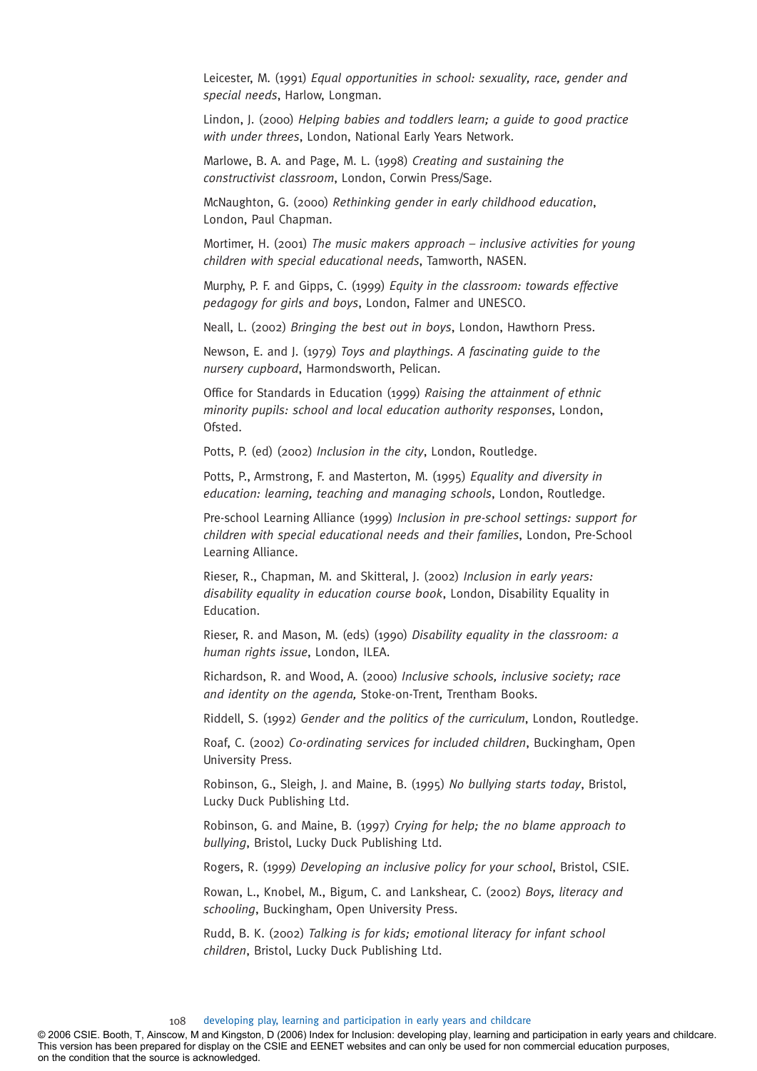Leicester, M. (1991) *Equal opportunities in school: sexuality, race, gender and special needs*, Harlow, Longman.

Lindon, J. (2000) *Helping babies and toddlers learn; a guide to good practice with under threes*, London, National Early Years Network.

Marlowe, B. A. and Page, M. L. (1998) *Creating and sustaining the constructivist classroom*, London, Corwin Press/Sage.

McNaughton, G. (2000) *Rethinking gender in early childhood education*, London, Paul Chapman.

Mortimer, H. (2001) *The music makers approach – inclusive activities for young children with special educational needs*, Tamworth, NASEN.

Murphy, P. F. and Gipps, C. (1999) *Equity in the classroom: towards effective pedagogy for girls and boys*, London, Falmer and UNESCO.

Neall, L. (2002) *Bringing the best out in boys*, London, Hawthorn Press.

Newson, E. and J. (1979) *Toys and playthings. A fascinating guide to the nursery cupboard*, Harmondsworth, Pelican.

Office for Standards in Education (1999) *Raising the attainment of ethnic minority pupils: school and local education authority responses*, London, Ofsted.

Potts, P. (ed) (2002) *Inclusion in the city*, London, Routledge.

Potts, P., Armstrong, F. and Masterton, M. (1995) *Equality and diversity in education: learning, teaching and managing schools*, London, Routledge.

Pre-school Learning Alliance (1999) *Inclusion in pre-school settings: support for children with special educational needs and their families*, London, Pre-School Learning Alliance.

Rieser, R., Chapman, M. and Skitteral, J. (2002) *Inclusion in early years: disability equality in education course book*, London, Disability Equality in Education.

Rieser, R. and Mason, M. (eds) (1990) *Disability equality in the classroom: a human rights issue*, London, ILEA.

Richardson, R. and Wood, A. (2000) *Inclusive schools, inclusive society; race and identity on the agenda,* Stoke-on-Trent*,* Trentham Books.

Riddell, S. (1992) *Gender and the politics of the curriculum*, London, Routledge.

Roaf, C. (2002) *Co-ordinating services for included children*, Buckingham, Open University Press.

Robinson, G., Sleigh, J. and Maine, B. (1995) *No bullying starts today*, Bristol, Lucky Duck Publishing Ltd.

Robinson, G. and Maine, B. (1997) *Crying for help; the no blame approach to bullying*, Bristol, Lucky Duck Publishing Ltd.

Rogers, R. (1999) *Developing an inclusive policy for your school*, Bristol, CSIE.

Rowan, L., Knobel, M., Bigum, C. and Lankshear, C. (2002) *Boys, literacy and schooling*, Buckingham, Open University Press.

Rudd, B. K. (2002) *Talking is for kids; emotional literacy for infant school children*, Bristol, Lucky Duck Publishing Ltd.

© 2006 CSIE. Booth, T, Ainscow, M and Kingston, D (2006) Index for Inclusion: developing play, learning and participation in early years and childcare. This version has been prepared for display on the CSIE and EENET websites and can only be used for non commercial education purposes, on the condition that the source is acknowledged.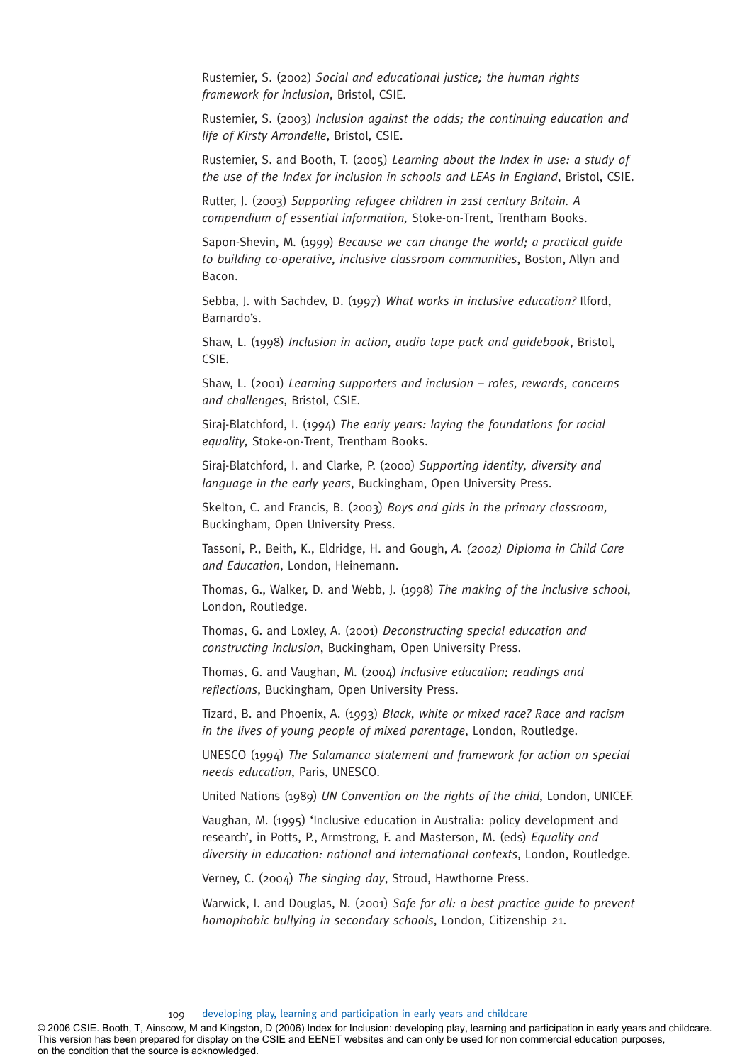Rustemier, S. (2002) *Social and educational justice; the human rights framework for inclusion*, Bristol, CSIE.

Rustemier, S. (2003) *Inclusion against the odds; the continuing education and life of Kirsty Arrondelle*, Bristol, CSIE.

Rustemier, S. and Booth, T. (2005) *Learning about the Index in use: a study of the use of the Index for inclusion in schools and LEAs in England*, Bristol, CSIE.

Rutter, J. (2003) *Supporting refugee children in 21st century Britain. A compendium of essential information,* Stoke-on-Trent, Trentham Books.

Sapon-Shevin, M. (1999) *Because we can change the world; a practical guide to building co-operative, inclusive classroom communities*, Boston, Allyn and Bacon.

Sebba, J. with Sachdev, D. (1997) *What works in inclusive education?* Ilford, Barnardo's.

Shaw, L. (1998) *Inclusion in action, audio tape pack and guidebook*, Bristol, CSIE.

Shaw, L. (2001) *Learning supporters and inclusion – roles, rewards, concerns and challenges*, Bristol, CSIE.

Siraj-Blatchford, I. (1994) *The early years: laying the foundations for racial equality,* Stoke-on-Trent, Trentham Books.

Siraj-Blatchford, I. and Clarke, P. (2000) *Supporting identity, diversity and language in the early years*, Buckingham, Open University Press.

Skelton, C. and Francis, B. (2003) *Boys and girls in the primary classroom,* Buckingham, Open University Press.

Tassoni, P., Beith, K., Eldridge, H. and Gough, *A. (2002) Diploma in Child Care and Education*, London, Heinemann.

Thomas, G., Walker, D. and Webb, J. (1998) *The making of the inclusive school*, London, Routledge.

Thomas, G. and Loxley, A. (2001) *Deconstructing special education and constructing inclusion*, Buckingham, Open University Press.

Thomas, G. and Vaughan, M. (2004) *Inclusive education; readings and reflections*, Buckingham, Open University Press.

Tizard, B. and Phoenix, A. (1993) *Black, white or mixed race? Race and racism in the lives of young people of mixed parentage*, London, Routledge.

UNESCO (1994) *The Salamanca statement and framework for action on special needs education*, Paris, UNESCO.

United Nations (1989) *UN Convention on the rights of the child*, London, UNICEF.

Vaughan, M. (1995) 'Inclusive education in Australia: policy development and research', in Potts, P., Armstrong, F. and Masterson, M. (eds) *Equality and diversity in education: national and international contexts*, London, Routledge.

Verney, C. (2004) *The singing day*, Stroud, Hawthorne Press.

Warwick, I. and Douglas, N. (2001) *Safe for all: a best practice guide to prevent homophobic bullying in secondary schools*, London, Citizenship 21.

© 2006 CSIE. Booth, T, Ainscow, M and Kingston, D (2006) Index for Inclusion: developing play, learning and participation in early years and childcare. This version has been prepared for display on the CSIE and EENET websites and can only be used for non commercial education purposes, on the condition that the source is acknowledged.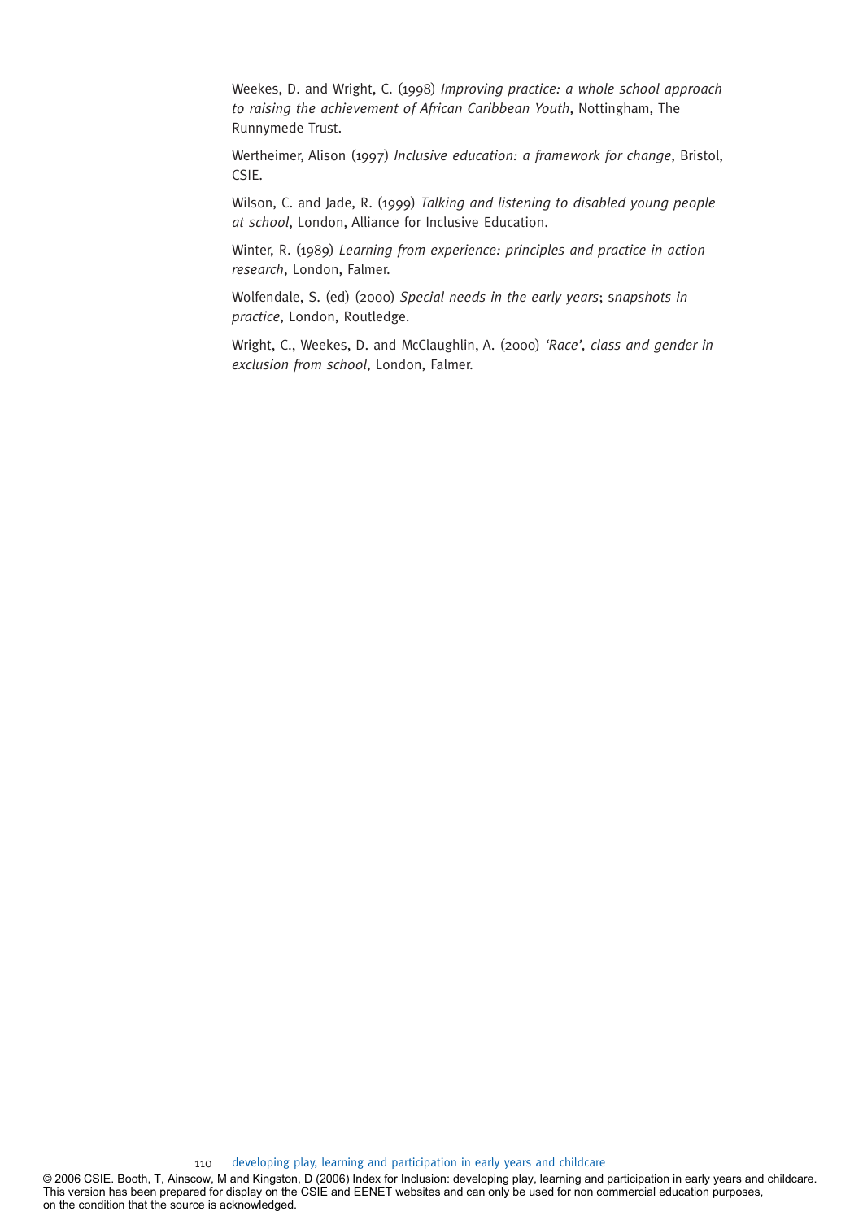Weekes, D. and Wright, C. (1998) *Improving practice: a whole school approach to raising the achievement of African Caribbean Youth*, Nottingham, The Runnymede Trust.

Wertheimer, Alison (1997) *Inclusive education: a framework for change*, Bristol, CSIE.

Wilson, C. and Jade, R. (1999) *Talking and listening to disabled young people at school*, London, Alliance for Inclusive Education.

Winter, R. (1989) *Learning from experience: principles and practice in action research*, London, Falmer.

Wolfendale, S. (ed) (2000) *Special needs in the early years*; s*napshots in practice*, London, Routledge.

Wright, C., Weekes, D. and McClaughlin, A. (2000) *'Race', class and gender in exclusion from school*, London, Falmer.

© 2006 CSIE. Booth, T, Ainscow, M and Kingston, D (2006) Index for Inclusion: developing play, learning and participation in early years and childcare. This version has been prepared for display on the CSIE and EENET websites and can only be used for non commercial education purposes, on the condition that the source is acknowledged.